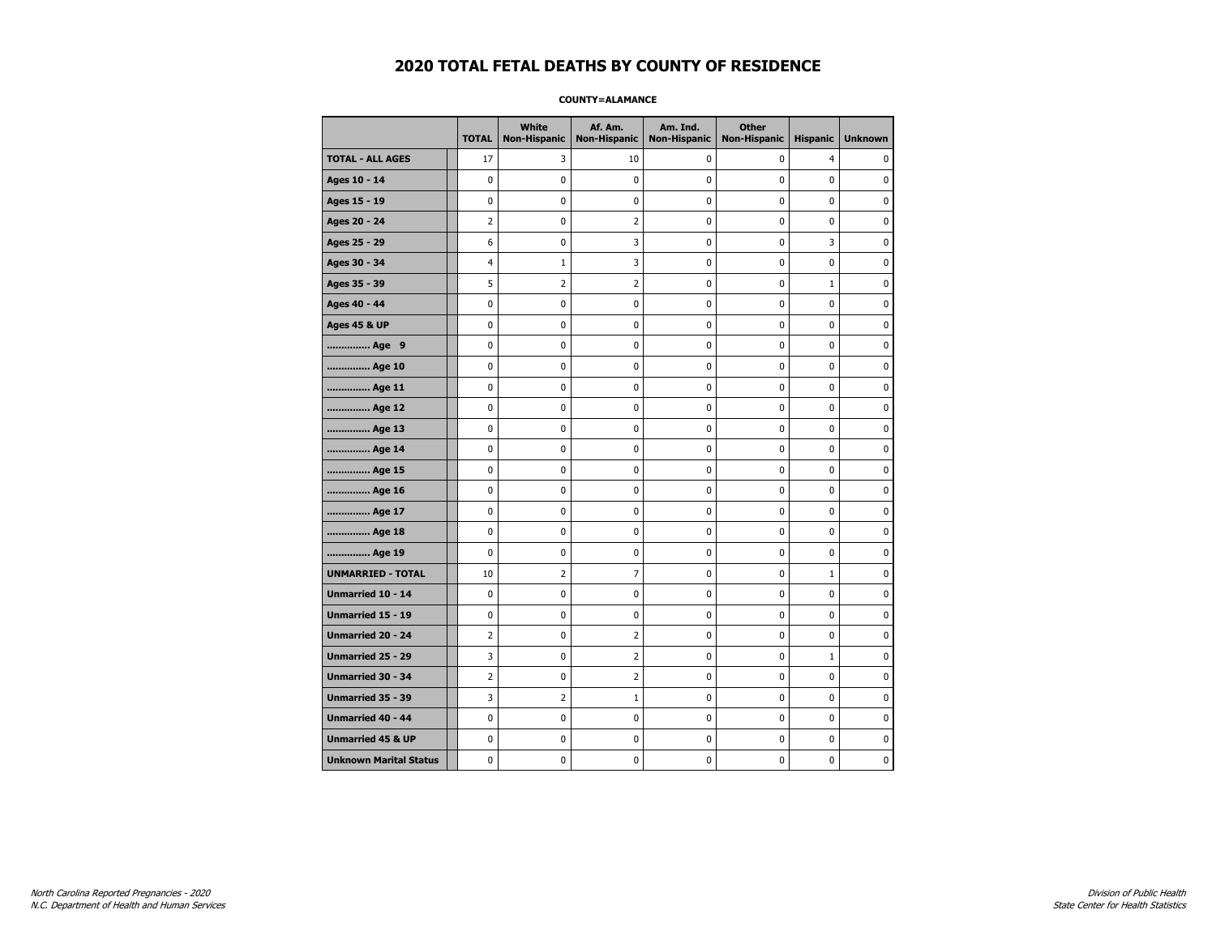# 2020 TOTAL FETAL DEATHS BY COUNTY OF RESIDENCE

**COUNTY=ALAMANCE**

| | TOTAL | White Non-Hispanic | Af. Am. Non-Hispanic | Am. Ind. Non-Hispanic | Other Non-Hispanic | Hispanic | Unknown |
|---|---|---|---|---|---|---|---|
| **TOTAL - ALL AGES** | 17 | 3 | 10 | 0 | 0 | 4 | 0 |
| **Ages 10 - 14** | 0 | 0 | 0 | 0 | 0 | 0 | 0 |
| **Ages 15 - 19** | 0 | 0 | 0 | 0 | 0 | 0 | 0 |
| **Ages 20 - 24** | 2 | 0 | 2 | 0 | 0 | 0 | 0 |
| **Ages 25 - 29** | 6 | 0 | 3 | 0 | 0 | 3 | 0 |
| **Ages 30 - 34** | 4 | 1 | 3 | 0 | 0 | 0 | 0 |
| **Ages 35 - 39** | 5 | 2 | 2 | 0 | 0 | 1 | 0 |
| **Ages 40 - 44** | 0 | 0 | 0 | 0 | 0 | 0 | 0 |
| **Ages 45 & UP** | 0 | 0 | 0 | 0 | 0 | 0 | 0 |
| **.............. Age 9** | 0 | 0 | 0 | 0 | 0 | 0 | 0 |
| **.............. Age 10** | 0 | 0 | 0 | 0 | 0 | 0 | 0 |
| **.............. Age 11** | 0 | 0 | 0 | 0 | 0 | 0 | 0 |
| **.............. Age 12** | 0 | 0 | 0 | 0 | 0 | 0 | 0 |
| **.............. Age 13** | 0 | 0 | 0 | 0 | 0 | 0 | 0 |
| **.............. Age 14** | 0 | 0 | 0 | 0 | 0 | 0 | 0 |
| **.............. Age 15** | 0 | 0 | 0 | 0 | 0 | 0 | 0 |
| **.............. Age 16** | 0 | 0 | 0 | 0 | 0 | 0 | 0 |
| **.............. Age 17** | 0 | 0 | 0 | 0 | 0 | 0 | 0 |
| **.............. Age 18** | 0 | 0 | 0 | 0 | 0 | 0 | 0 |
| **.............. Age 19** | 0 | 0 | 0 | 0 | 0 | 0 | 0 |
| **UNMARRIED - TOTAL** | 10 | 2 | 7 | 0 | 0 | 1 | 0 |
| **Unmarried 10 - 14** | 0 | 0 | 0 | 0 | 0 | 0 | 0 |
| **Unmarried 15 - 19** | 0 | 0 | 0 | 0 | 0 | 0 | 0 |
| **Unmarried 20 - 24** | 2 | 0 | 2 | 0 | 0 | 0 | 0 |
| **Unmarried 25 - 29** | 3 | 0 | 2 | 0 | 0 | 1 | 0 |
| **Unmarried 30 - 34** | 2 | 0 | 2 | 0 | 0 | 0 | 0 |
| **Unmarried 35 - 39** | 3 | 2 | 1 | 0 | 0 | 0 | 0 |
| **Unmarried 40 - 44** | 0 | 0 | 0 | 0 | 0 | 0 | 0 |
| **Unmarried 45 & UP** | 0 | 0 | 0 | 0 | 0 | 0 | 0 |
| **Unknown Marital Status** | 0 | 0 | 0 | 0 | 0 | 0 | 0 |

*North Carolina Reported Pregnancies - 2020*
*N.C. Department of Health and Human Services*

*Division of Public Health*
*State Center for Health Statistics*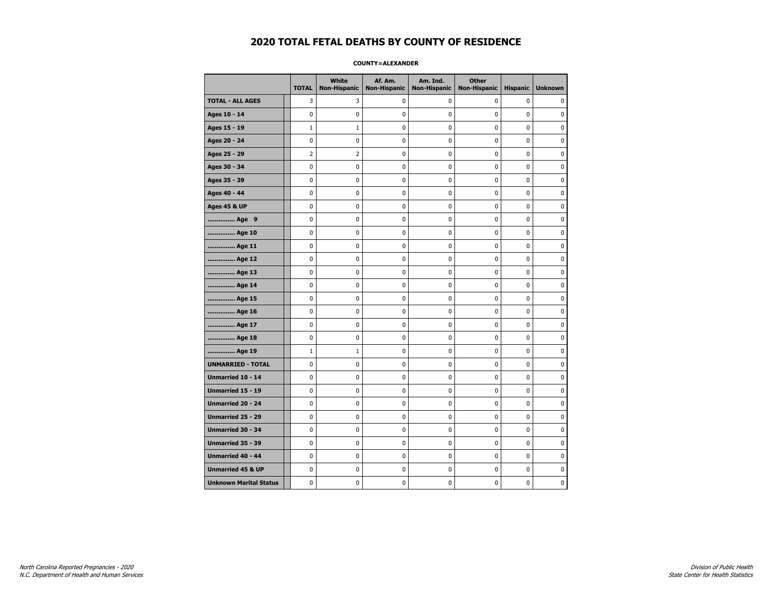# 2020 TOTAL FETAL DEATHS BY COUNTY OF RESIDENCE

**COUNTY=ALEXANDER**

| | TOTAL | White Non-Hispanic | Af. Am. Non-Hispanic | Am. Ind. Non-Hispanic | Other Non-Hispanic | Hispanic | Unknown |
|---|---|---|---|---|---|---|---|
| **TOTAL - ALL AGES** | 3 | 3 | 0 | 0 | 0 | 0 | 0 |
| **Ages 10 - 14** | 0 | 0 | 0 | 0 | 0 | 0 | 0 |
| **Ages 15 - 19** | 1 | 1 | 0 | 0 | 0 | 0 | 0 |
| **Ages 20 - 24** | 0 | 0 | 0 | 0 | 0 | 0 | 0 |
| **Ages 25 - 29** | 2 | 2 | 0 | 0 | 0 | 0 | 0 |
| **Ages 30 - 34** | 0 | 0 | 0 | 0 | 0 | 0 | 0 |
| **Ages 35 - 39** | 0 | 0 | 0 | 0 | 0 | 0 | 0 |
| **Ages 40 - 44** | 0 | 0 | 0 | 0 | 0 | 0 | 0 |
| **Ages 45 & UP** | 0 | 0 | 0 | 0 | 0 | 0 | 0 |
| **.............. Age 9** | 0 | 0 | 0 | 0 | 0 | 0 | 0 |
| **.............. Age 10** | 0 | 0 | 0 | 0 | 0 | 0 | 0 |
| **.............. Age 11** | 0 | 0 | 0 | 0 | 0 | 0 | 0 |
| **.............. Age 12** | 0 | 0 | 0 | 0 | 0 | 0 | 0 |
| **.............. Age 13** | 0 | 0 | 0 | 0 | 0 | 0 | 0 |
| **.............. Age 14** | 0 | 0 | 0 | 0 | 0 | 0 | 0 |
| **.............. Age 15** | 0 | 0 | 0 | 0 | 0 | 0 | 0 |
| **.............. Age 16** | 0 | 0 | 0 | 0 | 0 | 0 | 0 |
| **.............. Age 17** | 0 | 0 | 0 | 0 | 0 | 0 | 0 |
| **.............. Age 18** | 0 | 0 | 0 | 0 | 0 | 0 | 0 |
| **.............. Age 19** | 1 | 1 | 0 | 0 | 0 | 0 | 0 |
| **UNMARRIED - TOTAL** | 0 | 0 | 0 | 0 | 0 | 0 | 0 |
| **Unmarried 10 - 14** | 0 | 0 | 0 | 0 | 0 | 0 | 0 |
| **Unmarried 15 - 19** | 0 | 0 | 0 | 0 | 0 | 0 | 0 |
| **Unmarried 20 - 24** | 0 | 0 | 0 | 0 | 0 | 0 | 0 |
| **Unmarried 25 - 29** | 0 | 0 | 0 | 0 | 0 | 0 | 0 |
| **Unmarried 30 - 34** | 0 | 0 | 0 | 0 | 0 | 0 | 0 |
| **Unmarried 35 - 39** | 0 | 0 | 0 | 0 | 0 | 0 | 0 |
| **Unmarried 40 - 44** | 0 | 0 | 0 | 0 | 0 | 0 | 0 |
| **Unmarried 45 & UP** | 0 | 0 | 0 | 0 | 0 | 0 | 0 |
| **Unknown Marital Status** | 0 | 0 | 0 | 0 | 0 | 0 | 0 |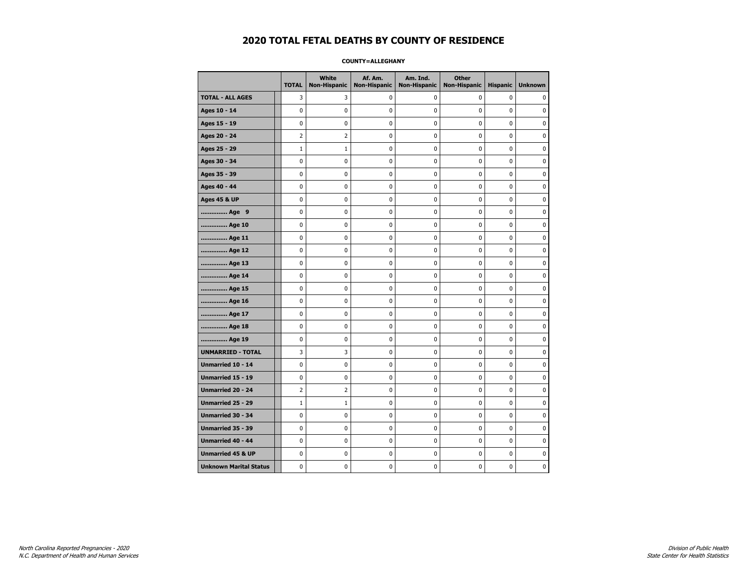# 2020 TOTAL FETAL DEATHS BY COUNTY OF RESIDENCE

**COUNTY=ALLEGHANY**

| | TOTAL | White Non-Hispanic | Af. Am. Non-Hispanic | Am. Ind. Non-Hispanic | Other Non-Hispanic | Hispanic | Unknown |
|---|---|---|---|---|---|---|---|
| **TOTAL - ALL AGES** | 3 | 3 | 0 | 0 | 0 | 0 | 0 |
| **Ages 10 - 14** | 0 | 0 | 0 | 0 | 0 | 0 | 0 |
| **Ages 15 - 19** | 0 | 0 | 0 | 0 | 0 | 0 | 0 |
| **Ages 20 - 24** | 2 | 2 | 0 | 0 | 0 | 0 | 0 |
| **Ages 25 - 29** | 1 | 1 | 0 | 0 | 0 | 0 | 0 |
| **Ages 30 - 34** | 0 | 0 | 0 | 0 | 0 | 0 | 0 |
| **Ages 35 - 39** | 0 | 0 | 0 | 0 | 0 | 0 | 0 |
| **Ages 40 - 44** | 0 | 0 | 0 | 0 | 0 | 0 | 0 |
| **Ages 45 & UP** | 0 | 0 | 0 | 0 | 0 | 0 | 0 |
| **.............. Age 9** | 0 | 0 | 0 | 0 | 0 | 0 | 0 |
| **.............. Age 10** | 0 | 0 | 0 | 0 | 0 | 0 | 0 |
| **.............. Age 11** | 0 | 0 | 0 | 0 | 0 | 0 | 0 |
| **.............. Age 12** | 0 | 0 | 0 | 0 | 0 | 0 | 0 |
| **.............. Age 13** | 0 | 0 | 0 | 0 | 0 | 0 | 0 |
| **.............. Age 14** | 0 | 0 | 0 | 0 | 0 | 0 | 0 |
| **.............. Age 15** | 0 | 0 | 0 | 0 | 0 | 0 | 0 |
| **.............. Age 16** | 0 | 0 | 0 | 0 | 0 | 0 | 0 |
| **.............. Age 17** | 0 | 0 | 0 | 0 | 0 | 0 | 0 |
| **.............. Age 18** | 0 | 0 | 0 | 0 | 0 | 0 | 0 |
| **.............. Age 19** | 0 | 0 | 0 | 0 | 0 | 0 | 0 |
| **UNMARRIED - TOTAL** | 3 | 3 | 0 | 0 | 0 | 0 | 0 |
| **Unmarried 10 - 14** | 0 | 0 | 0 | 0 | 0 | 0 | 0 |
| **Unmarried 15 - 19** | 0 | 0 | 0 | 0 | 0 | 0 | 0 |
| **Unmarried 20 - 24** | 2 | 2 | 0 | 0 | 0 | 0 | 0 |
| **Unmarried 25 - 29** | 1 | 1 | 0 | 0 | 0 | 0 | 0 |
| **Unmarried 30 - 34** | 0 | 0 | 0 | 0 | 0 | 0 | 0 |
| **Unmarried 35 - 39** | 0 | 0 | 0 | 0 | 0 | 0 | 0 |
| **Unmarried 40 - 44** | 0 | 0 | 0 | 0 | 0 | 0 | 0 |
| **Unmarried 45 & UP** | 0 | 0 | 0 | 0 | 0 | 0 | 0 |
| **Unknown Marital Status** | 0 | 0 | 0 | 0 | 0 | 0 | 0 |

*North Carolina Reported Pregnancies - 2020*
*N.C. Department of Health and Human Services*

*Division of Public Health*
*State Center for Health Statistics*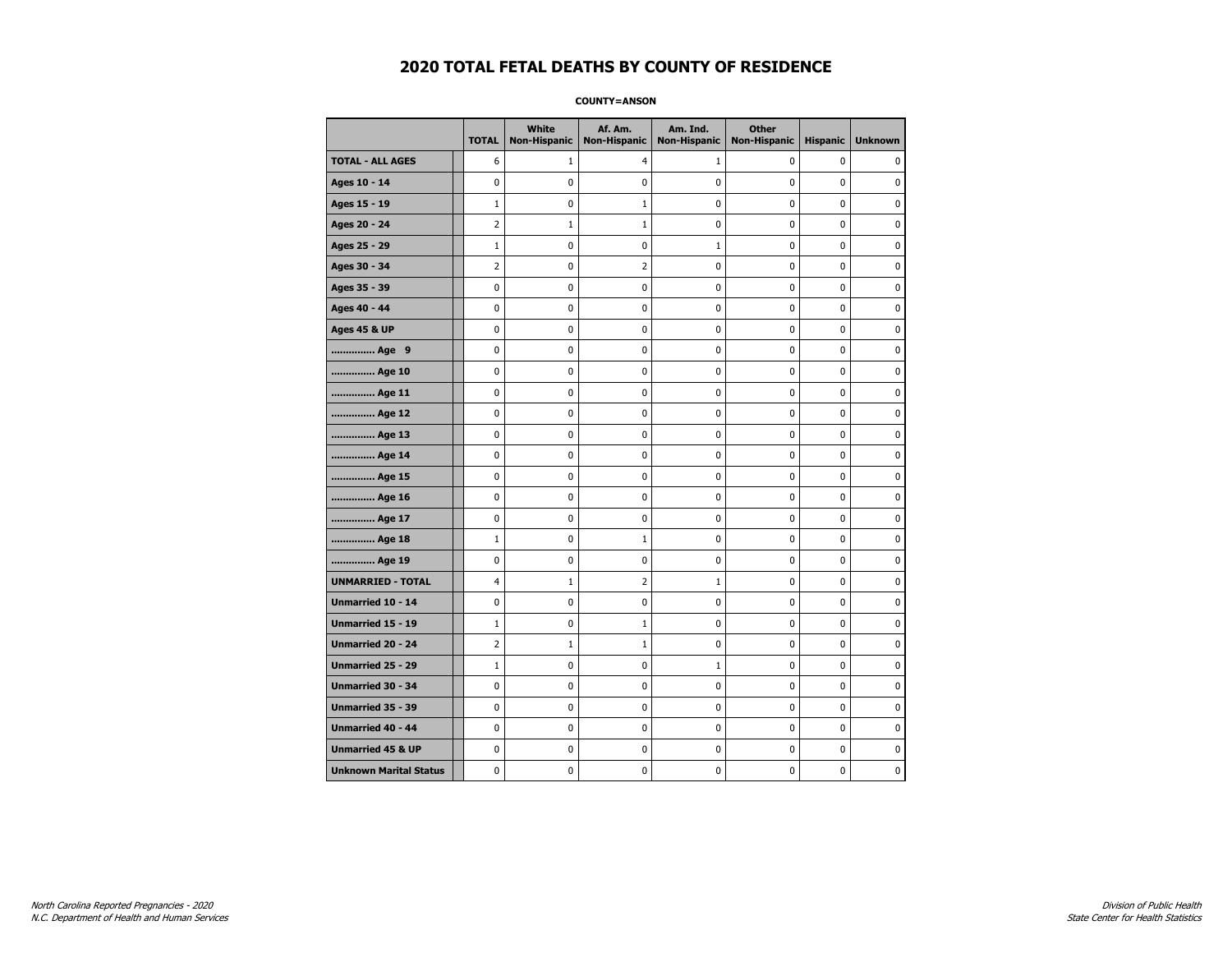# 2020 TOTAL FETAL DEATHS BY COUNTY OF RESIDENCE

**COUNTY=ANSON**

| | TOTAL | White Non-Hispanic | Af. Am. Non-Hispanic | Am. Ind. Non-Hispanic | Other Non-Hispanic | Hispanic | Unknown |
|---|---|---|---|---|---|---|---|
| **TOTAL - ALL AGES** | 6 | 1 | 4 | 1 | 0 | 0 | 0 |
| **Ages 10 - 14** | 0 | 0 | 0 | 0 | 0 | 0 | 0 |
| **Ages 15 - 19** | 1 | 0 | 1 | 0 | 0 | 0 | 0 |
| **Ages 20 - 24** | 2 | 1 | 1 | 0 | 0 | 0 | 0 |
| **Ages 25 - 29** | 1 | 0 | 0 | 1 | 0 | 0 | 0 |
| **Ages 30 - 34** | 2 | 0 | 2 | 0 | 0 | 0 | 0 |
| **Ages 35 - 39** | 0 | 0 | 0 | 0 | 0 | 0 | 0 |
| **Ages 40 - 44** | 0 | 0 | 0 | 0 | 0 | 0 | 0 |
| **Ages 45 & UP** | 0 | 0 | 0 | 0 | 0 | 0 | 0 |
| **.............. Age 9** | 0 | 0 | 0 | 0 | 0 | 0 | 0 |
| **.............. Age 10** | 0 | 0 | 0 | 0 | 0 | 0 | 0 |
| **.............. Age 11** | 0 | 0 | 0 | 0 | 0 | 0 | 0 |
| **.............. Age 12** | 0 | 0 | 0 | 0 | 0 | 0 | 0 |
| **.............. Age 13** | 0 | 0 | 0 | 0 | 0 | 0 | 0 |
| **.............. Age 14** | 0 | 0 | 0 | 0 | 0 | 0 | 0 |
| **.............. Age 15** | 0 | 0 | 0 | 0 | 0 | 0 | 0 |
| **.............. Age 16** | 0 | 0 | 0 | 0 | 0 | 0 | 0 |
| **.............. Age 17** | 0 | 0 | 0 | 0 | 0 | 0 | 0 |
| **.............. Age 18** | 1 | 0 | 1 | 0 | 0 | 0 | 0 |
| **.............. Age 19** | 0 | 0 | 0 | 0 | 0 | 0 | 0 |
| **UNMARRIED - TOTAL** | 4 | 1 | 2 | 1 | 0 | 0 | 0 |
| **Unmarried 10 - 14** | 0 | 0 | 0 | 0 | 0 | 0 | 0 |
| **Unmarried 15 - 19** | 1 | 0 | 1 | 0 | 0 | 0 | 0 |
| **Unmarried 20 - 24** | 2 | 1 | 1 | 0 | 0 | 0 | 0 |
| **Unmarried 25 - 29** | 1 | 0 | 0 | 1 | 0 | 0 | 0 |
| **Unmarried 30 - 34** | 0 | 0 | 0 | 0 | 0 | 0 | 0 |
| **Unmarried 35 - 39** | 0 | 0 | 0 | 0 | 0 | 0 | 0 |
| **Unmarried 40 - 44** | 0 | 0 | 0 | 0 | 0 | 0 | 0 |
| **Unmarried 45 & UP** | 0 | 0 | 0 | 0 | 0 | 0 | 0 |
| **Unknown Marital Status** | 0 | 0 | 0 | 0 | 0 | 0 | 0 |

*North Carolina Reported Pregnancies - 2020*
*N.C. Department of Health and Human Services*

*Division of Public Health*
*State Center for Health Statistics*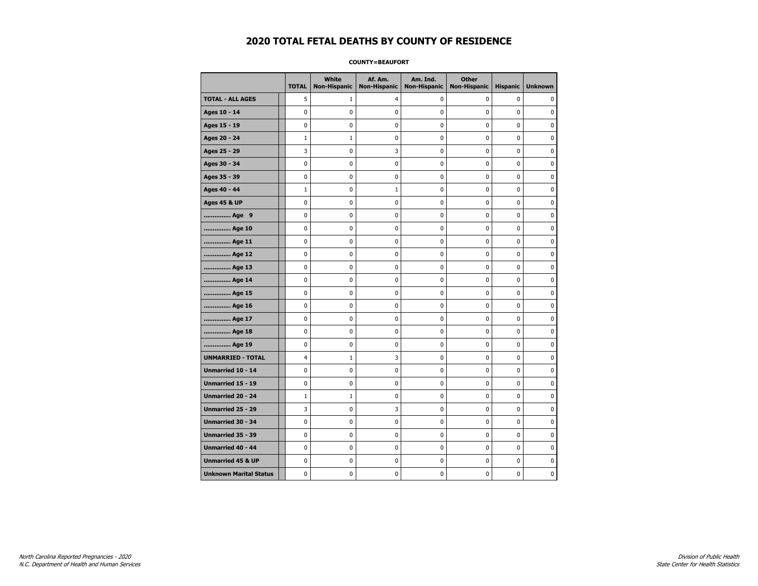# 2020 TOTAL FETAL DEATHS BY COUNTY OF RESIDENCE

**COUNTY=BEAUFORT**

| | TOTAL | White Non-Hispanic | Af. Am. Non-Hispanic | Am. Ind. Non-Hispanic | Other Non-Hispanic | Hispanic | Unknown |
|---|---|---|---|---|---|---|---|
| **TOTAL - ALL AGES** | 5 | 1 | 4 | 0 | 0 | 0 | 0 |
| **Ages 10 - 14** | 0 | 0 | 0 | 0 | 0 | 0 | 0 |
| **Ages 15 - 19** | 0 | 0 | 0 | 0 | 0 | 0 | 0 |
| **Ages 20 - 24** | 1 | 1 | 0 | 0 | 0 | 0 | 0 |
| **Ages 25 - 29** | 3 | 0 | 3 | 0 | 0 | 0 | 0 |
| **Ages 30 - 34** | 0 | 0 | 0 | 0 | 0 | 0 | 0 |
| **Ages 35 - 39** | 0 | 0 | 0 | 0 | 0 | 0 | 0 |
| **Ages 40 - 44** | 1 | 0 | 1 | 0 | 0 | 0 | 0 |
| **Ages 45 & UP** | 0 | 0 | 0 | 0 | 0 | 0 | 0 |
| **.............. Age 9** | 0 | 0 | 0 | 0 | 0 | 0 | 0 |
| **.............. Age 10** | 0 | 0 | 0 | 0 | 0 | 0 | 0 |
| **.............. Age 11** | 0 | 0 | 0 | 0 | 0 | 0 | 0 |
| **.............. Age 12** | 0 | 0 | 0 | 0 | 0 | 0 | 0 |
| **.............. Age 13** | 0 | 0 | 0 | 0 | 0 | 0 | 0 |
| **.............. Age 14** | 0 | 0 | 0 | 0 | 0 | 0 | 0 |
| **.............. Age 15** | 0 | 0 | 0 | 0 | 0 | 0 | 0 |
| **.............. Age 16** | 0 | 0 | 0 | 0 | 0 | 0 | 0 |
| **.............. Age 17** | 0 | 0 | 0 | 0 | 0 | 0 | 0 |
| **.............. Age 18** | 0 | 0 | 0 | 0 | 0 | 0 | 0 |
| **.............. Age 19** | 0 | 0 | 0 | 0 | 0 | 0 | 0 |
| **UNMARRIED - TOTAL** | 4 | 1 | 3 | 0 | 0 | 0 | 0 |
| **Unmarried 10 - 14** | 0 | 0 | 0 | 0 | 0 | 0 | 0 |
| **Unmarried 15 - 19** | 0 | 0 | 0 | 0 | 0 | 0 | 0 |
| **Unmarried 20 - 24** | 1 | 1 | 0 | 0 | 0 | 0 | 0 |
| **Unmarried 25 - 29** | 3 | 0 | 3 | 0 | 0 | 0 | 0 |
| **Unmarried 30 - 34** | 0 | 0 | 0 | 0 | 0 | 0 | 0 |
| **Unmarried 35 - 39** | 0 | 0 | 0 | 0 | 0 | 0 | 0 |
| **Unmarried 40 - 44** | 0 | 0 | 0 | 0 | 0 | 0 | 0 |
| **Unmarried 45 & UP** | 0 | 0 | 0 | 0 | 0 | 0 | 0 |
| **Unknown Marital Status** | 0 | 0 | 0 | 0 | 0 | 0 | 0 |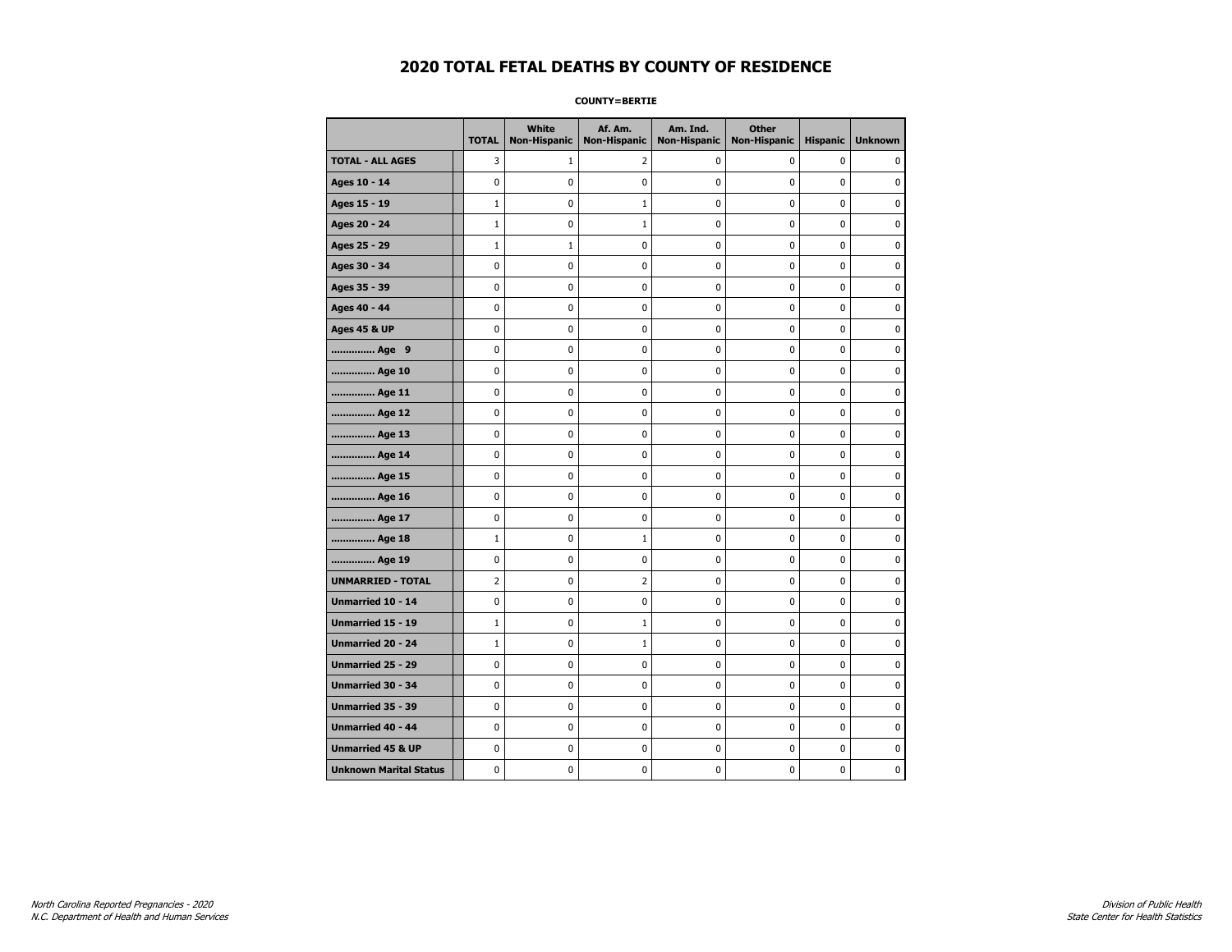# 2020 TOTAL FETAL DEATHS BY COUNTY OF RESIDENCE

**COUNTY=BERTIE**

| | TOTAL | White Non-Hispanic | Af. Am. Non-Hispanic | Am. Ind. Non-Hispanic | Other Non-Hispanic | Hispanic | Unknown |
|---|---|---|---|---|---|---|---|
| **TOTAL - ALL AGES** | 3 | 1 | 2 | 0 | 0 | 0 | 0 |
| **Ages 10 - 14** | 0 | 0 | 0 | 0 | 0 | 0 | 0 |
| **Ages 15 - 19** | 1 | 0 | 1 | 0 | 0 | 0 | 0 |
| **Ages 20 - 24** | 1 | 0 | 1 | 0 | 0 | 0 | 0 |
| **Ages 25 - 29** | 1 | 1 | 0 | 0 | 0 | 0 | 0 |
| **Ages 30 - 34** | 0 | 0 | 0 | 0 | 0 | 0 | 0 |
| **Ages 35 - 39** | 0 | 0 | 0 | 0 | 0 | 0 | 0 |
| **Ages 40 - 44** | 0 | 0 | 0 | 0 | 0 | 0 | 0 |
| **Ages 45 & UP** | 0 | 0 | 0 | 0 | 0 | 0 | 0 |
| **.............. Age 9** | 0 | 0 | 0 | 0 | 0 | 0 | 0 |
| **.............. Age 10** | 0 | 0 | 0 | 0 | 0 | 0 | 0 |
| **.............. Age 11** | 0 | 0 | 0 | 0 | 0 | 0 | 0 |
| **.............. Age 12** | 0 | 0 | 0 | 0 | 0 | 0 | 0 |
| **.............. Age 13** | 0 | 0 | 0 | 0 | 0 | 0 | 0 |
| **.............. Age 14** | 0 | 0 | 0 | 0 | 0 | 0 | 0 |
| **.............. Age 15** | 0 | 0 | 0 | 0 | 0 | 0 | 0 |
| **.............. Age 16** | 0 | 0 | 0 | 0 | 0 | 0 | 0 |
| **.............. Age 17** | 0 | 0 | 0 | 0 | 0 | 0 | 0 |
| **.............. Age 18** | 1 | 0 | 1 | 0 | 0 | 0 | 0 |
| **.............. Age 19** | 0 | 0 | 0 | 0 | 0 | 0 | 0 |
| **UNMARRIED - TOTAL** | 2 | 0 | 2 | 0 | 0 | 0 | 0 |
| **Unmarried 10 - 14** | 0 | 0 | 0 | 0 | 0 | 0 | 0 |
| **Unmarried 15 - 19** | 1 | 0 | 1 | 0 | 0 | 0 | 0 |
| **Unmarried 20 - 24** | 1 | 0 | 1 | 0 | 0 | 0 | 0 |
| **Unmarried 25 - 29** | 0 | 0 | 0 | 0 | 0 | 0 | 0 |
| **Unmarried 30 - 34** | 0 | 0 | 0 | 0 | 0 | 0 | 0 |
| **Unmarried 35 - 39** | 0 | 0 | 0 | 0 | 0 | 0 | 0 |
| **Unmarried 40 - 44** | 0 | 0 | 0 | 0 | 0 | 0 | 0 |
| **Unmarried 45 & UP** | 0 | 0 | 0 | 0 | 0 | 0 | 0 |
| **Unknown Marital Status** | 0 | 0 | 0 | 0 | 0 | 0 | 0 |

*North Carolina Reported Pregnancies - 2020*
*N.C. Department of Health and Human Services*

*Division of Public Health*
*State Center for Health Statistics*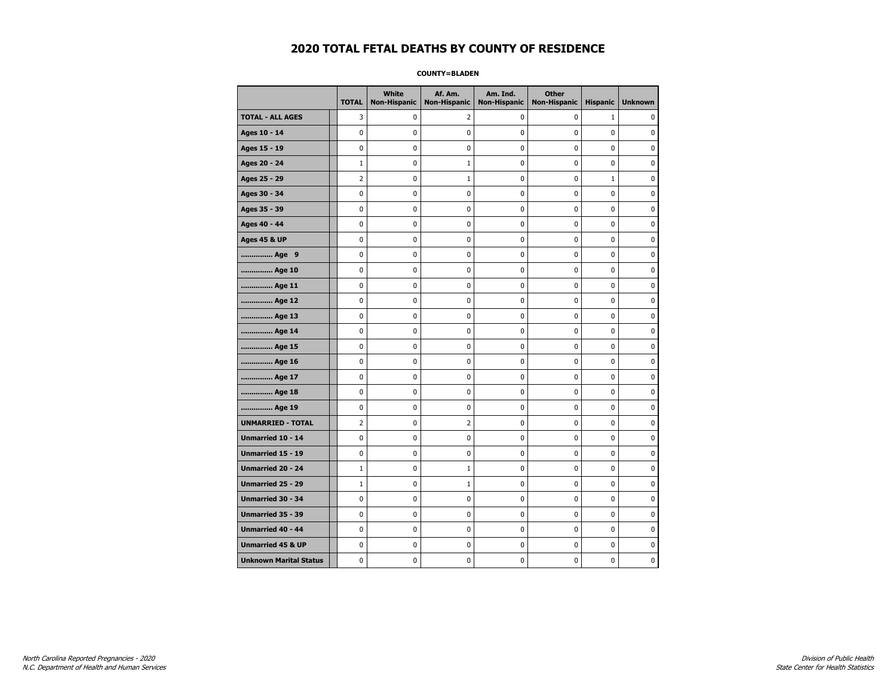# 2020 TOTAL FETAL DEATHS BY COUNTY OF RESIDENCE

**COUNTY=BLADEN**

| | TOTAL | White Non-Hispanic | Af. Am. Non-Hispanic | Am. Ind. Non-Hispanic | Other Non-Hispanic | Hispanic | Unknown |
|---|---|---|---|---|---|---|---|
| **TOTAL - ALL AGES** | 3 | 0 | 2 | 0 | 0 | 1 | 0 |
| **Ages 10 - 14** | 0 | 0 | 0 | 0 | 0 | 0 | 0 |
| **Ages 15 - 19** | 0 | 0 | 0 | 0 | 0 | 0 | 0 |
| **Ages 20 - 24** | 1 | 0 | 1 | 0 | 0 | 0 | 0 |
| **Ages 25 - 29** | 2 | 0 | 1 | 0 | 0 | 1 | 0 |
| **Ages 30 - 34** | 0 | 0 | 0 | 0 | 0 | 0 | 0 |
| **Ages 35 - 39** | 0 | 0 | 0 | 0 | 0 | 0 | 0 |
| **Ages 40 - 44** | 0 | 0 | 0 | 0 | 0 | 0 | 0 |
| **Ages 45 & UP** | 0 | 0 | 0 | 0 | 0 | 0 | 0 |
| **.............. Age 9** | 0 | 0 | 0 | 0 | 0 | 0 | 0 |
| **.............. Age 10** | 0 | 0 | 0 | 0 | 0 | 0 | 0 |
| **.............. Age 11** | 0 | 0 | 0 | 0 | 0 | 0 | 0 |
| **.............. Age 12** | 0 | 0 | 0 | 0 | 0 | 0 | 0 |
| **.............. Age 13** | 0 | 0 | 0 | 0 | 0 | 0 | 0 |
| **.............. Age 14** | 0 | 0 | 0 | 0 | 0 | 0 | 0 |
| **.............. Age 15** | 0 | 0 | 0 | 0 | 0 | 0 | 0 |
| **.............. Age 16** | 0 | 0 | 0 | 0 | 0 | 0 | 0 |
| **.............. Age 17** | 0 | 0 | 0 | 0 | 0 | 0 | 0 |
| **.............. Age 18** | 0 | 0 | 0 | 0 | 0 | 0 | 0 |
| **.............. Age 19** | 0 | 0 | 0 | 0 | 0 | 0 | 0 |
| **UNMARRIED - TOTAL** | 2 | 0 | 2 | 0 | 0 | 0 | 0 |
| **Unmarried 10 - 14** | 0 | 0 | 0 | 0 | 0 | 0 | 0 |
| **Unmarried 15 - 19** | 0 | 0 | 0 | 0 | 0 | 0 | 0 |
| **Unmarried 20 - 24** | 1 | 0 | 1 | 0 | 0 | 0 | 0 |
| **Unmarried 25 - 29** | 1 | 0 | 1 | 0 | 0 | 0 | 0 |
| **Unmarried 30 - 34** | 0 | 0 | 0 | 0 | 0 | 0 | 0 |
| **Unmarried 35 - 39** | 0 | 0 | 0 | 0 | 0 | 0 | 0 |
| **Unmarried 40 - 44** | 0 | 0 | 0 | 0 | 0 | 0 | 0 |
| **Unmarried 45 & UP** | 0 | 0 | 0 | 0 | 0 | 0 | 0 |
| **Unknown Marital Status** | 0 | 0 | 0 | 0 | 0 | 0 | 0 |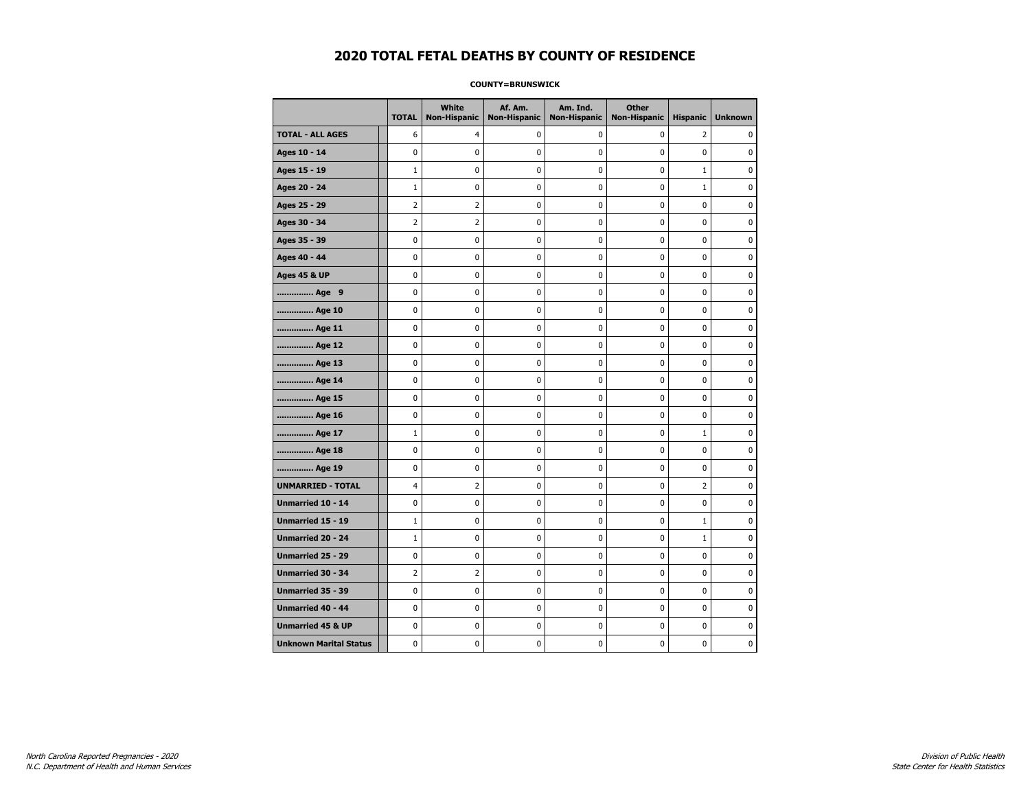# 2020 TOTAL FETAL DEATHS BY COUNTY OF RESIDENCE

**COUNTY=BRUNSWICK**

| | TOTAL | White Non-Hispanic | Af. Am. Non-Hispanic | Am. Ind. Non-Hispanic | Other Non-Hispanic | Hispanic | Unknown |
|---|---|---|---|---|---|---|---|
| **TOTAL - ALL AGES** | 6 | 4 | 0 | 0 | 0 | 2 | 0 |
| **Ages 10 - 14** | 0 | 0 | 0 | 0 | 0 | 0 | 0 |
| **Ages 15 - 19** | 1 | 0 | 0 | 0 | 0 | 1 | 0 |
| **Ages 20 - 24** | 1 | 0 | 0 | 0 | 0 | 1 | 0 |
| **Ages 25 - 29** | 2 | 2 | 0 | 0 | 0 | 0 | 0 |
| **Ages 30 - 34** | 2 | 2 | 0 | 0 | 0 | 0 | 0 |
| **Ages 35 - 39** | 0 | 0 | 0 | 0 | 0 | 0 | 0 |
| **Ages 40 - 44** | 0 | 0 | 0 | 0 | 0 | 0 | 0 |
| **Ages 45 & UP** | 0 | 0 | 0 | 0 | 0 | 0 | 0 |
| **.............. Age 9** | 0 | 0 | 0 | 0 | 0 | 0 | 0 |
| **.............. Age 10** | 0 | 0 | 0 | 0 | 0 | 0 | 0 |
| **.............. Age 11** | 0 | 0 | 0 | 0 | 0 | 0 | 0 |
| **.............. Age 12** | 0 | 0 | 0 | 0 | 0 | 0 | 0 |
| **.............. Age 13** | 0 | 0 | 0 | 0 | 0 | 0 | 0 |
| **.............. Age 14** | 0 | 0 | 0 | 0 | 0 | 0 | 0 |
| **.............. Age 15** | 0 | 0 | 0 | 0 | 0 | 0 | 0 |
| **.............. Age 16** | 0 | 0 | 0 | 0 | 0 | 0 | 0 |
| **.............. Age 17** | 1 | 0 | 0 | 0 | 0 | 1 | 0 |
| **.............. Age 18** | 0 | 0 | 0 | 0 | 0 | 0 | 0 |
| **.............. Age 19** | 0 | 0 | 0 | 0 | 0 | 0 | 0 |
| **UNMARRIED - TOTAL** | 4 | 2 | 0 | 0 | 0 | 2 | 0 |
| **Unmarried 10 - 14** | 0 | 0 | 0 | 0 | 0 | 0 | 0 |
| **Unmarried 15 - 19** | 1 | 0 | 0 | 0 | 0 | 1 | 0 |
| **Unmarried 20 - 24** | 1 | 0 | 0 | 0 | 0 | 1 | 0 |
| **Unmarried 25 - 29** | 0 | 0 | 0 | 0 | 0 | 0 | 0 |
| **Unmarried 30 - 34** | 2 | 2 | 0 | 0 | 0 | 0 | 0 |
| **Unmarried 35 - 39** | 0 | 0 | 0 | 0 | 0 | 0 | 0 |
| **Unmarried 40 - 44** | 0 | 0 | 0 | 0 | 0 | 0 | 0 |
| **Unmarried 45 & UP** | 0 | 0 | 0 | 0 | 0 | 0 | 0 |
| **Unknown Marital Status** | 0 | 0 | 0 | 0 | 0 | 0 | 0 |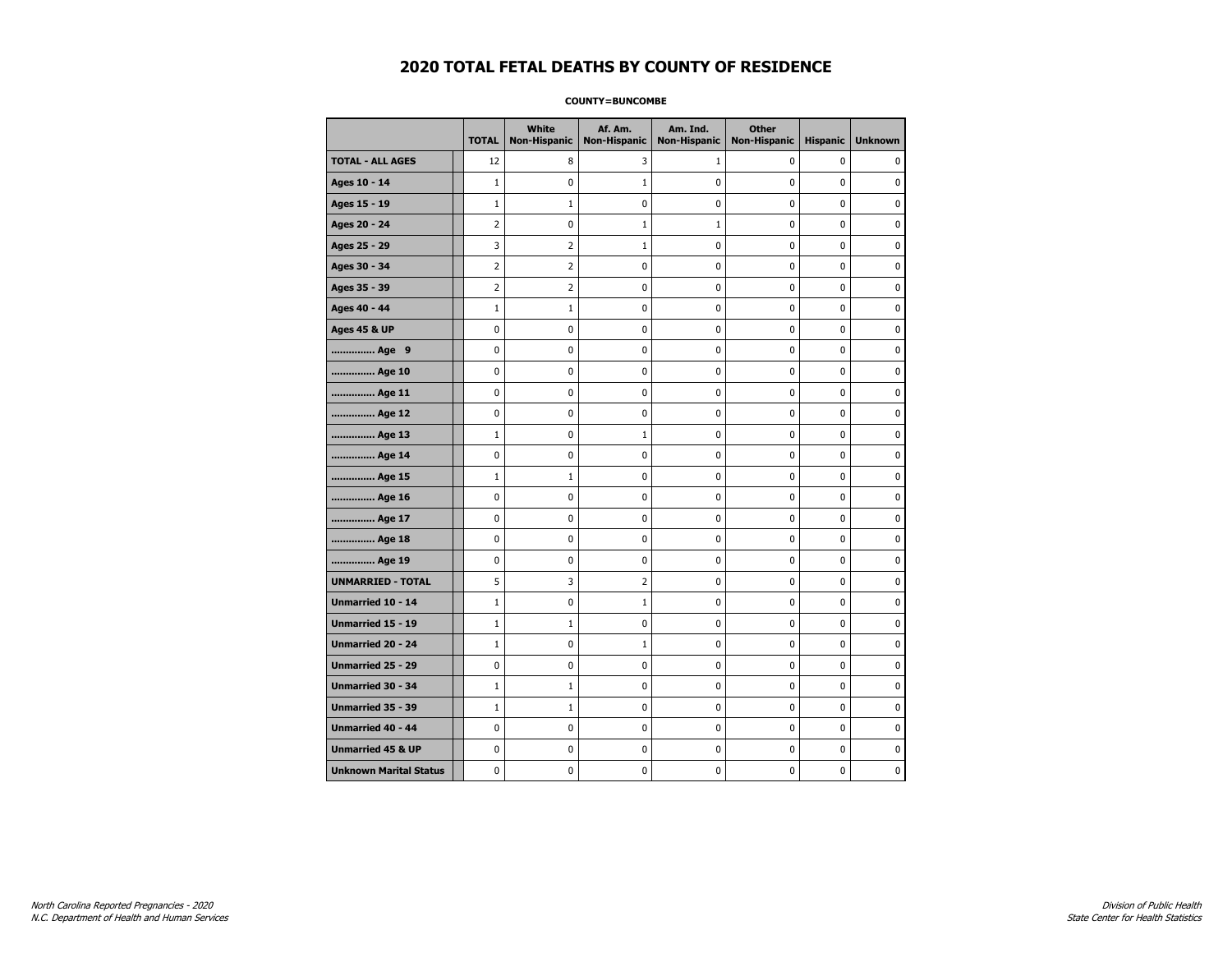# 2020 TOTAL FETAL DEATHS BY COUNTY OF RESIDENCE

**COUNTY=BUNCOMBE**

| | TOTAL | White Non-Hispanic | Af. Am. Non-Hispanic | Am. Ind. Non-Hispanic | Other Non-Hispanic | Hispanic | Unknown |
|---|---|---|---|---|---|---|---|
| **TOTAL - ALL AGES** | 12 | 8 | 3 | 1 | 0 | 0 | 0 |
| **Ages 10 - 14** | 1 | 0 | 1 | 0 | 0 | 0 | 0 |
| **Ages 15 - 19** | 1 | 1 | 0 | 0 | 0 | 0 | 0 |
| **Ages 20 - 24** | 2 | 0 | 1 | 1 | 0 | 0 | 0 |
| **Ages 25 - 29** | 3 | 2 | 1 | 0 | 0 | 0 | 0 |
| **Ages 30 - 34** | 2 | 2 | 0 | 0 | 0 | 0 | 0 |
| **Ages 35 - 39** | 2 | 2 | 0 | 0 | 0 | 0 | 0 |
| **Ages 40 - 44** | 1 | 1 | 0 | 0 | 0 | 0 | 0 |
| **Ages 45 & UP** | 0 | 0 | 0 | 0 | 0 | 0 | 0 |
| **.............. Age 9** | 0 | 0 | 0 | 0 | 0 | 0 | 0 |
| **.............. Age 10** | 0 | 0 | 0 | 0 | 0 | 0 | 0 |
| **.............. Age 11** | 0 | 0 | 0 | 0 | 0 | 0 | 0 |
| **.............. Age 12** | 0 | 0 | 0 | 0 | 0 | 0 | 0 |
| **.............. Age 13** | 1 | 0 | 1 | 0 | 0 | 0 | 0 |
| **.............. Age 14** | 0 | 0 | 0 | 0 | 0 | 0 | 0 |
| **.............. Age 15** | 1 | 1 | 0 | 0 | 0 | 0 | 0 |
| **.............. Age 16** | 0 | 0 | 0 | 0 | 0 | 0 | 0 |
| **.............. Age 17** | 0 | 0 | 0 | 0 | 0 | 0 | 0 |
| **.............. Age 18** | 0 | 0 | 0 | 0 | 0 | 0 | 0 |
| **.............. Age 19** | 0 | 0 | 0 | 0 | 0 | 0 | 0 |
| **UNMARRIED - TOTAL** | 5 | 3 | 2 | 0 | 0 | 0 | 0 |
| **Unmarried 10 - 14** | 1 | 0 | 1 | 0 | 0 | 0 | 0 |
| **Unmarried 15 - 19** | 1 | 1 | 0 | 0 | 0 | 0 | 0 |
| **Unmarried 20 - 24** | 1 | 0 | 1 | 0 | 0 | 0 | 0 |
| **Unmarried 25 - 29** | 0 | 0 | 0 | 0 | 0 | 0 | 0 |
| **Unmarried 30 - 34** | 1 | 1 | 0 | 0 | 0 | 0 | 0 |
| **Unmarried 35 - 39** | 1 | 1 | 0 | 0 | 0 | 0 | 0 |
| **Unmarried 40 - 44** | 0 | 0 | 0 | 0 | 0 | 0 | 0 |
| **Unmarried 45 & UP** | 0 | 0 | 0 | 0 | 0 | 0 | 0 |
| **Unknown Marital Status** | 0 | 0 | 0 | 0 | 0 | 0 | 0 |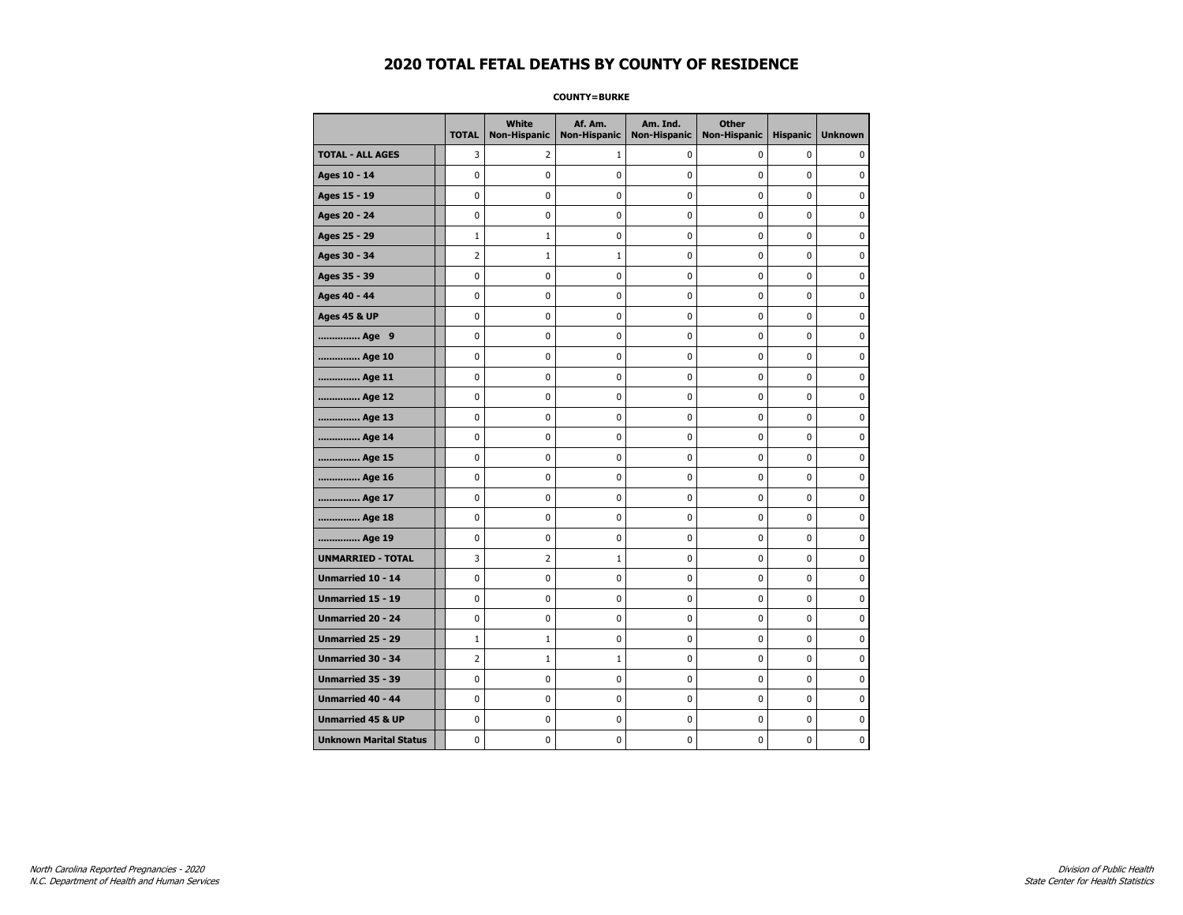# 2020 TOTAL FETAL DEATHS BY COUNTY OF RESIDENCE

**COUNTY=BURKE**

| | TOTAL | White Non-Hispanic | Af. Am. Non-Hispanic | Am. Ind. Non-Hispanic | Other Non-Hispanic | Hispanic | Unknown |
|---|---|---|---|---|---|---|---|
| **TOTAL - ALL AGES** | 3 | 2 | 1 | 0 | 0 | 0 | 0 |
| **Ages 10 - 14** | 0 | 0 | 0 | 0 | 0 | 0 | 0 |
| **Ages 15 - 19** | 0 | 0 | 0 | 0 | 0 | 0 | 0 |
| **Ages 20 - 24** | 0 | 0 | 0 | 0 | 0 | 0 | 0 |
| **Ages 25 - 29** | 1 | 1 | 0 | 0 | 0 | 0 | 0 |
| **Ages 30 - 34** | 2 | 1 | 1 | 0 | 0 | 0 | 0 |
| **Ages 35 - 39** | 0 | 0 | 0 | 0 | 0 | 0 | 0 |
| **Ages 40 - 44** | 0 | 0 | 0 | 0 | 0 | 0 | 0 |
| **Ages 45 & UP** | 0 | 0 | 0 | 0 | 0 | 0 | 0 |
| **.............. Age 9** | 0 | 0 | 0 | 0 | 0 | 0 | 0 |
| **.............. Age 10** | 0 | 0 | 0 | 0 | 0 | 0 | 0 |
| **.............. Age 11** | 0 | 0 | 0 | 0 | 0 | 0 | 0 |
| **.............. Age 12** | 0 | 0 | 0 | 0 | 0 | 0 | 0 |
| **.............. Age 13** | 0 | 0 | 0 | 0 | 0 | 0 | 0 |
| **.............. Age 14** | 0 | 0 | 0 | 0 | 0 | 0 | 0 |
| **.............. Age 15** | 0 | 0 | 0 | 0 | 0 | 0 | 0 |
| **.............. Age 16** | 0 | 0 | 0 | 0 | 0 | 0 | 0 |
| **.............. Age 17** | 0 | 0 | 0 | 0 | 0 | 0 | 0 |
| **.............. Age 18** | 0 | 0 | 0 | 0 | 0 | 0 | 0 |
| **.............. Age 19** | 0 | 0 | 0 | 0 | 0 | 0 | 0 |
| **UNMARRIED - TOTAL** | 3 | 2 | 1 | 0 | 0 | 0 | 0 |
| **Unmarried 10 - 14** | 0 | 0 | 0 | 0 | 0 | 0 | 0 |
| **Unmarried 15 - 19** | 0 | 0 | 0 | 0 | 0 | 0 | 0 |
| **Unmarried 20 - 24** | 0 | 0 | 0 | 0 | 0 | 0 | 0 |
| **Unmarried 25 - 29** | 1 | 1 | 0 | 0 | 0 | 0 | 0 |
| **Unmarried 30 - 34** | 2 | 1 | 1 | 0 | 0 | 0 | 0 |
| **Unmarried 35 - 39** | 0 | 0 | 0 | 0 | 0 | 0 | 0 |
| **Unmarried 40 - 44** | 0 | 0 | 0 | 0 | 0 | 0 | 0 |
| **Unmarried 45 & UP** | 0 | 0 | 0 | 0 | 0 | 0 | 0 |
| **Unknown Marital Status** | 0 | 0 | 0 | 0 | 0 | 0 | 0 |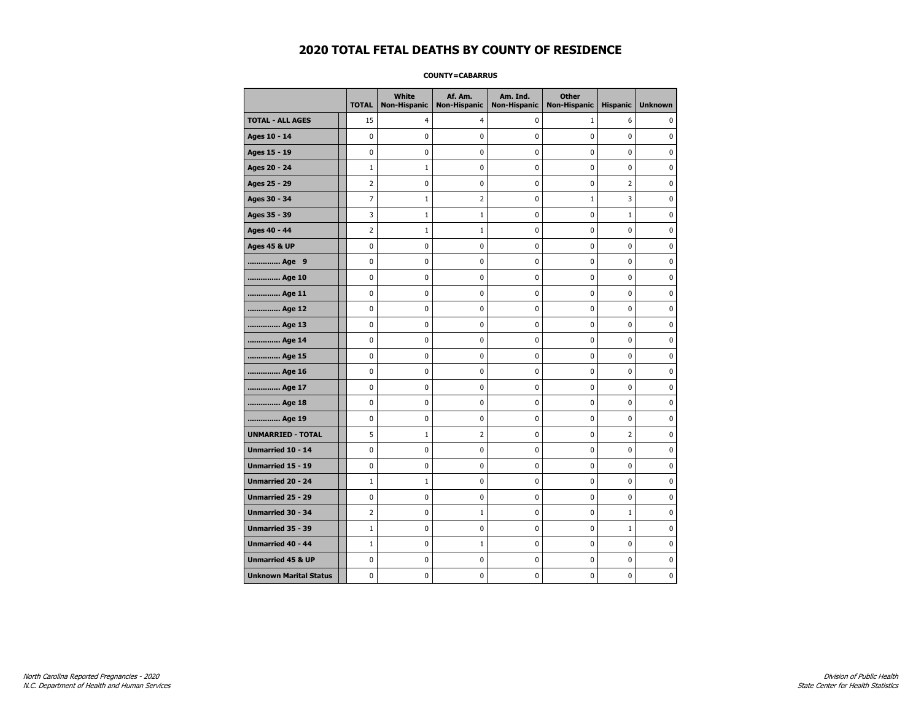# 2020 TOTAL FETAL DEATHS BY COUNTY OF RESIDENCE

**COUNTY=CABARRUS**

| | TOTAL | White Non-Hispanic | Af. Am. Non-Hispanic | Am. Ind. Non-Hispanic | Other Non-Hispanic | Hispanic | Unknown |
|---|---|---|---|---|---|---|---|
| **TOTAL - ALL AGES** | 15 | 4 | 4 | 0 | 1 | 6 | 0 |
| **Ages 10 - 14** | 0 | 0 | 0 | 0 | 0 | 0 | 0 |
| **Ages 15 - 19** | 0 | 0 | 0 | 0 | 0 | 0 | 0 |
| **Ages 20 - 24** | 1 | 1 | 0 | 0 | 0 | 0 | 0 |
| **Ages 25 - 29** | 2 | 0 | 0 | 0 | 0 | 2 | 0 |
| **Ages 30 - 34** | 7 | 1 | 2 | 0 | 1 | 3 | 0 |
| **Ages 35 - 39** | 3 | 1 | 1 | 0 | 0 | 1 | 0 |
| **Ages 40 - 44** | 2 | 1 | 1 | 0 | 0 | 0 | 0 |
| **Ages 45 & UP** | 0 | 0 | 0 | 0 | 0 | 0 | 0 |
| **.............. Age 9** | 0 | 0 | 0 | 0 | 0 | 0 | 0 |
| **.............. Age 10** | 0 | 0 | 0 | 0 | 0 | 0 | 0 |
| **.............. Age 11** | 0 | 0 | 0 | 0 | 0 | 0 | 0 |
| **.............. Age 12** | 0 | 0 | 0 | 0 | 0 | 0 | 0 |
| **.............. Age 13** | 0 | 0 | 0 | 0 | 0 | 0 | 0 |
| **.............. Age 14** | 0 | 0 | 0 | 0 | 0 | 0 | 0 |
| **.............. Age 15** | 0 | 0 | 0 | 0 | 0 | 0 | 0 |
| **.............. Age 16** | 0 | 0 | 0 | 0 | 0 | 0 | 0 |
| **.............. Age 17** | 0 | 0 | 0 | 0 | 0 | 0 | 0 |
| **.............. Age 18** | 0 | 0 | 0 | 0 | 0 | 0 | 0 |
| **.............. Age 19** | 0 | 0 | 0 | 0 | 0 | 0 | 0 |
| **UNMARRIED - TOTAL** | 5 | 1 | 2 | 0 | 0 | 2 | 0 |
| **Unmarried 10 - 14** | 0 | 0 | 0 | 0 | 0 | 0 | 0 |
| **Unmarried 15 - 19** | 0 | 0 | 0 | 0 | 0 | 0 | 0 |
| **Unmarried 20 - 24** | 1 | 1 | 0 | 0 | 0 | 0 | 0 |
| **Unmarried 25 - 29** | 0 | 0 | 0 | 0 | 0 | 0 | 0 |
| **Unmarried 30 - 34** | 2 | 0 | 1 | 0 | 0 | 1 | 0 |
| **Unmarried 35 - 39** | 1 | 0 | 0 | 0 | 0 | 1 | 0 |
| **Unmarried 40 - 44** | 1 | 0 | 1 | 0 | 0 | 0 | 0 |
| **Unmarried 45 & UP** | 0 | 0 | 0 | 0 | 0 | 0 | 0 |
| **Unknown Marital Status** | 0 | 0 | 0 | 0 | 0 | 0 | 0 |

*North Carolina Reported Pregnancies - 2020*
*N.C. Department of Health and Human Services*

*Division of Public Health*
*State Center for Health Statistics*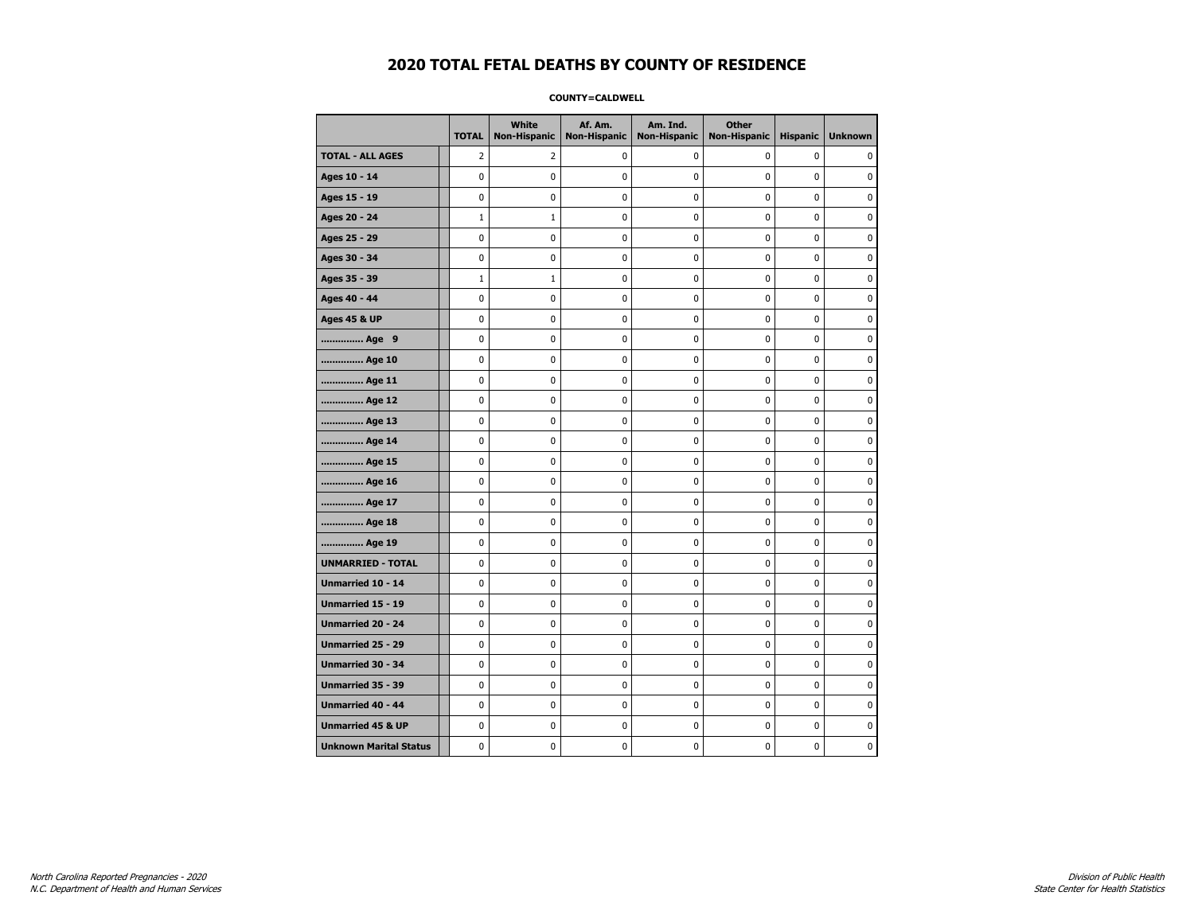# 2020 TOTAL FETAL DEATHS BY COUNTY OF RESIDENCE

**COUNTY=CALDWELL**

| | TOTAL | White Non-Hispanic | Af. Am. Non-Hispanic | Am. Ind. Non-Hispanic | Other Non-Hispanic | Hispanic | Unknown |
|---|---|---|---|---|---|---|---|
| **TOTAL - ALL AGES** | 2 | 2 | 0 | 0 | 0 | 0 | 0 |
| **Ages 10 - 14** | 0 | 0 | 0 | 0 | 0 | 0 | 0 |
| **Ages 15 - 19** | 0 | 0 | 0 | 0 | 0 | 0 | 0 |
| **Ages 20 - 24** | 1 | 1 | 0 | 0 | 0 | 0 | 0 |
| **Ages 25 - 29** | 0 | 0 | 0 | 0 | 0 | 0 | 0 |
| **Ages 30 - 34** | 0 | 0 | 0 | 0 | 0 | 0 | 0 |
| **Ages 35 - 39** | 1 | 1 | 0 | 0 | 0 | 0 | 0 |
| **Ages 40 - 44** | 0 | 0 | 0 | 0 | 0 | 0 | 0 |
| **Ages 45 & UP** | 0 | 0 | 0 | 0 | 0 | 0 | 0 |
| **.............. Age 9** | 0 | 0 | 0 | 0 | 0 | 0 | 0 |
| **.............. Age 10** | 0 | 0 | 0 | 0 | 0 | 0 | 0 |
| **.............. Age 11** | 0 | 0 | 0 | 0 | 0 | 0 | 0 |
| **.............. Age 12** | 0 | 0 | 0 | 0 | 0 | 0 | 0 |
| **.............. Age 13** | 0 | 0 | 0 | 0 | 0 | 0 | 0 |
| **.............. Age 14** | 0 | 0 | 0 | 0 | 0 | 0 | 0 |
| **.............. Age 15** | 0 | 0 | 0 | 0 | 0 | 0 | 0 |
| **.............. Age 16** | 0 | 0 | 0 | 0 | 0 | 0 | 0 |
| **.............. Age 17** | 0 | 0 | 0 | 0 | 0 | 0 | 0 |
| **.............. Age 18** | 0 | 0 | 0 | 0 | 0 | 0 | 0 |
| **.............. Age 19** | 0 | 0 | 0 | 0 | 0 | 0 | 0 |
| **UNMARRIED - TOTAL** | 0 | 0 | 0 | 0 | 0 | 0 | 0 |
| **Unmarried 10 - 14** | 0 | 0 | 0 | 0 | 0 | 0 | 0 |
| **Unmarried 15 - 19** | 0 | 0 | 0 | 0 | 0 | 0 | 0 |
| **Unmarried 20 - 24** | 0 | 0 | 0 | 0 | 0 | 0 | 0 |
| **Unmarried 25 - 29** | 0 | 0 | 0 | 0 | 0 | 0 | 0 |
| **Unmarried 30 - 34** | 0 | 0 | 0 | 0 | 0 | 0 | 0 |
| **Unmarried 35 - 39** | 0 | 0 | 0 | 0 | 0 | 0 | 0 |
| **Unmarried 40 - 44** | 0 | 0 | 0 | 0 | 0 | 0 | 0 |
| **Unmarried 45 & UP** | 0 | 0 | 0 | 0 | 0 | 0 | 0 |
| **Unknown Marital Status** | 0 | 0 | 0 | 0 | 0 | 0 | 0 |

*North Carolina Reported Pregnancies - 2020*
*N.C. Department of Health and Human Services*

*Division of Public Health*
*State Center for Health Statistics*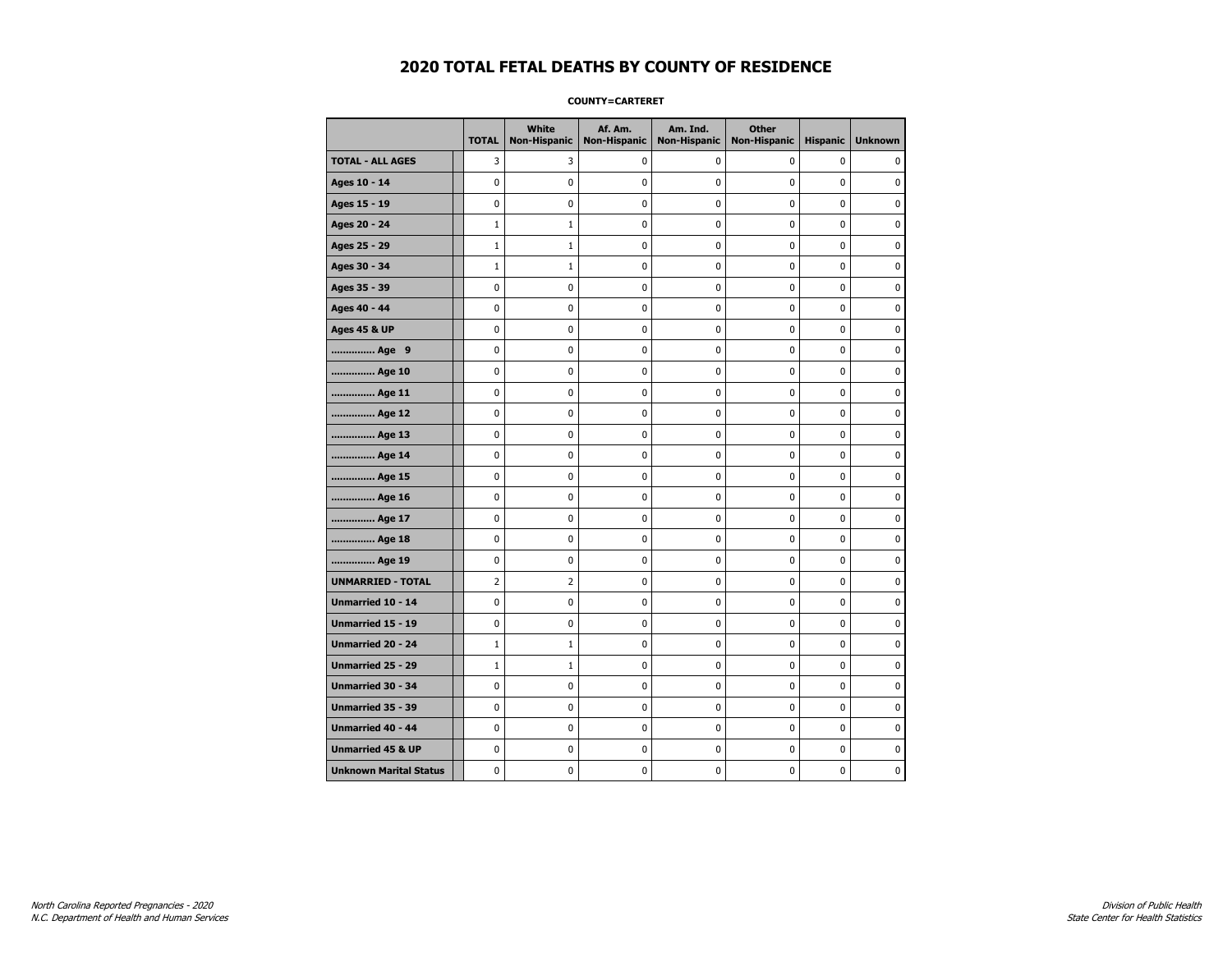# 2020 TOTAL FETAL DEATHS BY COUNTY OF RESIDENCE

**COUNTY=CARTERET**

| | TOTAL | White Non-Hispanic | Af. Am. Non-Hispanic | Am. Ind. Non-Hispanic | Other Non-Hispanic | Hispanic | Unknown |
|---|---|---|---|---|---|---|---|
| **TOTAL - ALL AGES** | 3 | 3 | 0 | 0 | 0 | 0 | 0 |
| **Ages 10 - 14** | 0 | 0 | 0 | 0 | 0 | 0 | 0 |
| **Ages 15 - 19** | 0 | 0 | 0 | 0 | 0 | 0 | 0 |
| **Ages 20 - 24** | 1 | 1 | 0 | 0 | 0 | 0 | 0 |
| **Ages 25 - 29** | 1 | 1 | 0 | 0 | 0 | 0 | 0 |
| **Ages 30 - 34** | 1 | 1 | 0 | 0 | 0 | 0 | 0 |
| **Ages 35 - 39** | 0 | 0 | 0 | 0 | 0 | 0 | 0 |
| **Ages 40 - 44** | 0 | 0 | 0 | 0 | 0 | 0 | 0 |
| **Ages 45 & UP** | 0 | 0 | 0 | 0 | 0 | 0 | 0 |
| **.............. Age 9** | 0 | 0 | 0 | 0 | 0 | 0 | 0 |
| **.............. Age 10** | 0 | 0 | 0 | 0 | 0 | 0 | 0 |
| **.............. Age 11** | 0 | 0 | 0 | 0 | 0 | 0 | 0 |
| **.............. Age 12** | 0 | 0 | 0 | 0 | 0 | 0 | 0 |
| **.............. Age 13** | 0 | 0 | 0 | 0 | 0 | 0 | 0 |
| **.............. Age 14** | 0 | 0 | 0 | 0 | 0 | 0 | 0 |
| **.............. Age 15** | 0 | 0 | 0 | 0 | 0 | 0 | 0 |
| **.............. Age 16** | 0 | 0 | 0 | 0 | 0 | 0 | 0 |
| **.............. Age 17** | 0 | 0 | 0 | 0 | 0 | 0 | 0 |
| **.............. Age 18** | 0 | 0 | 0 | 0 | 0 | 0 | 0 |
| **.............. Age 19** | 0 | 0 | 0 | 0 | 0 | 0 | 0 |
| **UNMARRIED - TOTAL** | 2 | 2 | 0 | 0 | 0 | 0 | 0 |
| **Unmarried 10 - 14** | 0 | 0 | 0 | 0 | 0 | 0 | 0 |
| **Unmarried 15 - 19** | 0 | 0 | 0 | 0 | 0 | 0 | 0 |
| **Unmarried 20 - 24** | 1 | 1 | 0 | 0 | 0 | 0 | 0 |
| **Unmarried 25 - 29** | 1 | 1 | 0 | 0 | 0 | 0 | 0 |
| **Unmarried 30 - 34** | 0 | 0 | 0 | 0 | 0 | 0 | 0 |
| **Unmarried 35 - 39** | 0 | 0 | 0 | 0 | 0 | 0 | 0 |
| **Unmarried 40 - 44** | 0 | 0 | 0 | 0 | 0 | 0 | 0 |
| **Unmarried 45 & UP** | 0 | 0 | 0 | 0 | 0 | 0 | 0 |
| **Unknown Marital Status** | 0 | 0 | 0 | 0 | 0 | 0 | 0 |

*North Carolina Reported Pregnancies - 2020*
*N.C. Department of Health and Human Services*

*Division of Public Health*
*State Center for Health Statistics*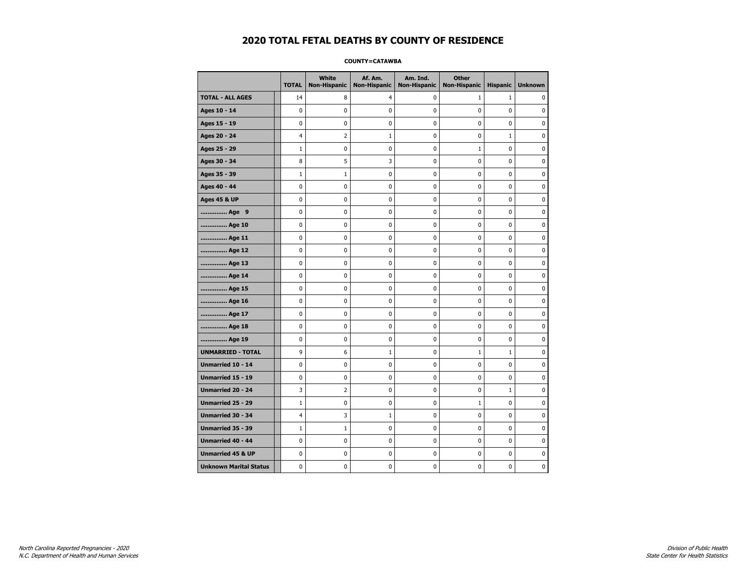# 2020 TOTAL FETAL DEATHS BY COUNTY OF RESIDENCE

**COUNTY=CATAWBA**

| | TOTAL | White Non-Hispanic | Af. Am. Non-Hispanic | Am. Ind. Non-Hispanic | Other Non-Hispanic | Hispanic | Unknown |
|---|---|---|---|---|---|---|---|
| **TOTAL - ALL AGES** | 14 | 8 | 4 | 0 | 1 | 1 | 0 |
| **Ages 10 - 14** | 0 | 0 | 0 | 0 | 0 | 0 | 0 |
| **Ages 15 - 19** | 0 | 0 | 0 | 0 | 0 | 0 | 0 |
| **Ages 20 - 24** | 4 | 2 | 1 | 0 | 0 | 1 | 0 |
| **Ages 25 - 29** | 1 | 0 | 0 | 0 | 1 | 0 | 0 |
| **Ages 30 - 34** | 8 | 5 | 3 | 0 | 0 | 0 | 0 |
| **Ages 35 - 39** | 1 | 1 | 0 | 0 | 0 | 0 | 0 |
| **Ages 40 - 44** | 0 | 0 | 0 | 0 | 0 | 0 | 0 |
| **Ages 45 & UP** | 0 | 0 | 0 | 0 | 0 | 0 | 0 |
| **.............. Age 9** | 0 | 0 | 0 | 0 | 0 | 0 | 0 |
| **.............. Age 10** | 0 | 0 | 0 | 0 | 0 | 0 | 0 |
| **.............. Age 11** | 0 | 0 | 0 | 0 | 0 | 0 | 0 |
| **.............. Age 12** | 0 | 0 | 0 | 0 | 0 | 0 | 0 |
| **.............. Age 13** | 0 | 0 | 0 | 0 | 0 | 0 | 0 |
| **.............. Age 14** | 0 | 0 | 0 | 0 | 0 | 0 | 0 |
| **.............. Age 15** | 0 | 0 | 0 | 0 | 0 | 0 | 0 |
| **.............. Age 16** | 0 | 0 | 0 | 0 | 0 | 0 | 0 |
| **.............. Age 17** | 0 | 0 | 0 | 0 | 0 | 0 | 0 |
| **.............. Age 18** | 0 | 0 | 0 | 0 | 0 | 0 | 0 |
| **.............. Age 19** | 0 | 0 | 0 | 0 | 0 | 0 | 0 |
| **UNMARRIED - TOTAL** | 9 | 6 | 1 | 0 | 1 | 1 | 0 |
| **Unmarried 10 - 14** | 0 | 0 | 0 | 0 | 0 | 0 | 0 |
| **Unmarried 15 - 19** | 0 | 0 | 0 | 0 | 0 | 0 | 0 |
| **Unmarried 20 - 24** | 3 | 2 | 0 | 0 | 0 | 1 | 0 |
| **Unmarried 25 - 29** | 1 | 0 | 0 | 0 | 1 | 0 | 0 |
| **Unmarried 30 - 34** | 4 | 3 | 1 | 0 | 0 | 0 | 0 |
| **Unmarried 35 - 39** | 1 | 1 | 0 | 0 | 0 | 0 | 0 |
| **Unmarried 40 - 44** | 0 | 0 | 0 | 0 | 0 | 0 | 0 |
| **Unmarried 45 & UP** | 0 | 0 | 0 | 0 | 0 | 0 | 0 |
| **Unknown Marital Status** | 0 | 0 | 0 | 0 | 0 | 0 | 0 |

*North Carolina Reported Pregnancies - 2020*
*N.C. Department of Health and Human Services*

*Division of Public Health*
*State Center for Health Statistics*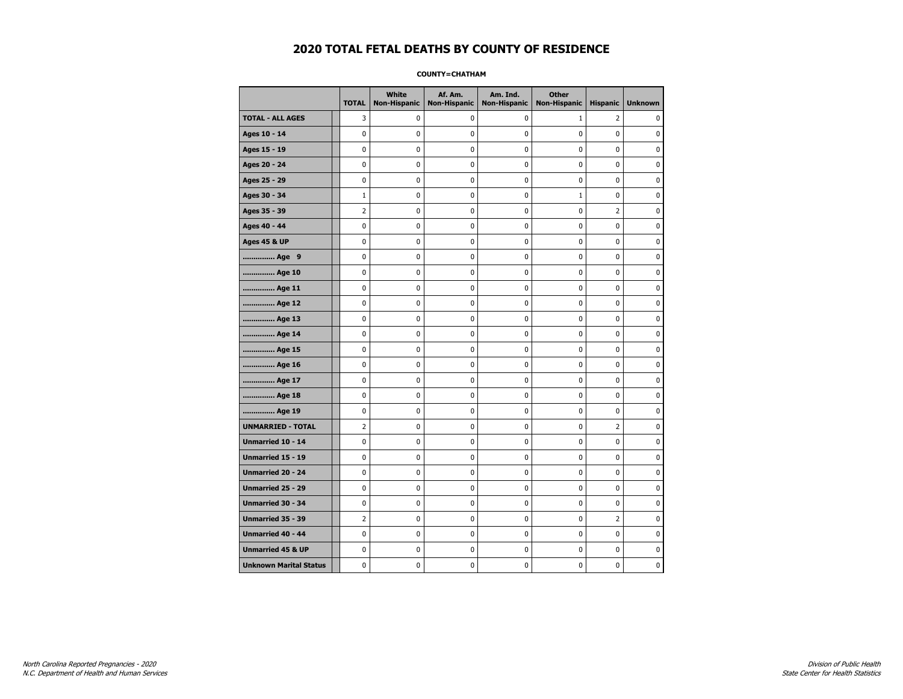# 2020 TOTAL FETAL DEATHS BY COUNTY OF RESIDENCE

**COUNTY=CHATHAM**

| | TOTAL | White Non-Hispanic | Af. Am. Non-Hispanic | Am. Ind. Non-Hispanic | Other Non-Hispanic | Hispanic | Unknown |
|---|---|---|---|---|---|---|---|
| **TOTAL - ALL AGES** | 3 | 0 | 0 | 0 | 1 | 2 | 0 |
| **Ages 10 - 14** | 0 | 0 | 0 | 0 | 0 | 0 | 0 |
| **Ages 15 - 19** | 0 | 0 | 0 | 0 | 0 | 0 | 0 |
| **Ages 20 - 24** | 0 | 0 | 0 | 0 | 0 | 0 | 0 |
| **Ages 25 - 29** | 0 | 0 | 0 | 0 | 0 | 0 | 0 |
| **Ages 30 - 34** | 1 | 0 | 0 | 0 | 1 | 0 | 0 |
| **Ages 35 - 39** | 2 | 0 | 0 | 0 | 0 | 2 | 0 |
| **Ages 40 - 44** | 0 | 0 | 0 | 0 | 0 | 0 | 0 |
| **Ages 45 & UP** | 0 | 0 | 0 | 0 | 0 | 0 | 0 |
| **.............. Age 9** | 0 | 0 | 0 | 0 | 0 | 0 | 0 |
| **.............. Age 10** | 0 | 0 | 0 | 0 | 0 | 0 | 0 |
| **.............. Age 11** | 0 | 0 | 0 | 0 | 0 | 0 | 0 |
| **.............. Age 12** | 0 | 0 | 0 | 0 | 0 | 0 | 0 |
| **.............. Age 13** | 0 | 0 | 0 | 0 | 0 | 0 | 0 |
| **.............. Age 14** | 0 | 0 | 0 | 0 | 0 | 0 | 0 |
| **.............. Age 15** | 0 | 0 | 0 | 0 | 0 | 0 | 0 |
| **.............. Age 16** | 0 | 0 | 0 | 0 | 0 | 0 | 0 |
| **.............. Age 17** | 0 | 0 | 0 | 0 | 0 | 0 | 0 |
| **.............. Age 18** | 0 | 0 | 0 | 0 | 0 | 0 | 0 |
| **.............. Age 19** | 0 | 0 | 0 | 0 | 0 | 0 | 0 |
| **UNMARRIED - TOTAL** | 2 | 0 | 0 | 0 | 0 | 2 | 0 |
| **Unmarried 10 - 14** | 0 | 0 | 0 | 0 | 0 | 0 | 0 |
| **Unmarried 15 - 19** | 0 | 0 | 0 | 0 | 0 | 0 | 0 |
| **Unmarried 20 - 24** | 0 | 0 | 0 | 0 | 0 | 0 | 0 |
| **Unmarried 25 - 29** | 0 | 0 | 0 | 0 | 0 | 0 | 0 |
| **Unmarried 30 - 34** | 0 | 0 | 0 | 0 | 0 | 0 | 0 |
| **Unmarried 35 - 39** | 2 | 0 | 0 | 0 | 0 | 2 | 0 |
| **Unmarried 40 - 44** | 0 | 0 | 0 | 0 | 0 | 0 | 0 |
| **Unmarried 45 & UP** | 0 | 0 | 0 | 0 | 0 | 0 | 0 |
| **Unknown Marital Status** | 0 | 0 | 0 | 0 | 0 | 0 | 0 |

*North Carolina Reported Pregnancies - 2020*
*N.C. Department of Health and Human Services*

*Division of Public Health*
*State Center for Health Statistics*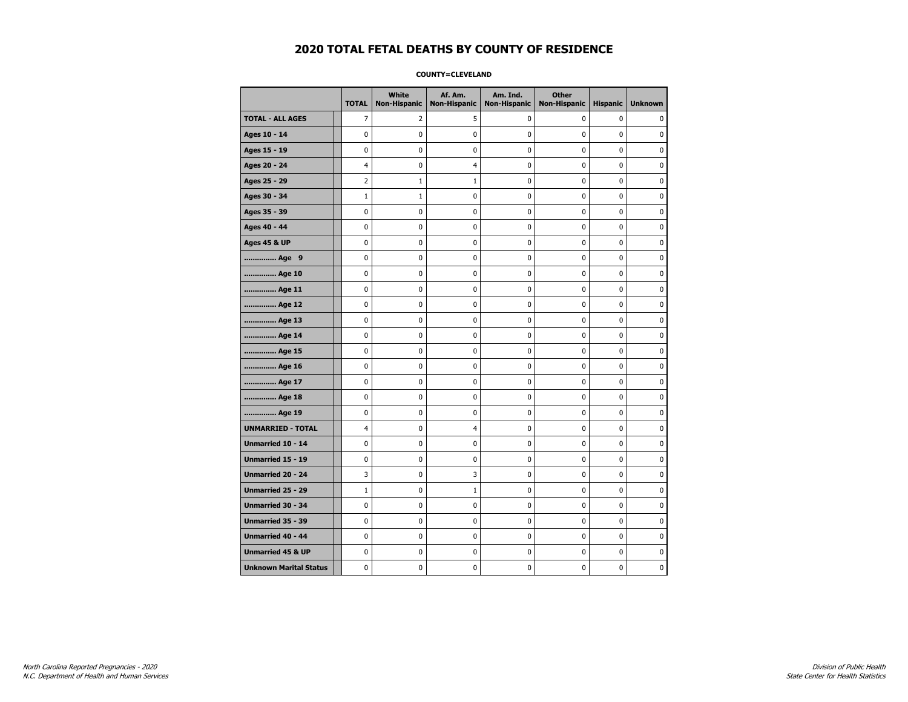# 2020 TOTAL FETAL DEATHS BY COUNTY OF RESIDENCE

**COUNTY=CLEVELAND**

| | TOTAL | White Non-Hispanic | Af. Am. Non-Hispanic | Am. Ind. Non-Hispanic | Other Non-Hispanic | Hispanic | Unknown |
|---|---|---|---|---|---|---|---|
| **TOTAL - ALL AGES** | 7 | 2 | 5 | 0 | 0 | 0 | 0 |
| **Ages 10 - 14** | 0 | 0 | 0 | 0 | 0 | 0 | 0 |
| **Ages 15 - 19** | 0 | 0 | 0 | 0 | 0 | 0 | 0 |
| **Ages 20 - 24** | 4 | 0 | 4 | 0 | 0 | 0 | 0 |
| **Ages 25 - 29** | 2 | 1 | 1 | 0 | 0 | 0 | 0 |
| **Ages 30 - 34** | 1 | 1 | 0 | 0 | 0 | 0 | 0 |
| **Ages 35 - 39** | 0 | 0 | 0 | 0 | 0 | 0 | 0 |
| **Ages 40 - 44** | 0 | 0 | 0 | 0 | 0 | 0 | 0 |
| **Ages 45 & UP** | 0 | 0 | 0 | 0 | 0 | 0 | 0 |
| **.............. Age 9** | 0 | 0 | 0 | 0 | 0 | 0 | 0 |
| **.............. Age 10** | 0 | 0 | 0 | 0 | 0 | 0 | 0 |
| **.............. Age 11** | 0 | 0 | 0 | 0 | 0 | 0 | 0 |
| **.............. Age 12** | 0 | 0 | 0 | 0 | 0 | 0 | 0 |
| **.............. Age 13** | 0 | 0 | 0 | 0 | 0 | 0 | 0 |
| **.............. Age 14** | 0 | 0 | 0 | 0 | 0 | 0 | 0 |
| **.............. Age 15** | 0 | 0 | 0 | 0 | 0 | 0 | 0 |
| **.............. Age 16** | 0 | 0 | 0 | 0 | 0 | 0 | 0 |
| **.............. Age 17** | 0 | 0 | 0 | 0 | 0 | 0 | 0 |
| **.............. Age 18** | 0 | 0 | 0 | 0 | 0 | 0 | 0 |
| **.............. Age 19** | 0 | 0 | 0 | 0 | 0 | 0 | 0 |
| **UNMARRIED - TOTAL** | 4 | 0 | 4 | 0 | 0 | 0 | 0 |
| **Unmarried 10 - 14** | 0 | 0 | 0 | 0 | 0 | 0 | 0 |
| **Unmarried 15 - 19** | 0 | 0 | 0 | 0 | 0 | 0 | 0 |
| **Unmarried 20 - 24** | 3 | 0 | 3 | 0 | 0 | 0 | 0 |
| **Unmarried 25 - 29** | 1 | 0 | 1 | 0 | 0 | 0 | 0 |
| **Unmarried 30 - 34** | 0 | 0 | 0 | 0 | 0 | 0 | 0 |
| **Unmarried 35 - 39** | 0 | 0 | 0 | 0 | 0 | 0 | 0 |
| **Unmarried 40 - 44** | 0 | 0 | 0 | 0 | 0 | 0 | 0 |
| **Unmarried 45 & UP** | 0 | 0 | 0 | 0 | 0 | 0 | 0 |
| **Unknown Marital Status** | 0 | 0 | 0 | 0 | 0 | 0 | 0 |

*North Carolina Reported Pregnancies - 2020*
*N.C. Department of Health and Human Services*

*Division of Public Health*
*State Center for Health Statistics*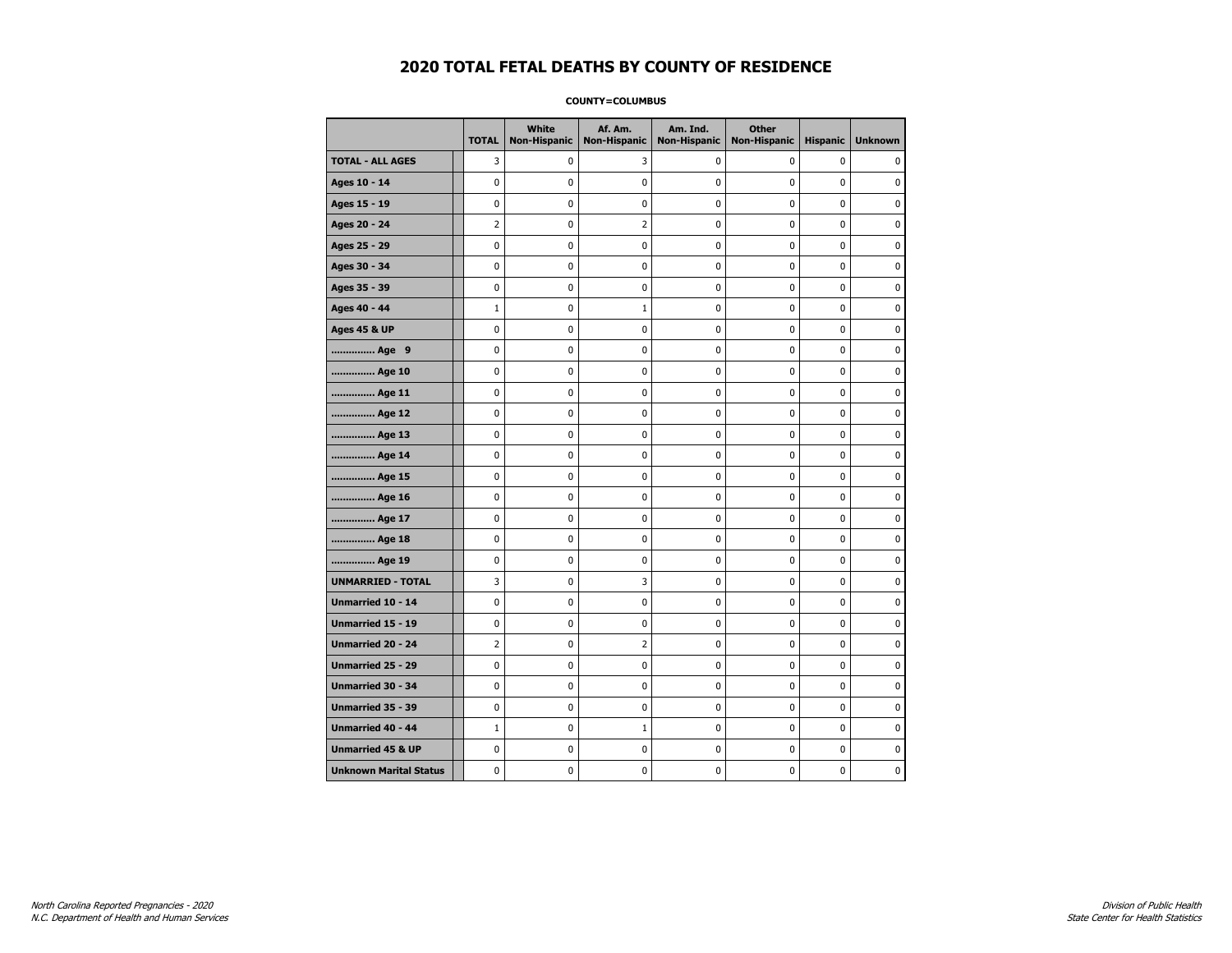# 2020 TOTAL FETAL DEATHS BY COUNTY OF RESIDENCE

**COUNTY=COLUMBUS**

| | TOTAL | White Non-Hispanic | Af. Am. Non-Hispanic | Am. Ind. Non-Hispanic | Other Non-Hispanic | Hispanic | Unknown |
|---|---|---|---|---|---|---|---|
| **TOTAL - ALL AGES** | 3 | 0 | 3 | 0 | 0 | 0 | 0 |
| **Ages 10 - 14** | 0 | 0 | 0 | 0 | 0 | 0 | 0 |
| **Ages 15 - 19** | 0 | 0 | 0 | 0 | 0 | 0 | 0 |
| **Ages 20 - 24** | 2 | 0 | 2 | 0 | 0 | 0 | 0 |
| **Ages 25 - 29** | 0 | 0 | 0 | 0 | 0 | 0 | 0 |
| **Ages 30 - 34** | 0 | 0 | 0 | 0 | 0 | 0 | 0 |
| **Ages 35 - 39** | 0 | 0 | 0 | 0 | 0 | 0 | 0 |
| **Ages 40 - 44** | 1 | 0 | 1 | 0 | 0 | 0 | 0 |
| **Ages 45 & UP** | 0 | 0 | 0 | 0 | 0 | 0 | 0 |
| **.............. Age 9** | 0 | 0 | 0 | 0 | 0 | 0 | 0 |
| **.............. Age 10** | 0 | 0 | 0 | 0 | 0 | 0 | 0 |
| **.............. Age 11** | 0 | 0 | 0 | 0 | 0 | 0 | 0 |
| **.............. Age 12** | 0 | 0 | 0 | 0 | 0 | 0 | 0 |
| **.............. Age 13** | 0 | 0 | 0 | 0 | 0 | 0 | 0 |
| **.............. Age 14** | 0 | 0 | 0 | 0 | 0 | 0 | 0 |
| **.............. Age 15** | 0 | 0 | 0 | 0 | 0 | 0 | 0 |
| **.............. Age 16** | 0 | 0 | 0 | 0 | 0 | 0 | 0 |
| **.............. Age 17** | 0 | 0 | 0 | 0 | 0 | 0 | 0 |
| **.............. Age 18** | 0 | 0 | 0 | 0 | 0 | 0 | 0 |
| **.............. Age 19** | 0 | 0 | 0 | 0 | 0 | 0 | 0 |
| **UNMARRIED - TOTAL** | 3 | 0 | 3 | 0 | 0 | 0 | 0 |
| **Unmarried 10 - 14** | 0 | 0 | 0 | 0 | 0 | 0 | 0 |
| **Unmarried 15 - 19** | 0 | 0 | 0 | 0 | 0 | 0 | 0 |
| **Unmarried 20 - 24** | 2 | 0 | 2 | 0 | 0 | 0 | 0 |
| **Unmarried 25 - 29** | 0 | 0 | 0 | 0 | 0 | 0 | 0 |
| **Unmarried 30 - 34** | 0 | 0 | 0 | 0 | 0 | 0 | 0 |
| **Unmarried 35 - 39** | 0 | 0 | 0 | 0 | 0 | 0 | 0 |
| **Unmarried 40 - 44** | 1 | 0 | 1 | 0 | 0 | 0 | 0 |
| **Unmarried 45 & UP** | 0 | 0 | 0 | 0 | 0 | 0 | 0 |
| **Unknown Marital Status** | 0 | 0 | 0 | 0 | 0 | 0 | 0 |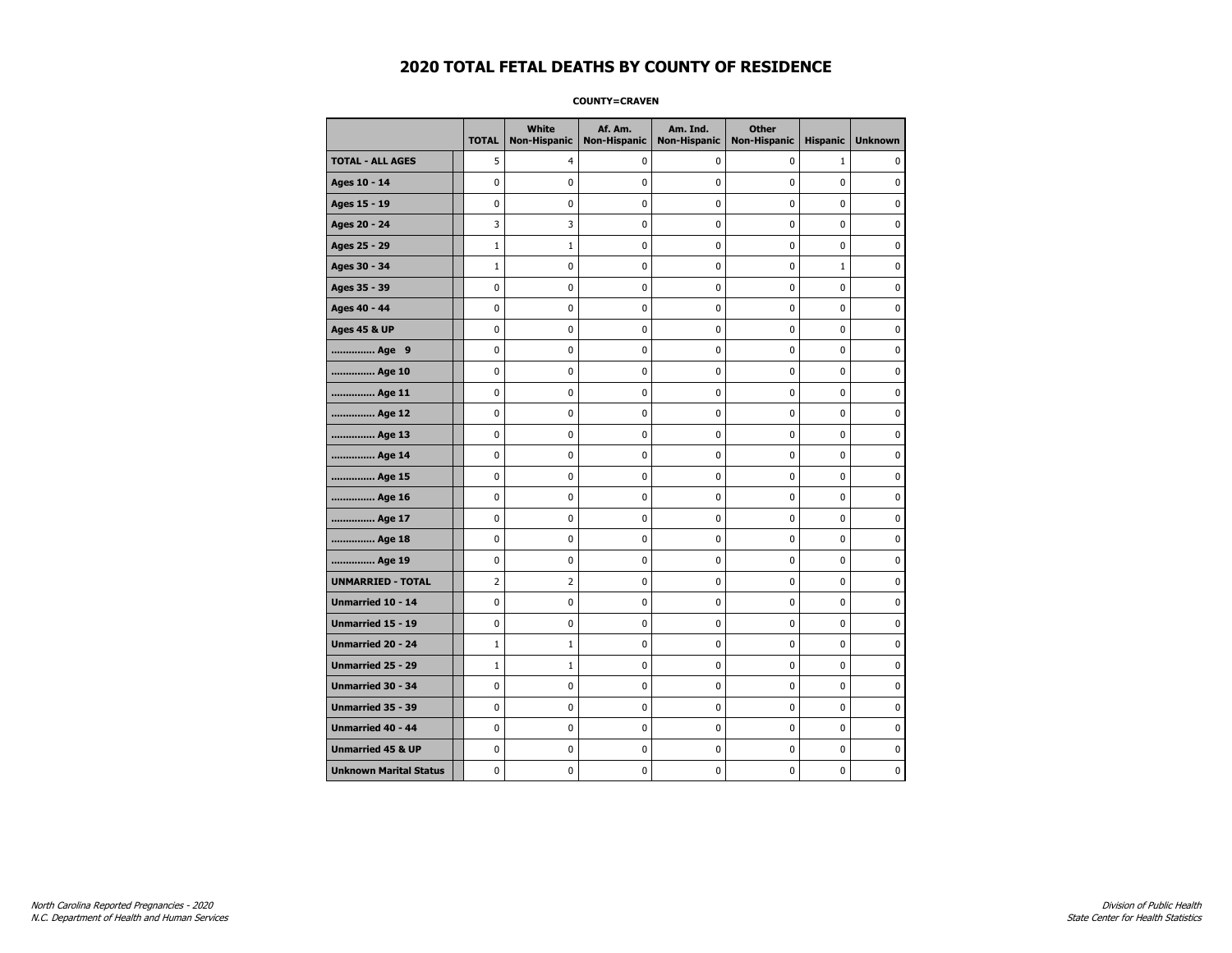# 2020 TOTAL FETAL DEATHS BY COUNTY OF RESIDENCE

**COUNTY=CRAVEN**

| | TOTAL | White Non-Hispanic | Af. Am. Non-Hispanic | Am. Ind. Non-Hispanic | Other Non-Hispanic | Hispanic | Unknown |
|---|---|---|---|---|---|---|---|
| **TOTAL - ALL AGES** | 5 | 4 | 0 | 0 | 0 | 1 | 0 |
| **Ages 10 - 14** | 0 | 0 | 0 | 0 | 0 | 0 | 0 |
| **Ages 15 - 19** | 0 | 0 | 0 | 0 | 0 | 0 | 0 |
| **Ages 20 - 24** | 3 | 3 | 0 | 0 | 0 | 0 | 0 |
| **Ages 25 - 29** | 1 | 1 | 0 | 0 | 0 | 0 | 0 |
| **Ages 30 - 34** | 1 | 0 | 0 | 0 | 0 | 1 | 0 |
| **Ages 35 - 39** | 0 | 0 | 0 | 0 | 0 | 0 | 0 |
| **Ages 40 - 44** | 0 | 0 | 0 | 0 | 0 | 0 | 0 |
| **Ages 45 & UP** | 0 | 0 | 0 | 0 | 0 | 0 | 0 |
| **.............. Age 9** | 0 | 0 | 0 | 0 | 0 | 0 | 0 |
| **.............. Age 10** | 0 | 0 | 0 | 0 | 0 | 0 | 0 |
| **.............. Age 11** | 0 | 0 | 0 | 0 | 0 | 0 | 0 |
| **.............. Age 12** | 0 | 0 | 0 | 0 | 0 | 0 | 0 |
| **.............. Age 13** | 0 | 0 | 0 | 0 | 0 | 0 | 0 |
| **.............. Age 14** | 0 | 0 | 0 | 0 | 0 | 0 | 0 |
| **.............. Age 15** | 0 | 0 | 0 | 0 | 0 | 0 | 0 |
| **.............. Age 16** | 0 | 0 | 0 | 0 | 0 | 0 | 0 |
| **.............. Age 17** | 0 | 0 | 0 | 0 | 0 | 0 | 0 |
| **.............. Age 18** | 0 | 0 | 0 | 0 | 0 | 0 | 0 |
| **.............. Age 19** | 0 | 0 | 0 | 0 | 0 | 0 | 0 |
| **UNMARRIED - TOTAL** | 2 | 2 | 0 | 0 | 0 | 0 | 0 |
| **Unmarried 10 - 14** | 0 | 0 | 0 | 0 | 0 | 0 | 0 |
| **Unmarried 15 - 19** | 0 | 0 | 0 | 0 | 0 | 0 | 0 |
| **Unmarried 20 - 24** | 1 | 1 | 0 | 0 | 0 | 0 | 0 |
| **Unmarried 25 - 29** | 1 | 1 | 0 | 0 | 0 | 0 | 0 |
| **Unmarried 30 - 34** | 0 | 0 | 0 | 0 | 0 | 0 | 0 |
| **Unmarried 35 - 39** | 0 | 0 | 0 | 0 | 0 | 0 | 0 |
| **Unmarried 40 - 44** | 0 | 0 | 0 | 0 | 0 | 0 | 0 |
| **Unmarried 45 & UP** | 0 | 0 | 0 | 0 | 0 | 0 | 0 |
| **Unknown Marital Status** | 0 | 0 | 0 | 0 | 0 | 0 | 0 |

*North Carolina Reported Pregnancies - 2020*
*N.C. Department of Health and Human Services*

*Division of Public Health*
*State Center for Health Statistics*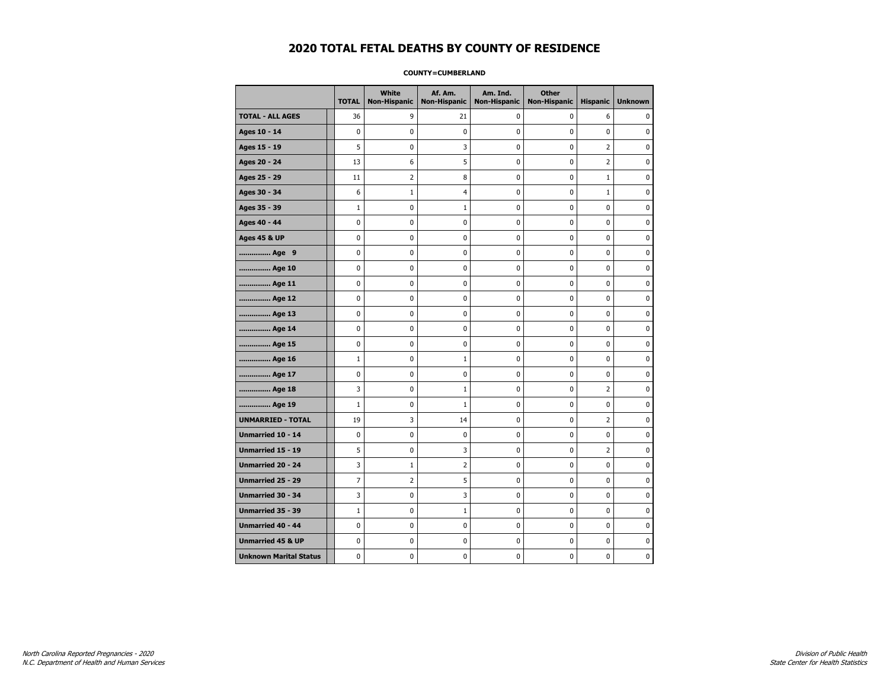# 2020 TOTAL FETAL DEATHS BY COUNTY OF RESIDENCE

**COUNTY=CUMBERLAND**

| | TOTAL | White Non-Hispanic | Af. Am. Non-Hispanic | Am. Ind. Non-Hispanic | Other Non-Hispanic | Hispanic | Unknown |
|---|---|---|---|---|---|---|---|
| **TOTAL - ALL AGES** | 36 | 9 | 21 | 0 | 0 | 6 | 0 |
| **Ages 10 - 14** | 0 | 0 | 0 | 0 | 0 | 0 | 0 |
| **Ages 15 - 19** | 5 | 0 | 3 | 0 | 0 | 2 | 0 |
| **Ages 20 - 24** | 13 | 6 | 5 | 0 | 0 | 2 | 0 |
| **Ages 25 - 29** | 11 | 2 | 8 | 0 | 0 | 1 | 0 |
| **Ages 30 - 34** | 6 | 1 | 4 | 0 | 0 | 1 | 0 |
| **Ages 35 - 39** | 1 | 0 | 1 | 0 | 0 | 0 | 0 |
| **Ages 40 - 44** | 0 | 0 | 0 | 0 | 0 | 0 | 0 |
| **Ages 45 & UP** | 0 | 0 | 0 | 0 | 0 | 0 | 0 |
| **.............. Age 9** | 0 | 0 | 0 | 0 | 0 | 0 | 0 |
| **.............. Age 10** | 0 | 0 | 0 | 0 | 0 | 0 | 0 |
| **.............. Age 11** | 0 | 0 | 0 | 0 | 0 | 0 | 0 |
| **.............. Age 12** | 0 | 0 | 0 | 0 | 0 | 0 | 0 |
| **.............. Age 13** | 0 | 0 | 0 | 0 | 0 | 0 | 0 |
| **.............. Age 14** | 0 | 0 | 0 | 0 | 0 | 0 | 0 |
| **.............. Age 15** | 0 | 0 | 0 | 0 | 0 | 0 | 0 |
| **.............. Age 16** | 1 | 0 | 1 | 0 | 0 | 0 | 0 |
| **.............. Age 17** | 0 | 0 | 0 | 0 | 0 | 0 | 0 |
| **.............. Age 18** | 3 | 0 | 1 | 0 | 0 | 2 | 0 |
| **.............. Age 19** | 1 | 0 | 1 | 0 | 0 | 0 | 0 |
| **UNMARRIED - TOTAL** | 19 | 3 | 14 | 0 | 0 | 2 | 0 |
| **Unmarried 10 - 14** | 0 | 0 | 0 | 0 | 0 | 0 | 0 |
| **Unmarried 15 - 19** | 5 | 0 | 3 | 0 | 0 | 2 | 0 |
| **Unmarried 20 - 24** | 3 | 1 | 2 | 0 | 0 | 0 | 0 |
| **Unmarried 25 - 29** | 7 | 2 | 5 | 0 | 0 | 0 | 0 |
| **Unmarried 30 - 34** | 3 | 0 | 3 | 0 | 0 | 0 | 0 |
| **Unmarried 35 - 39** | 1 | 0 | 1 | 0 | 0 | 0 | 0 |
| **Unmarried 40 - 44** | 0 | 0 | 0 | 0 | 0 | 0 | 0 |
| **Unmarried 45 & UP** | 0 | 0 | 0 | 0 | 0 | 0 | 0 |
| **Unknown Marital Status** | 0 | 0 | 0 | 0 | 0 | 0 | 0 |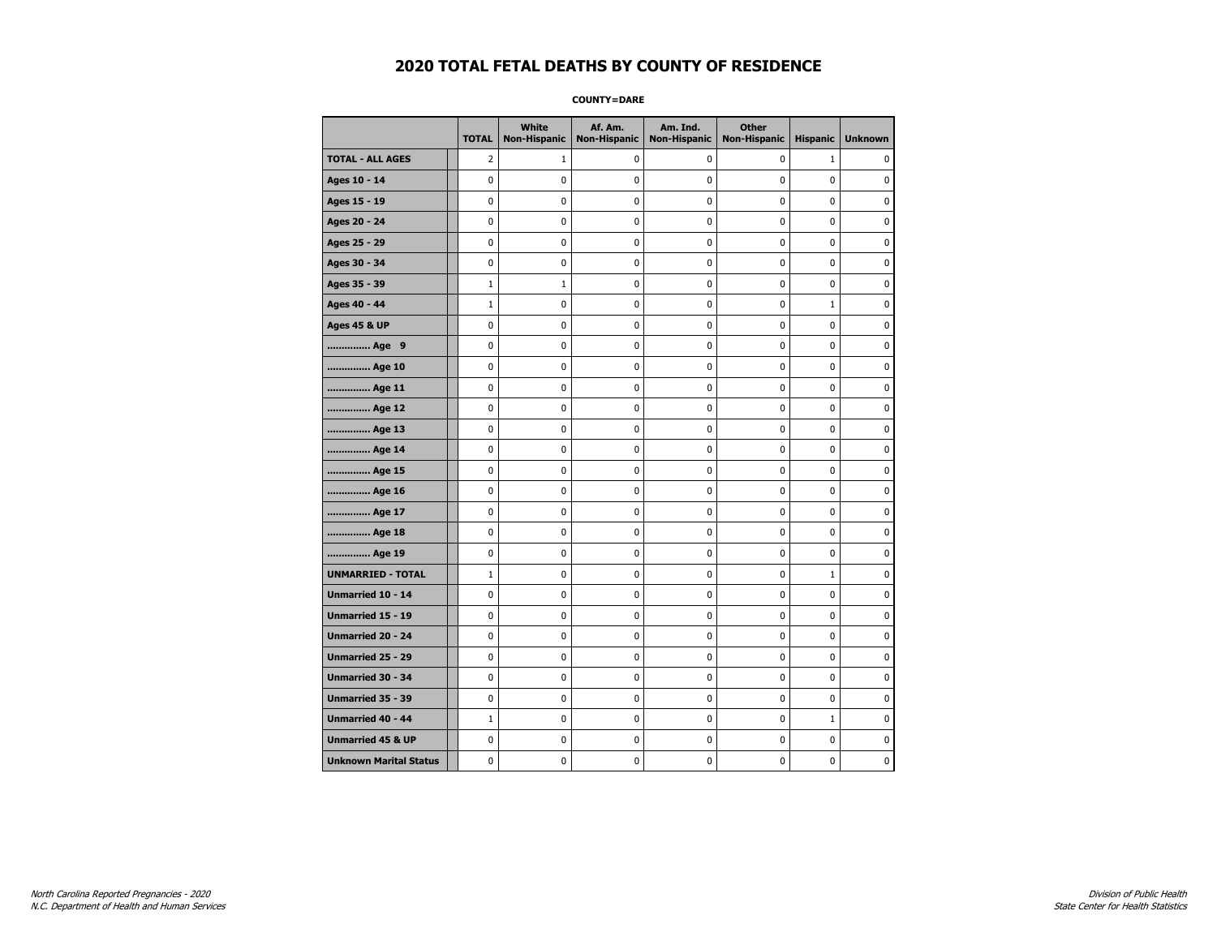# 2020 TOTAL FETAL DEATHS BY COUNTY OF RESIDENCE

**COUNTY=DARE**

| | TOTAL | White Non-Hispanic | Af. Am. Non-Hispanic | Am. Ind. Non-Hispanic | Other Non-Hispanic | Hispanic | Unknown |
|---|---|---|---|---|---|---|---|
| **TOTAL - ALL AGES** | 2 | 1 | 0 | 0 | 0 | 1 | 0 |
| **Ages 10 - 14** | 0 | 0 | 0 | 0 | 0 | 0 | 0 |
| **Ages 15 - 19** | 0 | 0 | 0 | 0 | 0 | 0 | 0 |
| **Ages 20 - 24** | 0 | 0 | 0 | 0 | 0 | 0 | 0 |
| **Ages 25 - 29** | 0 | 0 | 0 | 0 | 0 | 0 | 0 |
| **Ages 30 - 34** | 0 | 0 | 0 | 0 | 0 | 0 | 0 |
| **Ages 35 - 39** | 1 | 1 | 0 | 0 | 0 | 0 | 0 |
| **Ages 40 - 44** | 1 | 0 | 0 | 0 | 0 | 1 | 0 |
| **Ages 45 & UP** | 0 | 0 | 0 | 0 | 0 | 0 | 0 |
| **.............. Age 9** | 0 | 0 | 0 | 0 | 0 | 0 | 0 |
| **.............. Age 10** | 0 | 0 | 0 | 0 | 0 | 0 | 0 |
| **.............. Age 11** | 0 | 0 | 0 | 0 | 0 | 0 | 0 |
| **.............. Age 12** | 0 | 0 | 0 | 0 | 0 | 0 | 0 |
| **.............. Age 13** | 0 | 0 | 0 | 0 | 0 | 0 | 0 |
| **.............. Age 14** | 0 | 0 | 0 | 0 | 0 | 0 | 0 |
| **.............. Age 15** | 0 | 0 | 0 | 0 | 0 | 0 | 0 |
| **.............. Age 16** | 0 | 0 | 0 | 0 | 0 | 0 | 0 |
| **.............. Age 17** | 0 | 0 | 0 | 0 | 0 | 0 | 0 |
| **.............. Age 18** | 0 | 0 | 0 | 0 | 0 | 0 | 0 |
| **.............. Age 19** | 0 | 0 | 0 | 0 | 0 | 0 | 0 |
| **UNMARRIED - TOTAL** | 1 | 0 | 0 | 0 | 0 | 1 | 0 |
| **Unmarried 10 - 14** | 0 | 0 | 0 | 0 | 0 | 0 | 0 |
| **Unmarried 15 - 19** | 0 | 0 | 0 | 0 | 0 | 0 | 0 |
| **Unmarried 20 - 24** | 0 | 0 | 0 | 0 | 0 | 0 | 0 |
| **Unmarried 25 - 29** | 0 | 0 | 0 | 0 | 0 | 0 | 0 |
| **Unmarried 30 - 34** | 0 | 0 | 0 | 0 | 0 | 0 | 0 |
| **Unmarried 35 - 39** | 0 | 0 | 0 | 0 | 0 | 0 | 0 |
| **Unmarried 40 - 44** | 1 | 0 | 0 | 0 | 0 | 1 | 0 |
| **Unmarried 45 & UP** | 0 | 0 | 0 | 0 | 0 | 0 | 0 |
| **Unknown Marital Status** | 0 | 0 | 0 | 0 | 0 | 0 | 0 |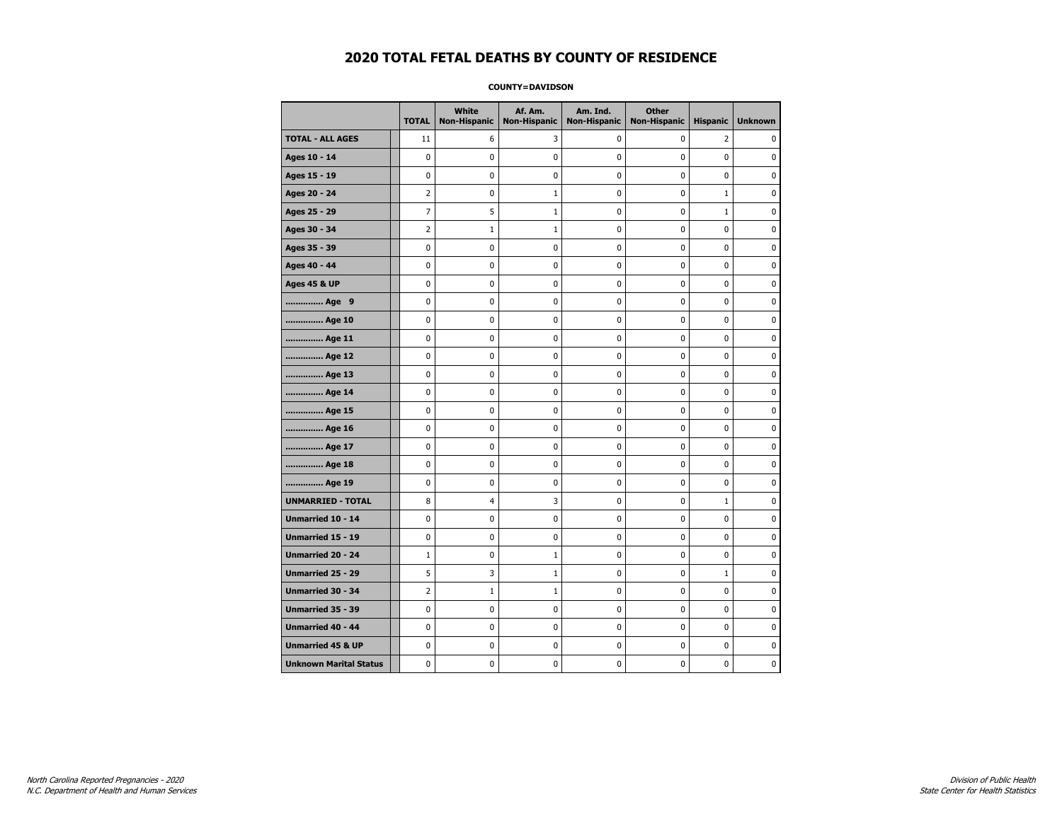# 2020 TOTAL FETAL DEATHS BY COUNTY OF RESIDENCE

**COUNTY=DAVIDSON**

| | TOTAL | White Non-Hispanic | Af. Am. Non-Hispanic | Am. Ind. Non-Hispanic | Other Non-Hispanic | Hispanic | Unknown |
|---|---|---|---|---|---|---|---|
| **TOTAL - ALL AGES** | 11 | 6 | 3 | 0 | 0 | 2 | 0 |
| **Ages 10 - 14** | 0 | 0 | 0 | 0 | 0 | 0 | 0 |
| **Ages 15 - 19** | 0 | 0 | 0 | 0 | 0 | 0 | 0 |
| **Ages 20 - 24** | 2 | 0 | 1 | 0 | 0 | 1 | 0 |
| **Ages 25 - 29** | 7 | 5 | 1 | 0 | 0 | 1 | 0 |
| **Ages 30 - 34** | 2 | 1 | 1 | 0 | 0 | 0 | 0 |
| **Ages 35 - 39** | 0 | 0 | 0 | 0 | 0 | 0 | 0 |
| **Ages 40 - 44** | 0 | 0 | 0 | 0 | 0 | 0 | 0 |
| **Ages 45 & UP** | 0 | 0 | 0 | 0 | 0 | 0 | 0 |
| **.............. Age 9** | 0 | 0 | 0 | 0 | 0 | 0 | 0 |
| **.............. Age 10** | 0 | 0 | 0 | 0 | 0 | 0 | 0 |
| **.............. Age 11** | 0 | 0 | 0 | 0 | 0 | 0 | 0 |
| **.............. Age 12** | 0 | 0 | 0 | 0 | 0 | 0 | 0 |
| **.............. Age 13** | 0 | 0 | 0 | 0 | 0 | 0 | 0 |
| **.............. Age 14** | 0 | 0 | 0 | 0 | 0 | 0 | 0 |
| **.............. Age 15** | 0 | 0 | 0 | 0 | 0 | 0 | 0 |
| **.............. Age 16** | 0 | 0 | 0 | 0 | 0 | 0 | 0 |
| **.............. Age 17** | 0 | 0 | 0 | 0 | 0 | 0 | 0 |
| **.............. Age 18** | 0 | 0 | 0 | 0 | 0 | 0 | 0 |
| **.............. Age 19** | 0 | 0 | 0 | 0 | 0 | 0 | 0 |
| **UNMARRIED - TOTAL** | 8 | 4 | 3 | 0 | 0 | 1 | 0 |
| **Unmarried 10 - 14** | 0 | 0 | 0 | 0 | 0 | 0 | 0 |
| **Unmarried 15 - 19** | 0 | 0 | 0 | 0 | 0 | 0 | 0 |
| **Unmarried 20 - 24** | 1 | 0 | 1 | 0 | 0 | 0 | 0 |
| **Unmarried 25 - 29** | 5 | 3 | 1 | 0 | 0 | 1 | 0 |
| **Unmarried 30 - 34** | 2 | 1 | 1 | 0 | 0 | 0 | 0 |
| **Unmarried 35 - 39** | 0 | 0 | 0 | 0 | 0 | 0 | 0 |
| **Unmarried 40 - 44** | 0 | 0 | 0 | 0 | 0 | 0 | 0 |
| **Unmarried 45 & UP** | 0 | 0 | 0 | 0 | 0 | 0 | 0 |
| **Unknown Marital Status** | 0 | 0 | 0 | 0 | 0 | 0 | 0 |

*North Carolina Reported Pregnancies - 2020*
*N.C. Department of Health and Human Services*

*Division of Public Health*
*State Center for Health Statistics*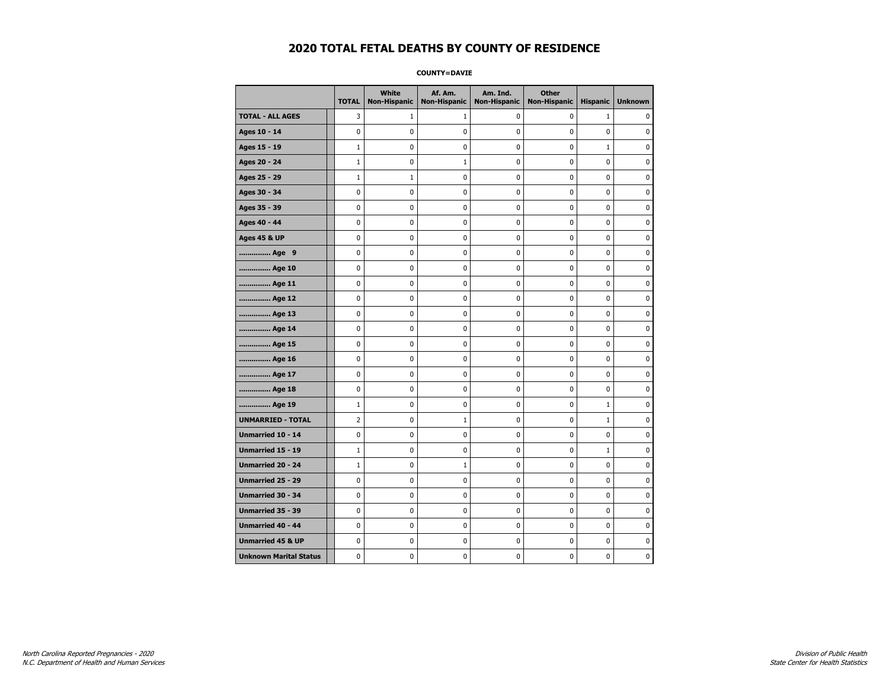# 2020 TOTAL FETAL DEATHS BY COUNTY OF RESIDENCE

**COUNTY=DAVIE**

| | TOTAL | White Non-Hispanic | Af. Am. Non-Hispanic | Am. Ind. Non-Hispanic | Other Non-Hispanic | Hispanic | Unknown |
|---|---|---|---|---|---|---|---|
| **TOTAL - ALL AGES** | 3 | 1 | 1 | 0 | 0 | 1 | 0 |
| **Ages 10 - 14** | 0 | 0 | 0 | 0 | 0 | 0 | 0 |
| **Ages 15 - 19** | 1 | 0 | 0 | 0 | 0 | 1 | 0 |
| **Ages 20 - 24** | 1 | 0 | 1 | 0 | 0 | 0 | 0 |
| **Ages 25 - 29** | 1 | 1 | 0 | 0 | 0 | 0 | 0 |
| **Ages 30 - 34** | 0 | 0 | 0 | 0 | 0 | 0 | 0 |
| **Ages 35 - 39** | 0 | 0 | 0 | 0 | 0 | 0 | 0 |
| **Ages 40 - 44** | 0 | 0 | 0 | 0 | 0 | 0 | 0 |
| **Ages 45 & UP** | 0 | 0 | 0 | 0 | 0 | 0 | 0 |
| **.............. Age 9** | 0 | 0 | 0 | 0 | 0 | 0 | 0 |
| **.............. Age 10** | 0 | 0 | 0 | 0 | 0 | 0 | 0 |
| **.............. Age 11** | 0 | 0 | 0 | 0 | 0 | 0 | 0 |
| **.............. Age 12** | 0 | 0 | 0 | 0 | 0 | 0 | 0 |
| **.............. Age 13** | 0 | 0 | 0 | 0 | 0 | 0 | 0 |
| **.............. Age 14** | 0 | 0 | 0 | 0 | 0 | 0 | 0 |
| **.............. Age 15** | 0 | 0 | 0 | 0 | 0 | 0 | 0 |
| **.............. Age 16** | 0 | 0 | 0 | 0 | 0 | 0 | 0 |
| **.............. Age 17** | 0 | 0 | 0 | 0 | 0 | 0 | 0 |
| **.............. Age 18** | 0 | 0 | 0 | 0 | 0 | 0 | 0 |
| **.............. Age 19** | 1 | 0 | 0 | 0 | 0 | 1 | 0 |
| **UNMARRIED - TOTAL** | 2 | 0 | 1 | 0 | 0 | 1 | 0 |
| **Unmarried 10 - 14** | 0 | 0 | 0 | 0 | 0 | 0 | 0 |
| **Unmarried 15 - 19** | 1 | 0 | 0 | 0 | 0 | 1 | 0 |
| **Unmarried 20 - 24** | 1 | 0 | 1 | 0 | 0 | 0 | 0 |
| **Unmarried 25 - 29** | 0 | 0 | 0 | 0 | 0 | 0 | 0 |
| **Unmarried 30 - 34** | 0 | 0 | 0 | 0 | 0 | 0 | 0 |
| **Unmarried 35 - 39** | 0 | 0 | 0 | 0 | 0 | 0 | 0 |
| **Unmarried 40 - 44** | 0 | 0 | 0 | 0 | 0 | 0 | 0 |
| **Unmarried 45 & UP** | 0 | 0 | 0 | 0 | 0 | 0 | 0 |
| **Unknown Marital Status** | 0 | 0 | 0 | 0 | 0 | 0 | 0 |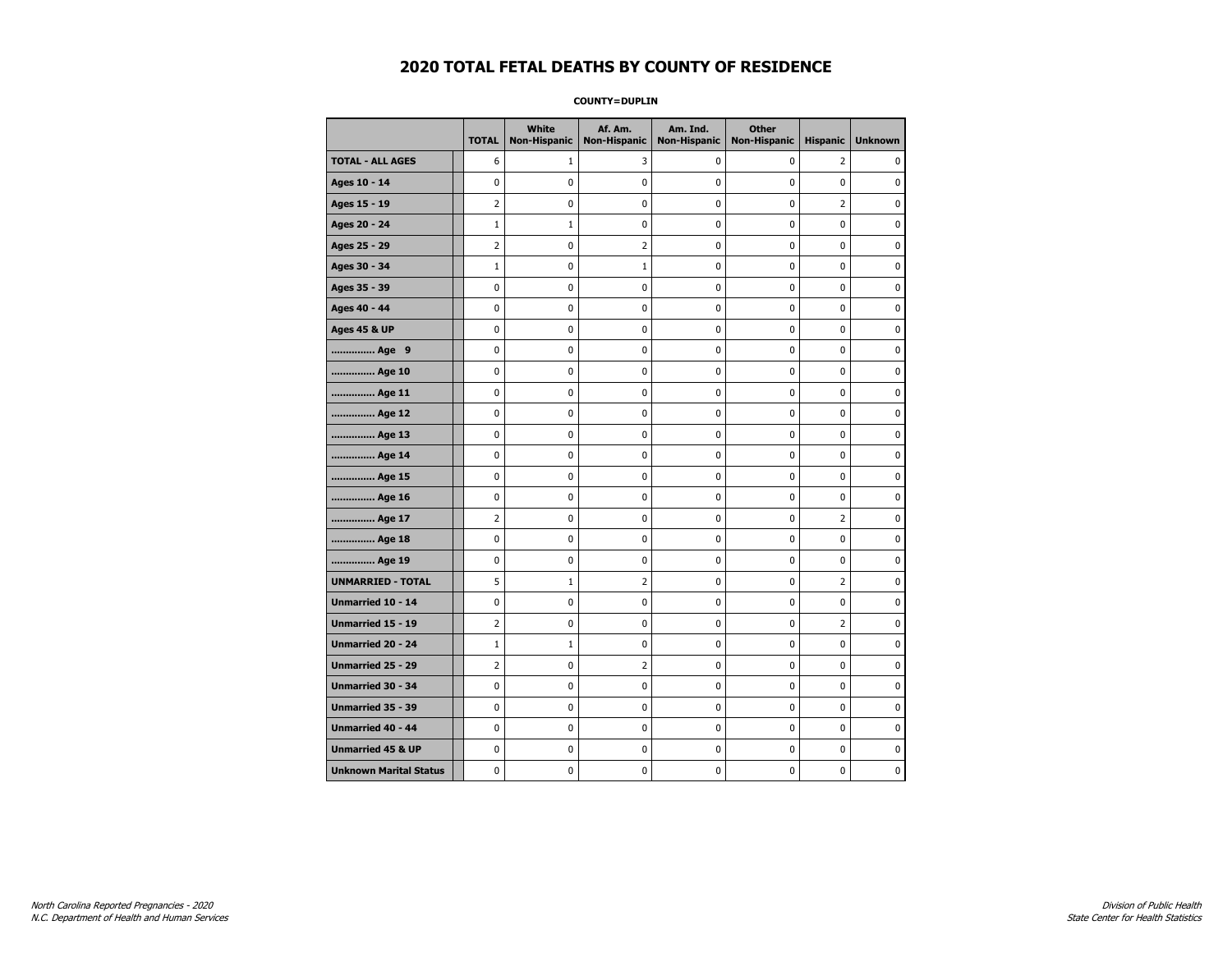# 2020 TOTAL FETAL DEATHS BY COUNTY OF RESIDENCE

**COUNTY=DUPLIN**

| | TOTAL | White Non-Hispanic | Af. Am. Non-Hispanic | Am. Ind. Non-Hispanic | Other Non-Hispanic | Hispanic | Unknown |
|---|---|---|---|---|---|---|---|
| **TOTAL - ALL AGES** | 6 | 1 | 3 | 0 | 0 | 2 | 0 |
| **Ages 10 - 14** | 0 | 0 | 0 | 0 | 0 | 0 | 0 |
| **Ages 15 - 19** | 2 | 0 | 0 | 0 | 0 | 2 | 0 |
| **Ages 20 - 24** | 1 | 1 | 0 | 0 | 0 | 0 | 0 |
| **Ages 25 - 29** | 2 | 0 | 2 | 0 | 0 | 0 | 0 |
| **Ages 30 - 34** | 1 | 0 | 1 | 0 | 0 | 0 | 0 |
| **Ages 35 - 39** | 0 | 0 | 0 | 0 | 0 | 0 | 0 |
| **Ages 40 - 44** | 0 | 0 | 0 | 0 | 0 | 0 | 0 |
| **Ages 45 & UP** | 0 | 0 | 0 | 0 | 0 | 0 | 0 |
| **.............. Age 9** | 0 | 0 | 0 | 0 | 0 | 0 | 0 |
| **.............. Age 10** | 0 | 0 | 0 | 0 | 0 | 0 | 0 |
| **.............. Age 11** | 0 | 0 | 0 | 0 | 0 | 0 | 0 |
| **.............. Age 12** | 0 | 0 | 0 | 0 | 0 | 0 | 0 |
| **.............. Age 13** | 0 | 0 | 0 | 0 | 0 | 0 | 0 |
| **.............. Age 14** | 0 | 0 | 0 | 0 | 0 | 0 | 0 |
| **.............. Age 15** | 0 | 0 | 0 | 0 | 0 | 0 | 0 |
| **.............. Age 16** | 0 | 0 | 0 | 0 | 0 | 0 | 0 |
| **.............. Age 17** | 2 | 0 | 0 | 0 | 0 | 2 | 0 |
| **.............. Age 18** | 0 | 0 | 0 | 0 | 0 | 0 | 0 |
| **.............. Age 19** | 0 | 0 | 0 | 0 | 0 | 0 | 0 |
| **UNMARRIED - TOTAL** | 5 | 1 | 2 | 0 | 0 | 2 | 0 |
| **Unmarried 10 - 14** | 0 | 0 | 0 | 0 | 0 | 0 | 0 |
| **Unmarried 15 - 19** | 2 | 0 | 0 | 0 | 0 | 2 | 0 |
| **Unmarried 20 - 24** | 1 | 1 | 0 | 0 | 0 | 0 | 0 |
| **Unmarried 25 - 29** | 2 | 0 | 2 | 0 | 0 | 0 | 0 |
| **Unmarried 30 - 34** | 0 | 0 | 0 | 0 | 0 | 0 | 0 |
| **Unmarried 35 - 39** | 0 | 0 | 0 | 0 | 0 | 0 | 0 |
| **Unmarried 40 - 44** | 0 | 0 | 0 | 0 | 0 | 0 | 0 |
| **Unmarried 45 & UP** | 0 | 0 | 0 | 0 | 0 | 0 | 0 |
| **Unknown Marital Status** | 0 | 0 | 0 | 0 | 0 | 0 | 0 |

*North Carolina Reported Pregnancies - 2020*
*N.C. Department of Health and Human Services*

*Division of Public Health*
*State Center for Health Statistics*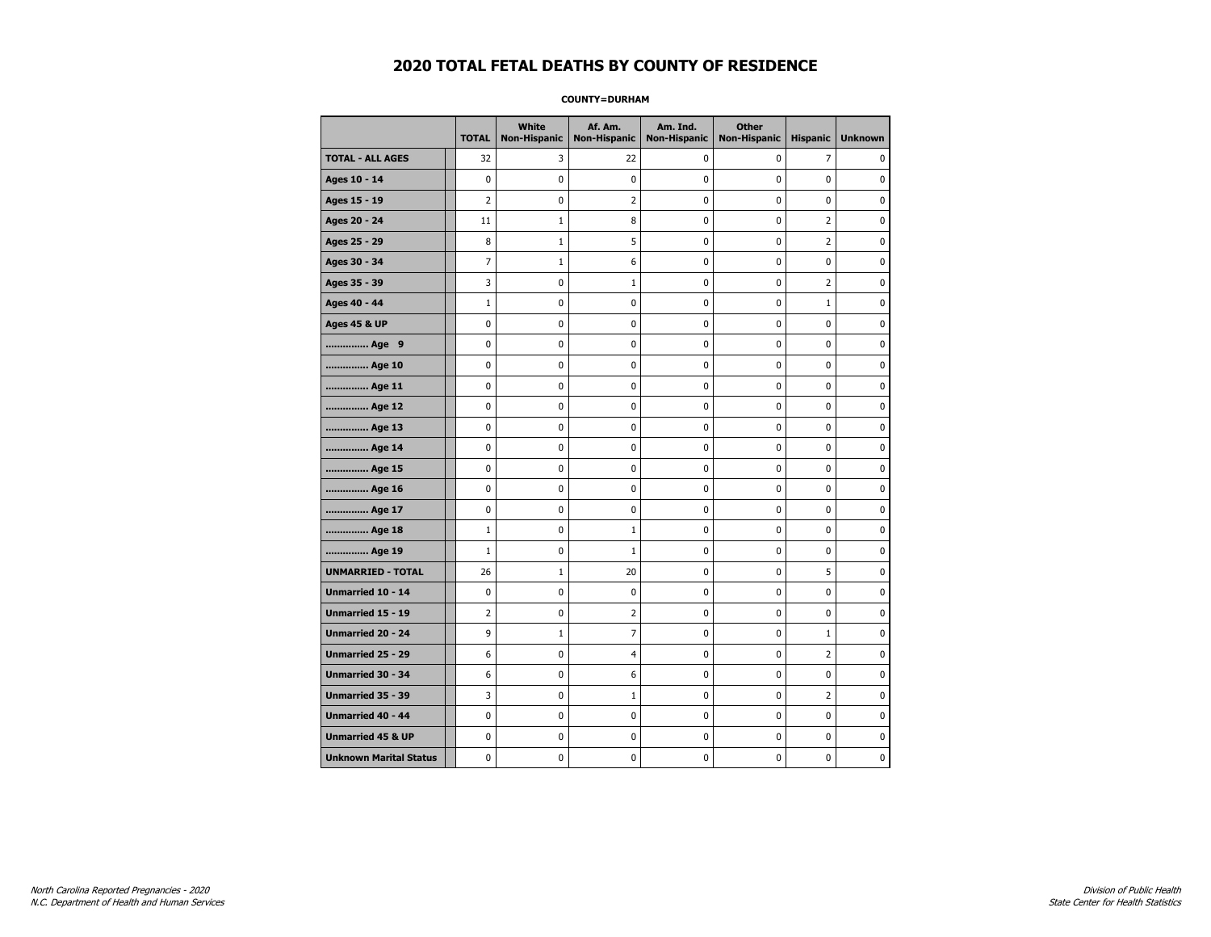# 2020 TOTAL FETAL DEATHS BY COUNTY OF RESIDENCE

**COUNTY=DURHAM**

| | TOTAL | White Non-Hispanic | Af. Am. Non-Hispanic | Am. Ind. Non-Hispanic | Other Non-Hispanic | Hispanic | Unknown |
|---|---|---|---|---|---|---|---|
| **TOTAL - ALL AGES** | 32 | 3 | 22 | 0 | 0 | 7 | 0 |
| **Ages 10 - 14** | 0 | 0 | 0 | 0 | 0 | 0 | 0 |
| **Ages 15 - 19** | 2 | 0 | 2 | 0 | 0 | 0 | 0 |
| **Ages 20 - 24** | 11 | 1 | 8 | 0 | 0 | 2 | 0 |
| **Ages 25 - 29** | 8 | 1 | 5 | 0 | 0 | 2 | 0 |
| **Ages 30 - 34** | 7 | 1 | 6 | 0 | 0 | 0 | 0 |
| **Ages 35 - 39** | 3 | 0 | 1 | 0 | 0 | 2 | 0 |
| **Ages 40 - 44** | 1 | 0 | 0 | 0 | 0 | 1 | 0 |
| **Ages 45 & UP** | 0 | 0 | 0 | 0 | 0 | 0 | 0 |
| **.............. Age 9** | 0 | 0 | 0 | 0 | 0 | 0 | 0 |
| **.............. Age 10** | 0 | 0 | 0 | 0 | 0 | 0 | 0 |
| **.............. Age 11** | 0 | 0 | 0 | 0 | 0 | 0 | 0 |
| **.............. Age 12** | 0 | 0 | 0 | 0 | 0 | 0 | 0 |
| **.............. Age 13** | 0 | 0 | 0 | 0 | 0 | 0 | 0 |
| **.............. Age 14** | 0 | 0 | 0 | 0 | 0 | 0 | 0 |
| **.............. Age 15** | 0 | 0 | 0 | 0 | 0 | 0 | 0 |
| **.............. Age 16** | 0 | 0 | 0 | 0 | 0 | 0 | 0 |
| **.............. Age 17** | 0 | 0 | 0 | 0 | 0 | 0 | 0 |
| **.............. Age 18** | 1 | 0 | 1 | 0 | 0 | 0 | 0 |
| **.............. Age 19** | 1 | 0 | 1 | 0 | 0 | 0 | 0 |
| **UNMARRIED - TOTAL** | 26 | 1 | 20 | 0 | 0 | 5 | 0 |
| **Unmarried 10 - 14** | 0 | 0 | 0 | 0 | 0 | 0 | 0 |
| **Unmarried 15 - 19** | 2 | 0 | 2 | 0 | 0 | 0 | 0 |
| **Unmarried 20 - 24** | 9 | 1 | 7 | 0 | 0 | 1 | 0 |
| **Unmarried 25 - 29** | 6 | 0 | 4 | 0 | 0 | 2 | 0 |
| **Unmarried 30 - 34** | 6 | 0 | 6 | 0 | 0 | 0 | 0 |
| **Unmarried 35 - 39** | 3 | 0 | 1 | 0 | 0 | 2 | 0 |
| **Unmarried 40 - 44** | 0 | 0 | 0 | 0 | 0 | 0 | 0 |
| **Unmarried 45 & UP** | 0 | 0 | 0 | 0 | 0 | 0 | 0 |
| **Unknown Marital Status** | 0 | 0 | 0 | 0 | 0 | 0 | 0 |

*North Carolina Reported Pregnancies - 2020*
*N.C. Department of Health and Human Services*

*Division of Public Health*
*State Center for Health Statistics*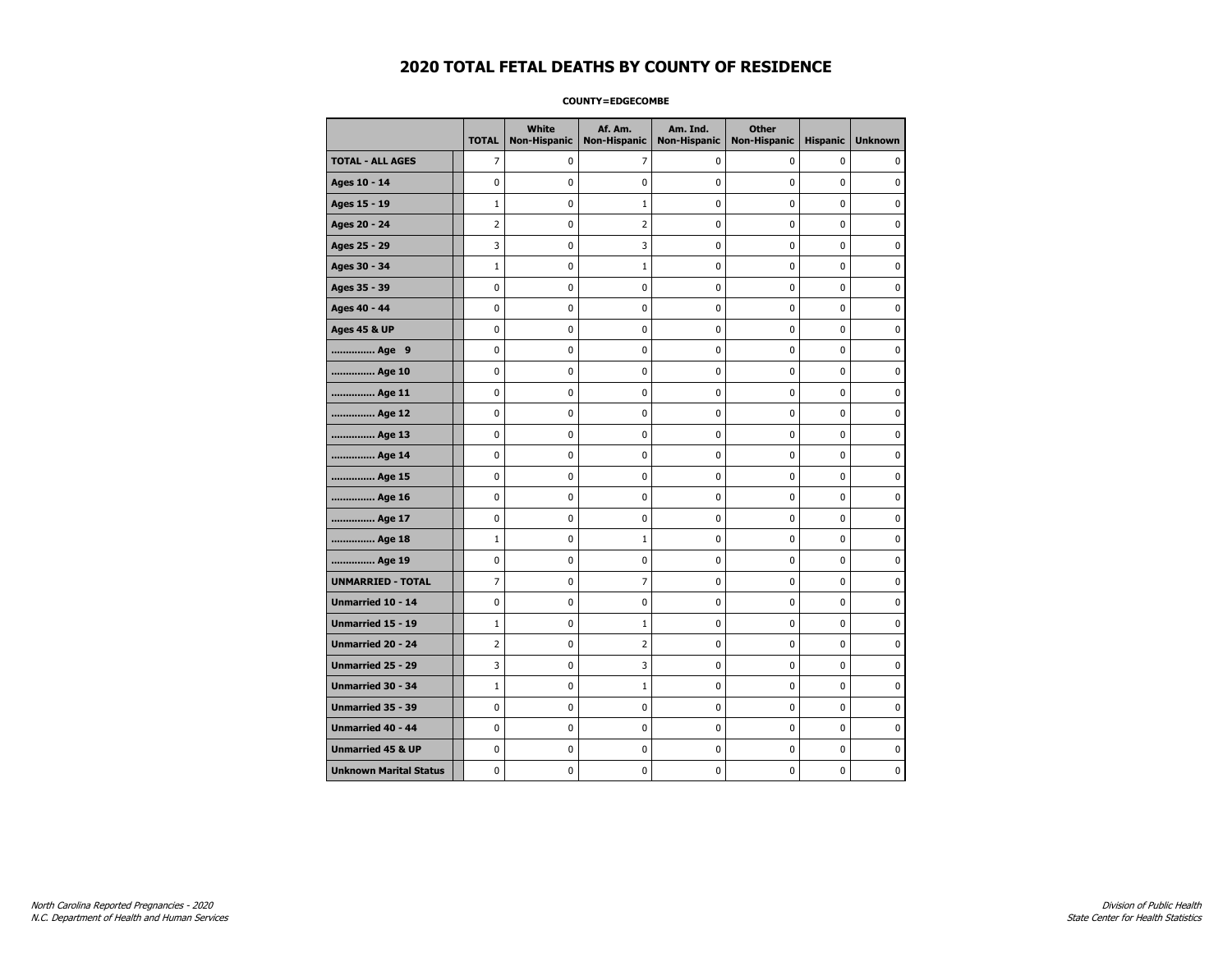# 2020 TOTAL FETAL DEATHS BY COUNTY OF RESIDENCE

**COUNTY=EDGECOMBE**

| | TOTAL | White Non-Hispanic | Af. Am. Non-Hispanic | Am. Ind. Non-Hispanic | Other Non-Hispanic | Hispanic | Unknown |
|---|---|---|---|---|---|---|---|
| **TOTAL - ALL AGES** | 7 | 0 | 7 | 0 | 0 | 0 | 0 |
| **Ages 10 - 14** | 0 | 0 | 0 | 0 | 0 | 0 | 0 |
| **Ages 15 - 19** | 1 | 0 | 1 | 0 | 0 | 0 | 0 |
| **Ages 20 - 24** | 2 | 0 | 2 | 0 | 0 | 0 | 0 |
| **Ages 25 - 29** | 3 | 0 | 3 | 0 | 0 | 0 | 0 |
| **Ages 30 - 34** | 1 | 0 | 1 | 0 | 0 | 0 | 0 |
| **Ages 35 - 39** | 0 | 0 | 0 | 0 | 0 | 0 | 0 |
| **Ages 40 - 44** | 0 | 0 | 0 | 0 | 0 | 0 | 0 |
| **Ages 45 & UP** | 0 | 0 | 0 | 0 | 0 | 0 | 0 |
| **.............. Age 9** | 0 | 0 | 0 | 0 | 0 | 0 | 0 |
| **.............. Age 10** | 0 | 0 | 0 | 0 | 0 | 0 | 0 |
| **.............. Age 11** | 0 | 0 | 0 | 0 | 0 | 0 | 0 |
| **.............. Age 12** | 0 | 0 | 0 | 0 | 0 | 0 | 0 |
| **.............. Age 13** | 0 | 0 | 0 | 0 | 0 | 0 | 0 |
| **.............. Age 14** | 0 | 0 | 0 | 0 | 0 | 0 | 0 |
| **.............. Age 15** | 0 | 0 | 0 | 0 | 0 | 0 | 0 |
| **.............. Age 16** | 0 | 0 | 0 | 0 | 0 | 0 | 0 |
| **.............. Age 17** | 0 | 0 | 0 | 0 | 0 | 0 | 0 |
| **.............. Age 18** | 1 | 0 | 1 | 0 | 0 | 0 | 0 |
| **.............. Age 19** | 0 | 0 | 0 | 0 | 0 | 0 | 0 |
| **UNMARRIED - TOTAL** | 7 | 0 | 7 | 0 | 0 | 0 | 0 |
| **Unmarried 10 - 14** | 0 | 0 | 0 | 0 | 0 | 0 | 0 |
| **Unmarried 15 - 19** | 1 | 0 | 1 | 0 | 0 | 0 | 0 |
| **Unmarried 20 - 24** | 2 | 0 | 2 | 0 | 0 | 0 | 0 |
| **Unmarried 25 - 29** | 3 | 0 | 3 | 0 | 0 | 0 | 0 |
| **Unmarried 30 - 34** | 1 | 0 | 1 | 0 | 0 | 0 | 0 |
| **Unmarried 35 - 39** | 0 | 0 | 0 | 0 | 0 | 0 | 0 |
| **Unmarried 40 - 44** | 0 | 0 | 0 | 0 | 0 | 0 | 0 |
| **Unmarried 45 & UP** | 0 | 0 | 0 | 0 | 0 | 0 | 0 |
| **Unknown Marital Status** | 0 | 0 | 0 | 0 | 0 | 0 | 0 |

*North Carolina Reported Pregnancies - 2020*
*N.C. Department of Health and Human Services*

*Division of Public Health*
*State Center for Health Statistics*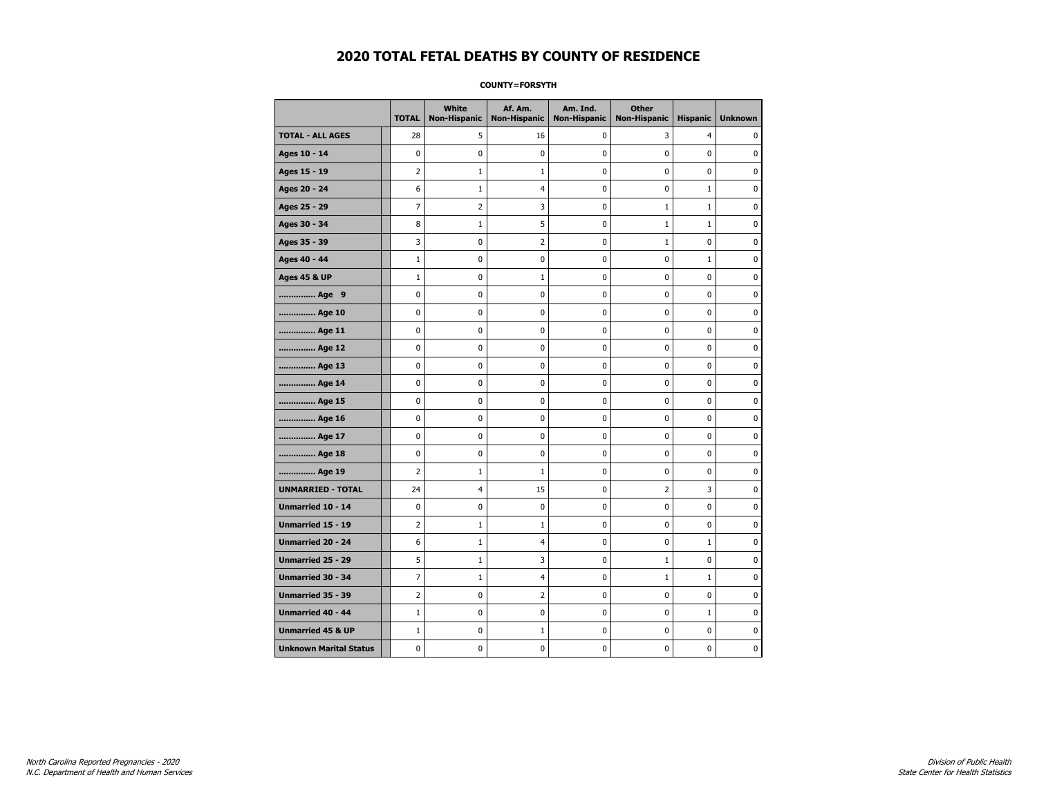# 2020 TOTAL FETAL DEATHS BY COUNTY OF RESIDENCE

**COUNTY=FORSYTH**

| | TOTAL | White Non-Hispanic | Af. Am. Non-Hispanic | Am. Ind. Non-Hispanic | Other Non-Hispanic | Hispanic | Unknown |
|---|---|---|---|---|---|---|---|
| **TOTAL - ALL AGES** | 28 | 5 | 16 | 0 | 3 | 4 | 0 |
| **Ages 10 - 14** | 0 | 0 | 0 | 0 | 0 | 0 | 0 |
| **Ages 15 - 19** | 2 | 1 | 1 | 0 | 0 | 0 | 0 |
| **Ages 20 - 24** | 6 | 1 | 4 | 0 | 0 | 1 | 0 |
| **Ages 25 - 29** | 7 | 2 | 3 | 0 | 1 | 1 | 0 |
| **Ages 30 - 34** | 8 | 1 | 5 | 0 | 1 | 1 | 0 |
| **Ages 35 - 39** | 3 | 0 | 2 | 0 | 1 | 0 | 0 |
| **Ages 40 - 44** | 1 | 0 | 0 | 0 | 0 | 1 | 0 |
| **Ages 45 & UP** | 1 | 0 | 1 | 0 | 0 | 0 | 0 |
| **.............. Age 9** | 0 | 0 | 0 | 0 | 0 | 0 | 0 |
| **.............. Age 10** | 0 | 0 | 0 | 0 | 0 | 0 | 0 |
| **.............. Age 11** | 0 | 0 | 0 | 0 | 0 | 0 | 0 |
| **.............. Age 12** | 0 | 0 | 0 | 0 | 0 | 0 | 0 |
| **.............. Age 13** | 0 | 0 | 0 | 0 | 0 | 0 | 0 |
| **.............. Age 14** | 0 | 0 | 0 | 0 | 0 | 0 | 0 |
| **.............. Age 15** | 0 | 0 | 0 | 0 | 0 | 0 | 0 |
| **.............. Age 16** | 0 | 0 | 0 | 0 | 0 | 0 | 0 |
| **.............. Age 17** | 0 | 0 | 0 | 0 | 0 | 0 | 0 |
| **.............. Age 18** | 0 | 0 | 0 | 0 | 0 | 0 | 0 |
| **.............. Age 19** | 2 | 1 | 1 | 0 | 0 | 0 | 0 |
| **UNMARRIED - TOTAL** | 24 | 4 | 15 | 0 | 2 | 3 | 0 |
| **Unmarried 10 - 14** | 0 | 0 | 0 | 0 | 0 | 0 | 0 |
| **Unmarried 15 - 19** | 2 | 1 | 1 | 0 | 0 | 0 | 0 |
| **Unmarried 20 - 24** | 6 | 1 | 4 | 0 | 0 | 1 | 0 |
| **Unmarried 25 - 29** | 5 | 1 | 3 | 0 | 1 | 0 | 0 |
| **Unmarried 30 - 34** | 7 | 1 | 4 | 0 | 1 | 1 | 0 |
| **Unmarried 35 - 39** | 2 | 0 | 2 | 0 | 0 | 0 | 0 |
| **Unmarried 40 - 44** | 1 | 0 | 0 | 0 | 0 | 1 | 0 |
| **Unmarried 45 & UP** | 1 | 0 | 1 | 0 | 0 | 0 | 0 |
| **Unknown Marital Status** | 0 | 0 | 0 | 0 | 0 | 0 | 0 |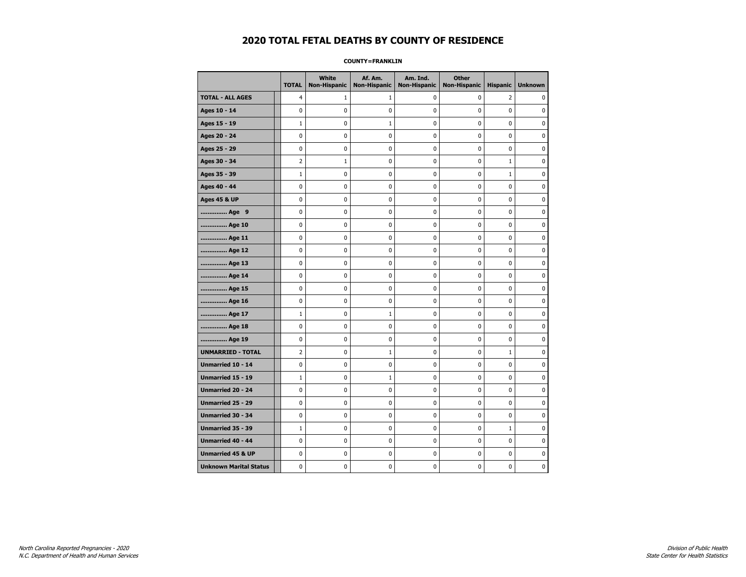# 2020 TOTAL FETAL DEATHS BY COUNTY OF RESIDENCE

**COUNTY=FRANKLIN**

| | TOTAL | White Non-Hispanic | Af. Am. Non-Hispanic | Am. Ind. Non-Hispanic | Other Non-Hispanic | Hispanic | Unknown |
|---|---|---|---|---|---|---|---|
| **TOTAL - ALL AGES** | 4 | 1 | 1 | 0 | 0 | 2 | 0 |
| **Ages 10 - 14** | 0 | 0 | 0 | 0 | 0 | 0 | 0 |
| **Ages 15 - 19** | 1 | 0 | 1 | 0 | 0 | 0 | 0 |
| **Ages 20 - 24** | 0 | 0 | 0 | 0 | 0 | 0 | 0 |
| **Ages 25 - 29** | 0 | 0 | 0 | 0 | 0 | 0 | 0 |
| **Ages 30 - 34** | 2 | 1 | 0 | 0 | 0 | 1 | 0 |
| **Ages 35 - 39** | 1 | 0 | 0 | 0 | 0 | 1 | 0 |
| **Ages 40 - 44** | 0 | 0 | 0 | 0 | 0 | 0 | 0 |
| **Ages 45 & UP** | 0 | 0 | 0 | 0 | 0 | 0 | 0 |
| **.............. Age 9** | 0 | 0 | 0 | 0 | 0 | 0 | 0 |
| **.............. Age 10** | 0 | 0 | 0 | 0 | 0 | 0 | 0 |
| **.............. Age 11** | 0 | 0 | 0 | 0 | 0 | 0 | 0 |
| **.............. Age 12** | 0 | 0 | 0 | 0 | 0 | 0 | 0 |
| **.............. Age 13** | 0 | 0 | 0 | 0 | 0 | 0 | 0 |
| **.............. Age 14** | 0 | 0 | 0 | 0 | 0 | 0 | 0 |
| **.............. Age 15** | 0 | 0 | 0 | 0 | 0 | 0 | 0 |
| **.............. Age 16** | 0 | 0 | 0 | 0 | 0 | 0 | 0 |
| **.............. Age 17** | 1 | 0 | 1 | 0 | 0 | 0 | 0 |
| **.............. Age 18** | 0 | 0 | 0 | 0 | 0 | 0 | 0 |
| **.............. Age 19** | 0 | 0 | 0 | 0 | 0 | 0 | 0 |
| **UNMARRIED - TOTAL** | 2 | 0 | 1 | 0 | 0 | 1 | 0 |
| **Unmarried 10 - 14** | 0 | 0 | 0 | 0 | 0 | 0 | 0 |
| **Unmarried 15 - 19** | 1 | 0 | 1 | 0 | 0 | 0 | 0 |
| **Unmarried 20 - 24** | 0 | 0 | 0 | 0 | 0 | 0 | 0 |
| **Unmarried 25 - 29** | 0 | 0 | 0 | 0 | 0 | 0 | 0 |
| **Unmarried 30 - 34** | 0 | 0 | 0 | 0 | 0 | 0 | 0 |
| **Unmarried 35 - 39** | 1 | 0 | 0 | 0 | 0 | 1 | 0 |
| **Unmarried 40 - 44** | 0 | 0 | 0 | 0 | 0 | 0 | 0 |
| **Unmarried 45 & UP** | 0 | 0 | 0 | 0 | 0 | 0 | 0 |
| **Unknown Marital Status** | 0 | 0 | 0 | 0 | 0 | 0 | 0 |

*North Carolina Reported Pregnancies - 2020*
*N.C. Department of Health and Human Services*

*Division of Public Health*
*State Center for Health Statistics*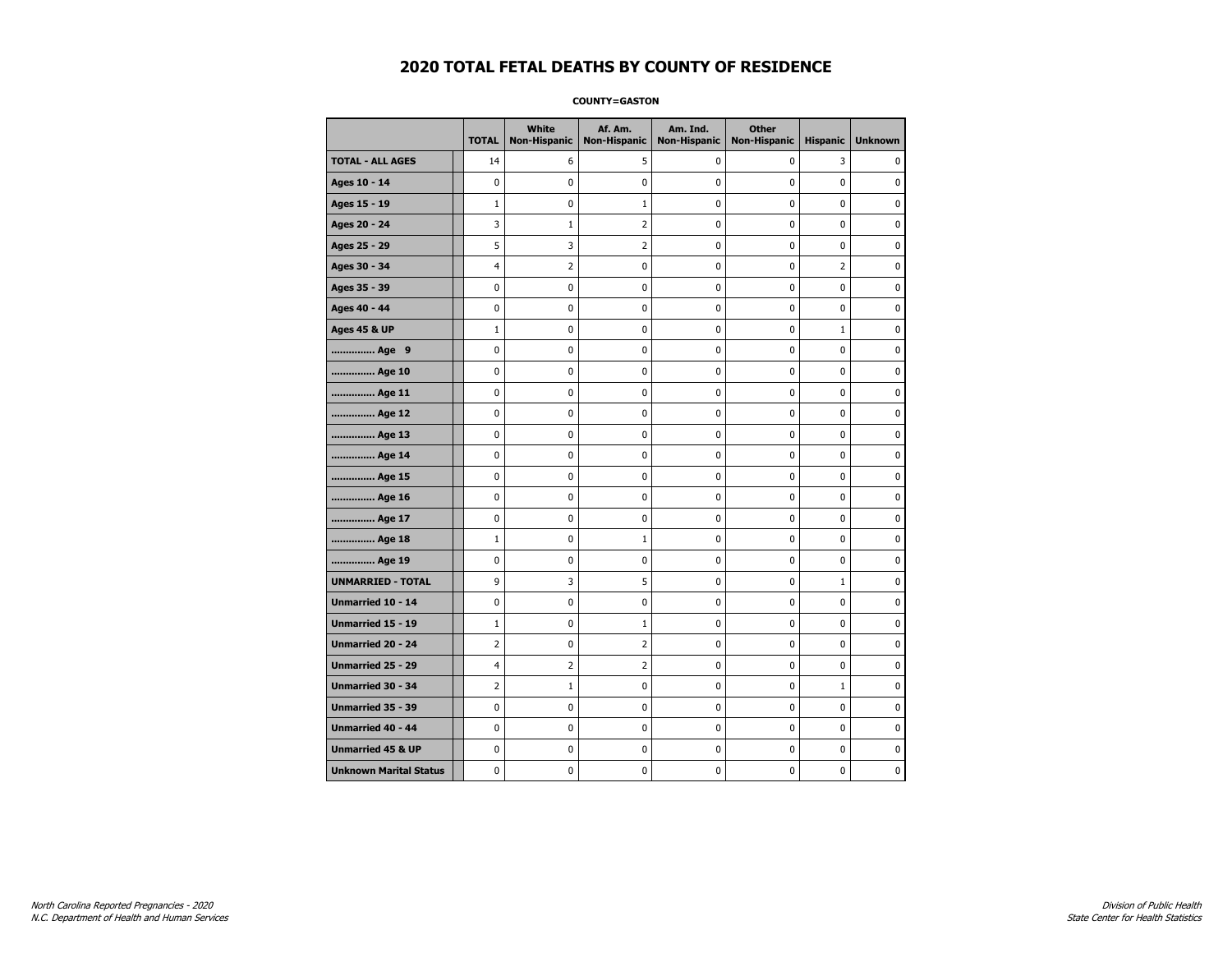# 2020 TOTAL FETAL DEATHS BY COUNTY OF RESIDENCE

**COUNTY=GASTON**

| | TOTAL | White Non-Hispanic | Af. Am. Non-Hispanic | Am. Ind. Non-Hispanic | Other Non-Hispanic | Hispanic | Unknown |
|---|---|---|---|---|---|---|---|
| **TOTAL - ALL AGES** | 14 | 6 | 5 | 0 | 0 | 3 | 0 |
| **Ages 10 - 14** | 0 | 0 | 0 | 0 | 0 | 0 | 0 |
| **Ages 15 - 19** | 1 | 0 | 1 | 0 | 0 | 0 | 0 |
| **Ages 20 - 24** | 3 | 1 | 2 | 0 | 0 | 0 | 0 |
| **Ages 25 - 29** | 5 | 3 | 2 | 0 | 0 | 0 | 0 |
| **Ages 30 - 34** | 4 | 2 | 0 | 0 | 0 | 2 | 0 |
| **Ages 35 - 39** | 0 | 0 | 0 | 0 | 0 | 0 | 0 |
| **Ages 40 - 44** | 0 | 0 | 0 | 0 | 0 | 0 | 0 |
| **Ages 45 & UP** | 1 | 0 | 0 | 0 | 0 | 1 | 0 |
| **.............. Age 9** | 0 | 0 | 0 | 0 | 0 | 0 | 0 |
| **.............. Age 10** | 0 | 0 | 0 | 0 | 0 | 0 | 0 |
| **.............. Age 11** | 0 | 0 | 0 | 0 | 0 | 0 | 0 |
| **.............. Age 12** | 0 | 0 | 0 | 0 | 0 | 0 | 0 |
| **.............. Age 13** | 0 | 0 | 0 | 0 | 0 | 0 | 0 |
| **.............. Age 14** | 0 | 0 | 0 | 0 | 0 | 0 | 0 |
| **.............. Age 15** | 0 | 0 | 0 | 0 | 0 | 0 | 0 |
| **.............. Age 16** | 0 | 0 | 0 | 0 | 0 | 0 | 0 |
| **.............. Age 17** | 0 | 0 | 0 | 0 | 0 | 0 | 0 |
| **.............. Age 18** | 1 | 0 | 1 | 0 | 0 | 0 | 0 |
| **.............. Age 19** | 0 | 0 | 0 | 0 | 0 | 0 | 0 |
| **UNMARRIED - TOTAL** | 9 | 3 | 5 | 0 | 0 | 1 | 0 |
| **Unmarried 10 - 14** | 0 | 0 | 0 | 0 | 0 | 0 | 0 |
| **Unmarried 15 - 19** | 1 | 0 | 1 | 0 | 0 | 0 | 0 |
| **Unmarried 20 - 24** | 2 | 0 | 2 | 0 | 0 | 0 | 0 |
| **Unmarried 25 - 29** | 4 | 2 | 2 | 0 | 0 | 0 | 0 |
| **Unmarried 30 - 34** | 2 | 1 | 0 | 0 | 0 | 1 | 0 |
| **Unmarried 35 - 39** | 0 | 0 | 0 | 0 | 0 | 0 | 0 |
| **Unmarried 40 - 44** | 0 | 0 | 0 | 0 | 0 | 0 | 0 |
| **Unmarried 45 & UP** | 0 | 0 | 0 | 0 | 0 | 0 | 0 |
| **Unknown Marital Status** | 0 | 0 | 0 | 0 | 0 | 0 | 0 |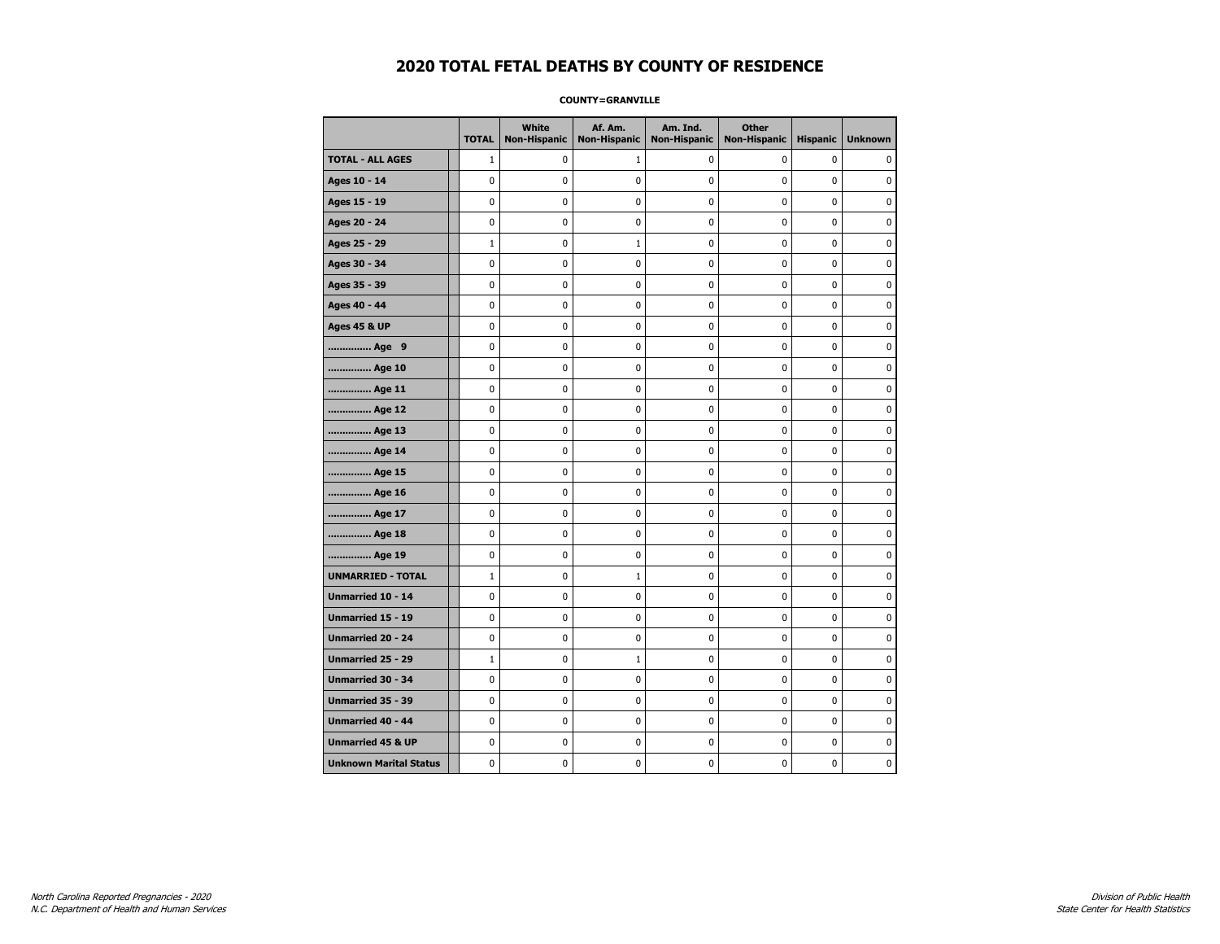# 2020 TOTAL FETAL DEATHS BY COUNTY OF RESIDENCE

**COUNTY=GRANVILLE**

| | TOTAL | White Non-Hispanic | Af. Am. Non-Hispanic | Am. Ind. Non-Hispanic | Other Non-Hispanic | Hispanic | Unknown |
|---|---|---|---|---|---|---|---|
| **TOTAL - ALL AGES** | 1 | 0 | 1 | 0 | 0 | 0 | 0 |
| **Ages 10 - 14** | 0 | 0 | 0 | 0 | 0 | 0 | 0 |
| **Ages 15 - 19** | 0 | 0 | 0 | 0 | 0 | 0 | 0 |
| **Ages 20 - 24** | 0 | 0 | 0 | 0 | 0 | 0 | 0 |
| **Ages 25 - 29** | 1 | 0 | 1 | 0 | 0 | 0 | 0 |
| **Ages 30 - 34** | 0 | 0 | 0 | 0 | 0 | 0 | 0 |
| **Ages 35 - 39** | 0 | 0 | 0 | 0 | 0 | 0 | 0 |
| **Ages 40 - 44** | 0 | 0 | 0 | 0 | 0 | 0 | 0 |
| **Ages 45 & UP** | 0 | 0 | 0 | 0 | 0 | 0 | 0 |
| **.............. Age 9** | 0 | 0 | 0 | 0 | 0 | 0 | 0 |
| **.............. Age 10** | 0 | 0 | 0 | 0 | 0 | 0 | 0 |
| **.............. Age 11** | 0 | 0 | 0 | 0 | 0 | 0 | 0 |
| **.............. Age 12** | 0 | 0 | 0 | 0 | 0 | 0 | 0 |
| **.............. Age 13** | 0 | 0 | 0 | 0 | 0 | 0 | 0 |
| **.............. Age 14** | 0 | 0 | 0 | 0 | 0 | 0 | 0 |
| **.............. Age 15** | 0 | 0 | 0 | 0 | 0 | 0 | 0 |
| **.............. Age 16** | 0 | 0 | 0 | 0 | 0 | 0 | 0 |
| **.............. Age 17** | 0 | 0 | 0 | 0 | 0 | 0 | 0 |
| **.............. Age 18** | 0 | 0 | 0 | 0 | 0 | 0 | 0 |
| **.............. Age 19** | 0 | 0 | 0 | 0 | 0 | 0 | 0 |
| **UNMARRIED - TOTAL** | 1 | 0 | 1 | 0 | 0 | 0 | 0 |
| **Unmarried 10 - 14** | 0 | 0 | 0 | 0 | 0 | 0 | 0 |
| **Unmarried 15 - 19** | 0 | 0 | 0 | 0 | 0 | 0 | 0 |
| **Unmarried 20 - 24** | 0 | 0 | 0 | 0 | 0 | 0 | 0 |
| **Unmarried 25 - 29** | 1 | 0 | 1 | 0 | 0 | 0 | 0 |
| **Unmarried 30 - 34** | 0 | 0 | 0 | 0 | 0 | 0 | 0 |
| **Unmarried 35 - 39** | 0 | 0 | 0 | 0 | 0 | 0 | 0 |
| **Unmarried 40 - 44** | 0 | 0 | 0 | 0 | 0 | 0 | 0 |
| **Unmarried 45 & UP** | 0 | 0 | 0 | 0 | 0 | 0 | 0 |
| **Unknown Marital Status** | 0 | 0 | 0 | 0 | 0 | 0 | 0 |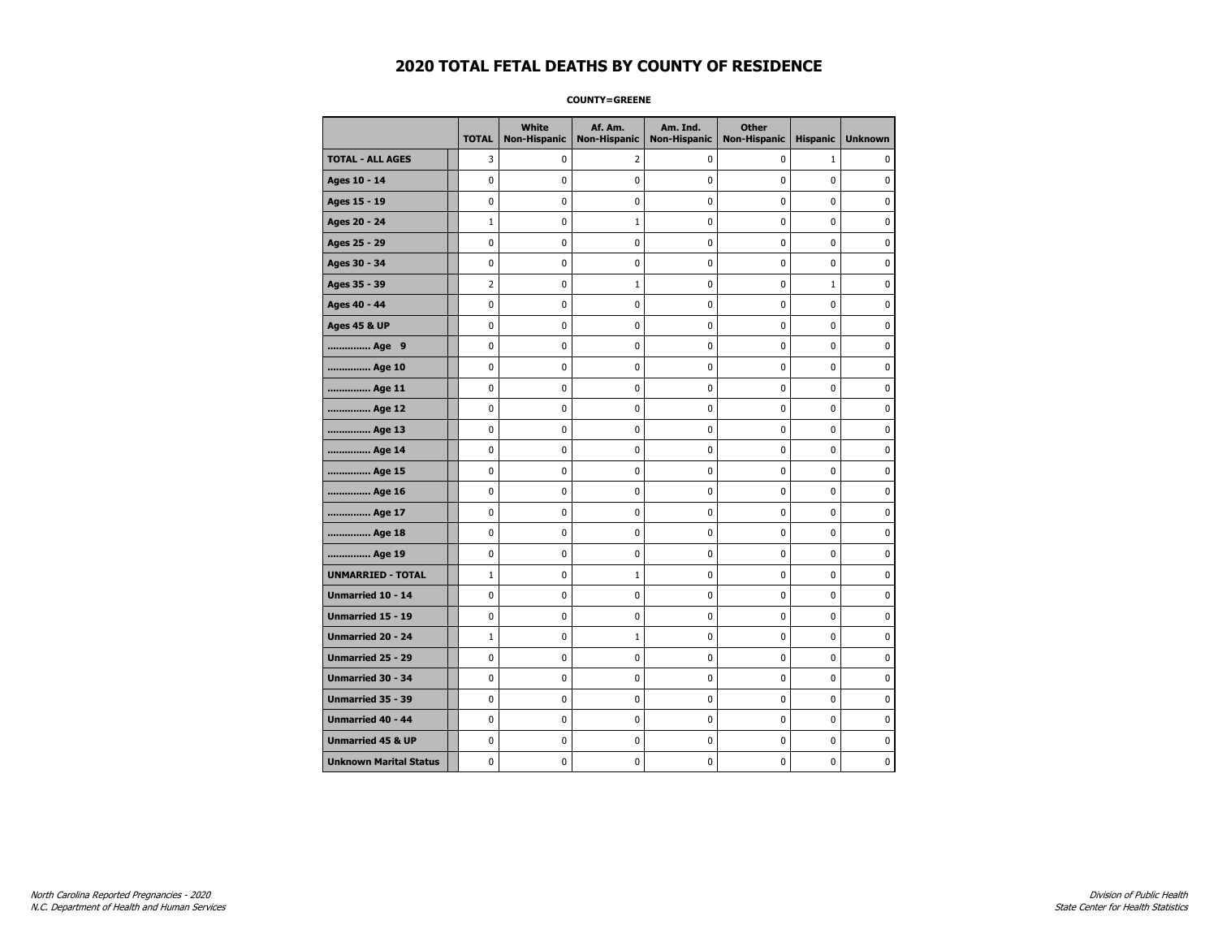# 2020 TOTAL FETAL DEATHS BY COUNTY OF RESIDENCE

**COUNTY=GREENE**

| | TOTAL | White Non-Hispanic | Af. Am. Non-Hispanic | Am. Ind. Non-Hispanic | Other Non-Hispanic | Hispanic | Unknown |
|---|---|---|---|---|---|---|---|
| **TOTAL - ALL AGES** | 3 | 0 | 2 | 0 | 0 | 1 | 0 |
| **Ages 10 - 14** | 0 | 0 | 0 | 0 | 0 | 0 | 0 |
| **Ages 15 - 19** | 0 | 0 | 0 | 0 | 0 | 0 | 0 |
| **Ages 20 - 24** | 1 | 0 | 1 | 0 | 0 | 0 | 0 |
| **Ages 25 - 29** | 0 | 0 | 0 | 0 | 0 | 0 | 0 |
| **Ages 30 - 34** | 0 | 0 | 0 | 0 | 0 | 0 | 0 |
| **Ages 35 - 39** | 2 | 0 | 1 | 0 | 0 | 1 | 0 |
| **Ages 40 - 44** | 0 | 0 | 0 | 0 | 0 | 0 | 0 |
| **Ages 45 & UP** | 0 | 0 | 0 | 0 | 0 | 0 | 0 |
| **.............. Age 9** | 0 | 0 | 0 | 0 | 0 | 0 | 0 |
| **.............. Age 10** | 0 | 0 | 0 | 0 | 0 | 0 | 0 |
| **.............. Age 11** | 0 | 0 | 0 | 0 | 0 | 0 | 0 |
| **.............. Age 12** | 0 | 0 | 0 | 0 | 0 | 0 | 0 |
| **.............. Age 13** | 0 | 0 | 0 | 0 | 0 | 0 | 0 |
| **.............. Age 14** | 0 | 0 | 0 | 0 | 0 | 0 | 0 |
| **.............. Age 15** | 0 | 0 | 0 | 0 | 0 | 0 | 0 |
| **.............. Age 16** | 0 | 0 | 0 | 0 | 0 | 0 | 0 |
| **.............. Age 17** | 0 | 0 | 0 | 0 | 0 | 0 | 0 |
| **.............. Age 18** | 0 | 0 | 0 | 0 | 0 | 0 | 0 |
| **.............. Age 19** | 0 | 0 | 0 | 0 | 0 | 0 | 0 |
| **UNMARRIED - TOTAL** | 1 | 0 | 1 | 0 | 0 | 0 | 0 |
| **Unmarried 10 - 14** | 0 | 0 | 0 | 0 | 0 | 0 | 0 |
| **Unmarried 15 - 19** | 0 | 0 | 0 | 0 | 0 | 0 | 0 |
| **Unmarried 20 - 24** | 1 | 0 | 1 | 0 | 0 | 0 | 0 |
| **Unmarried 25 - 29** | 0 | 0 | 0 | 0 | 0 | 0 | 0 |
| **Unmarried 30 - 34** | 0 | 0 | 0 | 0 | 0 | 0 | 0 |
| **Unmarried 35 - 39** | 0 | 0 | 0 | 0 | 0 | 0 | 0 |
| **Unmarried 40 - 44** | 0 | 0 | 0 | 0 | 0 | 0 | 0 |
| **Unmarried 45 & UP** | 0 | 0 | 0 | 0 | 0 | 0 | 0 |
| **Unknown Marital Status** | 0 | 0 | 0 | 0 | 0 | 0 | 0 |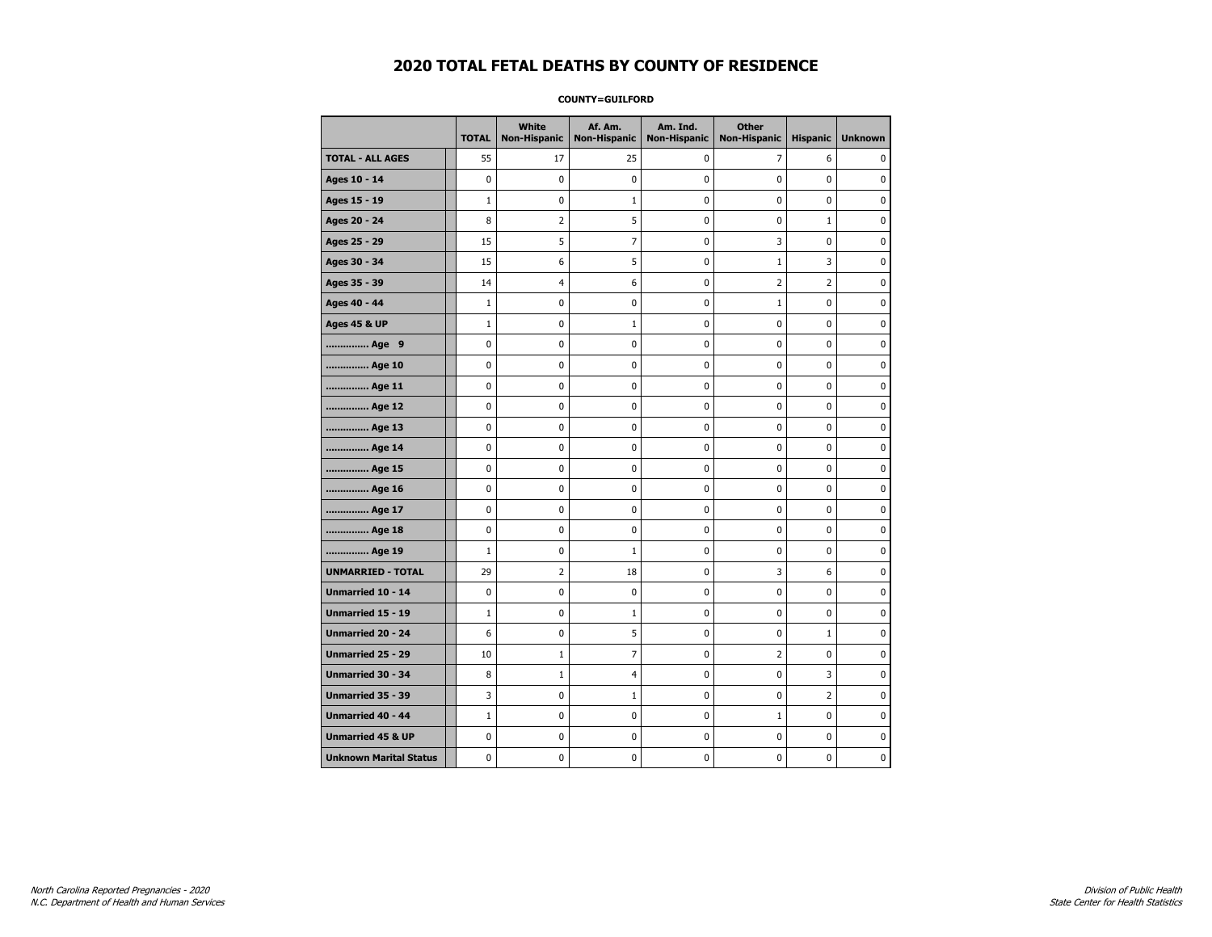# 2020 TOTAL FETAL DEATHS BY COUNTY OF RESIDENCE

**COUNTY=GUILFORD**

| | TOTAL | White Non-Hispanic | Af. Am. Non-Hispanic | Am. Ind. Non-Hispanic | Other Non-Hispanic | Hispanic | Unknown |
|---|---|---|---|---|---|---|---|
| **TOTAL - ALL AGES** | 55 | 17 | 25 | 0 | 7 | 6 | 0 |
| **Ages 10 - 14** | 0 | 0 | 0 | 0 | 0 | 0 | 0 |
| **Ages 15 - 19** | 1 | 0 | 1 | 0 | 0 | 0 | 0 |
| **Ages 20 - 24** | 8 | 2 | 5 | 0 | 0 | 1 | 0 |
| **Ages 25 - 29** | 15 | 5 | 7 | 0 | 3 | 0 | 0 |
| **Ages 30 - 34** | 15 | 6 | 5 | 0 | 1 | 3 | 0 |
| **Ages 35 - 39** | 14 | 4 | 6 | 0 | 2 | 2 | 0 |
| **Ages 40 - 44** | 1 | 0 | 0 | 0 | 1 | 0 | 0 |
| **Ages 45 & UP** | 1 | 0 | 1 | 0 | 0 | 0 | 0 |
| **............... Age 9** | 0 | 0 | 0 | 0 | 0 | 0 | 0 |
| **............... Age 10** | 0 | 0 | 0 | 0 | 0 | 0 | 0 |
| **............... Age 11** | 0 | 0 | 0 | 0 | 0 | 0 | 0 |
| **............... Age 12** | 0 | 0 | 0 | 0 | 0 | 0 | 0 |
| **............... Age 13** | 0 | 0 | 0 | 0 | 0 | 0 | 0 |
| **............... Age 14** | 0 | 0 | 0 | 0 | 0 | 0 | 0 |
| **............... Age 15** | 0 | 0 | 0 | 0 | 0 | 0 | 0 |
| **............... Age 16** | 0 | 0 | 0 | 0 | 0 | 0 | 0 |
| **............... Age 17** | 0 | 0 | 0 | 0 | 0 | 0 | 0 |
| **............... Age 18** | 0 | 0 | 0 | 0 | 0 | 0 | 0 |
| **............... Age 19** | 1 | 0 | 1 | 0 | 0 | 0 | 0 |
| **UNMARRIED - TOTAL** | 29 | 2 | 18 | 0 | 3 | 6 | 0 |
| **Unmarried 10 - 14** | 0 | 0 | 0 | 0 | 0 | 0 | 0 |
| **Unmarried 15 - 19** | 1 | 0 | 1 | 0 | 0 | 0 | 0 |
| **Unmarried 20 - 24** | 6 | 0 | 5 | 0 | 0 | 1 | 0 |
| **Unmarried 25 - 29** | 10 | 1 | 7 | 0 | 2 | 0 | 0 |
| **Unmarried 30 - 34** | 8 | 1 | 4 | 0 | 0 | 3 | 0 |
| **Unmarried 35 - 39** | 3 | 0 | 1 | 0 | 0 | 2 | 0 |
| **Unmarried 40 - 44** | 1 | 0 | 0 | 0 | 1 | 0 | 0 |
| **Unmarried 45 & UP** | 0 | 0 | 0 | 0 | 0 | 0 | 0 |
| **Unknown Marital Status** | 0 | 0 | 0 | 0 | 0 | 0 | 0 |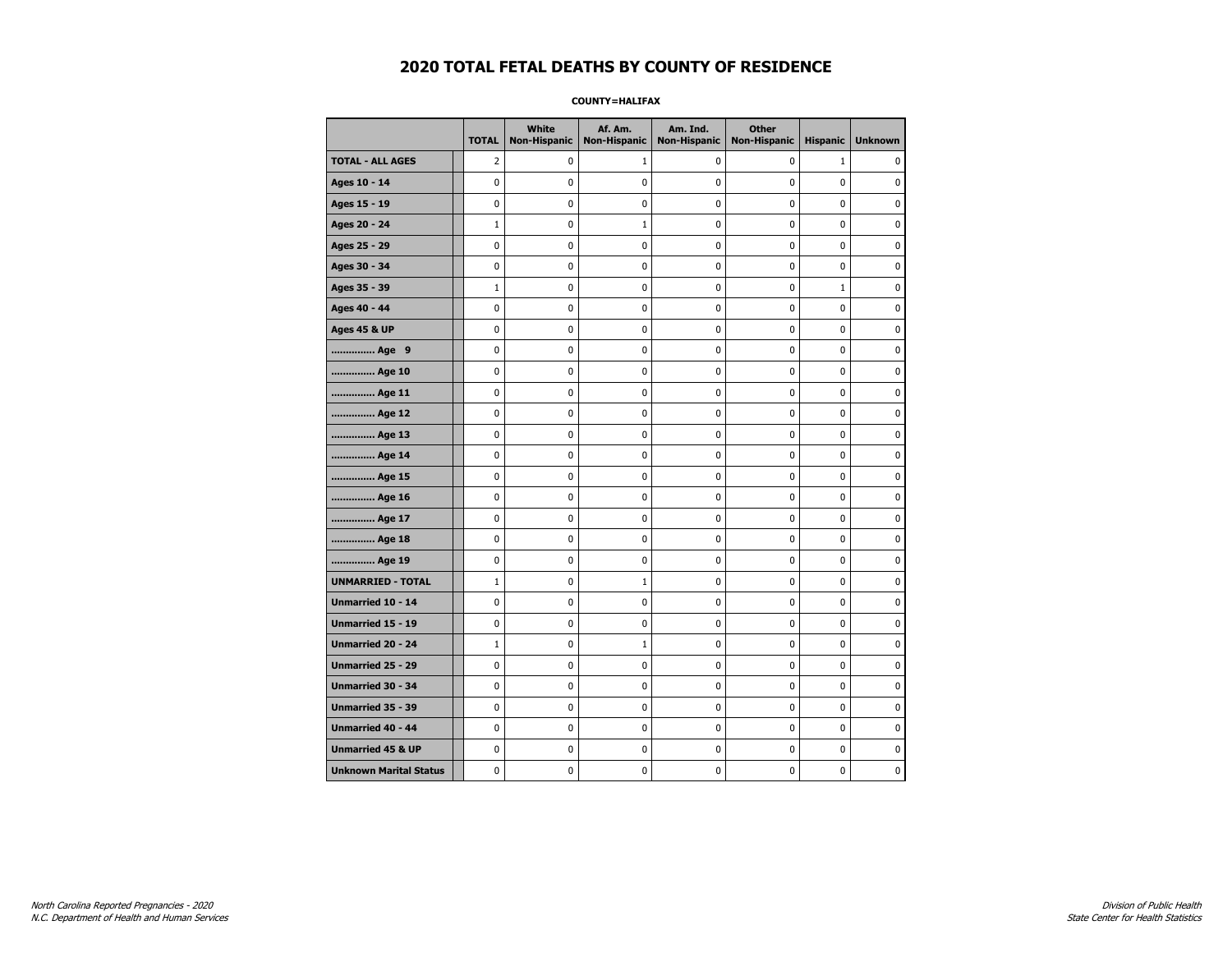# 2020 TOTAL FETAL DEATHS BY COUNTY OF RESIDENCE

**COUNTY=HALIFAX**

| | TOTAL | White Non-Hispanic | Af. Am. Non-Hispanic | Am. Ind. Non-Hispanic | Other Non-Hispanic | Hispanic | Unknown |
|---|---|---|---|---|---|---|---|
| **TOTAL - ALL AGES** | 2 | 0 | 1 | 0 | 0 | 1 | 0 |
| **Ages 10 - 14** | 0 | 0 | 0 | 0 | 0 | 0 | 0 |
| **Ages 15 - 19** | 0 | 0 | 0 | 0 | 0 | 0 | 0 |
| **Ages 20 - 24** | 1 | 0 | 1 | 0 | 0 | 0 | 0 |
| **Ages 25 - 29** | 0 | 0 | 0 | 0 | 0 | 0 | 0 |
| **Ages 30 - 34** | 0 | 0 | 0 | 0 | 0 | 0 | 0 |
| **Ages 35 - 39** | 1 | 0 | 0 | 0 | 0 | 1 | 0 |
| **Ages 40 - 44** | 0 | 0 | 0 | 0 | 0 | 0 | 0 |
| **Ages 45 & UP** | 0 | 0 | 0 | 0 | 0 | 0 | 0 |
| **.............. Age 9** | 0 | 0 | 0 | 0 | 0 | 0 | 0 |
| **.............. Age 10** | 0 | 0 | 0 | 0 | 0 | 0 | 0 |
| **.............. Age 11** | 0 | 0 | 0 | 0 | 0 | 0 | 0 |
| **.............. Age 12** | 0 | 0 | 0 | 0 | 0 | 0 | 0 |
| **.............. Age 13** | 0 | 0 | 0 | 0 | 0 | 0 | 0 |
| **.............. Age 14** | 0 | 0 | 0 | 0 | 0 | 0 | 0 |
| **.............. Age 15** | 0 | 0 | 0 | 0 | 0 | 0 | 0 |
| **.............. Age 16** | 0 | 0 | 0 | 0 | 0 | 0 | 0 |
| **.............. Age 17** | 0 | 0 | 0 | 0 | 0 | 0 | 0 |
| **.............. Age 18** | 0 | 0 | 0 | 0 | 0 | 0 | 0 |
| **.............. Age 19** | 0 | 0 | 0 | 0 | 0 | 0 | 0 |
| **UNMARRIED - TOTAL** | 1 | 0 | 1 | 0 | 0 | 0 | 0 |
| **Unmarried 10 - 14** | 0 | 0 | 0 | 0 | 0 | 0 | 0 |
| **Unmarried 15 - 19** | 0 | 0 | 0 | 0 | 0 | 0 | 0 |
| **Unmarried 20 - 24** | 1 | 0 | 1 | 0 | 0 | 0 | 0 |
| **Unmarried 25 - 29** | 0 | 0 | 0 | 0 | 0 | 0 | 0 |
| **Unmarried 30 - 34** | 0 | 0 | 0 | 0 | 0 | 0 | 0 |
| **Unmarried 35 - 39** | 0 | 0 | 0 | 0 | 0 | 0 | 0 |
| **Unmarried 40 - 44** | 0 | 0 | 0 | 0 | 0 | 0 | 0 |
| **Unmarried 45 & UP** | 0 | 0 | 0 | 0 | 0 | 0 | 0 |
| **Unknown Marital Status** | 0 | 0 | 0 | 0 | 0 | 0 | 0 |

*North Carolina Reported Pregnancies - 2020*
*N.C. Department of Health and Human Services*

*Division of Public Health*
*State Center for Health Statistics*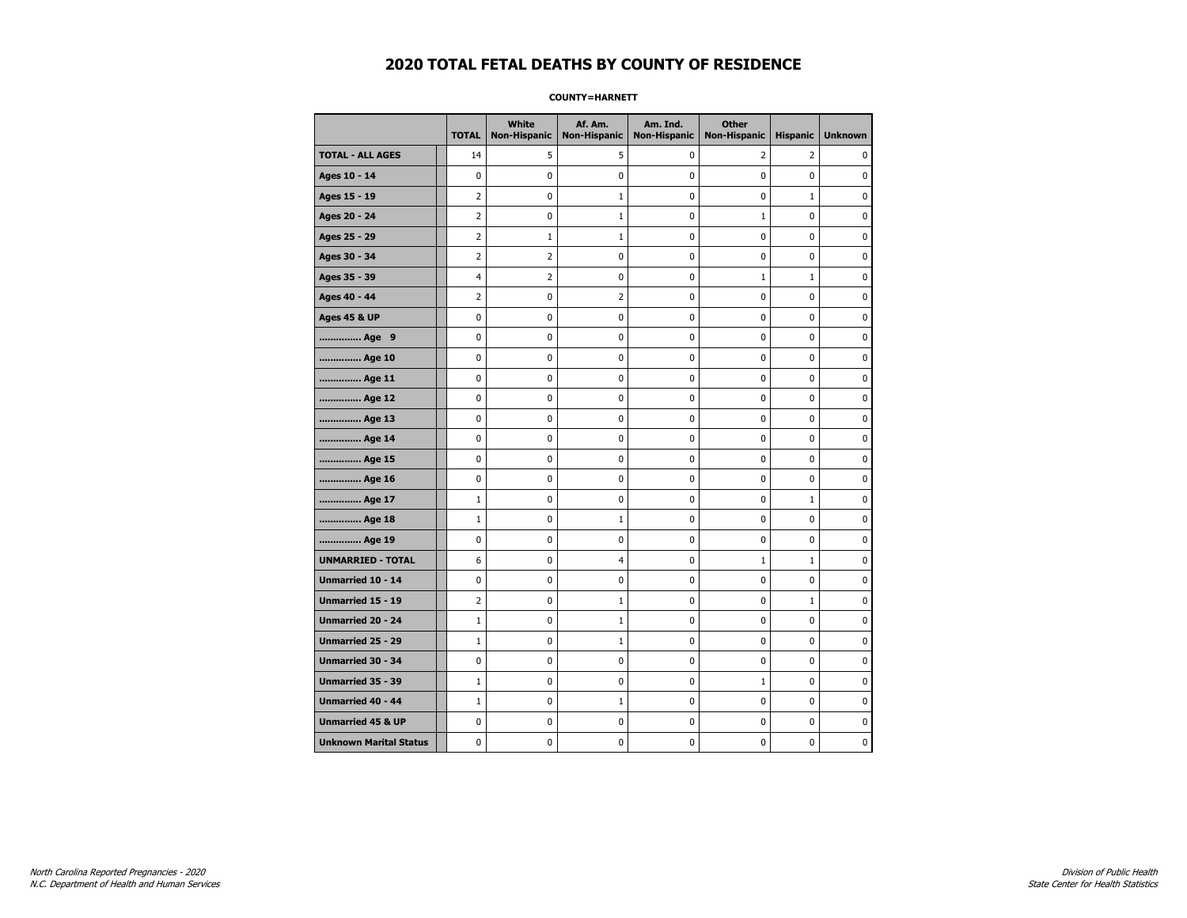# 2020 TOTAL FETAL DEATHS BY COUNTY OF RESIDENCE

**COUNTY=HARNETT**

| | TOTAL | White Non-Hispanic | Af. Am. Non-Hispanic | Am. Ind. Non-Hispanic | Other Non-Hispanic | Hispanic | Unknown |
|---|---|---|---|---|---|---|---|
| **TOTAL - ALL AGES** | 14 | 5 | 5 | 0 | 2 | 2 | 0 |
| **Ages 10 - 14** | 0 | 0 | 0 | 0 | 0 | 0 | 0 |
| **Ages 15 - 19** | 2 | 0 | 1 | 0 | 0 | 1 | 0 |
| **Ages 20 - 24** | 2 | 0 | 1 | 0 | 1 | 0 | 0 |
| **Ages 25 - 29** | 2 | 1 | 1 | 0 | 0 | 0 | 0 |
| **Ages 30 - 34** | 2 | 2 | 0 | 0 | 0 | 0 | 0 |
| **Ages 35 - 39** | 4 | 2 | 0 | 0 | 1 | 1 | 0 |
| **Ages 40 - 44** | 2 | 0 | 2 | 0 | 0 | 0 | 0 |
| **Ages 45 & UP** | 0 | 0 | 0 | 0 | 0 | 0 | 0 |
| **.............. Age 9** | 0 | 0 | 0 | 0 | 0 | 0 | 0 |
| **.............. Age 10** | 0 | 0 | 0 | 0 | 0 | 0 | 0 |
| **.............. Age 11** | 0 | 0 | 0 | 0 | 0 | 0 | 0 |
| **.............. Age 12** | 0 | 0 | 0 | 0 | 0 | 0 | 0 |
| **.............. Age 13** | 0 | 0 | 0 | 0 | 0 | 0 | 0 |
| **.............. Age 14** | 0 | 0 | 0 | 0 | 0 | 0 | 0 |
| **.............. Age 15** | 0 | 0 | 0 | 0 | 0 | 0 | 0 |
| **.............. Age 16** | 0 | 0 | 0 | 0 | 0 | 0 | 0 |
| **.............. Age 17** | 1 | 0 | 0 | 0 | 0 | 1 | 0 |
| **.............. Age 18** | 1 | 0 | 1 | 0 | 0 | 0 | 0 |
| **.............. Age 19** | 0 | 0 | 0 | 0 | 0 | 0 | 0 |
| **UNMARRIED - TOTAL** | 6 | 0 | 4 | 0 | 1 | 1 | 0 |
| **Unmarried 10 - 14** | 0 | 0 | 0 | 0 | 0 | 0 | 0 |
| **Unmarried 15 - 19** | 2 | 0 | 1 | 0 | 0 | 1 | 0 |
| **Unmarried 20 - 24** | 1 | 0 | 1 | 0 | 0 | 0 | 0 |
| **Unmarried 25 - 29** | 1 | 0 | 1 | 0 | 0 | 0 | 0 |
| **Unmarried 30 - 34** | 0 | 0 | 0 | 0 | 0 | 0 | 0 |
| **Unmarried 35 - 39** | 1 | 0 | 0 | 0 | 1 | 0 | 0 |
| **Unmarried 40 - 44** | 1 | 0 | 1 | 0 | 0 | 0 | 0 |
| **Unmarried 45 & UP** | 0 | 0 | 0 | 0 | 0 | 0 | 0 |
| **Unknown Marital Status** | 0 | 0 | 0 | 0 | 0 | 0 | 0 |

*North Carolina Reported Pregnancies - 2020*
*N.C. Department of Health and Human Services*

*Division of Public Health*
*State Center for Health Statistics*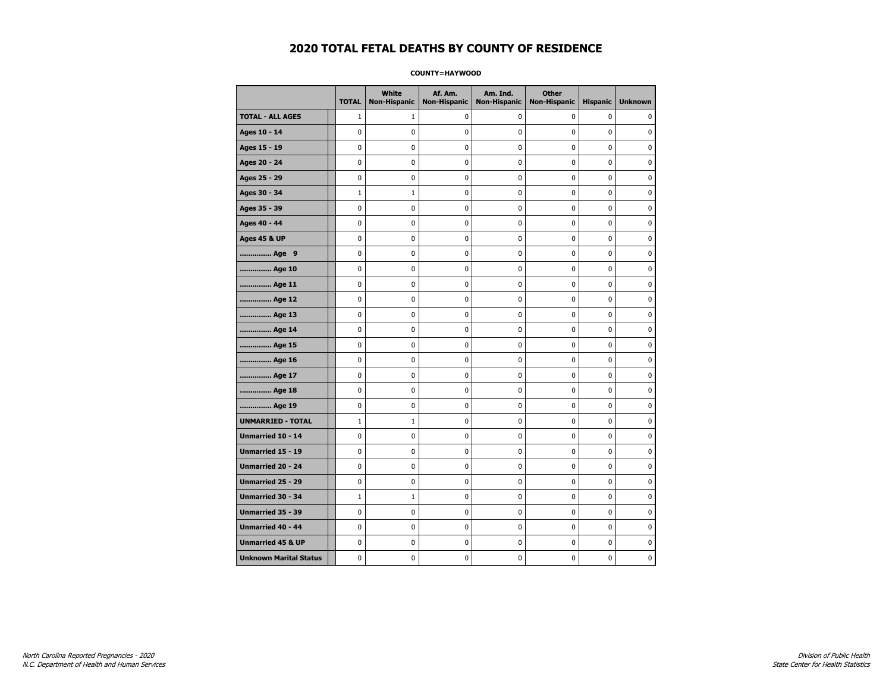# 2020 TOTAL FETAL DEATHS BY COUNTY OF RESIDENCE

**COUNTY=HAYWOOD**

| | TOTAL | White Non-Hispanic | Af. Am. Non-Hispanic | Am. Ind. Non-Hispanic | Other Non-Hispanic | Hispanic | Unknown |
|---|---|---|---|---|---|---|---|
| **TOTAL - ALL AGES** | 1 | 1 | 0 | 0 | 0 | 0 | 0 |
| **Ages 10 - 14** | 0 | 0 | 0 | 0 | 0 | 0 | 0 |
| **Ages 15 - 19** | 0 | 0 | 0 | 0 | 0 | 0 | 0 |
| **Ages 20 - 24** | 0 | 0 | 0 | 0 | 0 | 0 | 0 |
| **Ages 25 - 29** | 0 | 0 | 0 | 0 | 0 | 0 | 0 |
| **Ages 30 - 34** | 1 | 1 | 0 | 0 | 0 | 0 | 0 |
| **Ages 35 - 39** | 0 | 0 | 0 | 0 | 0 | 0 | 0 |
| **Ages 40 - 44** | 0 | 0 | 0 | 0 | 0 | 0 | 0 |
| **Ages 45 & UP** | 0 | 0 | 0 | 0 | 0 | 0 | 0 |
| **.............. Age 9** | 0 | 0 | 0 | 0 | 0 | 0 | 0 |
| **.............. Age 10** | 0 | 0 | 0 | 0 | 0 | 0 | 0 |
| **.............. Age 11** | 0 | 0 | 0 | 0 | 0 | 0 | 0 |
| **.............. Age 12** | 0 | 0 | 0 | 0 | 0 | 0 | 0 |
| **.............. Age 13** | 0 | 0 | 0 | 0 | 0 | 0 | 0 |
| **.............. Age 14** | 0 | 0 | 0 | 0 | 0 | 0 | 0 |
| **.............. Age 15** | 0 | 0 | 0 | 0 | 0 | 0 | 0 |
| **.............. Age 16** | 0 | 0 | 0 | 0 | 0 | 0 | 0 |
| **.............. Age 17** | 0 | 0 | 0 | 0 | 0 | 0 | 0 |
| **.............. Age 18** | 0 | 0 | 0 | 0 | 0 | 0 | 0 |
| **.............. Age 19** | 0 | 0 | 0 | 0 | 0 | 0 | 0 |
| **UNMARRIED - TOTAL** | 1 | 1 | 0 | 0 | 0 | 0 | 0 |
| **Unmarried 10 - 14** | 0 | 0 | 0 | 0 | 0 | 0 | 0 |
| **Unmarried 15 - 19** | 0 | 0 | 0 | 0 | 0 | 0 | 0 |
| **Unmarried 20 - 24** | 0 | 0 | 0 | 0 | 0 | 0 | 0 |
| **Unmarried 25 - 29** | 0 | 0 | 0 | 0 | 0 | 0 | 0 |
| **Unmarried 30 - 34** | 1 | 1 | 0 | 0 | 0 | 0 | 0 |
| **Unmarried 35 - 39** | 0 | 0 | 0 | 0 | 0 | 0 | 0 |
| **Unmarried 40 - 44** | 0 | 0 | 0 | 0 | 0 | 0 | 0 |
| **Unmarried 45 & UP** | 0 | 0 | 0 | 0 | 0 | 0 | 0 |
| **Unknown Marital Status** | 0 | 0 | 0 | 0 | 0 | 0 | 0 |

*North Carolina Reported Pregnancies - 2020*
*N.C. Department of Health and Human Services*

*Division of Public Health*
*State Center for Health Statistics*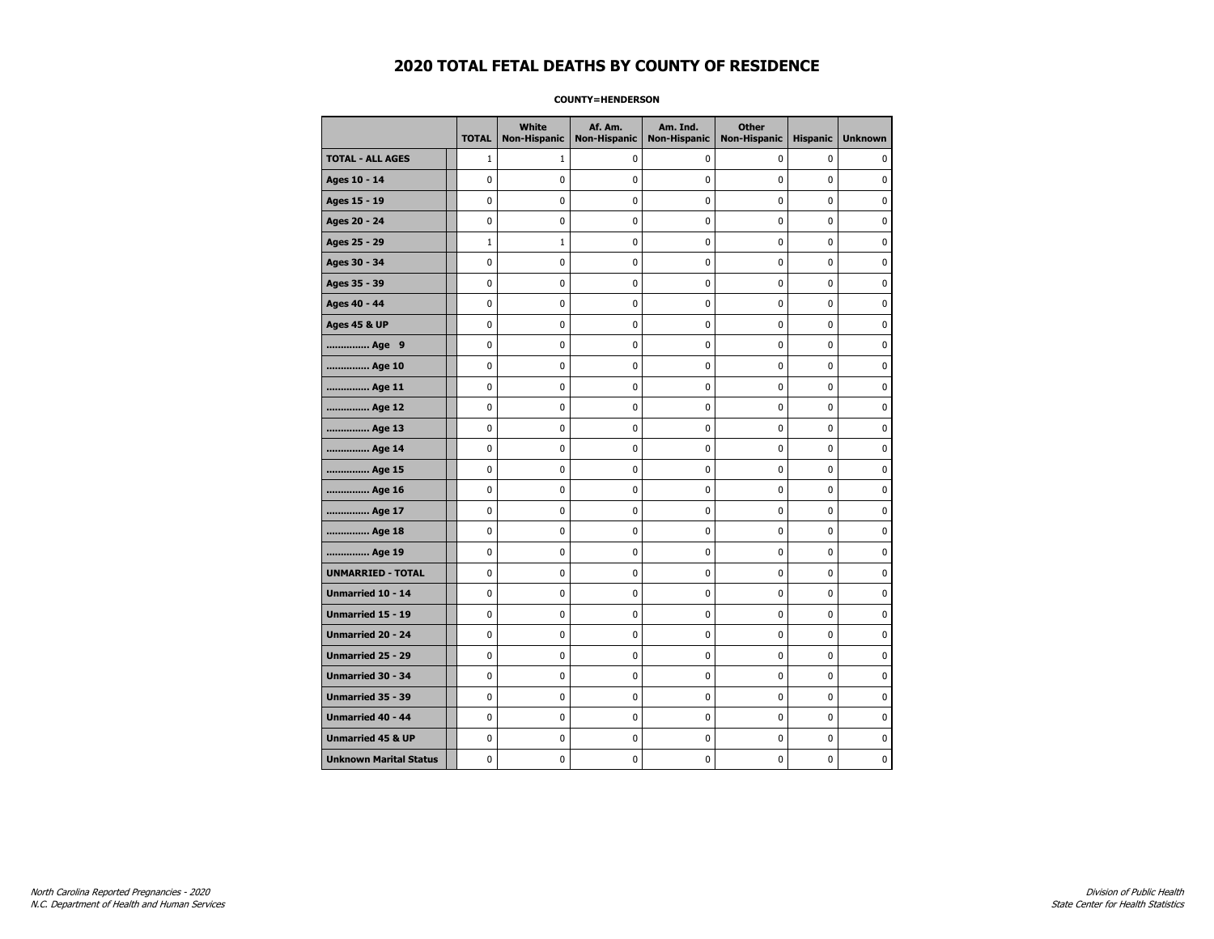# 2020 TOTAL FETAL DEATHS BY COUNTY OF RESIDENCE

**COUNTY=HENDERSON**

| | TOTAL | White Non-Hispanic | Af. Am. Non-Hispanic | Am. Ind. Non-Hispanic | Other Non-Hispanic | Hispanic | Unknown |
|---|---|---|---|---|---|---|---|
| **TOTAL - ALL AGES** | 1 | 1 | 0 | 0 | 0 | 0 | 0 |
| **Ages 10 - 14** | 0 | 0 | 0 | 0 | 0 | 0 | 0 |
| **Ages 15 - 19** | 0 | 0 | 0 | 0 | 0 | 0 | 0 |
| **Ages 20 - 24** | 0 | 0 | 0 | 0 | 0 | 0 | 0 |
| **Ages 25 - 29** | 1 | 1 | 0 | 0 | 0 | 0 | 0 |
| **Ages 30 - 34** | 0 | 0 | 0 | 0 | 0 | 0 | 0 |
| **Ages 35 - 39** | 0 | 0 | 0 | 0 | 0 | 0 | 0 |
| **Ages 40 - 44** | 0 | 0 | 0 | 0 | 0 | 0 | 0 |
| **Ages 45 & UP** | 0 | 0 | 0 | 0 | 0 | 0 | 0 |
| **.............. Age 9** | 0 | 0 | 0 | 0 | 0 | 0 | 0 |
| **.............. Age 10** | 0 | 0 | 0 | 0 | 0 | 0 | 0 |
| **.............. Age 11** | 0 | 0 | 0 | 0 | 0 | 0 | 0 |
| **.............. Age 12** | 0 | 0 | 0 | 0 | 0 | 0 | 0 |
| **.............. Age 13** | 0 | 0 | 0 | 0 | 0 | 0 | 0 |
| **.............. Age 14** | 0 | 0 | 0 | 0 | 0 | 0 | 0 |
| **.............. Age 15** | 0 | 0 | 0 | 0 | 0 | 0 | 0 |
| **.............. Age 16** | 0 | 0 | 0 | 0 | 0 | 0 | 0 |
| **.............. Age 17** | 0 | 0 | 0 | 0 | 0 | 0 | 0 |
| **.............. Age 18** | 0 | 0 | 0 | 0 | 0 | 0 | 0 |
| **.............. Age 19** | 0 | 0 | 0 | 0 | 0 | 0 | 0 |
| **UNMARRIED - TOTAL** | 0 | 0 | 0 | 0 | 0 | 0 | 0 |
| **Unmarried 10 - 14** | 0 | 0 | 0 | 0 | 0 | 0 | 0 |
| **Unmarried 15 - 19** | 0 | 0 | 0 | 0 | 0 | 0 | 0 |
| **Unmarried 20 - 24** | 0 | 0 | 0 | 0 | 0 | 0 | 0 |
| **Unmarried 25 - 29** | 0 | 0 | 0 | 0 | 0 | 0 | 0 |
| **Unmarried 30 - 34** | 0 | 0 | 0 | 0 | 0 | 0 | 0 |
| **Unmarried 35 - 39** | 0 | 0 | 0 | 0 | 0 | 0 | 0 |
| **Unmarried 40 - 44** | 0 | 0 | 0 | 0 | 0 | 0 | 0 |
| **Unmarried 45 & UP** | 0 | 0 | 0 | 0 | 0 | 0 | 0 |
| **Unknown Marital Status** | 0 | 0 | 0 | 0 | 0 | 0 | 0 |

*North Carolina Reported Pregnancies - 2020*
*N.C. Department of Health and Human Services*

*Division of Public Health*
*State Center for Health Statistics*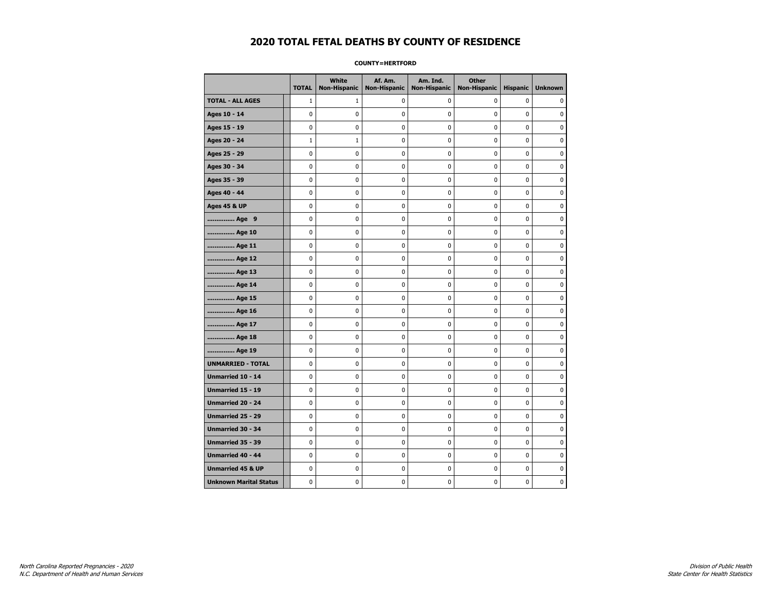# 2020 TOTAL FETAL DEATHS BY COUNTY OF RESIDENCE

**COUNTY=HERTFORD**

| | TOTAL | White Non-Hispanic | Af. Am. Non-Hispanic | Am. Ind. Non-Hispanic | Other Non-Hispanic | Hispanic | Unknown |
|---|---|---|---|---|---|---|---|
| **TOTAL - ALL AGES** | 1 | 1 | 0 | 0 | 0 | 0 | 0 |
| **Ages 10 - 14** | 0 | 0 | 0 | 0 | 0 | 0 | 0 |
| **Ages 15 - 19** | 0 | 0 | 0 | 0 | 0 | 0 | 0 |
| **Ages 20 - 24** | 1 | 1 | 0 | 0 | 0 | 0 | 0 |
| **Ages 25 - 29** | 0 | 0 | 0 | 0 | 0 | 0 | 0 |
| **Ages 30 - 34** | 0 | 0 | 0 | 0 | 0 | 0 | 0 |
| **Ages 35 - 39** | 0 | 0 | 0 | 0 | 0 | 0 | 0 |
| **Ages 40 - 44** | 0 | 0 | 0 | 0 | 0 | 0 | 0 |
| **Ages 45 & UP** | 0 | 0 | 0 | 0 | 0 | 0 | 0 |
| **.............. Age 9** | 0 | 0 | 0 | 0 | 0 | 0 | 0 |
| **.............. Age 10** | 0 | 0 | 0 | 0 | 0 | 0 | 0 |
| **.............. Age 11** | 0 | 0 | 0 | 0 | 0 | 0 | 0 |
| **.............. Age 12** | 0 | 0 | 0 | 0 | 0 | 0 | 0 |
| **.............. Age 13** | 0 | 0 | 0 | 0 | 0 | 0 | 0 |
| **.............. Age 14** | 0 | 0 | 0 | 0 | 0 | 0 | 0 |
| **.............. Age 15** | 0 | 0 | 0 | 0 | 0 | 0 | 0 |
| **.............. Age 16** | 0 | 0 | 0 | 0 | 0 | 0 | 0 |
| **.............. Age 17** | 0 | 0 | 0 | 0 | 0 | 0 | 0 |
| **.............. Age 18** | 0 | 0 | 0 | 0 | 0 | 0 | 0 |
| **.............. Age 19** | 0 | 0 | 0 | 0 | 0 | 0 | 0 |
| **UNMARRIED - TOTAL** | 0 | 0 | 0 | 0 | 0 | 0 | 0 |
| **Unmarried 10 - 14** | 0 | 0 | 0 | 0 | 0 | 0 | 0 |
| **Unmarried 15 - 19** | 0 | 0 | 0 | 0 | 0 | 0 | 0 |
| **Unmarried 20 - 24** | 0 | 0 | 0 | 0 | 0 | 0 | 0 |
| **Unmarried 25 - 29** | 0 | 0 | 0 | 0 | 0 | 0 | 0 |
| **Unmarried 30 - 34** | 0 | 0 | 0 | 0 | 0 | 0 | 0 |
| **Unmarried 35 - 39** | 0 | 0 | 0 | 0 | 0 | 0 | 0 |
| **Unmarried 40 - 44** | 0 | 0 | 0 | 0 | 0 | 0 | 0 |
| **Unmarried 45 & UP** | 0 | 0 | 0 | 0 | 0 | 0 | 0 |
| **Unknown Marital Status** | 0 | 0 | 0 | 0 | 0 | 0 | 0 |

*North Carolina Reported Pregnancies - 2020*
*N.C. Department of Health and Human Services*

*Division of Public Health*
*State Center for Health Statistics*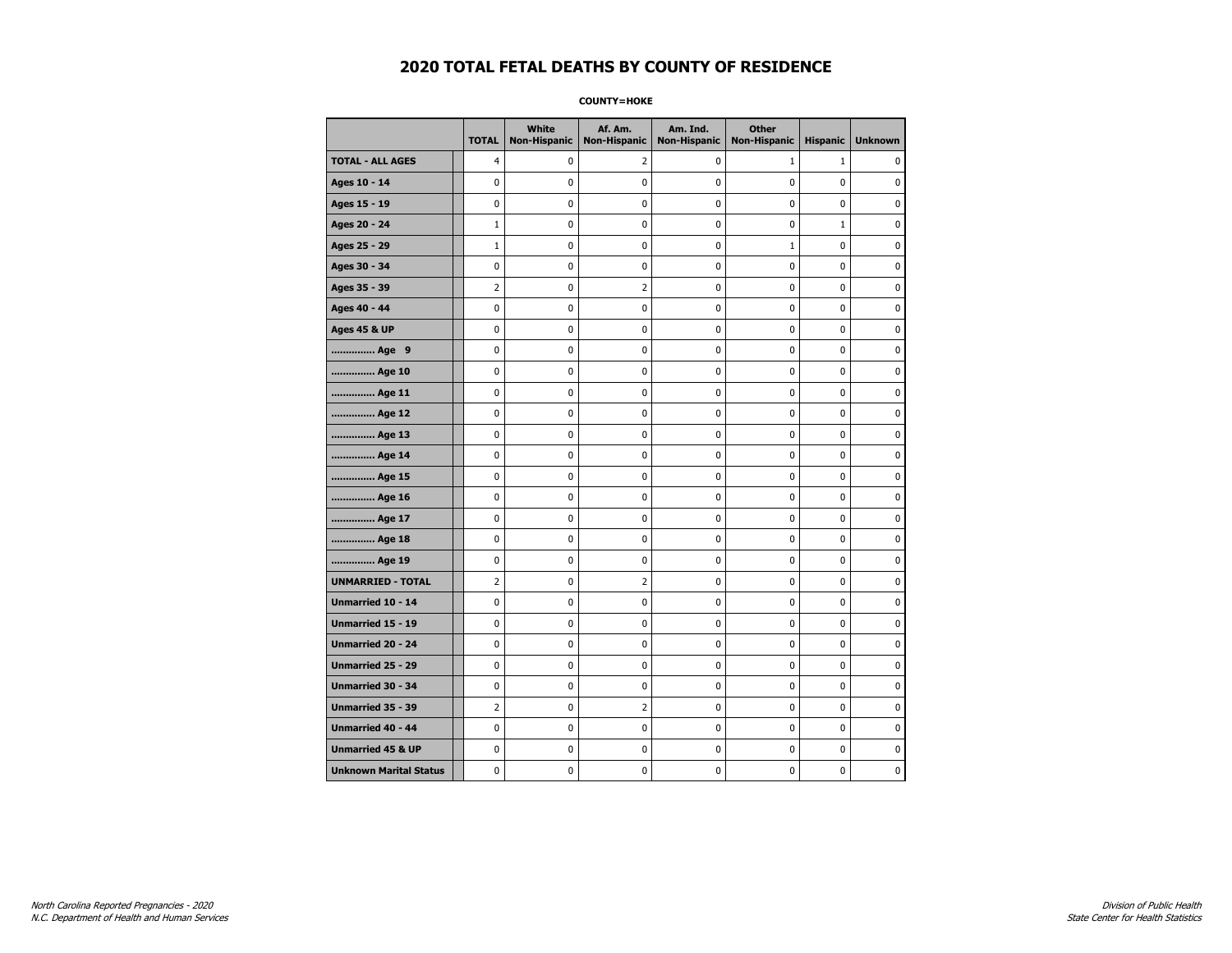# 2020 TOTAL FETAL DEATHS BY COUNTY OF RESIDENCE

**COUNTY=HOKE**

| | TOTAL | White Non-Hispanic | Af. Am. Non-Hispanic | Am. Ind. Non-Hispanic | Other Non-Hispanic | Hispanic | Unknown |
|---|---|---|---|---|---|---|---|
| **TOTAL - ALL AGES** | 4 | 0 | 2 | 0 | 1 | 1 | 0 |
| **Ages 10 - 14** | 0 | 0 | 0 | 0 | 0 | 0 | 0 |
| **Ages 15 - 19** | 0 | 0 | 0 | 0 | 0 | 0 | 0 |
| **Ages 20 - 24** | 1 | 0 | 0 | 0 | 0 | 1 | 0 |
| **Ages 25 - 29** | 1 | 0 | 0 | 0 | 1 | 0 | 0 |
| **Ages 30 - 34** | 0 | 0 | 0 | 0 | 0 | 0 | 0 |
| **Ages 35 - 39** | 2 | 0 | 2 | 0 | 0 | 0 | 0 |
| **Ages 40 - 44** | 0 | 0 | 0 | 0 | 0 | 0 | 0 |
| **Ages 45 & UP** | 0 | 0 | 0 | 0 | 0 | 0 | 0 |
| **.............. Age 9** | 0 | 0 | 0 | 0 | 0 | 0 | 0 |
| **.............. Age 10** | 0 | 0 | 0 | 0 | 0 | 0 | 0 |
| **.............. Age 11** | 0 | 0 | 0 | 0 | 0 | 0 | 0 |
| **.............. Age 12** | 0 | 0 | 0 | 0 | 0 | 0 | 0 |
| **.............. Age 13** | 0 | 0 | 0 | 0 | 0 | 0 | 0 |
| **.............. Age 14** | 0 | 0 | 0 | 0 | 0 | 0 | 0 |
| **.............. Age 15** | 0 | 0 | 0 | 0 | 0 | 0 | 0 |
| **.............. Age 16** | 0 | 0 | 0 | 0 | 0 | 0 | 0 |
| **.............. Age 17** | 0 | 0 | 0 | 0 | 0 | 0 | 0 |
| **.............. Age 18** | 0 | 0 | 0 | 0 | 0 | 0 | 0 |
| **.............. Age 19** | 0 | 0 | 0 | 0 | 0 | 0 | 0 |
| **UNMARRIED - TOTAL** | 2 | 0 | 2 | 0 | 0 | 0 | 0 |
| **Unmarried 10 - 14** | 0 | 0 | 0 | 0 | 0 | 0 | 0 |
| **Unmarried 15 - 19** | 0 | 0 | 0 | 0 | 0 | 0 | 0 |
| **Unmarried 20 - 24** | 0 | 0 | 0 | 0 | 0 | 0 | 0 |
| **Unmarried 25 - 29** | 0 | 0 | 0 | 0 | 0 | 0 | 0 |
| **Unmarried 30 - 34** | 0 | 0 | 0 | 0 | 0 | 0 | 0 |
| **Unmarried 35 - 39** | 2 | 0 | 2 | 0 | 0 | 0 | 0 |
| **Unmarried 40 - 44** | 0 | 0 | 0 | 0 | 0 | 0 | 0 |
| **Unmarried 45 & UP** | 0 | 0 | 0 | 0 | 0 | 0 | 0 |
| **Unknown Marital Status** | 0 | 0 | 0 | 0 | 0 | 0 | 0 |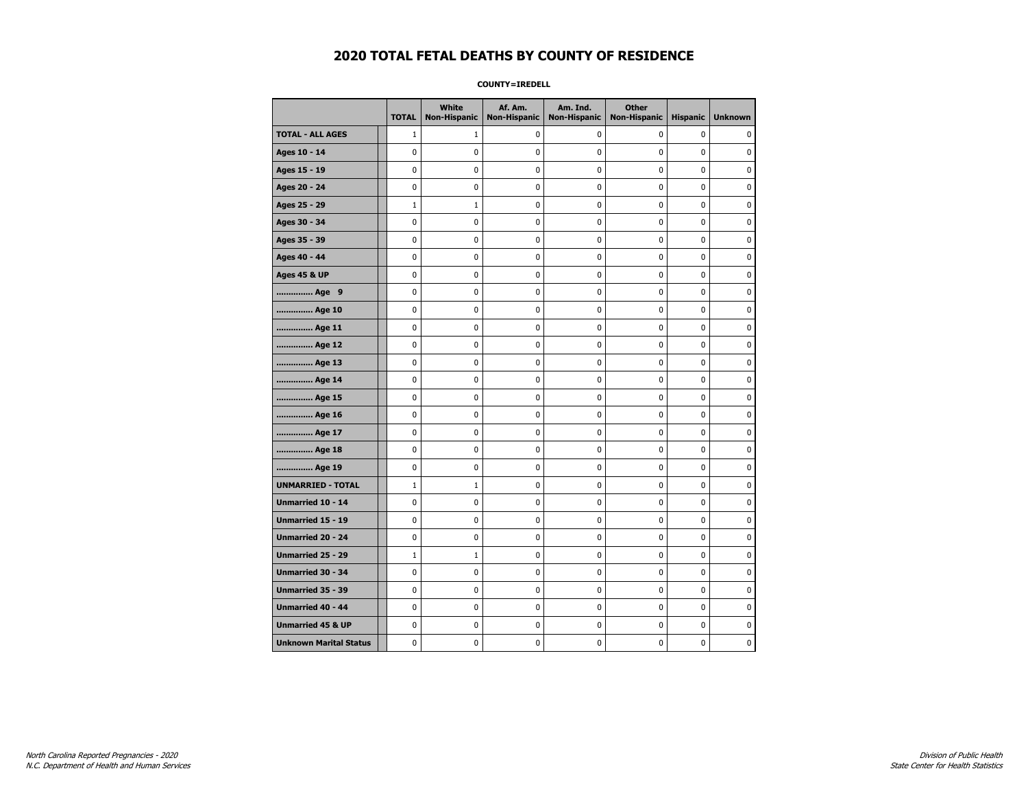# 2020 TOTAL FETAL DEATHS BY COUNTY OF RESIDENCE

**COUNTY=IREDELL**

| | TOTAL | White Non-Hispanic | Af. Am. Non-Hispanic | Am. Ind. Non-Hispanic | Other Non-Hispanic | Hispanic | Unknown |
|---|---|---|---|---|---|---|---|
| **TOTAL - ALL AGES** | 1 | 1 | 0 | 0 | 0 | 0 | 0 |
| **Ages 10 - 14** | 0 | 0 | 0 | 0 | 0 | 0 | 0 |
| **Ages 15 - 19** | 0 | 0 | 0 | 0 | 0 | 0 | 0 |
| **Ages 20 - 24** | 0 | 0 | 0 | 0 | 0 | 0 | 0 |
| **Ages 25 - 29** | 1 | 1 | 0 | 0 | 0 | 0 | 0 |
| **Ages 30 - 34** | 0 | 0 | 0 | 0 | 0 | 0 | 0 |
| **Ages 35 - 39** | 0 | 0 | 0 | 0 | 0 | 0 | 0 |
| **Ages 40 - 44** | 0 | 0 | 0 | 0 | 0 | 0 | 0 |
| **Ages 45 & UP** | 0 | 0 | 0 | 0 | 0 | 0 | 0 |
| **.............. Age 9** | 0 | 0 | 0 | 0 | 0 | 0 | 0 |
| **.............. Age 10** | 0 | 0 | 0 | 0 | 0 | 0 | 0 |
| **.............. Age 11** | 0 | 0 | 0 | 0 | 0 | 0 | 0 |
| **.............. Age 12** | 0 | 0 | 0 | 0 | 0 | 0 | 0 |
| **.............. Age 13** | 0 | 0 | 0 | 0 | 0 | 0 | 0 |
| **.............. Age 14** | 0 | 0 | 0 | 0 | 0 | 0 | 0 |
| **.............. Age 15** | 0 | 0 | 0 | 0 | 0 | 0 | 0 |
| **.............. Age 16** | 0 | 0 | 0 | 0 | 0 | 0 | 0 |
| **.............. Age 17** | 0 | 0 | 0 | 0 | 0 | 0 | 0 |
| **.............. Age 18** | 0 | 0 | 0 | 0 | 0 | 0 | 0 |
| **.............. Age 19** | 0 | 0 | 0 | 0 | 0 | 0 | 0 |
| **UNMARRIED - TOTAL** | 1 | 1 | 0 | 0 | 0 | 0 | 0 |
| **Unmarried 10 - 14** | 0 | 0 | 0 | 0 | 0 | 0 | 0 |
| **Unmarried 15 - 19** | 0 | 0 | 0 | 0 | 0 | 0 | 0 |
| **Unmarried 20 - 24** | 0 | 0 | 0 | 0 | 0 | 0 | 0 |
| **Unmarried 25 - 29** | 1 | 1 | 0 | 0 | 0 | 0 | 0 |
| **Unmarried 30 - 34** | 0 | 0 | 0 | 0 | 0 | 0 | 0 |
| **Unmarried 35 - 39** | 0 | 0 | 0 | 0 | 0 | 0 | 0 |
| **Unmarried 40 - 44** | 0 | 0 | 0 | 0 | 0 | 0 | 0 |
| **Unmarried 45 & UP** | 0 | 0 | 0 | 0 | 0 | 0 | 0 |
| **Unknown Marital Status** | 0 | 0 | 0 | 0 | 0 | 0 | 0 |

*North Carolina Reported Pregnancies - 2020*
*N.C. Department of Health and Human Services*

*Division of Public Health*
*State Center for Health Statistics*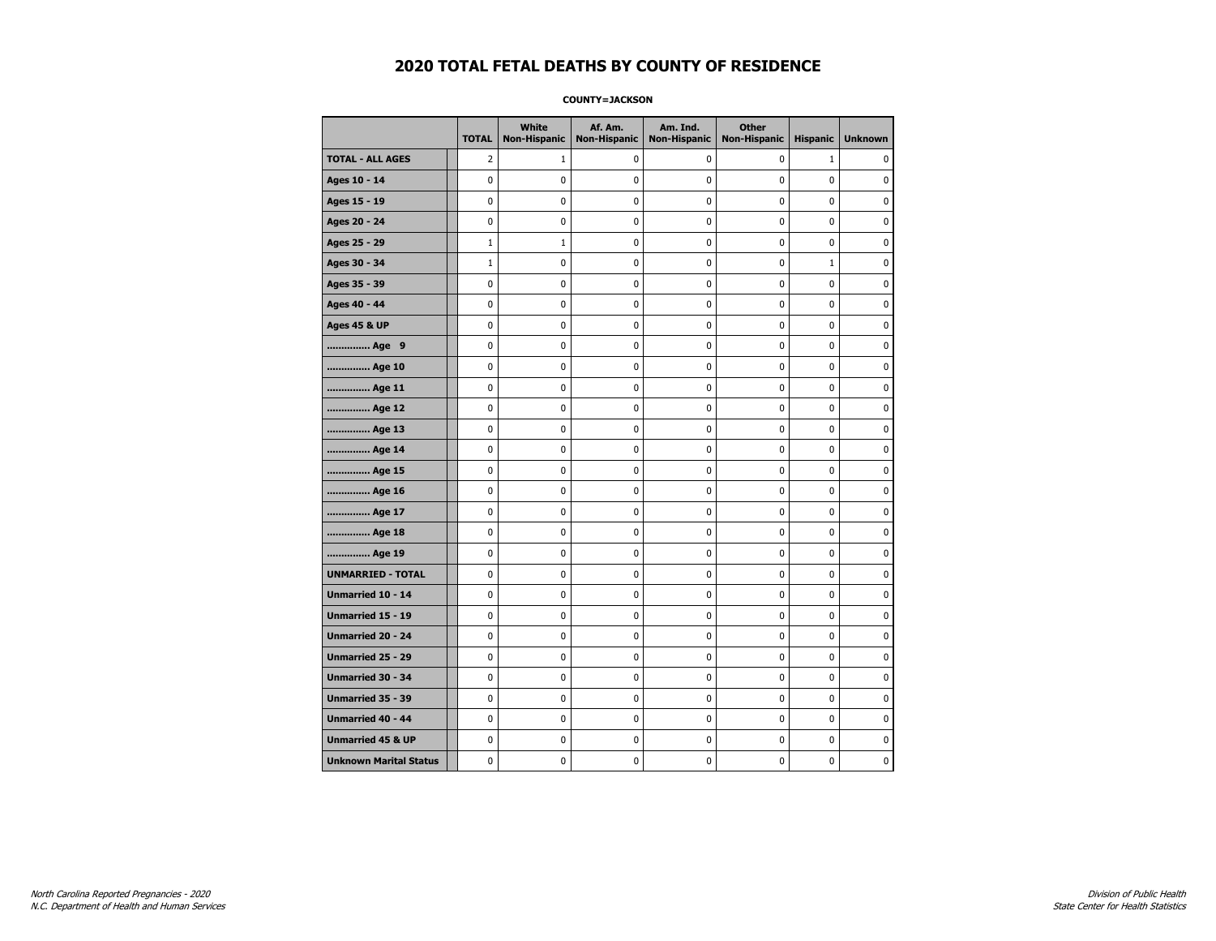# 2020 TOTAL FETAL DEATHS BY COUNTY OF RESIDENCE

**COUNTY=JACKSON**

| | TOTAL | White Non-Hispanic | Af. Am. Non-Hispanic | Am. Ind. Non-Hispanic | Other Non-Hispanic | Hispanic | Unknown |
|---|---|---|---|---|---|---|---|
| **TOTAL - ALL AGES** | 2 | 1 | 0 | 0 | 0 | 1 | 0 |
| **Ages 10 - 14** | 0 | 0 | 0 | 0 | 0 | 0 | 0 |
| **Ages 15 - 19** | 0 | 0 | 0 | 0 | 0 | 0 | 0 |
| **Ages 20 - 24** | 0 | 0 | 0 | 0 | 0 | 0 | 0 |
| **Ages 25 - 29** | 1 | 1 | 0 | 0 | 0 | 0 | 0 |
| **Ages 30 - 34** | 1 | 0 | 0 | 0 | 0 | 1 | 0 |
| **Ages 35 - 39** | 0 | 0 | 0 | 0 | 0 | 0 | 0 |
| **Ages 40 - 44** | 0 | 0 | 0 | 0 | 0 | 0 | 0 |
| **Ages 45 & UP** | 0 | 0 | 0 | 0 | 0 | 0 | 0 |
| **.............. Age 9** | 0 | 0 | 0 | 0 | 0 | 0 | 0 |
| **.............. Age 10** | 0 | 0 | 0 | 0 | 0 | 0 | 0 |
| **.............. Age 11** | 0 | 0 | 0 | 0 | 0 | 0 | 0 |
| **.............. Age 12** | 0 | 0 | 0 | 0 | 0 | 0 | 0 |
| **.............. Age 13** | 0 | 0 | 0 | 0 | 0 | 0 | 0 |
| **.............. Age 14** | 0 | 0 | 0 | 0 | 0 | 0 | 0 |
| **.............. Age 15** | 0 | 0 | 0 | 0 | 0 | 0 | 0 |
| **.............. Age 16** | 0 | 0 | 0 | 0 | 0 | 0 | 0 |
| **.............. Age 17** | 0 | 0 | 0 | 0 | 0 | 0 | 0 |
| **.............. Age 18** | 0 | 0 | 0 | 0 | 0 | 0 | 0 |
| **.............. Age 19** | 0 | 0 | 0 | 0 | 0 | 0 | 0 |
| **UNMARRIED - TOTAL** | 0 | 0 | 0 | 0 | 0 | 0 | 0 |
| **Unmarried 10 - 14** | 0 | 0 | 0 | 0 | 0 | 0 | 0 |
| **Unmarried 15 - 19** | 0 | 0 | 0 | 0 | 0 | 0 | 0 |
| **Unmarried 20 - 24** | 0 | 0 | 0 | 0 | 0 | 0 | 0 |
| **Unmarried 25 - 29** | 0 | 0 | 0 | 0 | 0 | 0 | 0 |
| **Unmarried 30 - 34** | 0 | 0 | 0 | 0 | 0 | 0 | 0 |
| **Unmarried 35 - 39** | 0 | 0 | 0 | 0 | 0 | 0 | 0 |
| **Unmarried 40 - 44** | 0 | 0 | 0 | 0 | 0 | 0 | 0 |
| **Unmarried 45 & UP** | 0 | 0 | 0 | 0 | 0 | 0 | 0 |
| **Unknown Marital Status** | 0 | 0 | 0 | 0 | 0 | 0 | 0 |

*North Carolina Reported Pregnancies - 2020*
*N.C. Department of Health and Human Services*

*Division of Public Health*
*State Center for Health Statistics*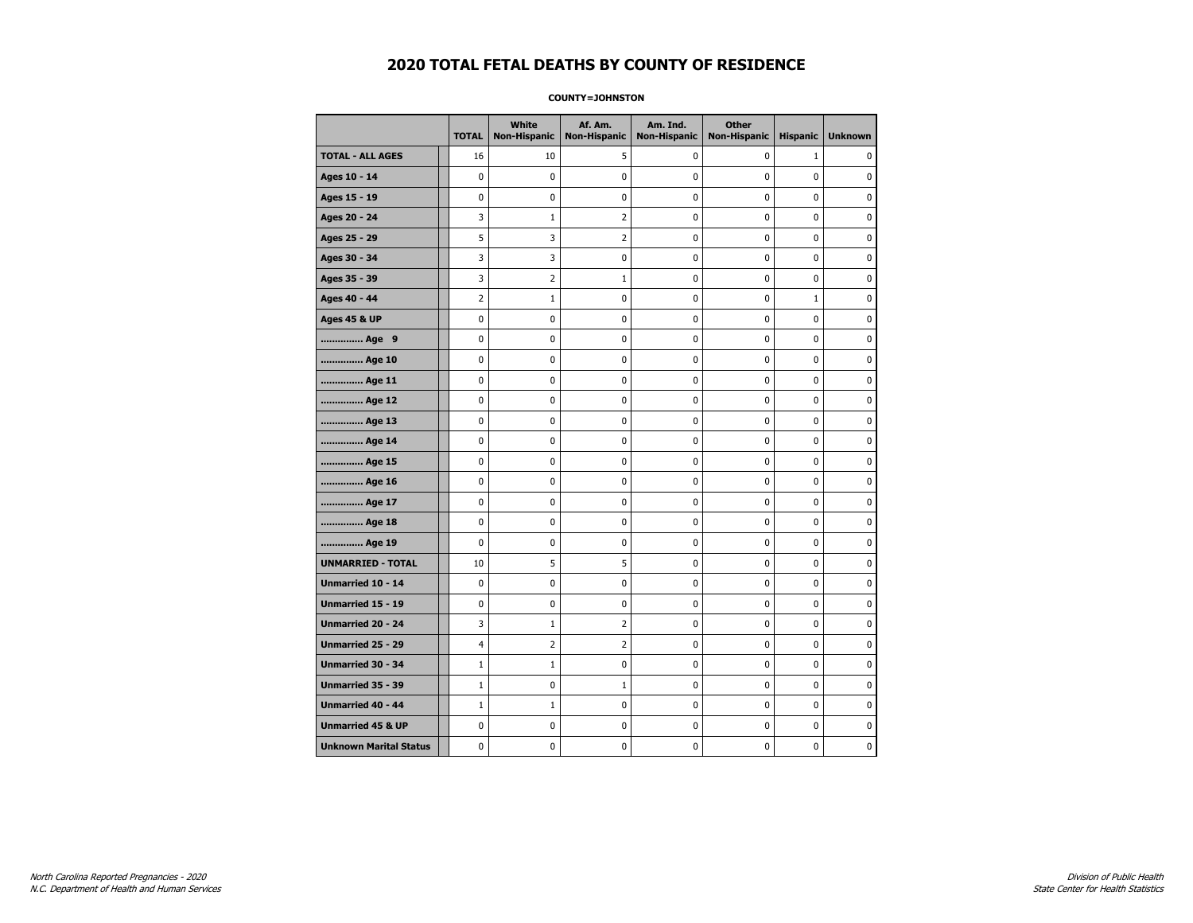# 2020 TOTAL FETAL DEATHS BY COUNTY OF RESIDENCE

**COUNTY=JOHNSTON**

| | TOTAL | White Non-Hispanic | Af. Am. Non-Hispanic | Am. Ind. Non-Hispanic | Other Non-Hispanic | Hispanic | Unknown |
|---|---|---|---|---|---|---|---|
| **TOTAL - ALL AGES** | 16 | 10 | 5 | 0 | 0 | 1 | 0 |
| **Ages 10 - 14** | 0 | 0 | 0 | 0 | 0 | 0 | 0 |
| **Ages 15 - 19** | 0 | 0 | 0 | 0 | 0 | 0 | 0 |
| **Ages 20 - 24** | 3 | 1 | 2 | 0 | 0 | 0 | 0 |
| **Ages 25 - 29** | 5 | 3 | 2 | 0 | 0 | 0 | 0 |
| **Ages 30 - 34** | 3 | 3 | 0 | 0 | 0 | 0 | 0 |
| **Ages 35 - 39** | 3 | 2 | 1 | 0 | 0 | 0 | 0 |
| **Ages 40 - 44** | 2 | 1 | 0 | 0 | 0 | 1 | 0 |
| **Ages 45 & UP** | 0 | 0 | 0 | 0 | 0 | 0 | 0 |
| **.............. Age 9** | 0 | 0 | 0 | 0 | 0 | 0 | 0 |
| **.............. Age 10** | 0 | 0 | 0 | 0 | 0 | 0 | 0 |
| **.............. Age 11** | 0 | 0 | 0 | 0 | 0 | 0 | 0 |
| **.............. Age 12** | 0 | 0 | 0 | 0 | 0 | 0 | 0 |
| **.............. Age 13** | 0 | 0 | 0 | 0 | 0 | 0 | 0 |
| **.............. Age 14** | 0 | 0 | 0 | 0 | 0 | 0 | 0 |
| **.............. Age 15** | 0 | 0 | 0 | 0 | 0 | 0 | 0 |
| **.............. Age 16** | 0 | 0 | 0 | 0 | 0 | 0 | 0 |
| **.............. Age 17** | 0 | 0 | 0 | 0 | 0 | 0 | 0 |
| **.............. Age 18** | 0 | 0 | 0 | 0 | 0 | 0 | 0 |
| **.............. Age 19** | 0 | 0 | 0 | 0 | 0 | 0 | 0 |
| **UNMARRIED - TOTAL** | 10 | 5 | 5 | 0 | 0 | 0 | 0 |
| **Unmarried 10 - 14** | 0 | 0 | 0 | 0 | 0 | 0 | 0 |
| **Unmarried 15 - 19** | 0 | 0 | 0 | 0 | 0 | 0 | 0 |
| **Unmarried 20 - 24** | 3 | 1 | 2 | 0 | 0 | 0 | 0 |
| **Unmarried 25 - 29** | 4 | 2 | 2 | 0 | 0 | 0 | 0 |
| **Unmarried 30 - 34** | 1 | 1 | 0 | 0 | 0 | 0 | 0 |
| **Unmarried 35 - 39** | 1 | 0 | 1 | 0 | 0 | 0 | 0 |
| **Unmarried 40 - 44** | 1 | 1 | 0 | 0 | 0 | 0 | 0 |
| **Unmarried 45 & UP** | 0 | 0 | 0 | 0 | 0 | 0 | 0 |
| **Unknown Marital Status** | 0 | 0 | 0 | 0 | 0 | 0 | 0 |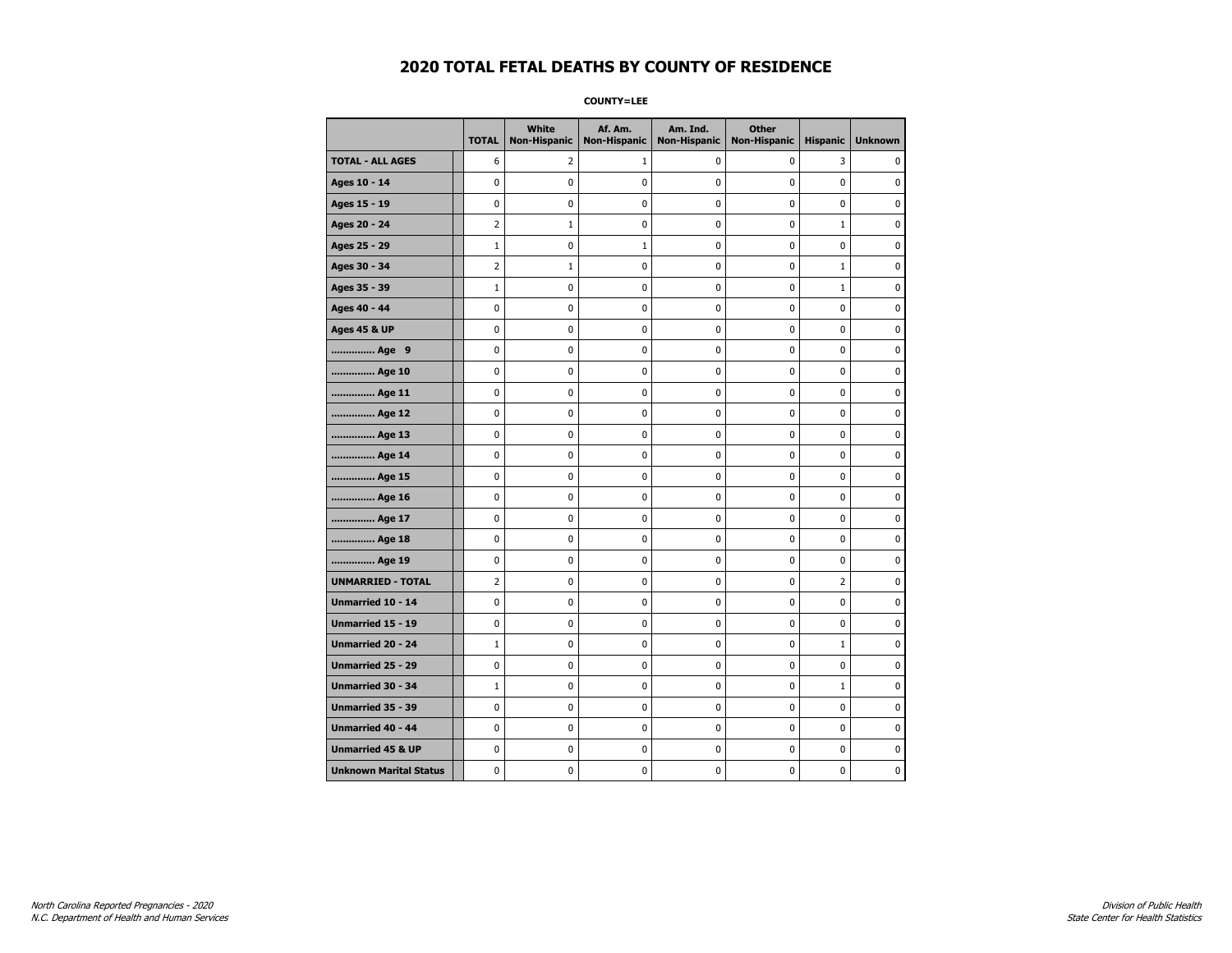# 2020 TOTAL FETAL DEATHS BY COUNTY OF RESIDENCE

**COUNTY=LEE**

| | TOTAL | White Non-Hispanic | Af. Am. Non-Hispanic | Am. Ind. Non-Hispanic | Other Non-Hispanic | Hispanic | Unknown |
|---|---|---|---|---|---|---|---|
| **TOTAL - ALL AGES** | 6 | 2 | 1 | 0 | 0 | 3 | 0 |
| **Ages 10 - 14** | 0 | 0 | 0 | 0 | 0 | 0 | 0 |
| **Ages 15 - 19** | 0 | 0 | 0 | 0 | 0 | 0 | 0 |
| **Ages 20 - 24** | 2 | 1 | 0 | 0 | 0 | 1 | 0 |
| **Ages 25 - 29** | 1 | 0 | 1 | 0 | 0 | 0 | 0 |
| **Ages 30 - 34** | 2 | 1 | 0 | 0 | 0 | 1 | 0 |
| **Ages 35 - 39** | 1 | 0 | 0 | 0 | 0 | 1 | 0 |
| **Ages 40 - 44** | 0 | 0 | 0 | 0 | 0 | 0 | 0 |
| **Ages 45 & UP** | 0 | 0 | 0 | 0 | 0 | 0 | 0 |
| **.............. Age 9** | 0 | 0 | 0 | 0 | 0 | 0 | 0 |
| **.............. Age 10** | 0 | 0 | 0 | 0 | 0 | 0 | 0 |
| **.............. Age 11** | 0 | 0 | 0 | 0 | 0 | 0 | 0 |
| **.............. Age 12** | 0 | 0 | 0 | 0 | 0 | 0 | 0 |
| **.............. Age 13** | 0 | 0 | 0 | 0 | 0 | 0 | 0 |
| **.............. Age 14** | 0 | 0 | 0 | 0 | 0 | 0 | 0 |
| **.............. Age 15** | 0 | 0 | 0 | 0 | 0 | 0 | 0 |
| **.............. Age 16** | 0 | 0 | 0 | 0 | 0 | 0 | 0 |
| **.............. Age 17** | 0 | 0 | 0 | 0 | 0 | 0 | 0 |
| **.............. Age 18** | 0 | 0 | 0 | 0 | 0 | 0 | 0 |
| **.............. Age 19** | 0 | 0 | 0 | 0 | 0 | 0 | 0 |
| **UNMARRIED - TOTAL** | 2 | 0 | 0 | 0 | 0 | 2 | 0 |
| **Unmarried 10 - 14** | 0 | 0 | 0 | 0 | 0 | 0 | 0 |
| **Unmarried 15 - 19** | 0 | 0 | 0 | 0 | 0 | 0 | 0 |
| **Unmarried 20 - 24** | 1 | 0 | 0 | 0 | 0 | 1 | 0 |
| **Unmarried 25 - 29** | 0 | 0 | 0 | 0 | 0 | 0 | 0 |
| **Unmarried 30 - 34** | 1 | 0 | 0 | 0 | 0 | 1 | 0 |
| **Unmarried 35 - 39** | 0 | 0 | 0 | 0 | 0 | 0 | 0 |
| **Unmarried 40 - 44** | 0 | 0 | 0 | 0 | 0 | 0 | 0 |
| **Unmarried 45 & UP** | 0 | 0 | 0 | 0 | 0 | 0 | 0 |
| **Unknown Marital Status** | 0 | 0 | 0 | 0 | 0 | 0 | 0 |

*North Carolina Reported Pregnancies - 2020*
*N.C. Department of Health and Human Services*

*Division of Public Health*
*State Center for Health Statistics*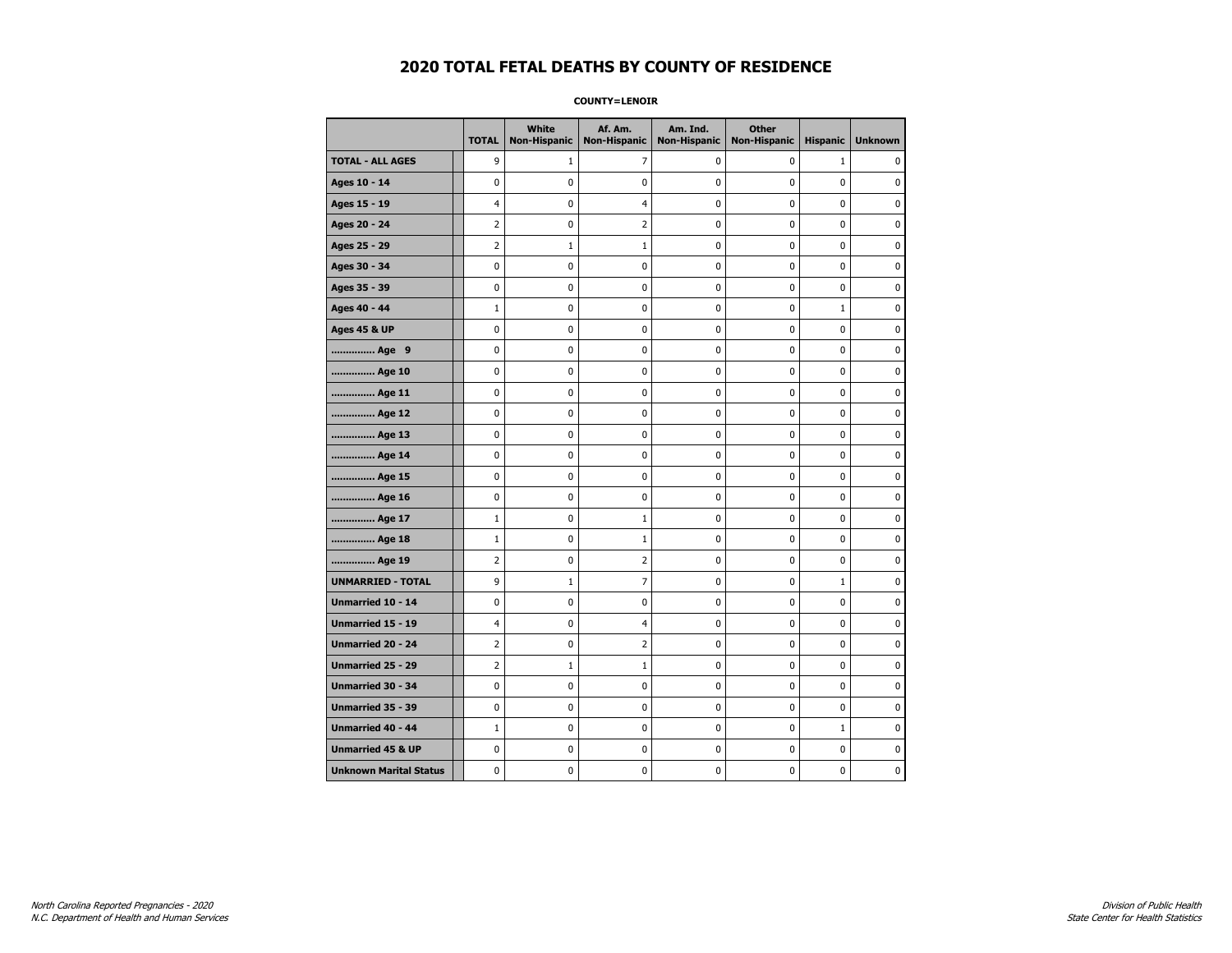# 2020 TOTAL FETAL DEATHS BY COUNTY OF RESIDENCE

**COUNTY=LENOIR**

| | TOTAL | White Non-Hispanic | Af. Am. Non-Hispanic | Am. Ind. Non-Hispanic | Other Non-Hispanic | Hispanic | Unknown |
|---|---|---|---|---|---|---|---|
| **TOTAL - ALL AGES** | 9 | 1 | 7 | 0 | 0 | 1 | 0 |
| **Ages 10 - 14** | 0 | 0 | 0 | 0 | 0 | 0 | 0 |
| **Ages 15 - 19** | 4 | 0 | 4 | 0 | 0 | 0 | 0 |
| **Ages 20 - 24** | 2 | 0 | 2 | 0 | 0 | 0 | 0 |
| **Ages 25 - 29** | 2 | 1 | 1 | 0 | 0 | 0 | 0 |
| **Ages 30 - 34** | 0 | 0 | 0 | 0 | 0 | 0 | 0 |
| **Ages 35 - 39** | 0 | 0 | 0 | 0 | 0 | 0 | 0 |
| **Ages 40 - 44** | 1 | 0 | 0 | 0 | 0 | 1 | 0 |
| **Ages 45 & UP** | 0 | 0 | 0 | 0 | 0 | 0 | 0 |
| **.............. Age 9** | 0 | 0 | 0 | 0 | 0 | 0 | 0 |
| **.............. Age 10** | 0 | 0 | 0 | 0 | 0 | 0 | 0 |
| **.............. Age 11** | 0 | 0 | 0 | 0 | 0 | 0 | 0 |
| **.............. Age 12** | 0 | 0 | 0 | 0 | 0 | 0 | 0 |
| **.............. Age 13** | 0 | 0 | 0 | 0 | 0 | 0 | 0 |
| **.............. Age 14** | 0 | 0 | 0 | 0 | 0 | 0 | 0 |
| **.............. Age 15** | 0 | 0 | 0 | 0 | 0 | 0 | 0 |
| **.............. Age 16** | 0 | 0 | 0 | 0 | 0 | 0 | 0 |
| **.............. Age 17** | 1 | 0 | 1 | 0 | 0 | 0 | 0 |
| **.............. Age 18** | 1 | 0 | 1 | 0 | 0 | 0 | 0 |
| **.............. Age 19** | 2 | 0 | 2 | 0 | 0 | 0 | 0 |
| **UNMARRIED - TOTAL** | 9 | 1 | 7 | 0 | 0 | 1 | 0 |
| **Unmarried 10 - 14** | 0 | 0 | 0 | 0 | 0 | 0 | 0 |
| **Unmarried 15 - 19** | 4 | 0 | 4 | 0 | 0 | 0 | 0 |
| **Unmarried 20 - 24** | 2 | 0 | 2 | 0 | 0 | 0 | 0 |
| **Unmarried 25 - 29** | 2 | 1 | 1 | 0 | 0 | 0 | 0 |
| **Unmarried 30 - 34** | 0 | 0 | 0 | 0 | 0 | 0 | 0 |
| **Unmarried 35 - 39** | 0 | 0 | 0 | 0 | 0 | 0 | 0 |
| **Unmarried 40 - 44** | 1 | 0 | 0 | 0 | 0 | 1 | 0 |
| **Unmarried 45 & UP** | 0 | 0 | 0 | 0 | 0 | 0 | 0 |
| **Unknown Marital Status** | 0 | 0 | 0 | 0 | 0 | 0 | 0 |

*North Carolina Reported Pregnancies - 2020*
*N.C. Department of Health and Human Services*

*Division of Public Health*
*State Center for Health Statistics*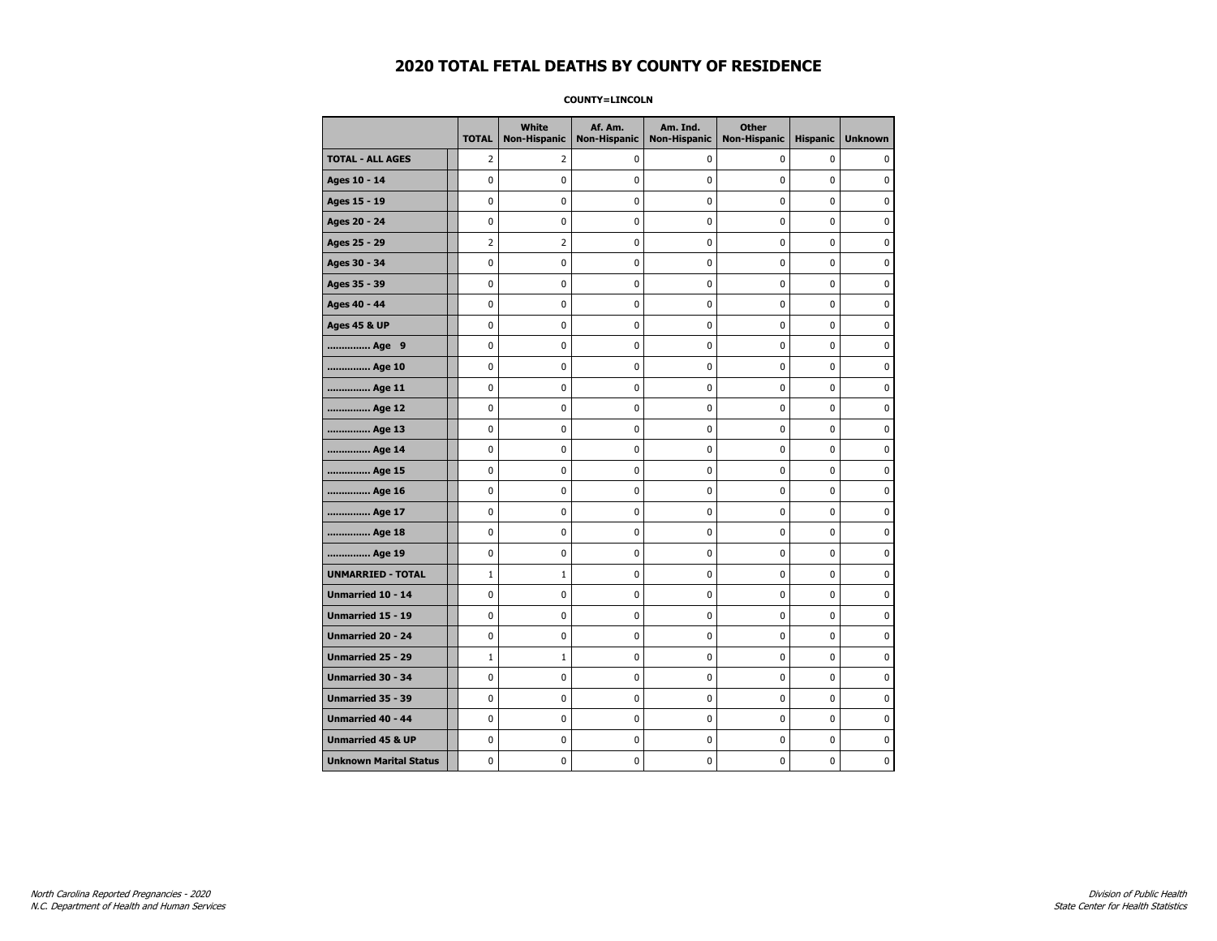# 2020 TOTAL FETAL DEATHS BY COUNTY OF RESIDENCE

**COUNTY=LINCOLN**

| | TOTAL | White Non-Hispanic | Af. Am. Non-Hispanic | Am. Ind. Non-Hispanic | Other Non-Hispanic | Hispanic | Unknown |
|---|---|---|---|---|---|---|---|
| **TOTAL - ALL AGES** | 2 | 2 | 0 | 0 | 0 | 0 | 0 |
| **Ages 10 - 14** | 0 | 0 | 0 | 0 | 0 | 0 | 0 |
| **Ages 15 - 19** | 0 | 0 | 0 | 0 | 0 | 0 | 0 |
| **Ages 20 - 24** | 0 | 0 | 0 | 0 | 0 | 0 | 0 |
| **Ages 25 - 29** | 2 | 2 | 0 | 0 | 0 | 0 | 0 |
| **Ages 30 - 34** | 0 | 0 | 0 | 0 | 0 | 0 | 0 |
| **Ages 35 - 39** | 0 | 0 | 0 | 0 | 0 | 0 | 0 |
| **Ages 40 - 44** | 0 | 0 | 0 | 0 | 0 | 0 | 0 |
| **Ages 45 & UP** | 0 | 0 | 0 | 0 | 0 | 0 | 0 |
| **.............. Age 9** | 0 | 0 | 0 | 0 | 0 | 0 | 0 |
| **.............. Age 10** | 0 | 0 | 0 | 0 | 0 | 0 | 0 |
| **.............. Age 11** | 0 | 0 | 0 | 0 | 0 | 0 | 0 |
| **.............. Age 12** | 0 | 0 | 0 | 0 | 0 | 0 | 0 |
| **.............. Age 13** | 0 | 0 | 0 | 0 | 0 | 0 | 0 |
| **.............. Age 14** | 0 | 0 | 0 | 0 | 0 | 0 | 0 |
| **.............. Age 15** | 0 | 0 | 0 | 0 | 0 | 0 | 0 |
| **.............. Age 16** | 0 | 0 | 0 | 0 | 0 | 0 | 0 |
| **.............. Age 17** | 0 | 0 | 0 | 0 | 0 | 0 | 0 |
| **.............. Age 18** | 0 | 0 | 0 | 0 | 0 | 0 | 0 |
| **.............. Age 19** | 0 | 0 | 0 | 0 | 0 | 0 | 0 |
| **UNMARRIED - TOTAL** | 1 | 1 | 0 | 0 | 0 | 0 | 0 |
| **Unmarried 10 - 14** | 0 | 0 | 0 | 0 | 0 | 0 | 0 |
| **Unmarried 15 - 19** | 0 | 0 | 0 | 0 | 0 | 0 | 0 |
| **Unmarried 20 - 24** | 0 | 0 | 0 | 0 | 0 | 0 | 0 |
| **Unmarried 25 - 29** | 1 | 1 | 0 | 0 | 0 | 0 | 0 |
| **Unmarried 30 - 34** | 0 | 0 | 0 | 0 | 0 | 0 | 0 |
| **Unmarried 35 - 39** | 0 | 0 | 0 | 0 | 0 | 0 | 0 |
| **Unmarried 40 - 44** | 0 | 0 | 0 | 0 | 0 | 0 | 0 |
| **Unmarried 45 & UP** | 0 | 0 | 0 | 0 | 0 | 0 | 0 |
| **Unknown Marital Status** | 0 | 0 | 0 | 0 | 0 | 0 | 0 |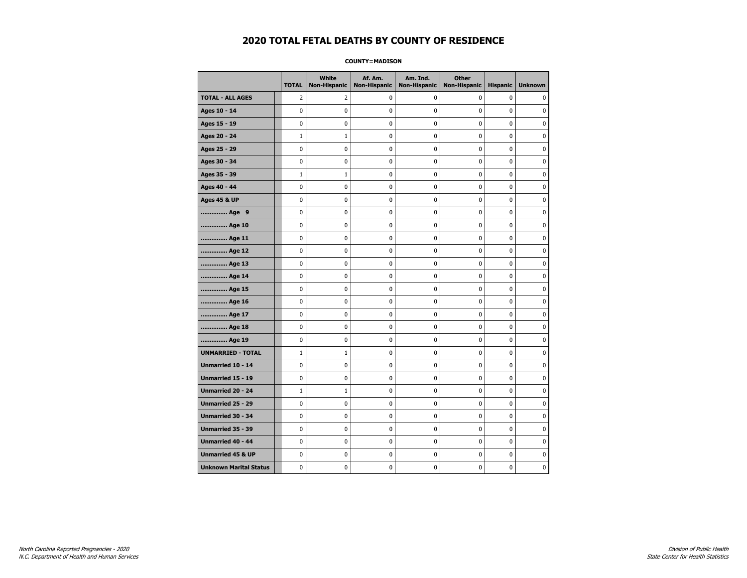# 2020 TOTAL FETAL DEATHS BY COUNTY OF RESIDENCE

**COUNTY=MADISON**

| | TOTAL | White Non-Hispanic | Af. Am. Non-Hispanic | Am. Ind. Non-Hispanic | Other Non-Hispanic | Hispanic | Unknown |
|---|---|---|---|---|---|---|---|
| **TOTAL - ALL AGES** | 2 | 2 | 0 | 0 | 0 | 0 | 0 |
| **Ages 10 - 14** | 0 | 0 | 0 | 0 | 0 | 0 | 0 |
| **Ages 15 - 19** | 0 | 0 | 0 | 0 | 0 | 0 | 0 |
| **Ages 20 - 24** | 1 | 1 | 0 | 0 | 0 | 0 | 0 |
| **Ages 25 - 29** | 0 | 0 | 0 | 0 | 0 | 0 | 0 |
| **Ages 30 - 34** | 0 | 0 | 0 | 0 | 0 | 0 | 0 |
| **Ages 35 - 39** | 1 | 1 | 0 | 0 | 0 | 0 | 0 |
| **Ages 40 - 44** | 0 | 0 | 0 | 0 | 0 | 0 | 0 |
| **Ages 45 & UP** | 0 | 0 | 0 | 0 | 0 | 0 | 0 |
| **.............. Age 9** | 0 | 0 | 0 | 0 | 0 | 0 | 0 |
| **.............. Age 10** | 0 | 0 | 0 | 0 | 0 | 0 | 0 |
| **.............. Age 11** | 0 | 0 | 0 | 0 | 0 | 0 | 0 |
| **.............. Age 12** | 0 | 0 | 0 | 0 | 0 | 0 | 0 |
| **.............. Age 13** | 0 | 0 | 0 | 0 | 0 | 0 | 0 |
| **.............. Age 14** | 0 | 0 | 0 | 0 | 0 | 0 | 0 |
| **.............. Age 15** | 0 | 0 | 0 | 0 | 0 | 0 | 0 |
| **.............. Age 16** | 0 | 0 | 0 | 0 | 0 | 0 | 0 |
| **.............. Age 17** | 0 | 0 | 0 | 0 | 0 | 0 | 0 |
| **.............. Age 18** | 0 | 0 | 0 | 0 | 0 | 0 | 0 |
| **.............. Age 19** | 0 | 0 | 0 | 0 | 0 | 0 | 0 |
| **UNMARRIED - TOTAL** | 1 | 1 | 0 | 0 | 0 | 0 | 0 |
| **Unmarried 10 - 14** | 0 | 0 | 0 | 0 | 0 | 0 | 0 |
| **Unmarried 15 - 19** | 0 | 0 | 0 | 0 | 0 | 0 | 0 |
| **Unmarried 20 - 24** | 1 | 1 | 0 | 0 | 0 | 0 | 0 |
| **Unmarried 25 - 29** | 0 | 0 | 0 | 0 | 0 | 0 | 0 |
| **Unmarried 30 - 34** | 0 | 0 | 0 | 0 | 0 | 0 | 0 |
| **Unmarried 35 - 39** | 0 | 0 | 0 | 0 | 0 | 0 | 0 |
| **Unmarried 40 - 44** | 0 | 0 | 0 | 0 | 0 | 0 | 0 |
| **Unmarried 45 & UP** | 0 | 0 | 0 | 0 | 0 | 0 | 0 |
| **Unknown Marital Status** | 0 | 0 | 0 | 0 | 0 | 0 | 0 |

*North Carolina Reported Pregnancies - 2020*
*N.C. Department of Health and Human Services*

*Division of Public Health*
*State Center for Health Statistics*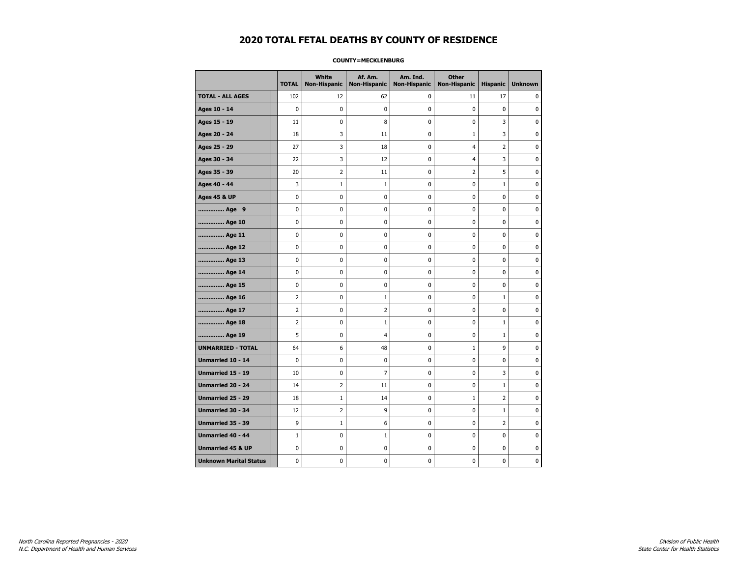# 2020 TOTAL FETAL DEATHS BY COUNTY OF RESIDENCE

**COUNTY=MECKLENBURG**

| | TOTAL | White Non-Hispanic | Af. Am. Non-Hispanic | Am. Ind. Non-Hispanic | Other Non-Hispanic | Hispanic | Unknown |
|---|---|---|---|---|---|---|---|
| **TOTAL - ALL AGES** | 102 | 12 | 62 | 0 | 11 | 17 | 0 |
| **Ages 10 - 14** | 0 | 0 | 0 | 0 | 0 | 0 | 0 |
| **Ages 15 - 19** | 11 | 0 | 8 | 0 | 0 | 3 | 0 |
| **Ages 20 - 24** | 18 | 3 | 11 | 0 | 1 | 3 | 0 |
| **Ages 25 - 29** | 27 | 3 | 18 | 0 | 4 | 2 | 0 |
| **Ages 30 - 34** | 22 | 3 | 12 | 0 | 4 | 3 | 0 |
| **Ages 35 - 39** | 20 | 2 | 11 | 0 | 2 | 5 | 0 |
| **Ages 40 - 44** | 3 | 1 | 1 | 0 | 0 | 1 | 0 |
| **Ages 45 & UP** | 0 | 0 | 0 | 0 | 0 | 0 | 0 |
| **.............. Age 9** | 0 | 0 | 0 | 0 | 0 | 0 | 0 |
| **.............. Age 10** | 0 | 0 | 0 | 0 | 0 | 0 | 0 |
| **.............. Age 11** | 0 | 0 | 0 | 0 | 0 | 0 | 0 |
| **.............. Age 12** | 0 | 0 | 0 | 0 | 0 | 0 | 0 |
| **.............. Age 13** | 0 | 0 | 0 | 0 | 0 | 0 | 0 |
| **.............. Age 14** | 0 | 0 | 0 | 0 | 0 | 0 | 0 |
| **.............. Age 15** | 0 | 0 | 0 | 0 | 0 | 0 | 0 |
| **.............. Age 16** | 2 | 0 | 1 | 0 | 0 | 1 | 0 |
| **.............. Age 17** | 2 | 0 | 2 | 0 | 0 | 0 | 0 |
| **.............. Age 18** | 2 | 0 | 1 | 0 | 0 | 1 | 0 |
| **.............. Age 19** | 5 | 0 | 4 | 0 | 0 | 1 | 0 |
| **UNMARRIED - TOTAL** | 64 | 6 | 48 | 0 | 1 | 9 | 0 |
| **Unmarried 10 - 14** | 0 | 0 | 0 | 0 | 0 | 0 | 0 |
| **Unmarried 15 - 19** | 10 | 0 | 7 | 0 | 0 | 3 | 0 |
| **Unmarried 20 - 24** | 14 | 2 | 11 | 0 | 0 | 1 | 0 |
| **Unmarried 25 - 29** | 18 | 1 | 14 | 0 | 1 | 2 | 0 |
| **Unmarried 30 - 34** | 12 | 2 | 9 | 0 | 0 | 1 | 0 |
| **Unmarried 35 - 39** | 9 | 1 | 6 | 0 | 0 | 2 | 0 |
| **Unmarried 40 - 44** | 1 | 0 | 1 | 0 | 0 | 0 | 0 |
| **Unmarried 45 & UP** | 0 | 0 | 0 | 0 | 0 | 0 | 0 |
| **Unknown Marital Status** | 0 | 0 | 0 | 0 | 0 | 0 | 0 |

*North Carolina Reported Pregnancies - 2020*
*N.C. Department of Health and Human Services*

*Division of Public Health*
*State Center for Health Statistics*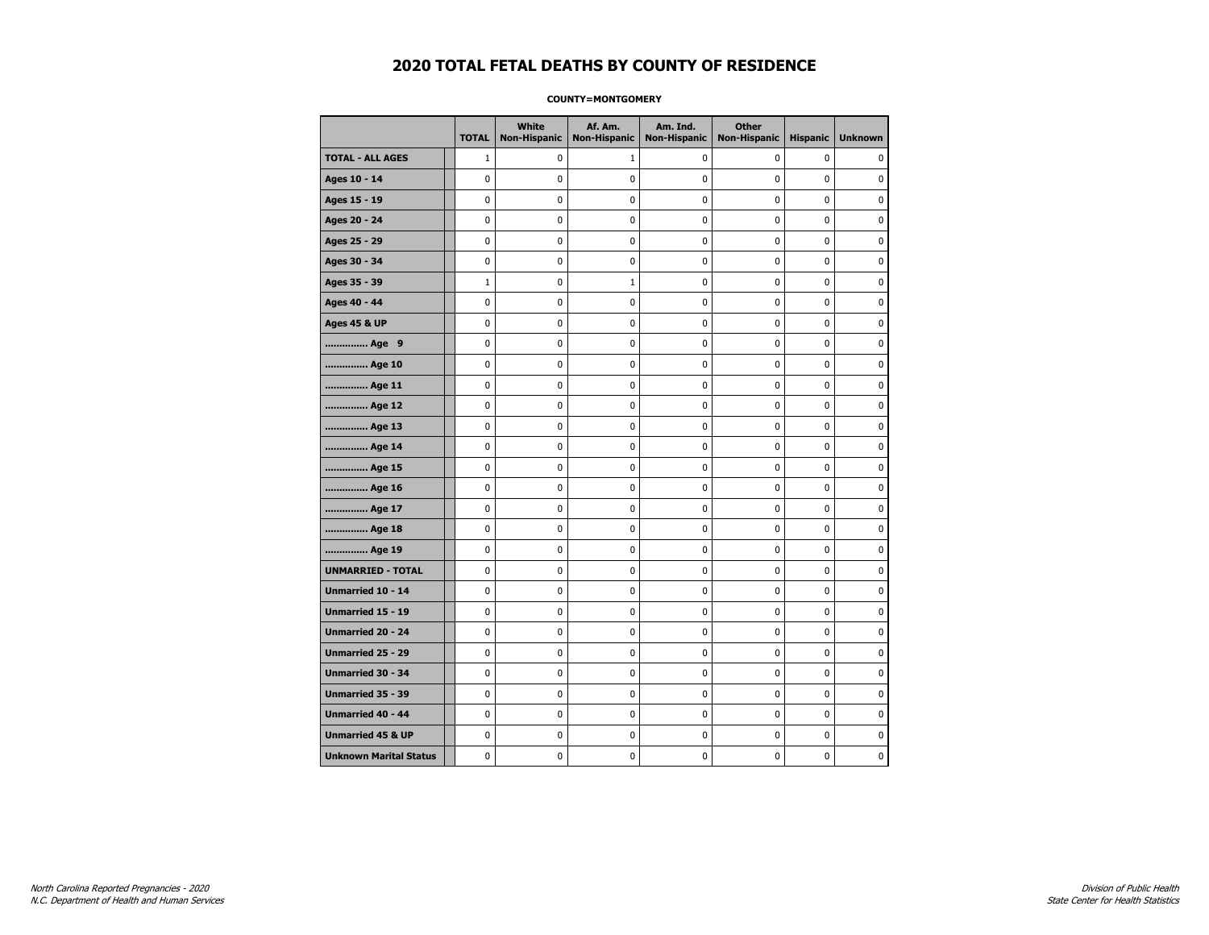# 2020 TOTAL FETAL DEATHS BY COUNTY OF RESIDENCE

**COUNTY=MONTGOMERY**

| | TOTAL | White Non-Hispanic | Af. Am. Non-Hispanic | Am. Ind. Non-Hispanic | Other Non-Hispanic | Hispanic | Unknown |
|---|---|---|---|---|---|---|---|
| **TOTAL - ALL AGES** | 1 | 0 | 1 | 0 | 0 | 0 | 0 |
| **Ages 10 - 14** | 0 | 0 | 0 | 0 | 0 | 0 | 0 |
| **Ages 15 - 19** | 0 | 0 | 0 | 0 | 0 | 0 | 0 |
| **Ages 20 - 24** | 0 | 0 | 0 | 0 | 0 | 0 | 0 |
| **Ages 25 - 29** | 0 | 0 | 0 | 0 | 0 | 0 | 0 |
| **Ages 30 - 34** | 0 | 0 | 0 | 0 | 0 | 0 | 0 |
| **Ages 35 - 39** | 1 | 0 | 1 | 0 | 0 | 0 | 0 |
| **Ages 40 - 44** | 0 | 0 | 0 | 0 | 0 | 0 | 0 |
| **Ages 45 & UP** | 0 | 0 | 0 | 0 | 0 | 0 | 0 |
| **.............. Age 9** | 0 | 0 | 0 | 0 | 0 | 0 | 0 |
| **.............. Age 10** | 0 | 0 | 0 | 0 | 0 | 0 | 0 |
| **.............. Age 11** | 0 | 0 | 0 | 0 | 0 | 0 | 0 |
| **.............. Age 12** | 0 | 0 | 0 | 0 | 0 | 0 | 0 |
| **.............. Age 13** | 0 | 0 | 0 | 0 | 0 | 0 | 0 |
| **.............. Age 14** | 0 | 0 | 0 | 0 | 0 | 0 | 0 |
| **.............. Age 15** | 0 | 0 | 0 | 0 | 0 | 0 | 0 |
| **.............. Age 16** | 0 | 0 | 0 | 0 | 0 | 0 | 0 |
| **.............. Age 17** | 0 | 0 | 0 | 0 | 0 | 0 | 0 |
| **.............. Age 18** | 0 | 0 | 0 | 0 | 0 | 0 | 0 |
| **.............. Age 19** | 0 | 0 | 0 | 0 | 0 | 0 | 0 |
| **UNMARRIED - TOTAL** | 0 | 0 | 0 | 0 | 0 | 0 | 0 |
| **Unmarried 10 - 14** | 0 | 0 | 0 | 0 | 0 | 0 | 0 |
| **Unmarried 15 - 19** | 0 | 0 | 0 | 0 | 0 | 0 | 0 |
| **Unmarried 20 - 24** | 0 | 0 | 0 | 0 | 0 | 0 | 0 |
| **Unmarried 25 - 29** | 0 | 0 | 0 | 0 | 0 | 0 | 0 |
| **Unmarried 30 - 34** | 0 | 0 | 0 | 0 | 0 | 0 | 0 |
| **Unmarried 35 - 39** | 0 | 0 | 0 | 0 | 0 | 0 | 0 |
| **Unmarried 40 - 44** | 0 | 0 | 0 | 0 | 0 | 0 | 0 |
| **Unmarried 45 & UP** | 0 | 0 | 0 | 0 | 0 | 0 | 0 |
| **Unknown Marital Status** | 0 | 0 | 0 | 0 | 0 | 0 | 0 |

*North Carolina Reported Pregnancies - 2020*
*N.C. Department of Health and Human Services*

*Division of Public Health*
*State Center for Health Statistics*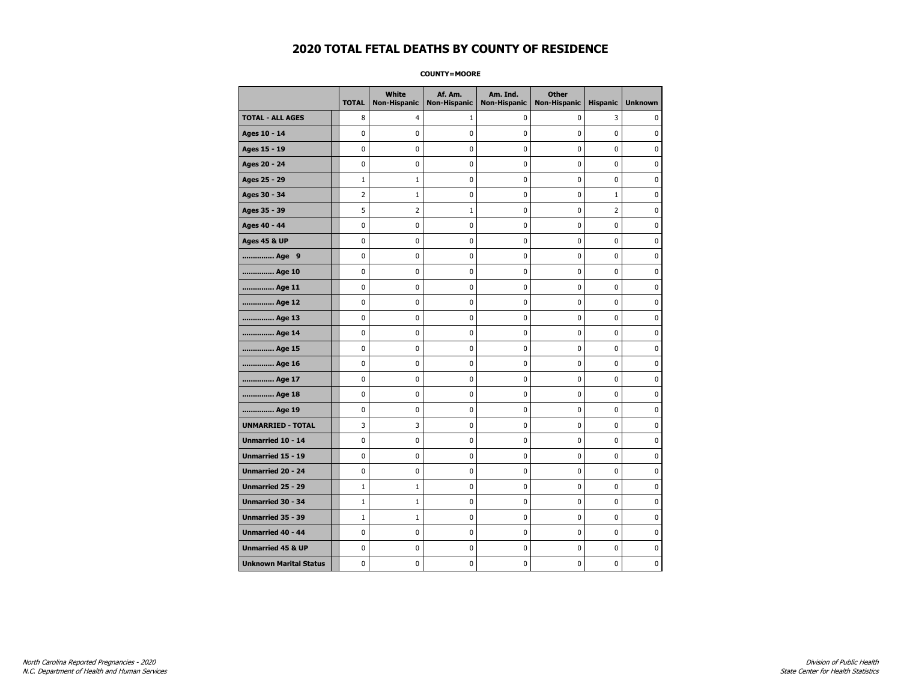# 2020 TOTAL FETAL DEATHS BY COUNTY OF RESIDENCE

**COUNTY=MOORE**

| | TOTAL | White Non-Hispanic | Af. Am. Non-Hispanic | Am. Ind. Non-Hispanic | Other Non-Hispanic | Hispanic | Unknown |
|---|---|---|---|---|---|---|---|
| **TOTAL - ALL AGES** | 8 | 4 | 1 | 0 | 0 | 3 | 0 |
| **Ages 10 - 14** | 0 | 0 | 0 | 0 | 0 | 0 | 0 |
| **Ages 15 - 19** | 0 | 0 | 0 | 0 | 0 | 0 | 0 |
| **Ages 20 - 24** | 0 | 0 | 0 | 0 | 0 | 0 | 0 |
| **Ages 25 - 29** | 1 | 1 | 0 | 0 | 0 | 0 | 0 |
| **Ages 30 - 34** | 2 | 1 | 0 | 0 | 0 | 1 | 0 |
| **Ages 35 - 39** | 5 | 2 | 1 | 0 | 0 | 2 | 0 |
| **Ages 40 - 44** | 0 | 0 | 0 | 0 | 0 | 0 | 0 |
| **Ages 45 & UP** | 0 | 0 | 0 | 0 | 0 | 0 | 0 |
| **.............. Age 9** | 0 | 0 | 0 | 0 | 0 | 0 | 0 |
| **.............. Age 10** | 0 | 0 | 0 | 0 | 0 | 0 | 0 |
| **.............. Age 11** | 0 | 0 | 0 | 0 | 0 | 0 | 0 |
| **.............. Age 12** | 0 | 0 | 0 | 0 | 0 | 0 | 0 |
| **.............. Age 13** | 0 | 0 | 0 | 0 | 0 | 0 | 0 |
| **.............. Age 14** | 0 | 0 | 0 | 0 | 0 | 0 | 0 |
| **.............. Age 15** | 0 | 0 | 0 | 0 | 0 | 0 | 0 |
| **.............. Age 16** | 0 | 0 | 0 | 0 | 0 | 0 | 0 |
| **.............. Age 17** | 0 | 0 | 0 | 0 | 0 | 0 | 0 |
| **.............. Age 18** | 0 | 0 | 0 | 0 | 0 | 0 | 0 |
| **.............. Age 19** | 0 | 0 | 0 | 0 | 0 | 0 | 0 |
| **UNMARRIED - TOTAL** | 3 | 3 | 0 | 0 | 0 | 0 | 0 |
| **Unmarried 10 - 14** | 0 | 0 | 0 | 0 | 0 | 0 | 0 |
| **Unmarried 15 - 19** | 0 | 0 | 0 | 0 | 0 | 0 | 0 |
| **Unmarried 20 - 24** | 0 | 0 | 0 | 0 | 0 | 0 | 0 |
| **Unmarried 25 - 29** | 1 | 1 | 0 | 0 | 0 | 0 | 0 |
| **Unmarried 30 - 34** | 1 | 1 | 0 | 0 | 0 | 0 | 0 |
| **Unmarried 35 - 39** | 1 | 1 | 0 | 0 | 0 | 0 | 0 |
| **Unmarried 40 - 44** | 0 | 0 | 0 | 0 | 0 | 0 | 0 |
| **Unmarried 45 & UP** | 0 | 0 | 0 | 0 | 0 | 0 | 0 |
| **Unknown Marital Status** | 0 | 0 | 0 | 0 | 0 | 0 | 0 |

*North Carolina Reported Pregnancies - 2020*
*N.C. Department of Health and Human Services*

*Division of Public Health*
*State Center for Health Statistics*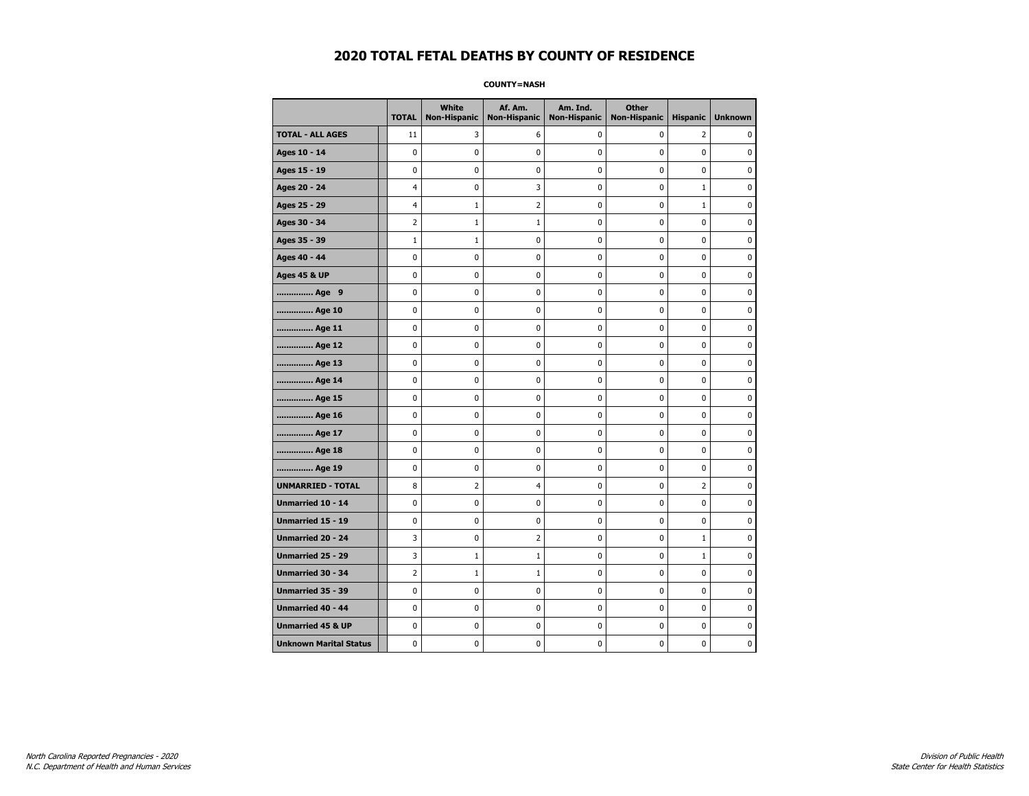# 2020 TOTAL FETAL DEATHS BY COUNTY OF RESIDENCE

**COUNTY=NASH**

| | TOTAL | White Non-Hispanic | Af. Am. Non-Hispanic | Am. Ind. Non-Hispanic | Other Non-Hispanic | Hispanic | Unknown |
|---|---|---|---|---|---|---|---|
| **TOTAL - ALL AGES** | 11 | 3 | 6 | 0 | 0 | 2 | 0 |
| **Ages 10 - 14** | 0 | 0 | 0 | 0 | 0 | 0 | 0 |
| **Ages 15 - 19** | 0 | 0 | 0 | 0 | 0 | 0 | 0 |
| **Ages 20 - 24** | 4 | 0 | 3 | 0 | 0 | 1 | 0 |
| **Ages 25 - 29** | 4 | 1 | 2 | 0 | 0 | 1 | 0 |
| **Ages 30 - 34** | 2 | 1 | 1 | 0 | 0 | 0 | 0 |
| **Ages 35 - 39** | 1 | 1 | 0 | 0 | 0 | 0 | 0 |
| **Ages 40 - 44** | 0 | 0 | 0 | 0 | 0 | 0 | 0 |
| **Ages 45 & UP** | 0 | 0 | 0 | 0 | 0 | 0 | 0 |
| **.............. Age 9** | 0 | 0 | 0 | 0 | 0 | 0 | 0 |
| **.............. Age 10** | 0 | 0 | 0 | 0 | 0 | 0 | 0 |
| **.............. Age 11** | 0 | 0 | 0 | 0 | 0 | 0 | 0 |
| **.............. Age 12** | 0 | 0 | 0 | 0 | 0 | 0 | 0 |
| **.............. Age 13** | 0 | 0 | 0 | 0 | 0 | 0 | 0 |
| **.............. Age 14** | 0 | 0 | 0 | 0 | 0 | 0 | 0 |
| **.............. Age 15** | 0 | 0 | 0 | 0 | 0 | 0 | 0 |
| **.............. Age 16** | 0 | 0 | 0 | 0 | 0 | 0 | 0 |
| **.............. Age 17** | 0 | 0 | 0 | 0 | 0 | 0 | 0 |
| **.............. Age 18** | 0 | 0 | 0 | 0 | 0 | 0 | 0 |
| **.............. Age 19** | 0 | 0 | 0 | 0 | 0 | 0 | 0 |
| **UNMARRIED - TOTAL** | 8 | 2 | 4 | 0 | 0 | 2 | 0 |
| **Unmarried 10 - 14** | 0 | 0 | 0 | 0 | 0 | 0 | 0 |
| **Unmarried 15 - 19** | 0 | 0 | 0 | 0 | 0 | 0 | 0 |
| **Unmarried 20 - 24** | 3 | 0 | 2 | 0 | 0 | 1 | 0 |
| **Unmarried 25 - 29** | 3 | 1 | 1 | 0 | 0 | 1 | 0 |
| **Unmarried 30 - 34** | 2 | 1 | 1 | 0 | 0 | 0 | 0 |
| **Unmarried 35 - 39** | 0 | 0 | 0 | 0 | 0 | 0 | 0 |
| **Unmarried 40 - 44** | 0 | 0 | 0 | 0 | 0 | 0 | 0 |
| **Unmarried 45 & UP** | 0 | 0 | 0 | 0 | 0 | 0 | 0 |
| **Unknown Marital Status** | 0 | 0 | 0 | 0 | 0 | 0 | 0 |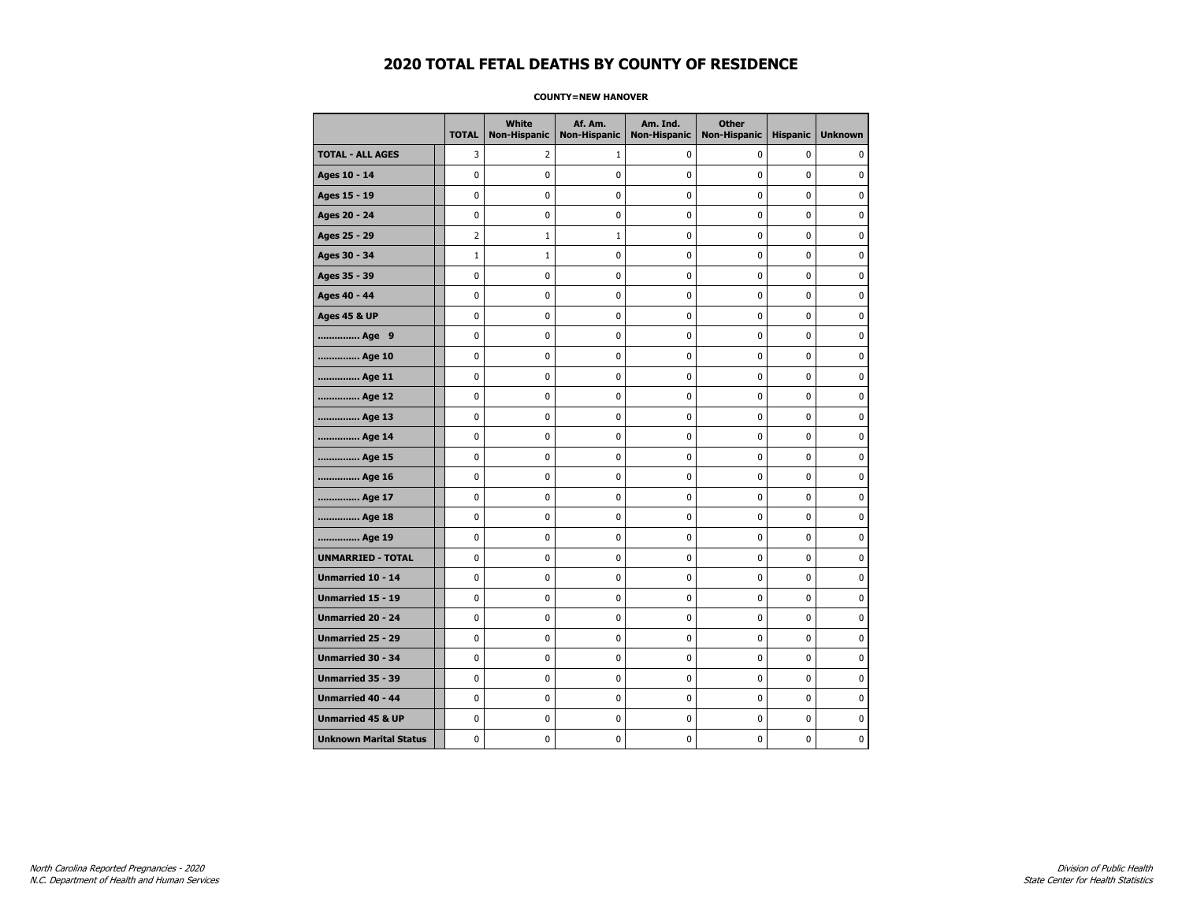# 2020 TOTAL FETAL DEATHS BY COUNTY OF RESIDENCE

**COUNTY=NEW HANOVER**

| | TOTAL | White Non-Hispanic | Af. Am. Non-Hispanic | Am. Ind. Non-Hispanic | Other Non-Hispanic | Hispanic | Unknown |
|---|---|---|---|---|---|---|---|
| **TOTAL - ALL AGES** | 3 | 2 | 1 | 0 | 0 | 0 | 0 |
| **Ages 10 - 14** | 0 | 0 | 0 | 0 | 0 | 0 | 0 |
| **Ages 15 - 19** | 0 | 0 | 0 | 0 | 0 | 0 | 0 |
| **Ages 20 - 24** | 0 | 0 | 0 | 0 | 0 | 0 | 0 |
| **Ages 25 - 29** | 2 | 1 | 1 | 0 | 0 | 0 | 0 |
| **Ages 30 - 34** | 1 | 1 | 0 | 0 | 0 | 0 | 0 |
| **Ages 35 - 39** | 0 | 0 | 0 | 0 | 0 | 0 | 0 |
| **Ages 40 - 44** | 0 | 0 | 0 | 0 | 0 | 0 | 0 |
| **Ages 45 & UP** | 0 | 0 | 0 | 0 | 0 | 0 | 0 |
| **.............. Age 9** | 0 | 0 | 0 | 0 | 0 | 0 | 0 |
| **.............. Age 10** | 0 | 0 | 0 | 0 | 0 | 0 | 0 |
| **.............. Age 11** | 0 | 0 | 0 | 0 | 0 | 0 | 0 |
| **.............. Age 12** | 0 | 0 | 0 | 0 | 0 | 0 | 0 |
| **.............. Age 13** | 0 | 0 | 0 | 0 | 0 | 0 | 0 |
| **.............. Age 14** | 0 | 0 | 0 | 0 | 0 | 0 | 0 |
| **.............. Age 15** | 0 | 0 | 0 | 0 | 0 | 0 | 0 |
| **.............. Age 16** | 0 | 0 | 0 | 0 | 0 | 0 | 0 |
| **.............. Age 17** | 0 | 0 | 0 | 0 | 0 | 0 | 0 |
| **.............. Age 18** | 0 | 0 | 0 | 0 | 0 | 0 | 0 |
| **.............. Age 19** | 0 | 0 | 0 | 0 | 0 | 0 | 0 |
| **UNMARRIED - TOTAL** | 0 | 0 | 0 | 0 | 0 | 0 | 0 |
| **Unmarried 10 - 14** | 0 | 0 | 0 | 0 | 0 | 0 | 0 |
| **Unmarried 15 - 19** | 0 | 0 | 0 | 0 | 0 | 0 | 0 |
| **Unmarried 20 - 24** | 0 | 0 | 0 | 0 | 0 | 0 | 0 |
| **Unmarried 25 - 29** | 0 | 0 | 0 | 0 | 0 | 0 | 0 |
| **Unmarried 30 - 34** | 0 | 0 | 0 | 0 | 0 | 0 | 0 |
| **Unmarried 35 - 39** | 0 | 0 | 0 | 0 | 0 | 0 | 0 |
| **Unmarried 40 - 44** | 0 | 0 | 0 | 0 | 0 | 0 | 0 |
| **Unmarried 45 & UP** | 0 | 0 | 0 | 0 | 0 | 0 | 0 |
| **Unknown Marital Status** | 0 | 0 | 0 | 0 | 0 | 0 | 0 |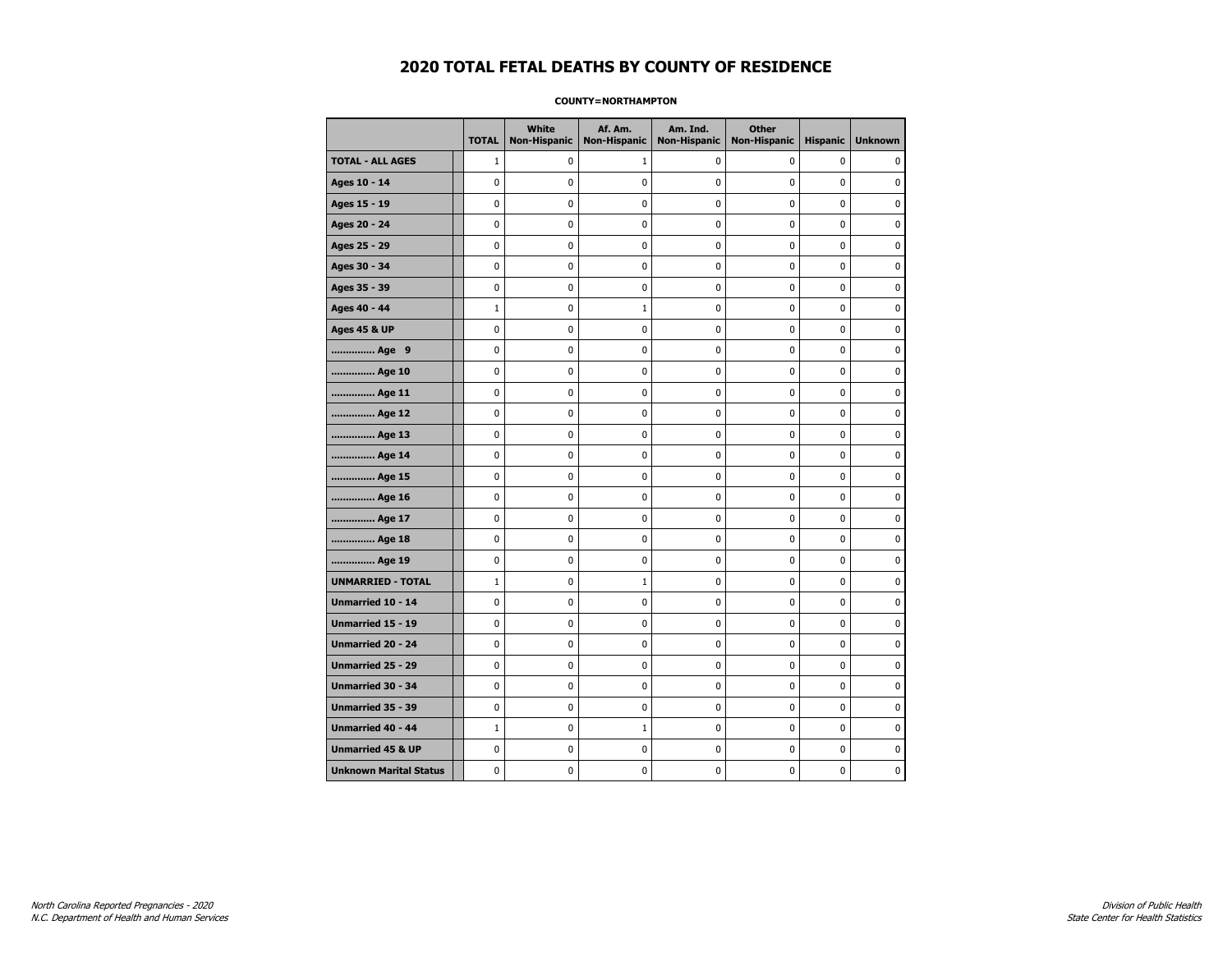# 2020 TOTAL FETAL DEATHS BY COUNTY OF RESIDENCE

**COUNTY=NORTHAMPTON**

| | TOTAL | White Non-Hispanic | Af. Am. Non-Hispanic | Am. Ind. Non-Hispanic | Other Non-Hispanic | Hispanic | Unknown |
|---|---|---|---|---|---|---|---|
| **TOTAL - ALL AGES** | 1 | 0 | 1 | 0 | 0 | 0 | 0 |
| **Ages 10 - 14** | 0 | 0 | 0 | 0 | 0 | 0 | 0 |
| **Ages 15 - 19** | 0 | 0 | 0 | 0 | 0 | 0 | 0 |
| **Ages 20 - 24** | 0 | 0 | 0 | 0 | 0 | 0 | 0 |
| **Ages 25 - 29** | 0 | 0 | 0 | 0 | 0 | 0 | 0 |
| **Ages 30 - 34** | 0 | 0 | 0 | 0 | 0 | 0 | 0 |
| **Ages 35 - 39** | 0 | 0 | 0 | 0 | 0 | 0 | 0 |
| **Ages 40 - 44** | 1 | 0 | 1 | 0 | 0 | 0 | 0 |
| **Ages 45 & UP** | 0 | 0 | 0 | 0 | 0 | 0 | 0 |
| **.............. Age 9** | 0 | 0 | 0 | 0 | 0 | 0 | 0 |
| **.............. Age 10** | 0 | 0 | 0 | 0 | 0 | 0 | 0 |
| **.............. Age 11** | 0 | 0 | 0 | 0 | 0 | 0 | 0 |
| **.............. Age 12** | 0 | 0 | 0 | 0 | 0 | 0 | 0 |
| **.............. Age 13** | 0 | 0 | 0 | 0 | 0 | 0 | 0 |
| **.............. Age 14** | 0 | 0 | 0 | 0 | 0 | 0 | 0 |
| **.............. Age 15** | 0 | 0 | 0 | 0 | 0 | 0 | 0 |
| **.............. Age 16** | 0 | 0 | 0 | 0 | 0 | 0 | 0 |
| **.............. Age 17** | 0 | 0 | 0 | 0 | 0 | 0 | 0 |
| **.............. Age 18** | 0 | 0 | 0 | 0 | 0 | 0 | 0 |
| **.............. Age 19** | 0 | 0 | 0 | 0 | 0 | 0 | 0 |
| **UNMARRIED - TOTAL** | 1 | 0 | 1 | 0 | 0 | 0 | 0 |
| **Unmarried 10 - 14** | 0 | 0 | 0 | 0 | 0 | 0 | 0 |
| **Unmarried 15 - 19** | 0 | 0 | 0 | 0 | 0 | 0 | 0 |
| **Unmarried 20 - 24** | 0 | 0 | 0 | 0 | 0 | 0 | 0 |
| **Unmarried 25 - 29** | 0 | 0 | 0 | 0 | 0 | 0 | 0 |
| **Unmarried 30 - 34** | 0 | 0 | 0 | 0 | 0 | 0 | 0 |
| **Unmarried 35 - 39** | 0 | 0 | 0 | 0 | 0 | 0 | 0 |
| **Unmarried 40 - 44** | 1 | 0 | 1 | 0 | 0 | 0 | 0 |
| **Unmarried 45 & UP** | 0 | 0 | 0 | 0 | 0 | 0 | 0 |
| **Unknown Marital Status** | 0 | 0 | 0 | 0 | 0 | 0 | 0 |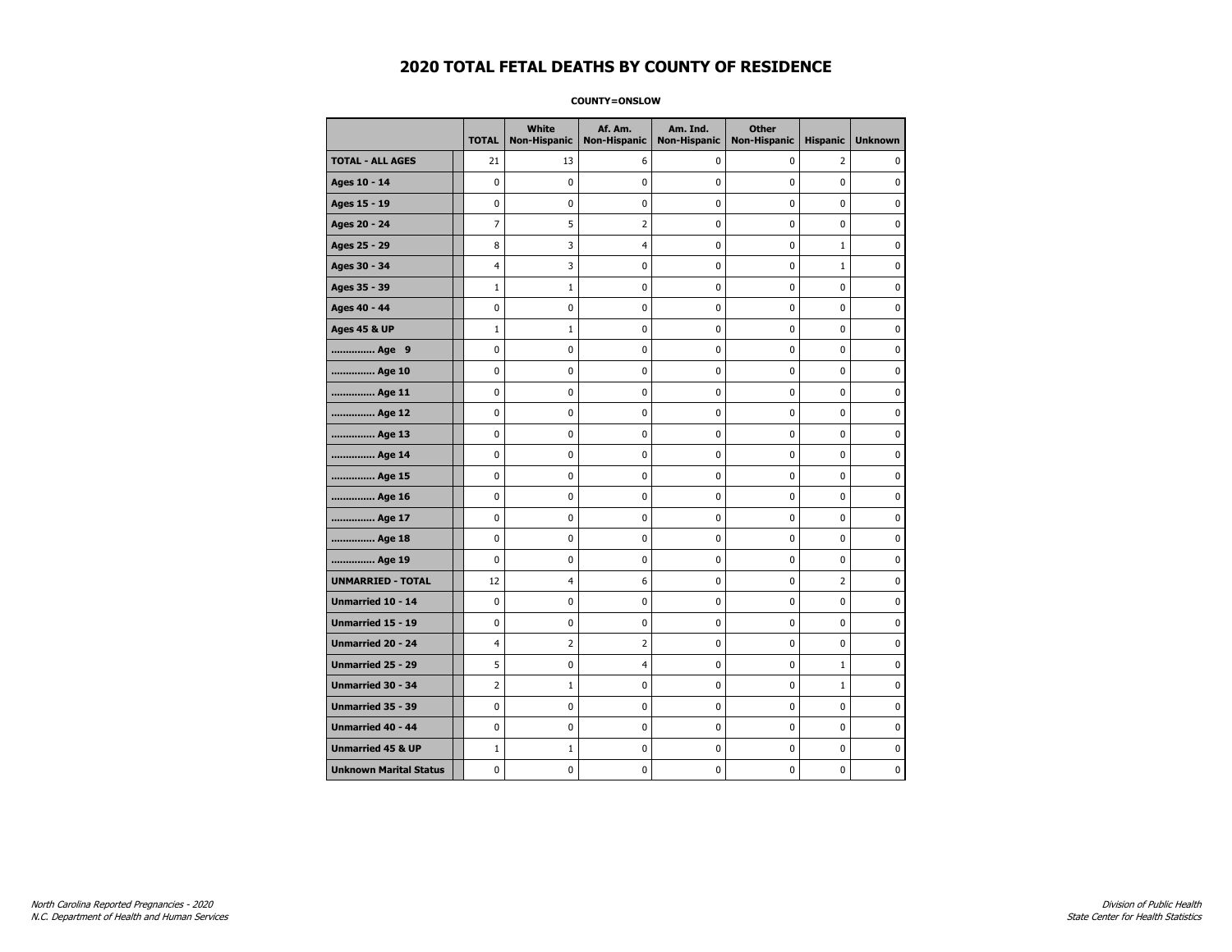# 2020 TOTAL FETAL DEATHS BY COUNTY OF RESIDENCE

**COUNTY=ONSLOW**

| | TOTAL | White Non-Hispanic | Af. Am. Non-Hispanic | Am. Ind. Non-Hispanic | Other Non-Hispanic | Hispanic | Unknown |
|---|---|---|---|---|---|---|---|
| **TOTAL - ALL AGES** | 21 | 13 | 6 | 0 | 0 | 2 | 0 |
| **Ages 10 - 14** | 0 | 0 | 0 | 0 | 0 | 0 | 0 |
| **Ages 15 - 19** | 0 | 0 | 0 | 0 | 0 | 0 | 0 |
| **Ages 20 - 24** | 7 | 5 | 2 | 0 | 0 | 0 | 0 |
| **Ages 25 - 29** | 8 | 3 | 4 | 0 | 0 | 1 | 0 |
| **Ages 30 - 34** | 4 | 3 | 0 | 0 | 0 | 1 | 0 |
| **Ages 35 - 39** | 1 | 1 | 0 | 0 | 0 | 0 | 0 |
| **Ages 40 - 44** | 0 | 0 | 0 | 0 | 0 | 0 | 0 |
| **Ages 45 & UP** | 1 | 1 | 0 | 0 | 0 | 0 | 0 |
| **.............. Age 9** | 0 | 0 | 0 | 0 | 0 | 0 | 0 |
| **.............. Age 10** | 0 | 0 | 0 | 0 | 0 | 0 | 0 |
| **.............. Age 11** | 0 | 0 | 0 | 0 | 0 | 0 | 0 |
| **.............. Age 12** | 0 | 0 | 0 | 0 | 0 | 0 | 0 |
| **.............. Age 13** | 0 | 0 | 0 | 0 | 0 | 0 | 0 |
| **.............. Age 14** | 0 | 0 | 0 | 0 | 0 | 0 | 0 |
| **.............. Age 15** | 0 | 0 | 0 | 0 | 0 | 0 | 0 |
| **.............. Age 16** | 0 | 0 | 0 | 0 | 0 | 0 | 0 |
| **.............. Age 17** | 0 | 0 | 0 | 0 | 0 | 0 | 0 |
| **.............. Age 18** | 0 | 0 | 0 | 0 | 0 | 0 | 0 |
| **.............. Age 19** | 0 | 0 | 0 | 0 | 0 | 0 | 0 |
| **UNMARRIED - TOTAL** | 12 | 4 | 6 | 0 | 0 | 2 | 0 |
| **Unmarried 10 - 14** | 0 | 0 | 0 | 0 | 0 | 0 | 0 |
| **Unmarried 15 - 19** | 0 | 0 | 0 | 0 | 0 | 0 | 0 |
| **Unmarried 20 - 24** | 4 | 2 | 2 | 0 | 0 | 0 | 0 |
| **Unmarried 25 - 29** | 5 | 0 | 4 | 0 | 0 | 1 | 0 |
| **Unmarried 30 - 34** | 2 | 1 | 0 | 0 | 0 | 1 | 0 |
| **Unmarried 35 - 39** | 0 | 0 | 0 | 0 | 0 | 0 | 0 |
| **Unmarried 40 - 44** | 0 | 0 | 0 | 0 | 0 | 0 | 0 |
| **Unmarried 45 & UP** | 1 | 1 | 0 | 0 | 0 | 0 | 0 |
| **Unknown Marital Status** | 0 | 0 | 0 | 0 | 0 | 0 | 0 |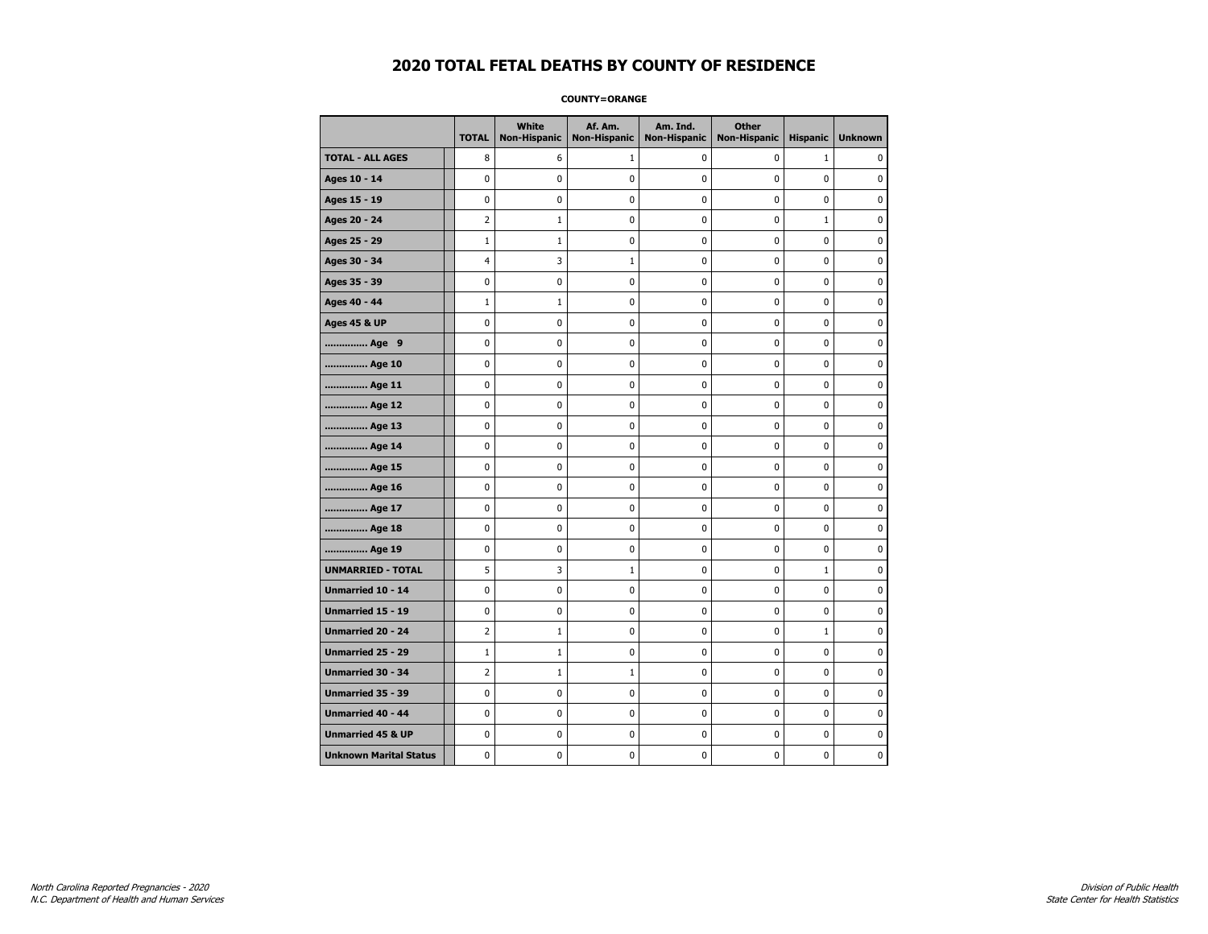# 2020 TOTAL FETAL DEATHS BY COUNTY OF RESIDENCE

**COUNTY=ORANGE**

| | TOTAL | White Non-Hispanic | Af. Am. Non-Hispanic | Am. Ind. Non-Hispanic | Other Non-Hispanic | Hispanic | Unknown |
|---|---|---|---|---|---|---|---|
| **TOTAL - ALL AGES** | 8 | 6 | 1 | 0 | 0 | 1 | 0 |
| **Ages 10 - 14** | 0 | 0 | 0 | 0 | 0 | 0 | 0 |
| **Ages 15 - 19** | 0 | 0 | 0 | 0 | 0 | 0 | 0 |
| **Ages 20 - 24** | 2 | 1 | 0 | 0 | 0 | 1 | 0 |
| **Ages 25 - 29** | 1 | 1 | 0 | 0 | 0 | 0 | 0 |
| **Ages 30 - 34** | 4 | 3 | 1 | 0 | 0 | 0 | 0 |
| **Ages 35 - 39** | 0 | 0 | 0 | 0 | 0 | 0 | 0 |
| **Ages 40 - 44** | 1 | 1 | 0 | 0 | 0 | 0 | 0 |
| **Ages 45 & UP** | 0 | 0 | 0 | 0 | 0 | 0 | 0 |
| **.............. Age 9** | 0 | 0 | 0 | 0 | 0 | 0 | 0 |
| **.............. Age 10** | 0 | 0 | 0 | 0 | 0 | 0 | 0 |
| **.............. Age 11** | 0 | 0 | 0 | 0 | 0 | 0 | 0 |
| **.............. Age 12** | 0 | 0 | 0 | 0 | 0 | 0 | 0 |
| **.............. Age 13** | 0 | 0 | 0 | 0 | 0 | 0 | 0 |
| **.............. Age 14** | 0 | 0 | 0 | 0 | 0 | 0 | 0 |
| **.............. Age 15** | 0 | 0 | 0 | 0 | 0 | 0 | 0 |
| **.............. Age 16** | 0 | 0 | 0 | 0 | 0 | 0 | 0 |
| **.............. Age 17** | 0 | 0 | 0 | 0 | 0 | 0 | 0 |
| **.............. Age 18** | 0 | 0 | 0 | 0 | 0 | 0 | 0 |
| **.............. Age 19** | 0 | 0 | 0 | 0 | 0 | 0 | 0 |
| **UNMARRIED - TOTAL** | 5 | 3 | 1 | 0 | 0 | 1 | 0 |
| **Unmarried 10 - 14** | 0 | 0 | 0 | 0 | 0 | 0 | 0 |
| **Unmarried 15 - 19** | 0 | 0 | 0 | 0 | 0 | 0 | 0 |
| **Unmarried 20 - 24** | 2 | 1 | 0 | 0 | 0 | 1 | 0 |
| **Unmarried 25 - 29** | 1 | 1 | 0 | 0 | 0 | 0 | 0 |
| **Unmarried 30 - 34** | 2 | 1 | 1 | 0 | 0 | 0 | 0 |
| **Unmarried 35 - 39** | 0 | 0 | 0 | 0 | 0 | 0 | 0 |
| **Unmarried 40 - 44** | 0 | 0 | 0 | 0 | 0 | 0 | 0 |
| **Unmarried 45 & UP** | 0 | 0 | 0 | 0 | 0 | 0 | 0 |
| **Unknown Marital Status** | 0 | 0 | 0 | 0 | 0 | 0 | 0 |

*North Carolina Reported Pregnancies - 2020*
*N.C. Department of Health and Human Services*

*Division of Public Health*
*State Center for Health Statistics*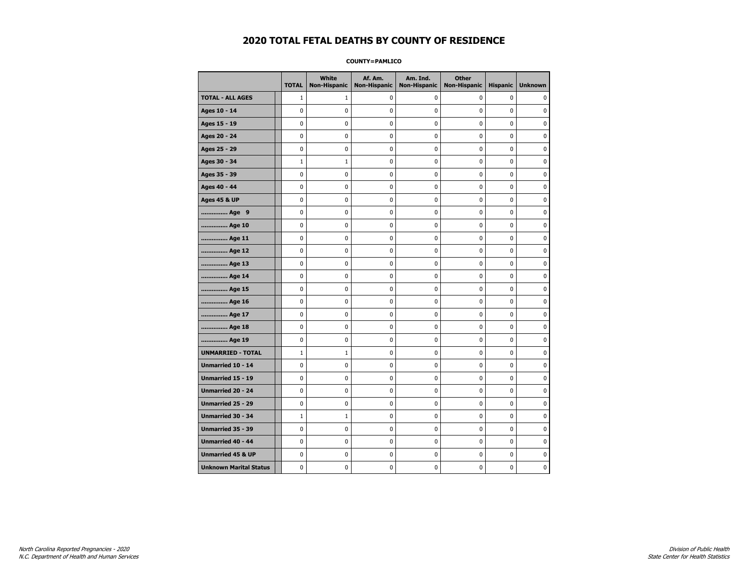# 2020 TOTAL FETAL DEATHS BY COUNTY OF RESIDENCE

**COUNTY=PAMLICO**

| | TOTAL | White Non-Hispanic | Af. Am. Non-Hispanic | Am. Ind. Non-Hispanic | Other Non-Hispanic | Hispanic | Unknown |
|---|---|---|---|---|---|---|---|
| **TOTAL - ALL AGES** | 1 | 1 | 0 | 0 | 0 | 0 | 0 |
| **Ages 10 - 14** | 0 | 0 | 0 | 0 | 0 | 0 | 0 |
| **Ages 15 - 19** | 0 | 0 | 0 | 0 | 0 | 0 | 0 |
| **Ages 20 - 24** | 0 | 0 | 0 | 0 | 0 | 0 | 0 |
| **Ages 25 - 29** | 0 | 0 | 0 | 0 | 0 | 0 | 0 |
| **Ages 30 - 34** | 1 | 1 | 0 | 0 | 0 | 0 | 0 |
| **Ages 35 - 39** | 0 | 0 | 0 | 0 | 0 | 0 | 0 |
| **Ages 40 - 44** | 0 | 0 | 0 | 0 | 0 | 0 | 0 |
| **Ages 45 & UP** | 0 | 0 | 0 | 0 | 0 | 0 | 0 |
| **.............. Age 9** | 0 | 0 | 0 | 0 | 0 | 0 | 0 |
| **.............. Age 10** | 0 | 0 | 0 | 0 | 0 | 0 | 0 |
| **.............. Age 11** | 0 | 0 | 0 | 0 | 0 | 0 | 0 |
| **.............. Age 12** | 0 | 0 | 0 | 0 | 0 | 0 | 0 |
| **.............. Age 13** | 0 | 0 | 0 | 0 | 0 | 0 | 0 |
| **.............. Age 14** | 0 | 0 | 0 | 0 | 0 | 0 | 0 |
| **.............. Age 15** | 0 | 0 | 0 | 0 | 0 | 0 | 0 |
| **.............. Age 16** | 0 | 0 | 0 | 0 | 0 | 0 | 0 |
| **.............. Age 17** | 0 | 0 | 0 | 0 | 0 | 0 | 0 |
| **.............. Age 18** | 0 | 0 | 0 | 0 | 0 | 0 | 0 |
| **.............. Age 19** | 0 | 0 | 0 | 0 | 0 | 0 | 0 |
| **UNMARRIED - TOTAL** | 1 | 1 | 0 | 0 | 0 | 0 | 0 |
| **Unmarried 10 - 14** | 0 | 0 | 0 | 0 | 0 | 0 | 0 |
| **Unmarried 15 - 19** | 0 | 0 | 0 | 0 | 0 | 0 | 0 |
| **Unmarried 20 - 24** | 0 | 0 | 0 | 0 | 0 | 0 | 0 |
| **Unmarried 25 - 29** | 0 | 0 | 0 | 0 | 0 | 0 | 0 |
| **Unmarried 30 - 34** | 1 | 1 | 0 | 0 | 0 | 0 | 0 |
| **Unmarried 35 - 39** | 0 | 0 | 0 | 0 | 0 | 0 | 0 |
| **Unmarried 40 - 44** | 0 | 0 | 0 | 0 | 0 | 0 | 0 |
| **Unmarried 45 & UP** | 0 | 0 | 0 | 0 | 0 | 0 | 0 |
| **Unknown Marital Status** | 0 | 0 | 0 | 0 | 0 | 0 | 0 |

*North Carolina Reported Pregnancies - 2020*
*N.C. Department of Health and Human Services*

*Division of Public Health*
*State Center for Health Statistics*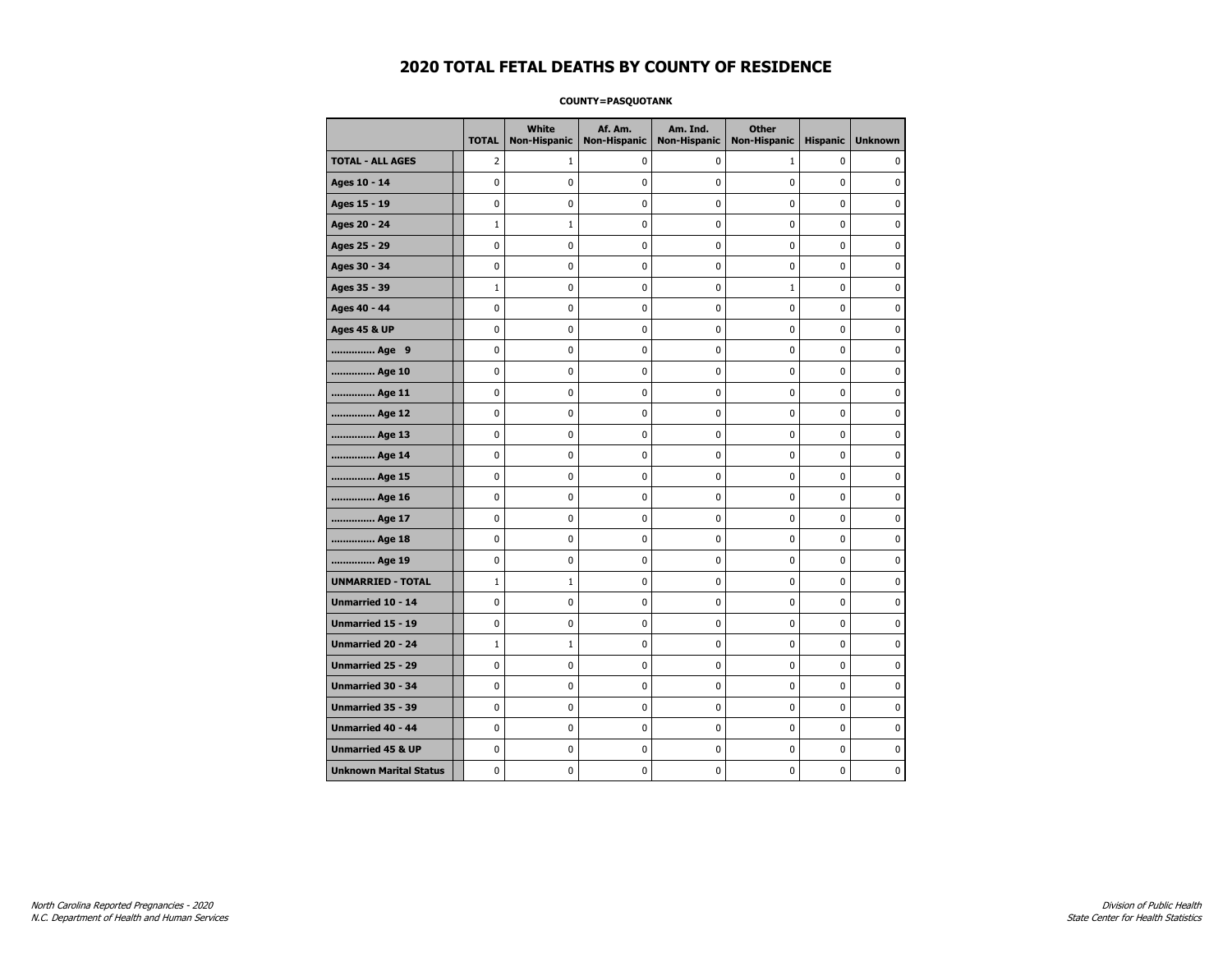# 2020 TOTAL FETAL DEATHS BY COUNTY OF RESIDENCE

**COUNTY=PASQUOTANK**

| | TOTAL | White Non-Hispanic | Af. Am. Non-Hispanic | Am. Ind. Non-Hispanic | Other Non-Hispanic | Hispanic | Unknown |
|---|---|---|---|---|---|---|---|
| **TOTAL - ALL AGES** | 2 | 1 | 0 | 0 | 1 | 0 | 0 |
| **Ages 10 - 14** | 0 | 0 | 0 | 0 | 0 | 0 | 0 |
| **Ages 15 - 19** | 0 | 0 | 0 | 0 | 0 | 0 | 0 |
| **Ages 20 - 24** | 1 | 1 | 0 | 0 | 0 | 0 | 0 |
| **Ages 25 - 29** | 0 | 0 | 0 | 0 | 0 | 0 | 0 |
| **Ages 30 - 34** | 0 | 0 | 0 | 0 | 0 | 0 | 0 |
| **Ages 35 - 39** | 1 | 0 | 0 | 0 | 1 | 0 | 0 |
| **Ages 40 - 44** | 0 | 0 | 0 | 0 | 0 | 0 | 0 |
| **Ages 45 & UP** | 0 | 0 | 0 | 0 | 0 | 0 | 0 |
| **.............. Age 9** | 0 | 0 | 0 | 0 | 0 | 0 | 0 |
| **.............. Age 10** | 0 | 0 | 0 | 0 | 0 | 0 | 0 |
| **.............. Age 11** | 0 | 0 | 0 | 0 | 0 | 0 | 0 |
| **.............. Age 12** | 0 | 0 | 0 | 0 | 0 | 0 | 0 |
| **.............. Age 13** | 0 | 0 | 0 | 0 | 0 | 0 | 0 |
| **.............. Age 14** | 0 | 0 | 0 | 0 | 0 | 0 | 0 |
| **.............. Age 15** | 0 | 0 | 0 | 0 | 0 | 0 | 0 |
| **.............. Age 16** | 0 | 0 | 0 | 0 | 0 | 0 | 0 |
| **.............. Age 17** | 0 | 0 | 0 | 0 | 0 | 0 | 0 |
| **.............. Age 18** | 0 | 0 | 0 | 0 | 0 | 0 | 0 |
| **.............. Age 19** | 0 | 0 | 0 | 0 | 0 | 0 | 0 |
| **UNMARRIED - TOTAL** | 1 | 1 | 0 | 0 | 0 | 0 | 0 |
| **Unmarried 10 - 14** | 0 | 0 | 0 | 0 | 0 | 0 | 0 |
| **Unmarried 15 - 19** | 0 | 0 | 0 | 0 | 0 | 0 | 0 |
| **Unmarried 20 - 24** | 1 | 1 | 0 | 0 | 0 | 0 | 0 |
| **Unmarried 25 - 29** | 0 | 0 | 0 | 0 | 0 | 0 | 0 |
| **Unmarried 30 - 34** | 0 | 0 | 0 | 0 | 0 | 0 | 0 |
| **Unmarried 35 - 39** | 0 | 0 | 0 | 0 | 0 | 0 | 0 |
| **Unmarried 40 - 44** | 0 | 0 | 0 | 0 | 0 | 0 | 0 |
| **Unmarried 45 & UP** | 0 | 0 | 0 | 0 | 0 | 0 | 0 |
| **Unknown Marital Status** | 0 | 0 | 0 | 0 | 0 | 0 | 0 |

*North Carolina Reported Pregnancies - 2020*
*N.C. Department of Health and Human Services*

*Division of Public Health*
*State Center for Health Statistics*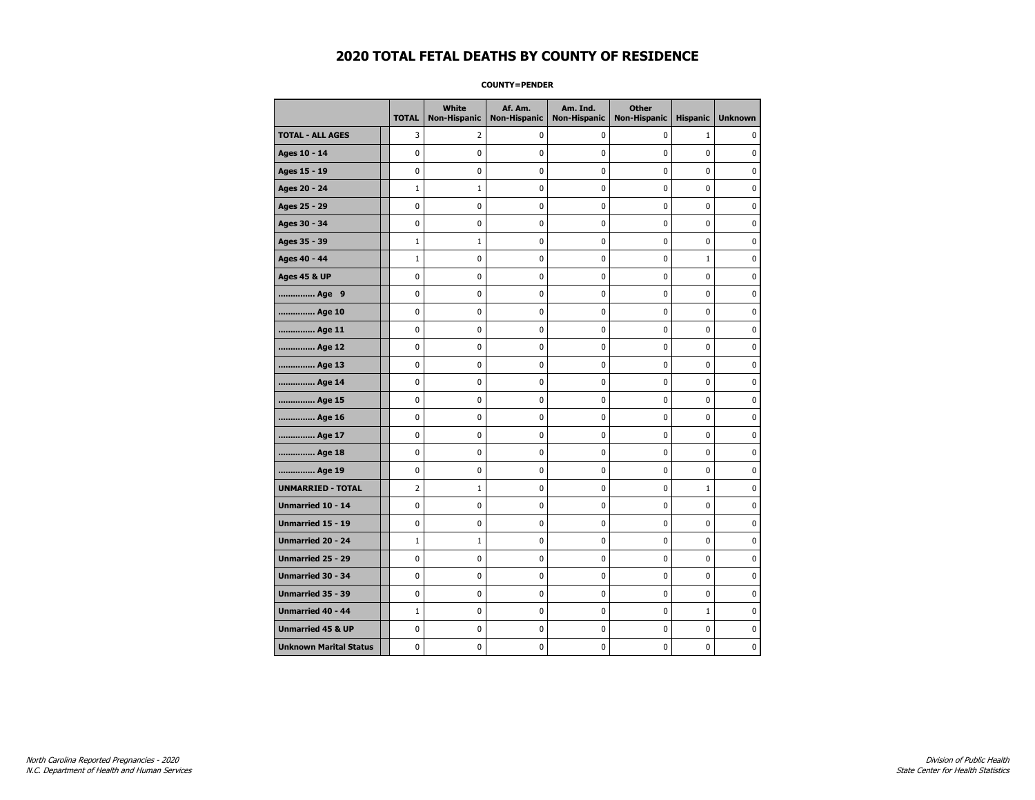# 2020 TOTAL FETAL DEATHS BY COUNTY OF RESIDENCE

**COUNTY=PENDER**

| | TOTAL | White Non-Hispanic | Af. Am. Non-Hispanic | Am. Ind. Non-Hispanic | Other Non-Hispanic | Hispanic | Unknown |
|---|---|---|---|---|---|---|---|
| **TOTAL - ALL AGES** | 3 | 2 | 0 | 0 | 0 | 1 | 0 |
| **Ages 10 - 14** | 0 | 0 | 0 | 0 | 0 | 0 | 0 |
| **Ages 15 - 19** | 0 | 0 | 0 | 0 | 0 | 0 | 0 |
| **Ages 20 - 24** | 1 | 1 | 0 | 0 | 0 | 0 | 0 |
| **Ages 25 - 29** | 0 | 0 | 0 | 0 | 0 | 0 | 0 |
| **Ages 30 - 34** | 0 | 0 | 0 | 0 | 0 | 0 | 0 |
| **Ages 35 - 39** | 1 | 1 | 0 | 0 | 0 | 0 | 0 |
| **Ages 40 - 44** | 1 | 0 | 0 | 0 | 0 | 1 | 0 |
| **Ages 45 & UP** | 0 | 0 | 0 | 0 | 0 | 0 | 0 |
| **.............. Age 9** | 0 | 0 | 0 | 0 | 0 | 0 | 0 |
| **.............. Age 10** | 0 | 0 | 0 | 0 | 0 | 0 | 0 |
| **.............. Age 11** | 0 | 0 | 0 | 0 | 0 | 0 | 0 |
| **.............. Age 12** | 0 | 0 | 0 | 0 | 0 | 0 | 0 |
| **.............. Age 13** | 0 | 0 | 0 | 0 | 0 | 0 | 0 |
| **.............. Age 14** | 0 | 0 | 0 | 0 | 0 | 0 | 0 |
| **.............. Age 15** | 0 | 0 | 0 | 0 | 0 | 0 | 0 |
| **.............. Age 16** | 0 | 0 | 0 | 0 | 0 | 0 | 0 |
| **.............. Age 17** | 0 | 0 | 0 | 0 | 0 | 0 | 0 |
| **.............. Age 18** | 0 | 0 | 0 | 0 | 0 | 0 | 0 |
| **.............. Age 19** | 0 | 0 | 0 | 0 | 0 | 0 | 0 |
| **UNMARRIED - TOTAL** | 2 | 1 | 0 | 0 | 0 | 1 | 0 |
| **Unmarried 10 - 14** | 0 | 0 | 0 | 0 | 0 | 0 | 0 |
| **Unmarried 15 - 19** | 0 | 0 | 0 | 0 | 0 | 0 | 0 |
| **Unmarried 20 - 24** | 1 | 1 | 0 | 0 | 0 | 0 | 0 |
| **Unmarried 25 - 29** | 0 | 0 | 0 | 0 | 0 | 0 | 0 |
| **Unmarried 30 - 34** | 0 | 0 | 0 | 0 | 0 | 0 | 0 |
| **Unmarried 35 - 39** | 0 | 0 | 0 | 0 | 0 | 0 | 0 |
| **Unmarried 40 - 44** | 1 | 0 | 0 | 0 | 0 | 1 | 0 |
| **Unmarried 45 & UP** | 0 | 0 | 0 | 0 | 0 | 0 | 0 |
| **Unknown Marital Status** | 0 | 0 | 0 | 0 | 0 | 0 | 0 |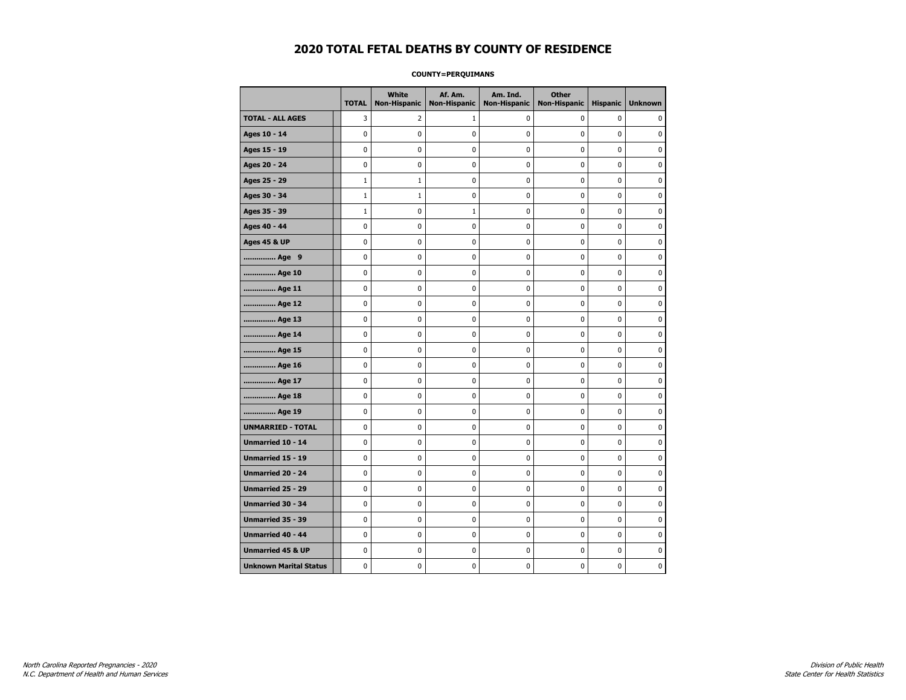# 2020 TOTAL FETAL DEATHS BY COUNTY OF RESIDENCE

**COUNTY=PERQUIMANS**

| | TOTAL | White Non-Hispanic | Af. Am. Non-Hispanic | Am. Ind. Non-Hispanic | Other Non-Hispanic | Hispanic | Unknown |
|---|---|---|---|---|---|---|---|
| **TOTAL - ALL AGES** | 3 | 2 | 1 | 0 | 0 | 0 | 0 |
| **Ages 10 - 14** | 0 | 0 | 0 | 0 | 0 | 0 | 0 |
| **Ages 15 - 19** | 0 | 0 | 0 | 0 | 0 | 0 | 0 |
| **Ages 20 - 24** | 0 | 0 | 0 | 0 | 0 | 0 | 0 |
| **Ages 25 - 29** | 1 | 1 | 0 | 0 | 0 | 0 | 0 |
| **Ages 30 - 34** | 1 | 1 | 0 | 0 | 0 | 0 | 0 |
| **Ages 35 - 39** | 1 | 0 | 1 | 0 | 0 | 0 | 0 |
| **Ages 40 - 44** | 0 | 0 | 0 | 0 | 0 | 0 | 0 |
| **Ages 45 & UP** | 0 | 0 | 0 | 0 | 0 | 0 | 0 |
| **.............. Age 9** | 0 | 0 | 0 | 0 | 0 | 0 | 0 |
| **.............. Age 10** | 0 | 0 | 0 | 0 | 0 | 0 | 0 |
| **.............. Age 11** | 0 | 0 | 0 | 0 | 0 | 0 | 0 |
| **.............. Age 12** | 0 | 0 | 0 | 0 | 0 | 0 | 0 |
| **.............. Age 13** | 0 | 0 | 0 | 0 | 0 | 0 | 0 |
| **.............. Age 14** | 0 | 0 | 0 | 0 | 0 | 0 | 0 |
| **.............. Age 15** | 0 | 0 | 0 | 0 | 0 | 0 | 0 |
| **.............. Age 16** | 0 | 0 | 0 | 0 | 0 | 0 | 0 |
| **.............. Age 17** | 0 | 0 | 0 | 0 | 0 | 0 | 0 |
| **.............. Age 18** | 0 | 0 | 0 | 0 | 0 | 0 | 0 |
| **.............. Age 19** | 0 | 0 | 0 | 0 | 0 | 0 | 0 |
| **UNMARRIED - TOTAL** | 0 | 0 | 0 | 0 | 0 | 0 | 0 |
| **Unmarried 10 - 14** | 0 | 0 | 0 | 0 | 0 | 0 | 0 |
| **Unmarried 15 - 19** | 0 | 0 | 0 | 0 | 0 | 0 | 0 |
| **Unmarried 20 - 24** | 0 | 0 | 0 | 0 | 0 | 0 | 0 |
| **Unmarried 25 - 29** | 0 | 0 | 0 | 0 | 0 | 0 | 0 |
| **Unmarried 30 - 34** | 0 | 0 | 0 | 0 | 0 | 0 | 0 |
| **Unmarried 35 - 39** | 0 | 0 | 0 | 0 | 0 | 0 | 0 |
| **Unmarried 40 - 44** | 0 | 0 | 0 | 0 | 0 | 0 | 0 |
| **Unmarried 45 & UP** | 0 | 0 | 0 | 0 | 0 | 0 | 0 |
| **Unknown Marital Status** | 0 | 0 | 0 | 0 | 0 | 0 | 0 |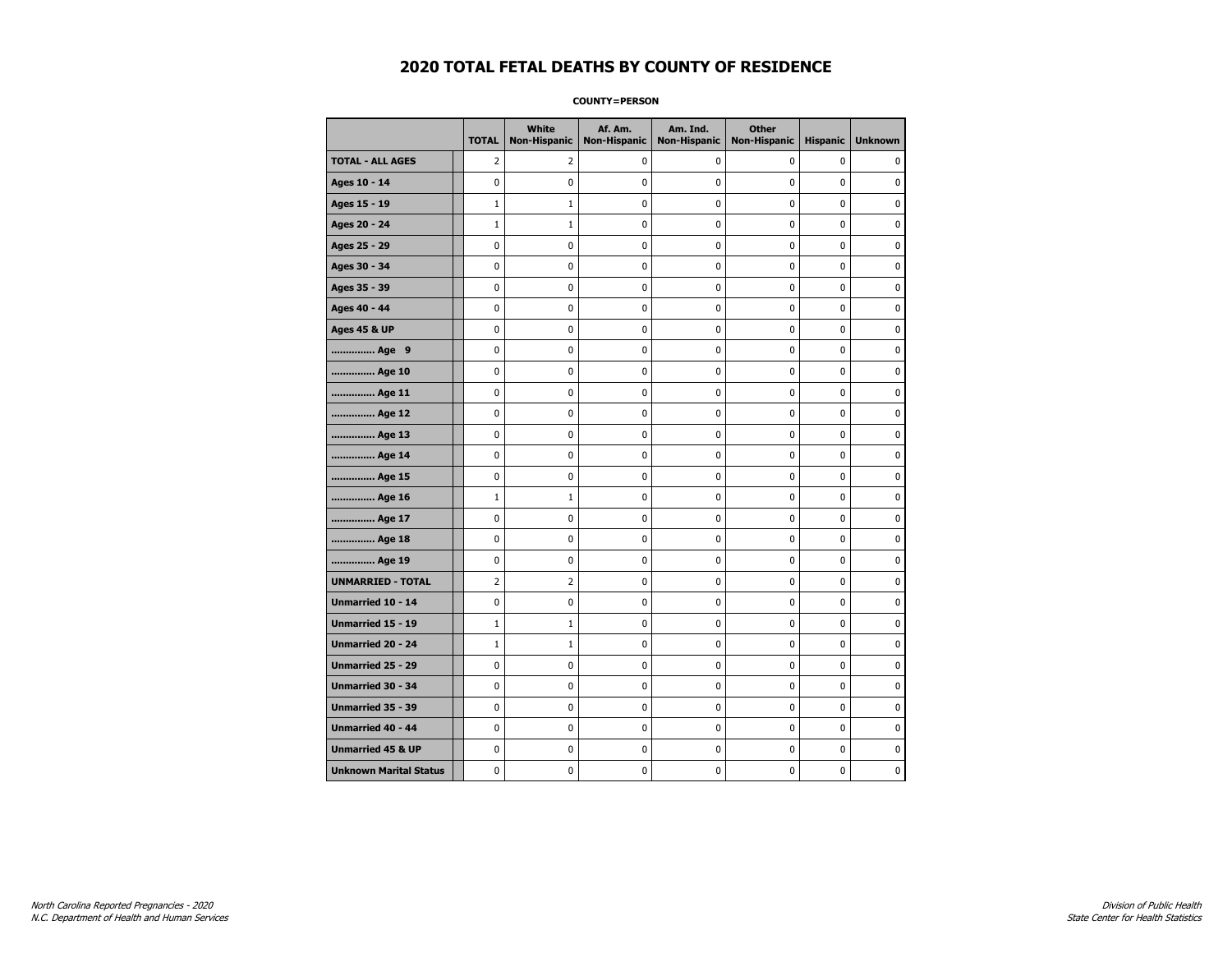# 2020 TOTAL FETAL DEATHS BY COUNTY OF RESIDENCE

**COUNTY=PERSON**

| | TOTAL | White Non-Hispanic | Af. Am. Non-Hispanic | Am. Ind. Non-Hispanic | Other Non-Hispanic | Hispanic | Unknown |
|---|---|---|---|---|---|---|---|
| **TOTAL - ALL AGES** | 2 | 2 | 0 | 0 | 0 | 0 | 0 |
| **Ages 10 - 14** | 0 | 0 | 0 | 0 | 0 | 0 | 0 |
| **Ages 15 - 19** | 1 | 1 | 0 | 0 | 0 | 0 | 0 |
| **Ages 20 - 24** | 1 | 1 | 0 | 0 | 0 | 0 | 0 |
| **Ages 25 - 29** | 0 | 0 | 0 | 0 | 0 | 0 | 0 |
| **Ages 30 - 34** | 0 | 0 | 0 | 0 | 0 | 0 | 0 |
| **Ages 35 - 39** | 0 | 0 | 0 | 0 | 0 | 0 | 0 |
| **Ages 40 - 44** | 0 | 0 | 0 | 0 | 0 | 0 | 0 |
| **Ages 45 & UP** | 0 | 0 | 0 | 0 | 0 | 0 | 0 |
| **.............. Age 9** | 0 | 0 | 0 | 0 | 0 | 0 | 0 |
| **.............. Age 10** | 0 | 0 | 0 | 0 | 0 | 0 | 0 |
| **.............. Age 11** | 0 | 0 | 0 | 0 | 0 | 0 | 0 |
| **.............. Age 12** | 0 | 0 | 0 | 0 | 0 | 0 | 0 |
| **.............. Age 13** | 0 | 0 | 0 | 0 | 0 | 0 | 0 |
| **.............. Age 14** | 0 | 0 | 0 | 0 | 0 | 0 | 0 |
| **.............. Age 15** | 0 | 0 | 0 | 0 | 0 | 0 | 0 |
| **.............. Age 16** | 1 | 1 | 0 | 0 | 0 | 0 | 0 |
| **.............. Age 17** | 0 | 0 | 0 | 0 | 0 | 0 | 0 |
| **.............. Age 18** | 0 | 0 | 0 | 0 | 0 | 0 | 0 |
| **.............. Age 19** | 0 | 0 | 0 | 0 | 0 | 0 | 0 |
| **UNMARRIED - TOTAL** | 2 | 2 | 0 | 0 | 0 | 0 | 0 |
| **Unmarried 10 - 14** | 0 | 0 | 0 | 0 | 0 | 0 | 0 |
| **Unmarried 15 - 19** | 1 | 1 | 0 | 0 | 0 | 0 | 0 |
| **Unmarried 20 - 24** | 1 | 1 | 0 | 0 | 0 | 0 | 0 |
| **Unmarried 25 - 29** | 0 | 0 | 0 | 0 | 0 | 0 | 0 |
| **Unmarried 30 - 34** | 0 | 0 | 0 | 0 | 0 | 0 | 0 |
| **Unmarried 35 - 39** | 0 | 0 | 0 | 0 | 0 | 0 | 0 |
| **Unmarried 40 - 44** | 0 | 0 | 0 | 0 | 0 | 0 | 0 |
| **Unmarried 45 & UP** | 0 | 0 | 0 | 0 | 0 | 0 | 0 |
| **Unknown Marital Status** | 0 | 0 | 0 | 0 | 0 | 0 | 0 |

*North Carolina Reported Pregnancies - 2020*
*N.C. Department of Health and Human Services*

*Division of Public Health*
*State Center for Health Statistics*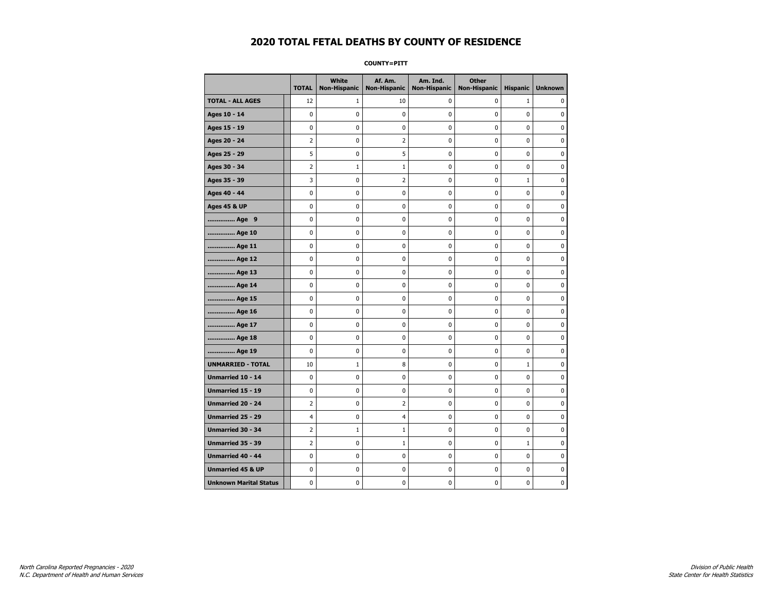# 2020 TOTAL FETAL DEATHS BY COUNTY OF RESIDENCE

**COUNTY=PITT**

| | TOTAL | White Non-Hispanic | Af. Am. Non-Hispanic | Am. Ind. Non-Hispanic | Other Non-Hispanic | Hispanic | Unknown |
|---|---|---|---|---|---|---|---|
| **TOTAL - ALL AGES** | 12 | 1 | 10 | 0 | 0 | 1 | 0 |
| **Ages 10 - 14** | 0 | 0 | 0 | 0 | 0 | 0 | 0 |
| **Ages 15 - 19** | 0 | 0 | 0 | 0 | 0 | 0 | 0 |
| **Ages 20 - 24** | 2 | 0 | 2 | 0 | 0 | 0 | 0 |
| **Ages 25 - 29** | 5 | 0 | 5 | 0 | 0 | 0 | 0 |
| **Ages 30 - 34** | 2 | 1 | 1 | 0 | 0 | 0 | 0 |
| **Ages 35 - 39** | 3 | 0 | 2 | 0 | 0 | 1 | 0 |
| **Ages 40 - 44** | 0 | 0 | 0 | 0 | 0 | 0 | 0 |
| **Ages 45 & UP** | 0 | 0 | 0 | 0 | 0 | 0 | 0 |
| **.............. Age 9** | 0 | 0 | 0 | 0 | 0 | 0 | 0 |
| **.............. Age 10** | 0 | 0 | 0 | 0 | 0 | 0 | 0 |
| **.............. Age 11** | 0 | 0 | 0 | 0 | 0 | 0 | 0 |
| **.............. Age 12** | 0 | 0 | 0 | 0 | 0 | 0 | 0 |
| **.............. Age 13** | 0 | 0 | 0 | 0 | 0 | 0 | 0 |
| **.............. Age 14** | 0 | 0 | 0 | 0 | 0 | 0 | 0 |
| **.............. Age 15** | 0 | 0 | 0 | 0 | 0 | 0 | 0 |
| **.............. Age 16** | 0 | 0 | 0 | 0 | 0 | 0 | 0 |
| **.............. Age 17** | 0 | 0 | 0 | 0 | 0 | 0 | 0 |
| **.............. Age 18** | 0 | 0 | 0 | 0 | 0 | 0 | 0 |
| **.............. Age 19** | 0 | 0 | 0 | 0 | 0 | 0 | 0 |
| **UNMARRIED - TOTAL** | 10 | 1 | 8 | 0 | 0 | 1 | 0 |
| **Unmarried 10 - 14** | 0 | 0 | 0 | 0 | 0 | 0 | 0 |
| **Unmarried 15 - 19** | 0 | 0 | 0 | 0 | 0 | 0 | 0 |
| **Unmarried 20 - 24** | 2 | 0 | 2 | 0 | 0 | 0 | 0 |
| **Unmarried 25 - 29** | 4 | 0 | 4 | 0 | 0 | 0 | 0 |
| **Unmarried 30 - 34** | 2 | 1 | 1 | 0 | 0 | 0 | 0 |
| **Unmarried 35 - 39** | 2 | 0 | 1 | 0 | 0 | 1 | 0 |
| **Unmarried 40 - 44** | 0 | 0 | 0 | 0 | 0 | 0 | 0 |
| **Unmarried 45 & UP** | 0 | 0 | 0 | 0 | 0 | 0 | 0 |
| **Unknown Marital Status** | 0 | 0 | 0 | 0 | 0 | 0 | 0 |

*North Carolina Reported Pregnancies - 2020*
*N.C. Department of Health and Human Services*

*Division of Public Health*
*State Center for Health Statistics*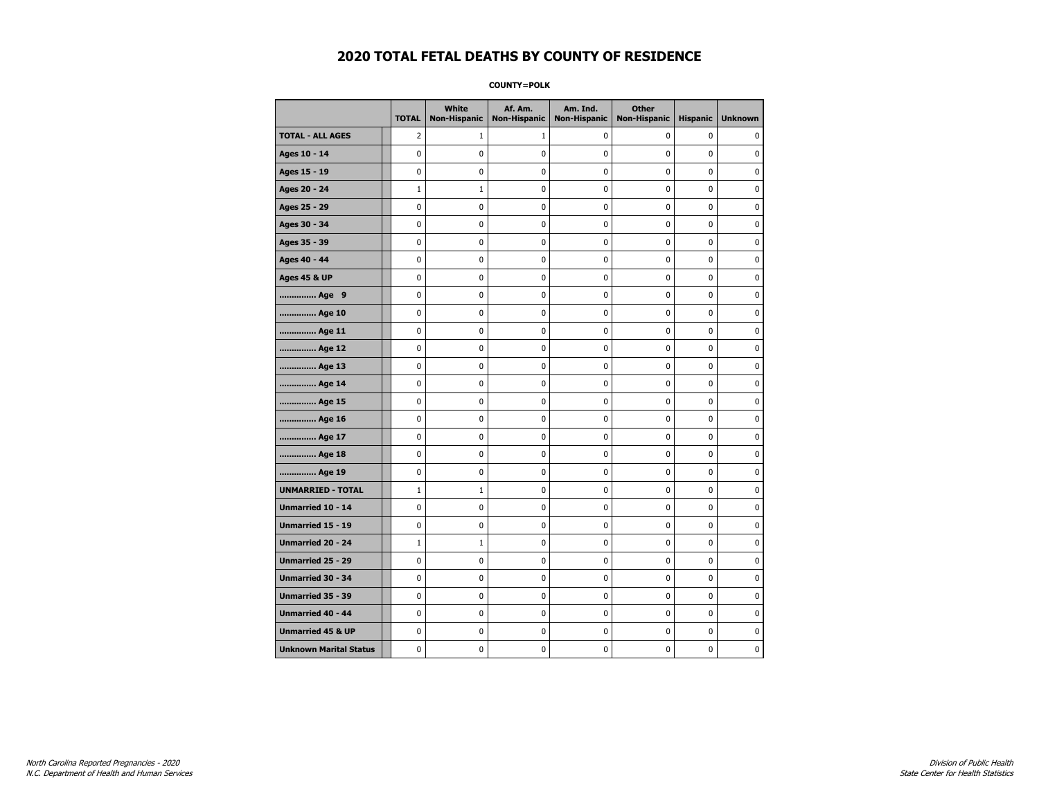# 2020 TOTAL FETAL DEATHS BY COUNTY OF RESIDENCE

**COUNTY=POLK**

| | TOTAL | White Non-Hispanic | Af. Am. Non-Hispanic | Am. Ind. Non-Hispanic | Other Non-Hispanic | Hispanic | Unknown |
|---|---|---|---|---|---|---|---|
| **TOTAL - ALL AGES** | 2 | 1 | 1 | 0 | 0 | 0 | 0 |
| **Ages 10 - 14** | 0 | 0 | 0 | 0 | 0 | 0 | 0 |
| **Ages 15 - 19** | 0 | 0 | 0 | 0 | 0 | 0 | 0 |
| **Ages 20 - 24** | 1 | 1 | 0 | 0 | 0 | 0 | 0 |
| **Ages 25 - 29** | 0 | 0 | 0 | 0 | 0 | 0 | 0 |
| **Ages 30 - 34** | 0 | 0 | 0 | 0 | 0 | 0 | 0 |
| **Ages 35 - 39** | 0 | 0 | 0 | 0 | 0 | 0 | 0 |
| **Ages 40 - 44** | 0 | 0 | 0 | 0 | 0 | 0 | 0 |
| **Ages 45 & UP** | 0 | 0 | 0 | 0 | 0 | 0 | 0 |
| **.............. Age 9** | 0 | 0 | 0 | 0 | 0 | 0 | 0 |
| **.............. Age 10** | 0 | 0 | 0 | 0 | 0 | 0 | 0 |
| **.............. Age 11** | 0 | 0 | 0 | 0 | 0 | 0 | 0 |
| **.............. Age 12** | 0 | 0 | 0 | 0 | 0 | 0 | 0 |
| **.............. Age 13** | 0 | 0 | 0 | 0 | 0 | 0 | 0 |
| **.............. Age 14** | 0 | 0 | 0 | 0 | 0 | 0 | 0 |
| **.............. Age 15** | 0 | 0 | 0 | 0 | 0 | 0 | 0 |
| **.............. Age 16** | 0 | 0 | 0 | 0 | 0 | 0 | 0 |
| **.............. Age 17** | 0 | 0 | 0 | 0 | 0 | 0 | 0 |
| **.............. Age 18** | 0 | 0 | 0 | 0 | 0 | 0 | 0 |
| **.............. Age 19** | 0 | 0 | 0 | 0 | 0 | 0 | 0 |
| **UNMARRIED - TOTAL** | 1 | 1 | 0 | 0 | 0 | 0 | 0 |
| **Unmarried 10 - 14** | 0 | 0 | 0 | 0 | 0 | 0 | 0 |
| **Unmarried 15 - 19** | 0 | 0 | 0 | 0 | 0 | 0 | 0 |
| **Unmarried 20 - 24** | 1 | 1 | 0 | 0 | 0 | 0 | 0 |
| **Unmarried 25 - 29** | 0 | 0 | 0 | 0 | 0 | 0 | 0 |
| **Unmarried 30 - 34** | 0 | 0 | 0 | 0 | 0 | 0 | 0 |
| **Unmarried 35 - 39** | 0 | 0 | 0 | 0 | 0 | 0 | 0 |
| **Unmarried 40 - 44** | 0 | 0 | 0 | 0 | 0 | 0 | 0 |
| **Unmarried 45 & UP** | 0 | 0 | 0 | 0 | 0 | 0 | 0 |
| **Unknown Marital Status** | 0 | 0 | 0 | 0 | 0 | 0 | 0 |

*North Carolina Reported Pregnancies - 2020*
*N.C. Department of Health and Human Services*

*Division of Public Health*
*State Center for Health Statistics*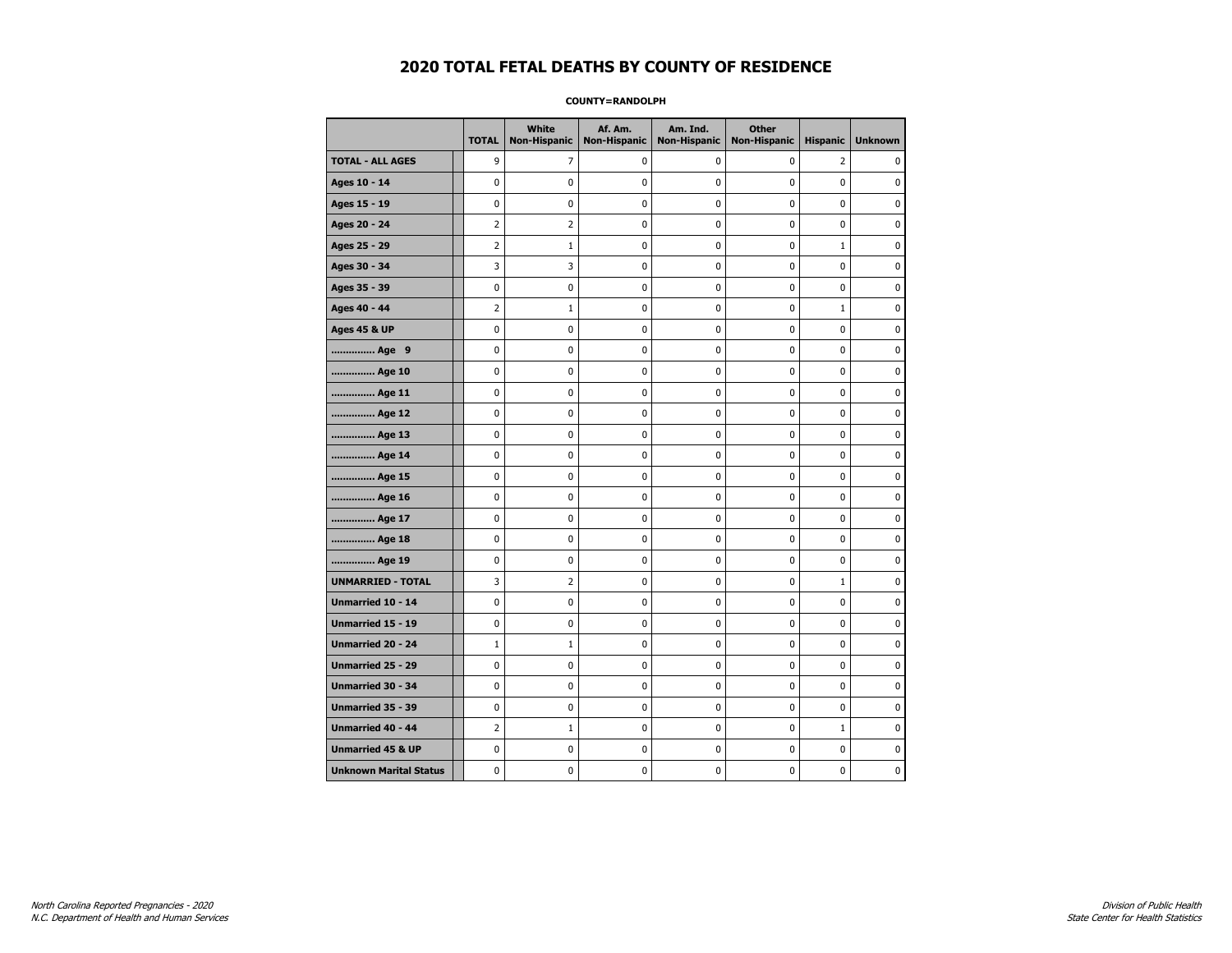# 2020 TOTAL FETAL DEATHS BY COUNTY OF RESIDENCE

**COUNTY=RANDOLPH**

| | TOTAL | White Non-Hispanic | Af. Am. Non-Hispanic | Am. Ind. Non-Hispanic | Other Non-Hispanic | Hispanic | Unknown |
|---|---|---|---|---|---|---|---|
| **TOTAL - ALL AGES** | 9 | 7 | 0 | 0 | 0 | 2 | 0 |
| **Ages 10 - 14** | 0 | 0 | 0 | 0 | 0 | 0 | 0 |
| **Ages 15 - 19** | 0 | 0 | 0 | 0 | 0 | 0 | 0 |
| **Ages 20 - 24** | 2 | 2 | 0 | 0 | 0 | 0 | 0 |
| **Ages 25 - 29** | 2 | 1 | 0 | 0 | 0 | 1 | 0 |
| **Ages 30 - 34** | 3 | 3 | 0 | 0 | 0 | 0 | 0 |
| **Ages 35 - 39** | 0 | 0 | 0 | 0 | 0 | 0 | 0 |
| **Ages 40 - 44** | 2 | 1 | 0 | 0 | 0 | 1 | 0 |
| **Ages 45 & UP** | 0 | 0 | 0 | 0 | 0 | 0 | 0 |
| **.............. Age 9** | 0 | 0 | 0 | 0 | 0 | 0 | 0 |
| **.............. Age 10** | 0 | 0 | 0 | 0 | 0 | 0 | 0 |
| **.............. Age 11** | 0 | 0 | 0 | 0 | 0 | 0 | 0 |
| **.............. Age 12** | 0 | 0 | 0 | 0 | 0 | 0 | 0 |
| **.............. Age 13** | 0 | 0 | 0 | 0 | 0 | 0 | 0 |
| **.............. Age 14** | 0 | 0 | 0 | 0 | 0 | 0 | 0 |
| **.............. Age 15** | 0 | 0 | 0 | 0 | 0 | 0 | 0 |
| **.............. Age 16** | 0 | 0 | 0 | 0 | 0 | 0 | 0 |
| **.............. Age 17** | 0 | 0 | 0 | 0 | 0 | 0 | 0 |
| **.............. Age 18** | 0 | 0 | 0 | 0 | 0 | 0 | 0 |
| **.............. Age 19** | 0 | 0 | 0 | 0 | 0 | 0 | 0 |
| **UNMARRIED - TOTAL** | 3 | 2 | 0 | 0 | 0 | 1 | 0 |
| **Unmarried 10 - 14** | 0 | 0 | 0 | 0 | 0 | 0 | 0 |
| **Unmarried 15 - 19** | 0 | 0 | 0 | 0 | 0 | 0 | 0 |
| **Unmarried 20 - 24** | 1 | 1 | 0 | 0 | 0 | 0 | 0 |
| **Unmarried 25 - 29** | 0 | 0 | 0 | 0 | 0 | 0 | 0 |
| **Unmarried 30 - 34** | 0 | 0 | 0 | 0 | 0 | 0 | 0 |
| **Unmarried 35 - 39** | 0 | 0 | 0 | 0 | 0 | 0 | 0 |
| **Unmarried 40 - 44** | 2 | 1 | 0 | 0 | 0 | 1 | 0 |
| **Unmarried 45 & UP** | 0 | 0 | 0 | 0 | 0 | 0 | 0 |
| **Unknown Marital Status** | 0 | 0 | 0 | 0 | 0 | 0 | 0 |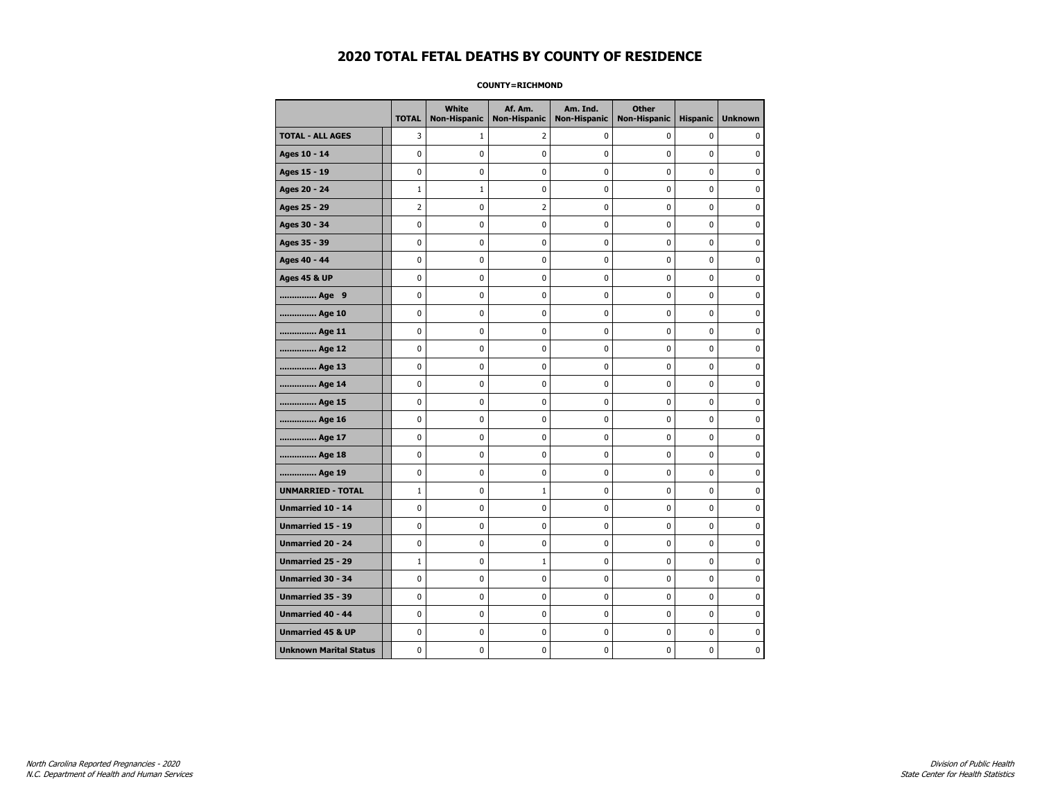# 2020 TOTAL FETAL DEATHS BY COUNTY OF RESIDENCE

**COUNTY=RICHMOND**

| | TOTAL | White Non-Hispanic | Af. Am. Non-Hispanic | Am. Ind. Non-Hispanic | Other Non-Hispanic | Hispanic | Unknown |
|---|---|---|---|---|---|---|---|
| **TOTAL - ALL AGES** | 3 | 1 | 2 | 0 | 0 | 0 | 0 |
| **Ages 10 - 14** | 0 | 0 | 0 | 0 | 0 | 0 | 0 |
| **Ages 15 - 19** | 0 | 0 | 0 | 0 | 0 | 0 | 0 |
| **Ages 20 - 24** | 1 | 1 | 0 | 0 | 0 | 0 | 0 |
| **Ages 25 - 29** | 2 | 0 | 2 | 0 | 0 | 0 | 0 |
| **Ages 30 - 34** | 0 | 0 | 0 | 0 | 0 | 0 | 0 |
| **Ages 35 - 39** | 0 | 0 | 0 | 0 | 0 | 0 | 0 |
| **Ages 40 - 44** | 0 | 0 | 0 | 0 | 0 | 0 | 0 |
| **Ages 45 & UP** | 0 | 0 | 0 | 0 | 0 | 0 | 0 |
| **.............. Age 9** | 0 | 0 | 0 | 0 | 0 | 0 | 0 |
| **.............. Age 10** | 0 | 0 | 0 | 0 | 0 | 0 | 0 |
| **.............. Age 11** | 0 | 0 | 0 | 0 | 0 | 0 | 0 |
| **.............. Age 12** | 0 | 0 | 0 | 0 | 0 | 0 | 0 |
| **.............. Age 13** | 0 | 0 | 0 | 0 | 0 | 0 | 0 |
| **.............. Age 14** | 0 | 0 | 0 | 0 | 0 | 0 | 0 |
| **.............. Age 15** | 0 | 0 | 0 | 0 | 0 | 0 | 0 |
| **.............. Age 16** | 0 | 0 | 0 | 0 | 0 | 0 | 0 |
| **.............. Age 17** | 0 | 0 | 0 | 0 | 0 | 0 | 0 |
| **.............. Age 18** | 0 | 0 | 0 | 0 | 0 | 0 | 0 |
| **.............. Age 19** | 0 | 0 | 0 | 0 | 0 | 0 | 0 |
| **UNMARRIED - TOTAL** | 1 | 0 | 1 | 0 | 0 | 0 | 0 |
| **Unmarried 10 - 14** | 0 | 0 | 0 | 0 | 0 | 0 | 0 |
| **Unmarried 15 - 19** | 0 | 0 | 0 | 0 | 0 | 0 | 0 |
| **Unmarried 20 - 24** | 0 | 0 | 0 | 0 | 0 | 0 | 0 |
| **Unmarried 25 - 29** | 1 | 0 | 1 | 0 | 0 | 0 | 0 |
| **Unmarried 30 - 34** | 0 | 0 | 0 | 0 | 0 | 0 | 0 |
| **Unmarried 35 - 39** | 0 | 0 | 0 | 0 | 0 | 0 | 0 |
| **Unmarried 40 - 44** | 0 | 0 | 0 | 0 | 0 | 0 | 0 |
| **Unmarried 45 & UP** | 0 | 0 | 0 | 0 | 0 | 0 | 0 |
| **Unknown Marital Status** | 0 | 0 | 0 | 0 | 0 | 0 | 0 |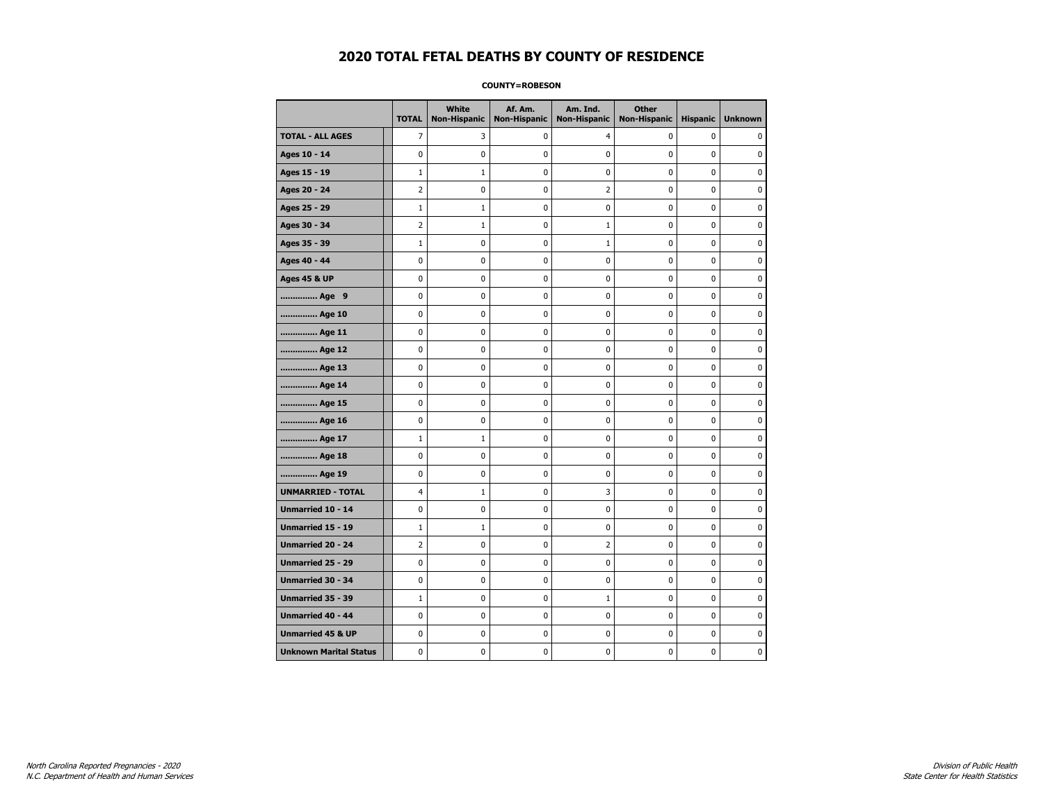# 2020 TOTAL FETAL DEATHS BY COUNTY OF RESIDENCE

**COUNTY=ROBESON**

| | TOTAL | White Non-Hispanic | Af. Am. Non-Hispanic | Am. Ind. Non-Hispanic | Other Non-Hispanic | Hispanic | Unknown |
|---|---|---|---|---|---|---|---|
| **TOTAL - ALL AGES** | 7 | 3 | 0 | 4 | 0 | 0 | 0 |
| **Ages 10 - 14** | 0 | 0 | 0 | 0 | 0 | 0 | 0 |
| **Ages 15 - 19** | 1 | 1 | 0 | 0 | 0 | 0 | 0 |
| **Ages 20 - 24** | 2 | 0 | 0 | 2 | 0 | 0 | 0 |
| **Ages 25 - 29** | 1 | 1 | 0 | 0 | 0 | 0 | 0 |
| **Ages 30 - 34** | 2 | 1 | 0 | 1 | 0 | 0 | 0 |
| **Ages 35 - 39** | 1 | 0 | 0 | 1 | 0 | 0 | 0 |
| **Ages 40 - 44** | 0 | 0 | 0 | 0 | 0 | 0 | 0 |
| **Ages 45 & UP** | 0 | 0 | 0 | 0 | 0 | 0 | 0 |
| **.............. Age 9** | 0 | 0 | 0 | 0 | 0 | 0 | 0 |
| **.............. Age 10** | 0 | 0 | 0 | 0 | 0 | 0 | 0 |
| **.............. Age 11** | 0 | 0 | 0 | 0 | 0 | 0 | 0 |
| **.............. Age 12** | 0 | 0 | 0 | 0 | 0 | 0 | 0 |
| **.............. Age 13** | 0 | 0 | 0 | 0 | 0 | 0 | 0 |
| **.............. Age 14** | 0 | 0 | 0 | 0 | 0 | 0 | 0 |
| **.............. Age 15** | 0 | 0 | 0 | 0 | 0 | 0 | 0 |
| **.............. Age 16** | 0 | 0 | 0 | 0 | 0 | 0 | 0 |
| **.............. Age 17** | 1 | 1 | 0 | 0 | 0 | 0 | 0 |
| **.............. Age 18** | 0 | 0 | 0 | 0 | 0 | 0 | 0 |
| **.............. Age 19** | 0 | 0 | 0 | 0 | 0 | 0 | 0 |
| **UNMARRIED - TOTAL** | 4 | 1 | 0 | 3 | 0 | 0 | 0 |
| **Unmarried 10 - 14** | 0 | 0 | 0 | 0 | 0 | 0 | 0 |
| **Unmarried 15 - 19** | 1 | 1 | 0 | 0 | 0 | 0 | 0 |
| **Unmarried 20 - 24** | 2 | 0 | 0 | 2 | 0 | 0 | 0 |
| **Unmarried 25 - 29** | 0 | 0 | 0 | 0 | 0 | 0 | 0 |
| **Unmarried 30 - 34** | 0 | 0 | 0 | 0 | 0 | 0 | 0 |
| **Unmarried 35 - 39** | 1 | 0 | 0 | 1 | 0 | 0 | 0 |
| **Unmarried 40 - 44** | 0 | 0 | 0 | 0 | 0 | 0 | 0 |
| **Unmarried 45 & UP** | 0 | 0 | 0 | 0 | 0 | 0 | 0 |
| **Unknown Marital Status** | 0 | 0 | 0 | 0 | 0 | 0 | 0 |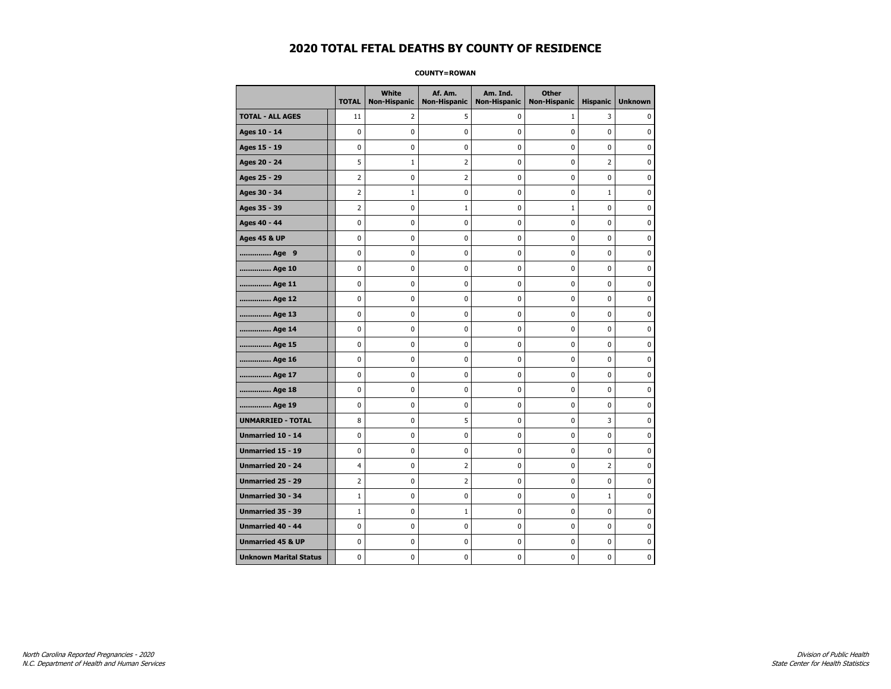# 2020 TOTAL FETAL DEATHS BY COUNTY OF RESIDENCE

**COUNTY=ROWAN**

| | TOTAL | White Non-Hispanic | Af. Am. Non-Hispanic | Am. Ind. Non-Hispanic | Other Non-Hispanic | Hispanic | Unknown |
|---|---|---|---|---|---|---|---|
| **TOTAL - ALL AGES** | 11 | 2 | 5 | 0 | 1 | 3 | 0 |
| **Ages 10 - 14** | 0 | 0 | 0 | 0 | 0 | 0 | 0 |
| **Ages 15 - 19** | 0 | 0 | 0 | 0 | 0 | 0 | 0 |
| **Ages 20 - 24** | 5 | 1 | 2 | 0 | 0 | 2 | 0 |
| **Ages 25 - 29** | 2 | 0 | 2 | 0 | 0 | 0 | 0 |
| **Ages 30 - 34** | 2 | 1 | 0 | 0 | 0 | 1 | 0 |
| **Ages 35 - 39** | 2 | 0 | 1 | 0 | 1 | 0 | 0 |
| **Ages 40 - 44** | 0 | 0 | 0 | 0 | 0 | 0 | 0 |
| **Ages 45 & UP** | 0 | 0 | 0 | 0 | 0 | 0 | 0 |
| **.............. Age 9** | 0 | 0 | 0 | 0 | 0 | 0 | 0 |
| **.............. Age 10** | 0 | 0 | 0 | 0 | 0 | 0 | 0 |
| **.............. Age 11** | 0 | 0 | 0 | 0 | 0 | 0 | 0 |
| **.............. Age 12** | 0 | 0 | 0 | 0 | 0 | 0 | 0 |
| **.............. Age 13** | 0 | 0 | 0 | 0 | 0 | 0 | 0 |
| **.............. Age 14** | 0 | 0 | 0 | 0 | 0 | 0 | 0 |
| **.............. Age 15** | 0 | 0 | 0 | 0 | 0 | 0 | 0 |
| **.............. Age 16** | 0 | 0 | 0 | 0 | 0 | 0 | 0 |
| **.............. Age 17** | 0 | 0 | 0 | 0 | 0 | 0 | 0 |
| **.............. Age 18** | 0 | 0 | 0 | 0 | 0 | 0 | 0 |
| **.............. Age 19** | 0 | 0 | 0 | 0 | 0 | 0 | 0 |
| **UNMARRIED - TOTAL** | 8 | 0 | 5 | 0 | 0 | 3 | 0 |
| **Unmarried 10 - 14** | 0 | 0 | 0 | 0 | 0 | 0 | 0 |
| **Unmarried 15 - 19** | 0 | 0 | 0 | 0 | 0 | 0 | 0 |
| **Unmarried 20 - 24** | 4 | 0 | 2 | 0 | 0 | 2 | 0 |
| **Unmarried 25 - 29** | 2 | 0 | 2 | 0 | 0 | 0 | 0 |
| **Unmarried 30 - 34** | 1 | 0 | 0 | 0 | 0 | 1 | 0 |
| **Unmarried 35 - 39** | 1 | 0 | 1 | 0 | 0 | 0 | 0 |
| **Unmarried 40 - 44** | 0 | 0 | 0 | 0 | 0 | 0 | 0 |
| **Unmarried 45 & UP** | 0 | 0 | 0 | 0 | 0 | 0 | 0 |
| **Unknown Marital Status** | 0 | 0 | 0 | 0 | 0 | 0 | 0 |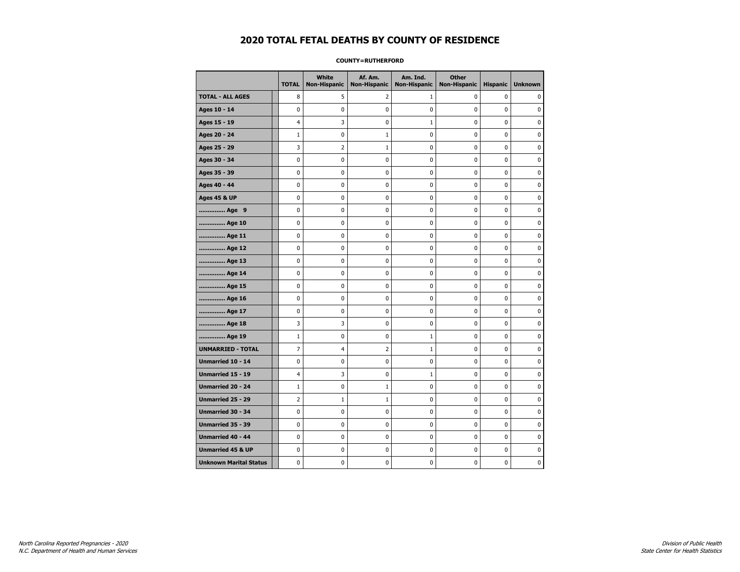# 2020 TOTAL FETAL DEATHS BY COUNTY OF RESIDENCE

**COUNTY=RUTHERFORD**

| | TOTAL | White Non-Hispanic | Af. Am. Non-Hispanic | Am. Ind. Non-Hispanic | Other Non-Hispanic | Hispanic | Unknown |
|---|---|---|---|---|---|---|---|
| **TOTAL - ALL AGES** | 8 | 5 | 2 | 1 | 0 | 0 | 0 |
| **Ages 10 - 14** | 0 | 0 | 0 | 0 | 0 | 0 | 0 |
| **Ages 15 - 19** | 4 | 3 | 0 | 1 | 0 | 0 | 0 |
| **Ages 20 - 24** | 1 | 0 | 1 | 0 | 0 | 0 | 0 |
| **Ages 25 - 29** | 3 | 2 | 1 | 0 | 0 | 0 | 0 |
| **Ages 30 - 34** | 0 | 0 | 0 | 0 | 0 | 0 | 0 |
| **Ages 35 - 39** | 0 | 0 | 0 | 0 | 0 | 0 | 0 |
| **Ages 40 - 44** | 0 | 0 | 0 | 0 | 0 | 0 | 0 |
| **Ages 45 & UP** | 0 | 0 | 0 | 0 | 0 | 0 | 0 |
| **.............. Age 9** | 0 | 0 | 0 | 0 | 0 | 0 | 0 |
| **.............. Age 10** | 0 | 0 | 0 | 0 | 0 | 0 | 0 |
| **.............. Age 11** | 0 | 0 | 0 | 0 | 0 | 0 | 0 |
| **.............. Age 12** | 0 | 0 | 0 | 0 | 0 | 0 | 0 |
| **.............. Age 13** | 0 | 0 | 0 | 0 | 0 | 0 | 0 |
| **.............. Age 14** | 0 | 0 | 0 | 0 | 0 | 0 | 0 |
| **.............. Age 15** | 0 | 0 | 0 | 0 | 0 | 0 | 0 |
| **.............. Age 16** | 0 | 0 | 0 | 0 | 0 | 0 | 0 |
| **.............. Age 17** | 0 | 0 | 0 | 0 | 0 | 0 | 0 |
| **.............. Age 18** | 3 | 3 | 0 | 0 | 0 | 0 | 0 |
| **.............. Age 19** | 1 | 0 | 0 | 1 | 0 | 0 | 0 |
| **UNMARRIED - TOTAL** | 7 | 4 | 2 | 1 | 0 | 0 | 0 |
| **Unmarried 10 - 14** | 0 | 0 | 0 | 0 | 0 | 0 | 0 |
| **Unmarried 15 - 19** | 4 | 3 | 0 | 1 | 0 | 0 | 0 |
| **Unmarried 20 - 24** | 1 | 0 | 1 | 0 | 0 | 0 | 0 |
| **Unmarried 25 - 29** | 2 | 1 | 1 | 0 | 0 | 0 | 0 |
| **Unmarried 30 - 34** | 0 | 0 | 0 | 0 | 0 | 0 | 0 |
| **Unmarried 35 - 39** | 0 | 0 | 0 | 0 | 0 | 0 | 0 |
| **Unmarried 40 - 44** | 0 | 0 | 0 | 0 | 0 | 0 | 0 |
| **Unmarried 45 & UP** | 0 | 0 | 0 | 0 | 0 | 0 | 0 |
| **Unknown Marital Status** | 0 | 0 | 0 | 0 | 0 | 0 | 0 |

*North Carolina Reported Pregnancies - 2020*
*N.C. Department of Health and Human Services*

*Division of Public Health*
*State Center for Health Statistics*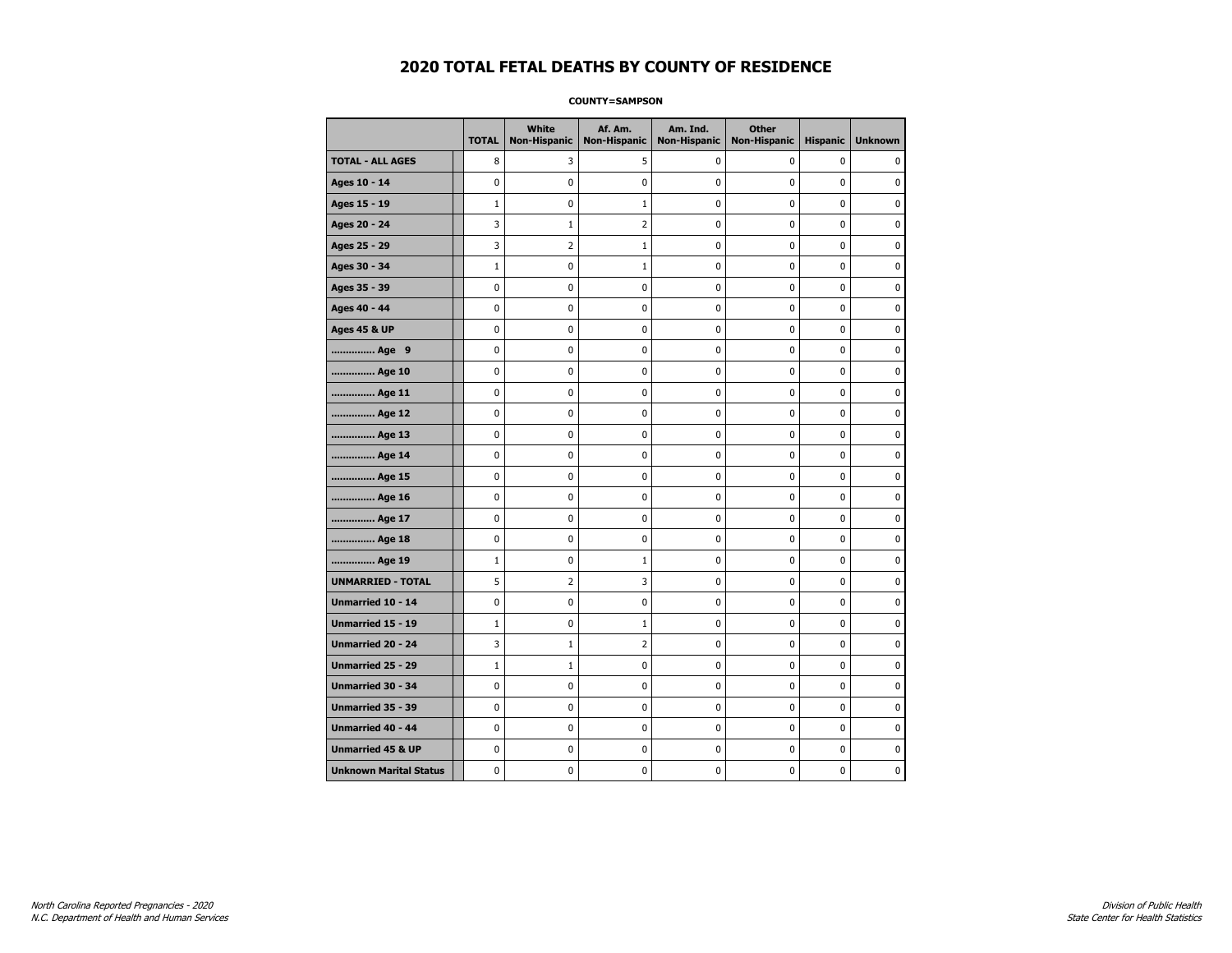# 2020 TOTAL FETAL DEATHS BY COUNTY OF RESIDENCE

**COUNTY=SAMPSON**

| | TOTAL | White Non-Hispanic | Af. Am. Non-Hispanic | Am. Ind. Non-Hispanic | Other Non-Hispanic | Hispanic | Unknown |
|---|---|---|---|---|---|---|---|
| **TOTAL - ALL AGES** | 8 | 3 | 5 | 0 | 0 | 0 | 0 |
| **Ages 10 - 14** | 0 | 0 | 0 | 0 | 0 | 0 | 0 |
| **Ages 15 - 19** | 1 | 0 | 1 | 0 | 0 | 0 | 0 |
| **Ages 20 - 24** | 3 | 1 | 2 | 0 | 0 | 0 | 0 |
| **Ages 25 - 29** | 3 | 2 | 1 | 0 | 0 | 0 | 0 |
| **Ages 30 - 34** | 1 | 0 | 1 | 0 | 0 | 0 | 0 |
| **Ages 35 - 39** | 0 | 0 | 0 | 0 | 0 | 0 | 0 |
| **Ages 40 - 44** | 0 | 0 | 0 | 0 | 0 | 0 | 0 |
| **Ages 45 & UP** | 0 | 0 | 0 | 0 | 0 | 0 | 0 |
| **.............. Age 9** | 0 | 0 | 0 | 0 | 0 | 0 | 0 |
| **.............. Age 10** | 0 | 0 | 0 | 0 | 0 | 0 | 0 |
| **.............. Age 11** | 0 | 0 | 0 | 0 | 0 | 0 | 0 |
| **.............. Age 12** | 0 | 0 | 0 | 0 | 0 | 0 | 0 |
| **.............. Age 13** | 0 | 0 | 0 | 0 | 0 | 0 | 0 |
| **.............. Age 14** | 0 | 0 | 0 | 0 | 0 | 0 | 0 |
| **.............. Age 15** | 0 | 0 | 0 | 0 | 0 | 0 | 0 |
| **.............. Age 16** | 0 | 0 | 0 | 0 | 0 | 0 | 0 |
| **.............. Age 17** | 0 | 0 | 0 | 0 | 0 | 0 | 0 |
| **.............. Age 18** | 0 | 0 | 0 | 0 | 0 | 0 | 0 |
| **.............. Age 19** | 1 | 0 | 1 | 0 | 0 | 0 | 0 |
| **UNMARRIED - TOTAL** | 5 | 2 | 3 | 0 | 0 | 0 | 0 |
| **Unmarried 10 - 14** | 0 | 0 | 0 | 0 | 0 | 0 | 0 |
| **Unmarried 15 - 19** | 1 | 0 | 1 | 0 | 0 | 0 | 0 |
| **Unmarried 20 - 24** | 3 | 1 | 2 | 0 | 0 | 0 | 0 |
| **Unmarried 25 - 29** | 1 | 1 | 0 | 0 | 0 | 0 | 0 |
| **Unmarried 30 - 34** | 0 | 0 | 0 | 0 | 0 | 0 | 0 |
| **Unmarried 35 - 39** | 0 | 0 | 0 | 0 | 0 | 0 | 0 |
| **Unmarried 40 - 44** | 0 | 0 | 0 | 0 | 0 | 0 | 0 |
| **Unmarried 45 & UP** | 0 | 0 | 0 | 0 | 0 | 0 | 0 |
| **Unknown Marital Status** | 0 | 0 | 0 | 0 | 0 | 0 | 0 |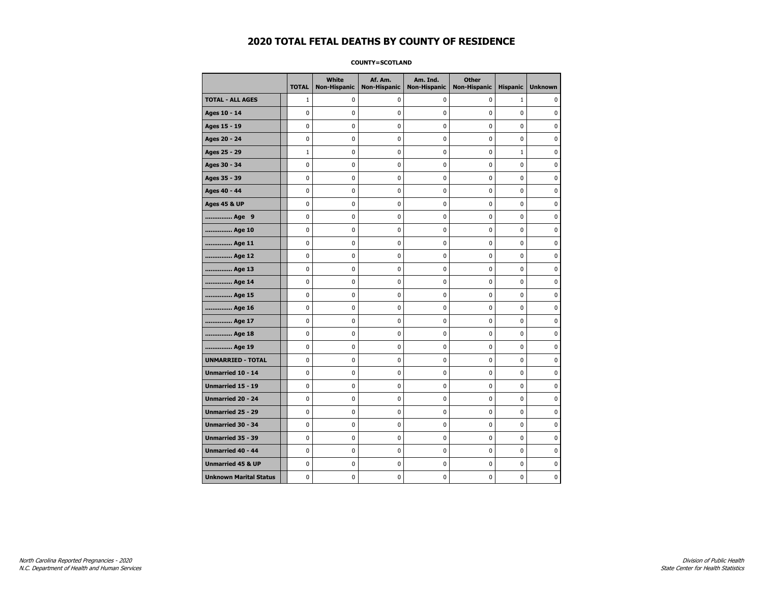# 2020 TOTAL FETAL DEATHS BY COUNTY OF RESIDENCE

**COUNTY=SCOTLAND**

| | TOTAL | White Non-Hispanic | Af. Am. Non-Hispanic | Am. Ind. Non-Hispanic | Other Non-Hispanic | Hispanic | Unknown |
|---|---|---|---|---|---|---|---|
| **TOTAL - ALL AGES** | 1 | 0 | 0 | 0 | 0 | 1 | 0 |
| **Ages 10 - 14** | 0 | 0 | 0 | 0 | 0 | 0 | 0 |
| **Ages 15 - 19** | 0 | 0 | 0 | 0 | 0 | 0 | 0 |
| **Ages 20 - 24** | 0 | 0 | 0 | 0 | 0 | 0 | 0 |
| **Ages 25 - 29** | 1 | 0 | 0 | 0 | 0 | 1 | 0 |
| **Ages 30 - 34** | 0 | 0 | 0 | 0 | 0 | 0 | 0 |
| **Ages 35 - 39** | 0 | 0 | 0 | 0 | 0 | 0 | 0 |
| **Ages 40 - 44** | 0 | 0 | 0 | 0 | 0 | 0 | 0 |
| **Ages 45 & UP** | 0 | 0 | 0 | 0 | 0 | 0 | 0 |
| **.............. Age 9** | 0 | 0 | 0 | 0 | 0 | 0 | 0 |
| **.............. Age 10** | 0 | 0 | 0 | 0 | 0 | 0 | 0 |
| **.............. Age 11** | 0 | 0 | 0 | 0 | 0 | 0 | 0 |
| **.............. Age 12** | 0 | 0 | 0 | 0 | 0 | 0 | 0 |
| **.............. Age 13** | 0 | 0 | 0 | 0 | 0 | 0 | 0 |
| **.............. Age 14** | 0 | 0 | 0 | 0 | 0 | 0 | 0 |
| **.............. Age 15** | 0 | 0 | 0 | 0 | 0 | 0 | 0 |
| **.............. Age 16** | 0 | 0 | 0 | 0 | 0 | 0 | 0 |
| **.............. Age 17** | 0 | 0 | 0 | 0 | 0 | 0 | 0 |
| **.............. Age 18** | 0 | 0 | 0 | 0 | 0 | 0 | 0 |
| **.............. Age 19** | 0 | 0 | 0 | 0 | 0 | 0 | 0 |
| **UNMARRIED - TOTAL** | 0 | 0 | 0 | 0 | 0 | 0 | 0 |
| **Unmarried 10 - 14** | 0 | 0 | 0 | 0 | 0 | 0 | 0 |
| **Unmarried 15 - 19** | 0 | 0 | 0 | 0 | 0 | 0 | 0 |
| **Unmarried 20 - 24** | 0 | 0 | 0 | 0 | 0 | 0 | 0 |
| **Unmarried 25 - 29** | 0 | 0 | 0 | 0 | 0 | 0 | 0 |
| **Unmarried 30 - 34** | 0 | 0 | 0 | 0 | 0 | 0 | 0 |
| **Unmarried 35 - 39** | 0 | 0 | 0 | 0 | 0 | 0 | 0 |
| **Unmarried 40 - 44** | 0 | 0 | 0 | 0 | 0 | 0 | 0 |
| **Unmarried 45 & UP** | 0 | 0 | 0 | 0 | 0 | 0 | 0 |
| **Unknown Marital Status** | 0 | 0 | 0 | 0 | 0 | 0 | 0 |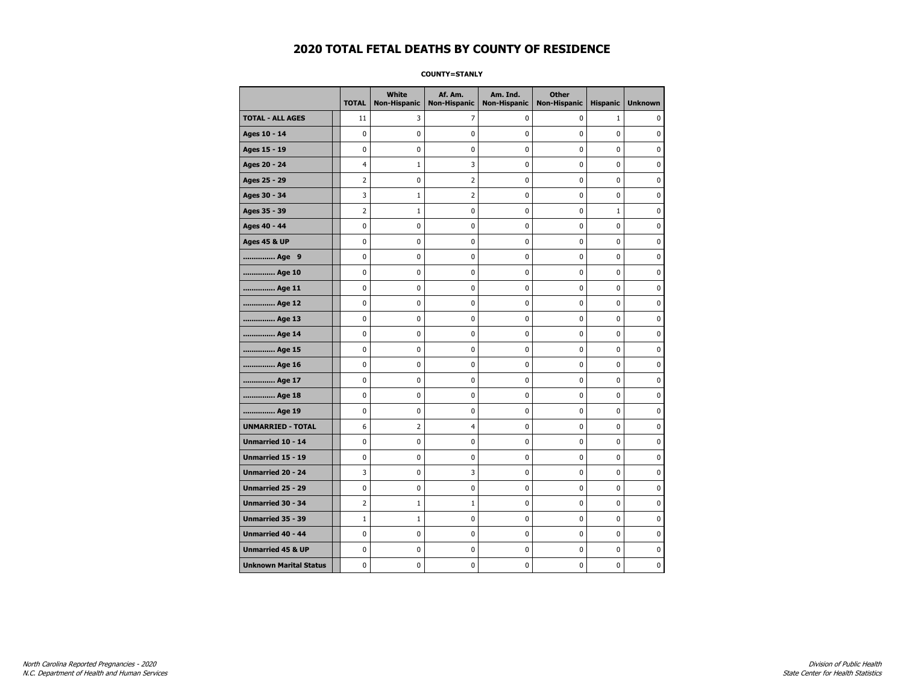# 2020 TOTAL FETAL DEATHS BY COUNTY OF RESIDENCE

**COUNTY=STANLY**

| | TOTAL | White Non-Hispanic | Af. Am. Non-Hispanic | Am. Ind. Non-Hispanic | Other Non-Hispanic | Hispanic | Unknown |
|---|---|---|---|---|---|---|---|
| **TOTAL - ALL AGES** | 11 | 3 | 7 | 0 | 0 | 1 | 0 |
| **Ages 10 - 14** | 0 | 0 | 0 | 0 | 0 | 0 | 0 |
| **Ages 15 - 19** | 0 | 0 | 0 | 0 | 0 | 0 | 0 |
| **Ages 20 - 24** | 4 | 1 | 3 | 0 | 0 | 0 | 0 |
| **Ages 25 - 29** | 2 | 0 | 2 | 0 | 0 | 0 | 0 |
| **Ages 30 - 34** | 3 | 1 | 2 | 0 | 0 | 0 | 0 |
| **Ages 35 - 39** | 2 | 1 | 0 | 0 | 0 | 1 | 0 |
| **Ages 40 - 44** | 0 | 0 | 0 | 0 | 0 | 0 | 0 |
| **Ages 45 & UP** | 0 | 0 | 0 | 0 | 0 | 0 | 0 |
| **.............. Age 9** | 0 | 0 | 0 | 0 | 0 | 0 | 0 |
| **.............. Age 10** | 0 | 0 | 0 | 0 | 0 | 0 | 0 |
| **.............. Age 11** | 0 | 0 | 0 | 0 | 0 | 0 | 0 |
| **.............. Age 12** | 0 | 0 | 0 | 0 | 0 | 0 | 0 |
| **.............. Age 13** | 0 | 0 | 0 | 0 | 0 | 0 | 0 |
| **.............. Age 14** | 0 | 0 | 0 | 0 | 0 | 0 | 0 |
| **.............. Age 15** | 0 | 0 | 0 | 0 | 0 | 0 | 0 |
| **.............. Age 16** | 0 | 0 | 0 | 0 | 0 | 0 | 0 |
| **.............. Age 17** | 0 | 0 | 0 | 0 | 0 | 0 | 0 |
| **.............. Age 18** | 0 | 0 | 0 | 0 | 0 | 0 | 0 |
| **.............. Age 19** | 0 | 0 | 0 | 0 | 0 | 0 | 0 |
| **UNMARRIED - TOTAL** | 6 | 2 | 4 | 0 | 0 | 0 | 0 |
| **Unmarried 10 - 14** | 0 | 0 | 0 | 0 | 0 | 0 | 0 |
| **Unmarried 15 - 19** | 0 | 0 | 0 | 0 | 0 | 0 | 0 |
| **Unmarried 20 - 24** | 3 | 0 | 3 | 0 | 0 | 0 | 0 |
| **Unmarried 25 - 29** | 0 | 0 | 0 | 0 | 0 | 0 | 0 |
| **Unmarried 30 - 34** | 2 | 1 | 1 | 0 | 0 | 0 | 0 |
| **Unmarried 35 - 39** | 1 | 1 | 0 | 0 | 0 | 0 | 0 |
| **Unmarried 40 - 44** | 0 | 0 | 0 | 0 | 0 | 0 | 0 |
| **Unmarried 45 & UP** | 0 | 0 | 0 | 0 | 0 | 0 | 0 |
| **Unknown Marital Status** | 0 | 0 | 0 | 0 | 0 | 0 | 0 |

*North Carolina Reported Pregnancies - 2020*
*N.C. Department of Health and Human Services*

*Division of Public Health*
*State Center for Health Statistics*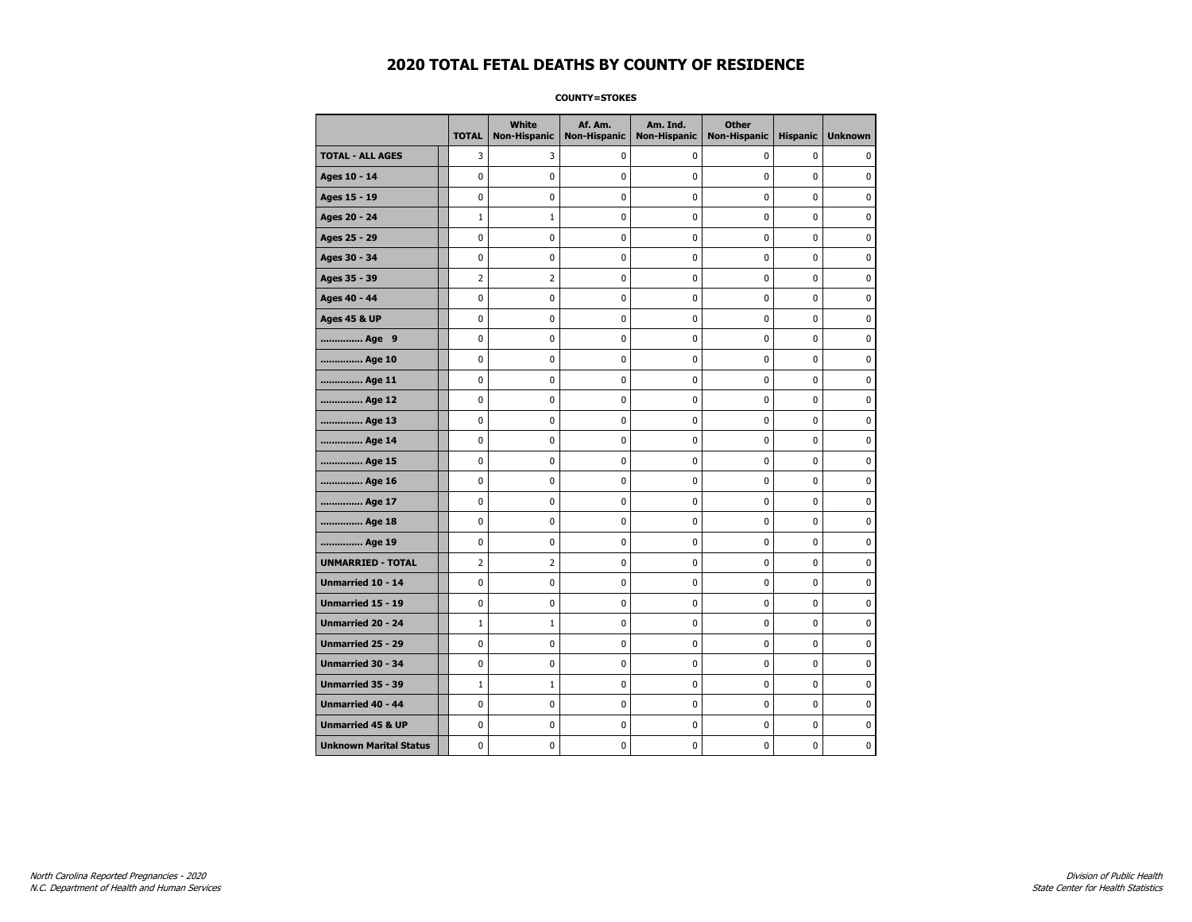# 2020 TOTAL FETAL DEATHS BY COUNTY OF RESIDENCE

**COUNTY=STOKES**

| | TOTAL | White Non-Hispanic | Af. Am. Non-Hispanic | Am. Ind. Non-Hispanic | Other Non-Hispanic | Hispanic | Unknown |
|---|---|---|---|---|---|---|---|
| **TOTAL - ALL AGES** | 3 | 3 | 0 | 0 | 0 | 0 | 0 |
| **Ages 10 - 14** | 0 | 0 | 0 | 0 | 0 | 0 | 0 |
| **Ages 15 - 19** | 0 | 0 | 0 | 0 | 0 | 0 | 0 |
| **Ages 20 - 24** | 1 | 1 | 0 | 0 | 0 | 0 | 0 |
| **Ages 25 - 29** | 0 | 0 | 0 | 0 | 0 | 0 | 0 |
| **Ages 30 - 34** | 0 | 0 | 0 | 0 | 0 | 0 | 0 |
| **Ages 35 - 39** | 2 | 2 | 0 | 0 | 0 | 0 | 0 |
| **Ages 40 - 44** | 0 | 0 | 0 | 0 | 0 | 0 | 0 |
| **Ages 45 & UP** | 0 | 0 | 0 | 0 | 0 | 0 | 0 |
| **.............. Age 9** | 0 | 0 | 0 | 0 | 0 | 0 | 0 |
| **.............. Age 10** | 0 | 0 | 0 | 0 | 0 | 0 | 0 |
| **.............. Age 11** | 0 | 0 | 0 | 0 | 0 | 0 | 0 |
| **.............. Age 12** | 0 | 0 | 0 | 0 | 0 | 0 | 0 |
| **.............. Age 13** | 0 | 0 | 0 | 0 | 0 | 0 | 0 |
| **.............. Age 14** | 0 | 0 | 0 | 0 | 0 | 0 | 0 |
| **.............. Age 15** | 0 | 0 | 0 | 0 | 0 | 0 | 0 |
| **.............. Age 16** | 0 | 0 | 0 | 0 | 0 | 0 | 0 |
| **.............. Age 17** | 0 | 0 | 0 | 0 | 0 | 0 | 0 |
| **.............. Age 18** | 0 | 0 | 0 | 0 | 0 | 0 | 0 |
| **.............. Age 19** | 0 | 0 | 0 | 0 | 0 | 0 | 0 |
| **UNMARRIED - TOTAL** | 2 | 2 | 0 | 0 | 0 | 0 | 0 |
| **Unmarried 10 - 14** | 0 | 0 | 0 | 0 | 0 | 0 | 0 |
| **Unmarried 15 - 19** | 0 | 0 | 0 | 0 | 0 | 0 | 0 |
| **Unmarried 20 - 24** | 1 | 1 | 0 | 0 | 0 | 0 | 0 |
| **Unmarried 25 - 29** | 0 | 0 | 0 | 0 | 0 | 0 | 0 |
| **Unmarried 30 - 34** | 0 | 0 | 0 | 0 | 0 | 0 | 0 |
| **Unmarried 35 - 39** | 1 | 1 | 0 | 0 | 0 | 0 | 0 |
| **Unmarried 40 - 44** | 0 | 0 | 0 | 0 | 0 | 0 | 0 |
| **Unmarried 45 & UP** | 0 | 0 | 0 | 0 | 0 | 0 | 0 |
| **Unknown Marital Status** | 0 | 0 | 0 | 0 | 0 | 0 | 0 |

*North Carolina Reported Pregnancies - 2020*
*N.C. Department of Health and Human Services*

*Division of Public Health*
*State Center for Health Statistics*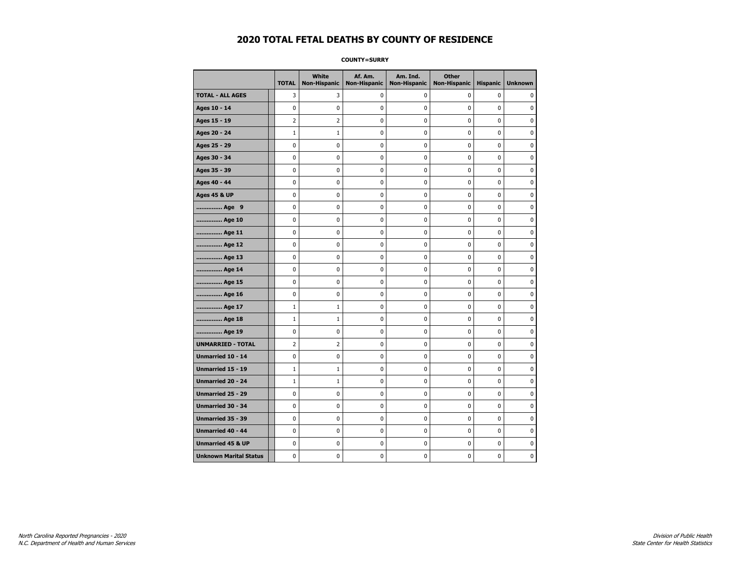# 2020 TOTAL FETAL DEATHS BY COUNTY OF RESIDENCE

**COUNTY=SURRY**

| | TOTAL | White Non-Hispanic | Af. Am. Non-Hispanic | Am. Ind. Non-Hispanic | Other Non-Hispanic | Hispanic | Unknown |
|---|---|---|---|---|---|---|---|
| **TOTAL - ALL AGES** | 3 | 3 | 0 | 0 | 0 | 0 | 0 |
| **Ages 10 - 14** | 0 | 0 | 0 | 0 | 0 | 0 | 0 |
| **Ages 15 - 19** | 2 | 2 | 0 | 0 | 0 | 0 | 0 |
| **Ages 20 - 24** | 1 | 1 | 0 | 0 | 0 | 0 | 0 |
| **Ages 25 - 29** | 0 | 0 | 0 | 0 | 0 | 0 | 0 |
| **Ages 30 - 34** | 0 | 0 | 0 | 0 | 0 | 0 | 0 |
| **Ages 35 - 39** | 0 | 0 | 0 | 0 | 0 | 0 | 0 |
| **Ages 40 - 44** | 0 | 0 | 0 | 0 | 0 | 0 | 0 |
| **Ages 45 & UP** | 0 | 0 | 0 | 0 | 0 | 0 | 0 |
| **.............. Age 9** | 0 | 0 | 0 | 0 | 0 | 0 | 0 |
| **.............. Age 10** | 0 | 0 | 0 | 0 | 0 | 0 | 0 |
| **.............. Age 11** | 0 | 0 | 0 | 0 | 0 | 0 | 0 |
| **.............. Age 12** | 0 | 0 | 0 | 0 | 0 | 0 | 0 |
| **.............. Age 13** | 0 | 0 | 0 | 0 | 0 | 0 | 0 |
| **.............. Age 14** | 0 | 0 | 0 | 0 | 0 | 0 | 0 |
| **.............. Age 15** | 0 | 0 | 0 | 0 | 0 | 0 | 0 |
| **.............. Age 16** | 0 | 0 | 0 | 0 | 0 | 0 | 0 |
| **.............. Age 17** | 1 | 1 | 0 | 0 | 0 | 0 | 0 |
| **.............. Age 18** | 1 | 1 | 0 | 0 | 0 | 0 | 0 |
| **.............. Age 19** | 0 | 0 | 0 | 0 | 0 | 0 | 0 |
| **UNMARRIED - TOTAL** | 2 | 2 | 0 | 0 | 0 | 0 | 0 |
| **Unmarried 10 - 14** | 0 | 0 | 0 | 0 | 0 | 0 | 0 |
| **Unmarried 15 - 19** | 1 | 1 | 0 | 0 | 0 | 0 | 0 |
| **Unmarried 20 - 24** | 1 | 1 | 0 | 0 | 0 | 0 | 0 |
| **Unmarried 25 - 29** | 0 | 0 | 0 | 0 | 0 | 0 | 0 |
| **Unmarried 30 - 34** | 0 | 0 | 0 | 0 | 0 | 0 | 0 |
| **Unmarried 35 - 39** | 0 | 0 | 0 | 0 | 0 | 0 | 0 |
| **Unmarried 40 - 44** | 0 | 0 | 0 | 0 | 0 | 0 | 0 |
| **Unmarried 45 & UP** | 0 | 0 | 0 | 0 | 0 | 0 | 0 |
| **Unknown Marital Status** | 0 | 0 | 0 | 0 | 0 | 0 | 0 |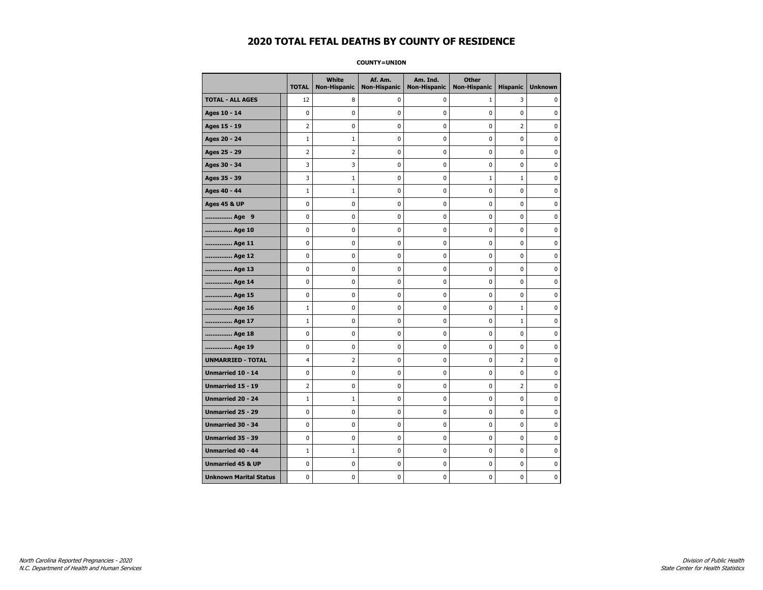# 2020 TOTAL FETAL DEATHS BY COUNTY OF RESIDENCE

**COUNTY=UNION**

| | TOTAL | White Non-Hispanic | Af. Am. Non-Hispanic | Am. Ind. Non-Hispanic | Other Non-Hispanic | Hispanic | Unknown |
|---|---|---|---|---|---|---|---|
| **TOTAL - ALL AGES** | 12 | 8 | 0 | 0 | 1 | 3 | 0 |
| **Ages 10 - 14** | 0 | 0 | 0 | 0 | 0 | 0 | 0 |
| **Ages 15 - 19** | 2 | 0 | 0 | 0 | 0 | 2 | 0 |
| **Ages 20 - 24** | 1 | 1 | 0 | 0 | 0 | 0 | 0 |
| **Ages 25 - 29** | 2 | 2 | 0 | 0 | 0 | 0 | 0 |
| **Ages 30 - 34** | 3 | 3 | 0 | 0 | 0 | 0 | 0 |
| **Ages 35 - 39** | 3 | 1 | 0 | 0 | 1 | 1 | 0 |
| **Ages 40 - 44** | 1 | 1 | 0 | 0 | 0 | 0 | 0 |
| **Ages 45 & UP** | 0 | 0 | 0 | 0 | 0 | 0 | 0 |
| **.............. Age 9** | 0 | 0 | 0 | 0 | 0 | 0 | 0 |
| **.............. Age 10** | 0 | 0 | 0 | 0 | 0 | 0 | 0 |
| **.............. Age 11** | 0 | 0 | 0 | 0 | 0 | 0 | 0 |
| **.............. Age 12** | 0 | 0 | 0 | 0 | 0 | 0 | 0 |
| **.............. Age 13** | 0 | 0 | 0 | 0 | 0 | 0 | 0 |
| **.............. Age 14** | 0 | 0 | 0 | 0 | 0 | 0 | 0 |
| **.............. Age 15** | 0 | 0 | 0 | 0 | 0 | 0 | 0 |
| **.............. Age 16** | 1 | 0 | 0 | 0 | 0 | 1 | 0 |
| **.............. Age 17** | 1 | 0 | 0 | 0 | 0 | 1 | 0 |
| **.............. Age 18** | 0 | 0 | 0 | 0 | 0 | 0 | 0 |
| **.............. Age 19** | 0 | 0 | 0 | 0 | 0 | 0 | 0 |
| **UNMARRIED - TOTAL** | 4 | 2 | 0 | 0 | 0 | 2 | 0 |
| **Unmarried 10 - 14** | 0 | 0 | 0 | 0 | 0 | 0 | 0 |
| **Unmarried 15 - 19** | 2 | 0 | 0 | 0 | 0 | 2 | 0 |
| **Unmarried 20 - 24** | 1 | 1 | 0 | 0 | 0 | 0 | 0 |
| **Unmarried 25 - 29** | 0 | 0 | 0 | 0 | 0 | 0 | 0 |
| **Unmarried 30 - 34** | 0 | 0 | 0 | 0 | 0 | 0 | 0 |
| **Unmarried 35 - 39** | 0 | 0 | 0 | 0 | 0 | 0 | 0 |
| **Unmarried 40 - 44** | 1 | 1 | 0 | 0 | 0 | 0 | 0 |
| **Unmarried 45 & UP** | 0 | 0 | 0 | 0 | 0 | 0 | 0 |
| **Unknown Marital Status** | 0 | 0 | 0 | 0 | 0 | 0 | 0 |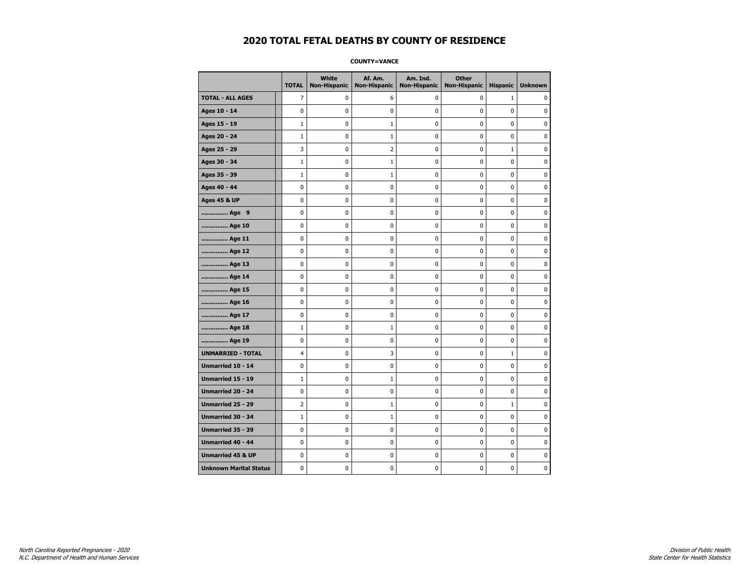# 2020 TOTAL FETAL DEATHS BY COUNTY OF RESIDENCE

**COUNTY=VANCE**

| | TOTAL | White Non-Hispanic | Af. Am. Non-Hispanic | Am. Ind. Non-Hispanic | Other Non-Hispanic | Hispanic | Unknown |
|---|---|---|---|---|---|---|---|
| **TOTAL - ALL AGES** | 7 | 0 | 6 | 0 | 0 | 1 | 0 |
| **Ages 10 - 14** | 0 | 0 | 0 | 0 | 0 | 0 | 0 |
| **Ages 15 - 19** | 1 | 0 | 1 | 0 | 0 | 0 | 0 |
| **Ages 20 - 24** | 1 | 0 | 1 | 0 | 0 | 0 | 0 |
| **Ages 25 - 29** | 3 | 0 | 2 | 0 | 0 | 1 | 0 |
| **Ages 30 - 34** | 1 | 0 | 1 | 0 | 0 | 0 | 0 |
| **Ages 35 - 39** | 1 | 0 | 1 | 0 | 0 | 0 | 0 |
| **Ages 40 - 44** | 0 | 0 | 0 | 0 | 0 | 0 | 0 |
| **Ages 45 & UP** | 0 | 0 | 0 | 0 | 0 | 0 | 0 |
| **.............. Age 9** | 0 | 0 | 0 | 0 | 0 | 0 | 0 |
| **.............. Age 10** | 0 | 0 | 0 | 0 | 0 | 0 | 0 |
| **.............. Age 11** | 0 | 0 | 0 | 0 | 0 | 0 | 0 |
| **.............. Age 12** | 0 | 0 | 0 | 0 | 0 | 0 | 0 |
| **.............. Age 13** | 0 | 0 | 0 | 0 | 0 | 0 | 0 |
| **.............. Age 14** | 0 | 0 | 0 | 0 | 0 | 0 | 0 |
| **.............. Age 15** | 0 | 0 | 0 | 0 | 0 | 0 | 0 |
| **.............. Age 16** | 0 | 0 | 0 | 0 | 0 | 0 | 0 |
| **.............. Age 17** | 0 | 0 | 0 | 0 | 0 | 0 | 0 |
| **.............. Age 18** | 1 | 0 | 1 | 0 | 0 | 0 | 0 |
| **.............. Age 19** | 0 | 0 | 0 | 0 | 0 | 0 | 0 |
| **UNMARRIED - TOTAL** | 4 | 0 | 3 | 0 | 0 | 1 | 0 |
| **Unmarried 10 - 14** | 0 | 0 | 0 | 0 | 0 | 0 | 0 |
| **Unmarried 15 - 19** | 1 | 0 | 1 | 0 | 0 | 0 | 0 |
| **Unmarried 20 - 24** | 0 | 0 | 0 | 0 | 0 | 0 | 0 |
| **Unmarried 25 - 29** | 2 | 0 | 1 | 0 | 0 | 1 | 0 |
| **Unmarried 30 - 34** | 1 | 0 | 1 | 0 | 0 | 0 | 0 |
| **Unmarried 35 - 39** | 0 | 0 | 0 | 0 | 0 | 0 | 0 |
| **Unmarried 40 - 44** | 0 | 0 | 0 | 0 | 0 | 0 | 0 |
| **Unmarried 45 & UP** | 0 | 0 | 0 | 0 | 0 | 0 | 0 |
| **Unknown Marital Status** | 0 | 0 | 0 | 0 | 0 | 0 | 0 |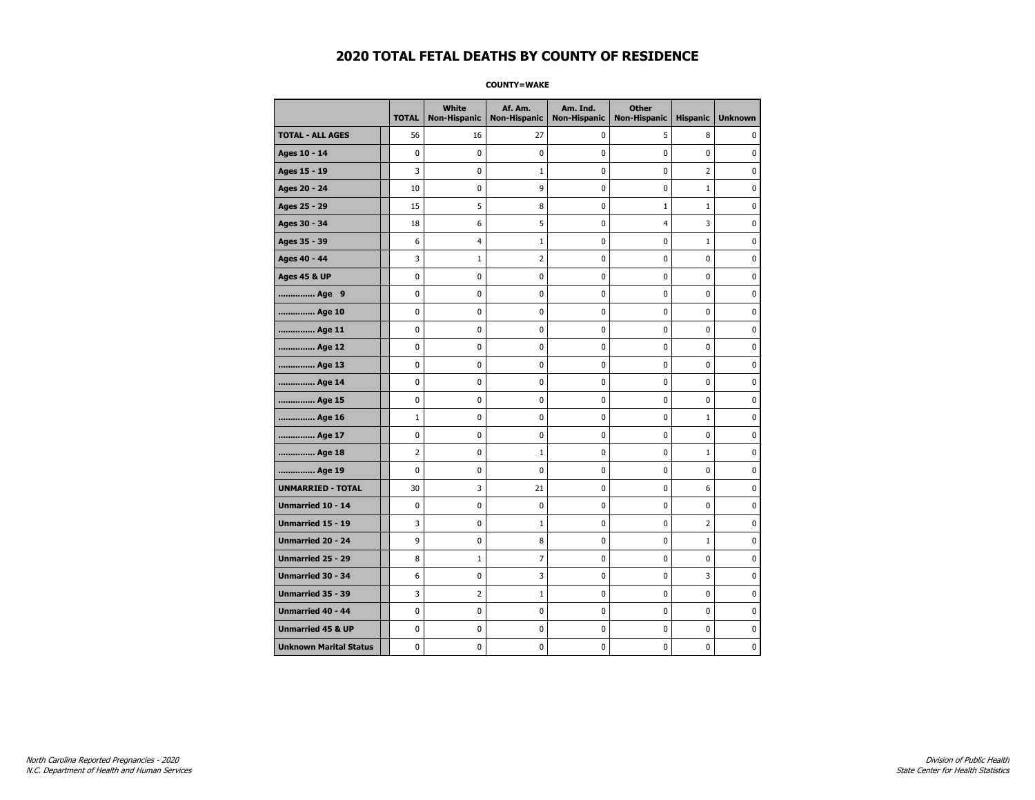# 2020 TOTAL FETAL DEATHS BY COUNTY OF RESIDENCE

**COUNTY=WAKE**

| | TOTAL | White Non-Hispanic | Af. Am. Non-Hispanic | Am. Ind. Non-Hispanic | Other Non-Hispanic | Hispanic | Unknown |
|---|---|---|---|---|---|---|---|
| **TOTAL - ALL AGES** | 56 | 16 | 27 | 0 | 5 | 8 | 0 |
| **Ages 10 - 14** | 0 | 0 | 0 | 0 | 0 | 0 | 0 |
| **Ages 15 - 19** | 3 | 0 | 1 | 0 | 0 | 2 | 0 |
| **Ages 20 - 24** | 10 | 0 | 9 | 0 | 0 | 1 | 0 |
| **Ages 25 - 29** | 15 | 5 | 8 | 0 | 1 | 1 | 0 |
| **Ages 30 - 34** | 18 | 6 | 5 | 0 | 4 | 3 | 0 |
| **Ages 35 - 39** | 6 | 4 | 1 | 0 | 0 | 1 | 0 |
| **Ages 40 - 44** | 3 | 1 | 2 | 0 | 0 | 0 | 0 |
| **Ages 45 & UP** | 0 | 0 | 0 | 0 | 0 | 0 | 0 |
| **.............. Age 9** | 0 | 0 | 0 | 0 | 0 | 0 | 0 |
| **.............. Age 10** | 0 | 0 | 0 | 0 | 0 | 0 | 0 |
| **.............. Age 11** | 0 | 0 | 0 | 0 | 0 | 0 | 0 |
| **.............. Age 12** | 0 | 0 | 0 | 0 | 0 | 0 | 0 |
| **.............. Age 13** | 0 | 0 | 0 | 0 | 0 | 0 | 0 |
| **.............. Age 14** | 0 | 0 | 0 | 0 | 0 | 0 | 0 |
| **.............. Age 15** | 0 | 0 | 0 | 0 | 0 | 0 | 0 |
| **.............. Age 16** | 1 | 0 | 0 | 0 | 0 | 1 | 0 |
| **.............. Age 17** | 0 | 0 | 0 | 0 | 0 | 0 | 0 |
| **.............. Age 18** | 2 | 0 | 1 | 0 | 0 | 1 | 0 |
| **.............. Age 19** | 0 | 0 | 0 | 0 | 0 | 0 | 0 |
| **UNMARRIED - TOTAL** | 30 | 3 | 21 | 0 | 0 | 6 | 0 |
| **Unmarried 10 - 14** | 0 | 0 | 0 | 0 | 0 | 0 | 0 |
| **Unmarried 15 - 19** | 3 | 0 | 1 | 0 | 0 | 2 | 0 |
| **Unmarried 20 - 24** | 9 | 0 | 8 | 0 | 0 | 1 | 0 |
| **Unmarried 25 - 29** | 8 | 1 | 7 | 0 | 0 | 0 | 0 |
| **Unmarried 30 - 34** | 6 | 0 | 3 | 0 | 0 | 3 | 0 |
| **Unmarried 35 - 39** | 3 | 2 | 1 | 0 | 0 | 0 | 0 |
| **Unmarried 40 - 44** | 0 | 0 | 0 | 0 | 0 | 0 | 0 |
| **Unmarried 45 & UP** | 0 | 0 | 0 | 0 | 0 | 0 | 0 |
| **Unknown Marital Status** | 0 | 0 | 0 | 0 | 0 | 0 | 0 |

*North Carolina Reported Pregnancies - 2020*
*N.C. Department of Health and Human Services*

*Division of Public Health*
*State Center for Health Statistics*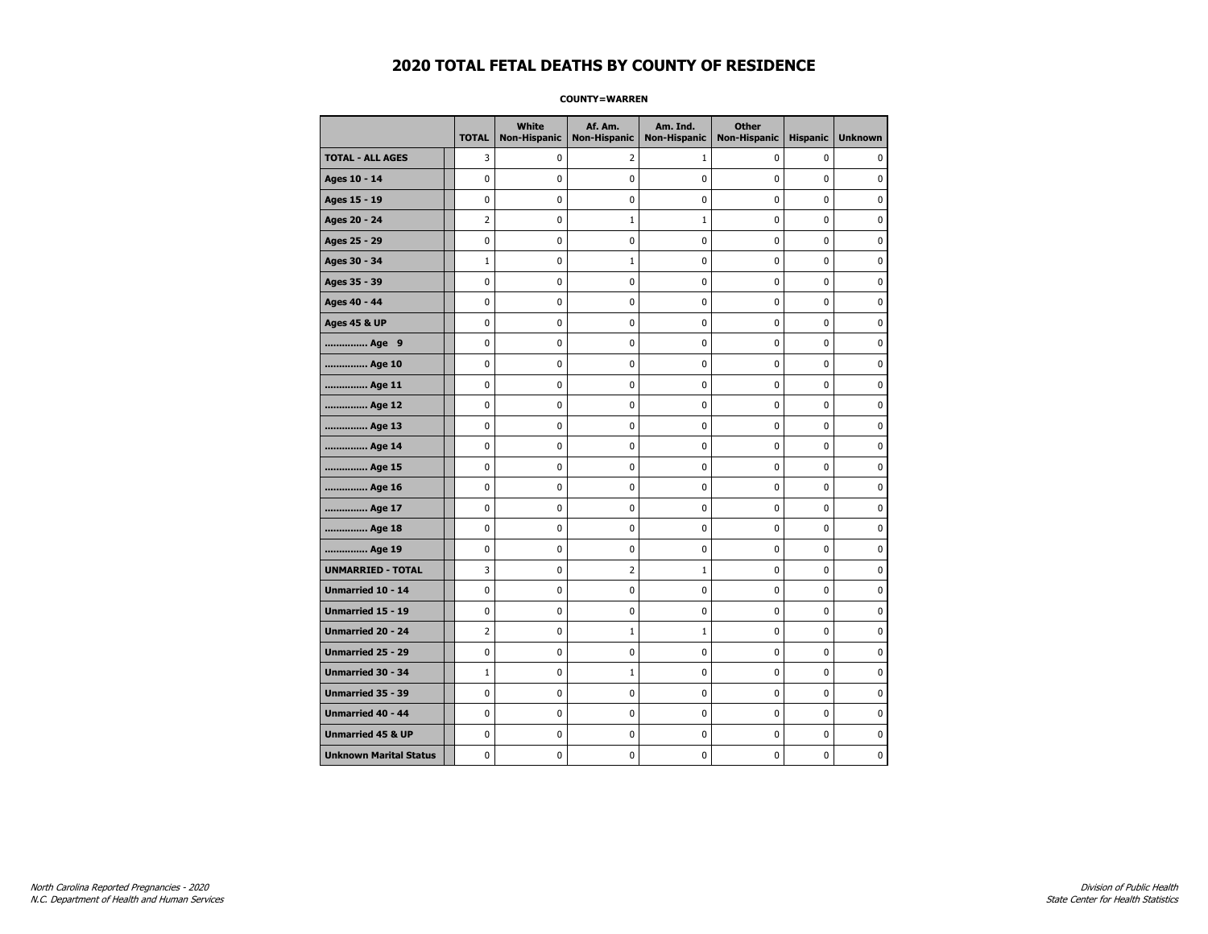# 2020 TOTAL FETAL DEATHS BY COUNTY OF RESIDENCE

**COUNTY=WARREN**

| | TOTAL | White Non-Hispanic | Af. Am. Non-Hispanic | Am. Ind. Non-Hispanic | Other Non-Hispanic | Hispanic | Unknown |
|---|---|---|---|---|---|---|---|
| **TOTAL - ALL AGES** | 3 | 0 | 2 | 1 | 0 | 0 | 0 |
| **Ages 10 - 14** | 0 | 0 | 0 | 0 | 0 | 0 | 0 |
| **Ages 15 - 19** | 0 | 0 | 0 | 0 | 0 | 0 | 0 |
| **Ages 20 - 24** | 2 | 0 | 1 | 1 | 0 | 0 | 0 |
| **Ages 25 - 29** | 0 | 0 | 0 | 0 | 0 | 0 | 0 |
| **Ages 30 - 34** | 1 | 0 | 1 | 0 | 0 | 0 | 0 |
| **Ages 35 - 39** | 0 | 0 | 0 | 0 | 0 | 0 | 0 |
| **Ages 40 - 44** | 0 | 0 | 0 | 0 | 0 | 0 | 0 |
| **Ages 45 & UP** | 0 | 0 | 0 | 0 | 0 | 0 | 0 |
| **.............. Age 9** | 0 | 0 | 0 | 0 | 0 | 0 | 0 |
| **.............. Age 10** | 0 | 0 | 0 | 0 | 0 | 0 | 0 |
| **.............. Age 11** | 0 | 0 | 0 | 0 | 0 | 0 | 0 |
| **.............. Age 12** | 0 | 0 | 0 | 0 | 0 | 0 | 0 |
| **.............. Age 13** | 0 | 0 | 0 | 0 | 0 | 0 | 0 |
| **.............. Age 14** | 0 | 0 | 0 | 0 | 0 | 0 | 0 |
| **.............. Age 15** | 0 | 0 | 0 | 0 | 0 | 0 | 0 |
| **.............. Age 16** | 0 | 0 | 0 | 0 | 0 | 0 | 0 |
| **.............. Age 17** | 0 | 0 | 0 | 0 | 0 | 0 | 0 |
| **.............. Age 18** | 0 | 0 | 0 | 0 | 0 | 0 | 0 |
| **.............. Age 19** | 0 | 0 | 0 | 0 | 0 | 0 | 0 |
| **UNMARRIED - TOTAL** | 3 | 0 | 2 | 1 | 0 | 0 | 0 |
| **Unmarried 10 - 14** | 0 | 0 | 0 | 0 | 0 | 0 | 0 |
| **Unmarried 15 - 19** | 0 | 0 | 0 | 0 | 0 | 0 | 0 |
| **Unmarried 20 - 24** | 2 | 0 | 1 | 1 | 0 | 0 | 0 |
| **Unmarried 25 - 29** | 0 | 0 | 0 | 0 | 0 | 0 | 0 |
| **Unmarried 30 - 34** | 1 | 0 | 1 | 0 | 0 | 0 | 0 |
| **Unmarried 35 - 39** | 0 | 0 | 0 | 0 | 0 | 0 | 0 |
| **Unmarried 40 - 44** | 0 | 0 | 0 | 0 | 0 | 0 | 0 |
| **Unmarried 45 & UP** | 0 | 0 | 0 | 0 | 0 | 0 | 0 |
| **Unknown Marital Status** | 0 | 0 | 0 | 0 | 0 | 0 | 0 |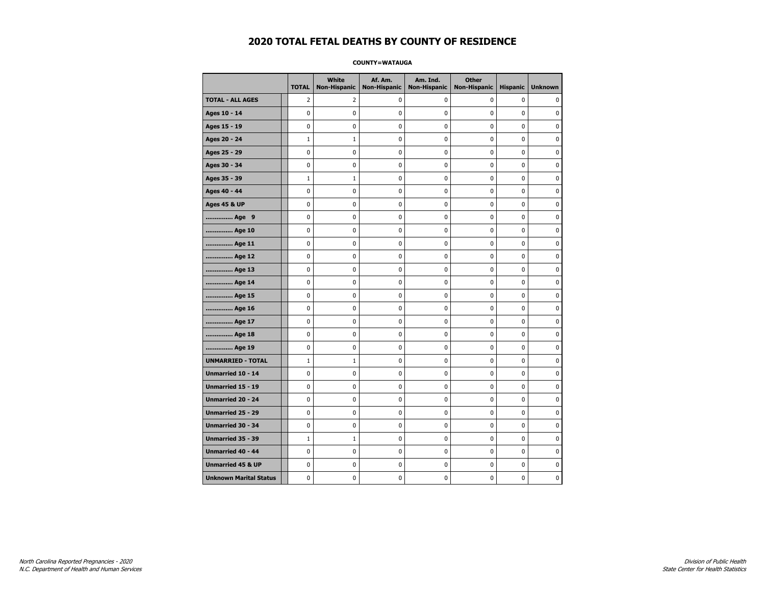# 2020 TOTAL FETAL DEATHS BY COUNTY OF RESIDENCE

**COUNTY=WATAUGA**

| | TOTAL | White Non-Hispanic | Af. Am. Non-Hispanic | Am. Ind. Non-Hispanic | Other Non-Hispanic | Hispanic | Unknown |
|---|---|---|---|---|---|---|---|
| **TOTAL - ALL AGES** | 2 | 2 | 0 | 0 | 0 | 0 | 0 |
| **Ages 10 - 14** | 0 | 0 | 0 | 0 | 0 | 0 | 0 |
| **Ages 15 - 19** | 0 | 0 | 0 | 0 | 0 | 0 | 0 |
| **Ages 20 - 24** | 1 | 1 | 0 | 0 | 0 | 0 | 0 |
| **Ages 25 - 29** | 0 | 0 | 0 | 0 | 0 | 0 | 0 |
| **Ages 30 - 34** | 0 | 0 | 0 | 0 | 0 | 0 | 0 |
| **Ages 35 - 39** | 1 | 1 | 0 | 0 | 0 | 0 | 0 |
| **Ages 40 - 44** | 0 | 0 | 0 | 0 | 0 | 0 | 0 |
| **Ages 45 & UP** | 0 | 0 | 0 | 0 | 0 | 0 | 0 |
| **.............. Age 9** | 0 | 0 | 0 | 0 | 0 | 0 | 0 |
| **.............. Age 10** | 0 | 0 | 0 | 0 | 0 | 0 | 0 |
| **.............. Age 11** | 0 | 0 | 0 | 0 | 0 | 0 | 0 |
| **.............. Age 12** | 0 | 0 | 0 | 0 | 0 | 0 | 0 |
| **.............. Age 13** | 0 | 0 | 0 | 0 | 0 | 0 | 0 |
| **.............. Age 14** | 0 | 0 | 0 | 0 | 0 | 0 | 0 |
| **.............. Age 15** | 0 | 0 | 0 | 0 | 0 | 0 | 0 |
| **.............. Age 16** | 0 | 0 | 0 | 0 | 0 | 0 | 0 |
| **.............. Age 17** | 0 | 0 | 0 | 0 | 0 | 0 | 0 |
| **.............. Age 18** | 0 | 0 | 0 | 0 | 0 | 0 | 0 |
| **.............. Age 19** | 0 | 0 | 0 | 0 | 0 | 0 | 0 |
| **UNMARRIED - TOTAL** | 1 | 1 | 0 | 0 | 0 | 0 | 0 |
| **Unmarried 10 - 14** | 0 | 0 | 0 | 0 | 0 | 0 | 0 |
| **Unmarried 15 - 19** | 0 | 0 | 0 | 0 | 0 | 0 | 0 |
| **Unmarried 20 - 24** | 0 | 0 | 0 | 0 | 0 | 0 | 0 |
| **Unmarried 25 - 29** | 0 | 0 | 0 | 0 | 0 | 0 | 0 |
| **Unmarried 30 - 34** | 0 | 0 | 0 | 0 | 0 | 0 | 0 |
| **Unmarried 35 - 39** | 1 | 1 | 0 | 0 | 0 | 0 | 0 |
| **Unmarried 40 - 44** | 0 | 0 | 0 | 0 | 0 | 0 | 0 |
| **Unmarried 45 & UP** | 0 | 0 | 0 | 0 | 0 | 0 | 0 |
| **Unknown Marital Status** | 0 | 0 | 0 | 0 | 0 | 0 | 0 |

*North Carolina Reported Pregnancies - 2020*
*N.C. Department of Health and Human Services*

*Division of Public Health*
*State Center for Health Statistics*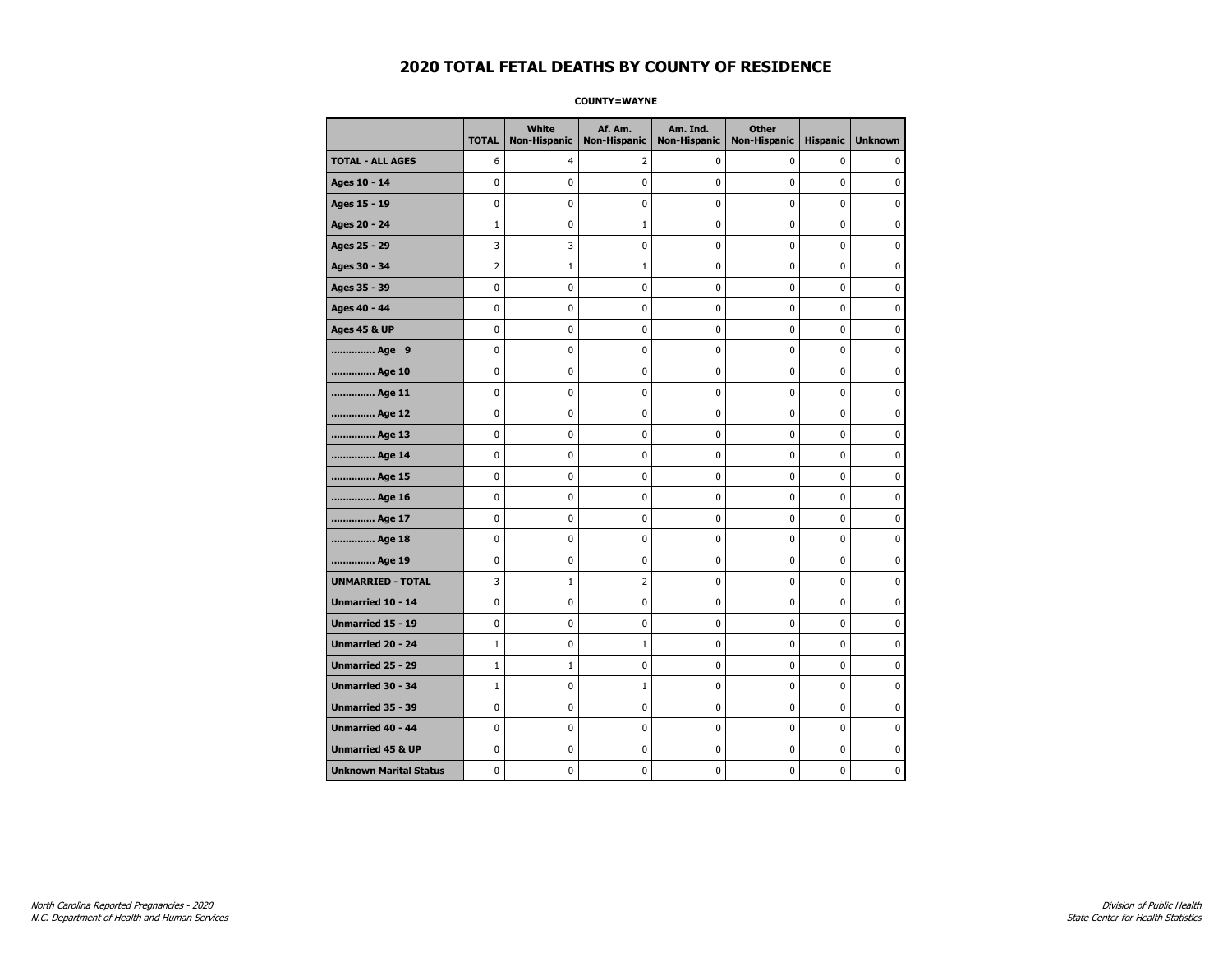# 2020 TOTAL FETAL DEATHS BY COUNTY OF RESIDENCE

**COUNTY=WAYNE**

| | TOTAL | White Non-Hispanic | Af. Am. Non-Hispanic | Am. Ind. Non-Hispanic | Other Non-Hispanic | Hispanic | Unknown |
|---|---|---|---|---|---|---|---|
| **TOTAL - ALL AGES** | 6 | 4 | 2 | 0 | 0 | 0 | 0 |
| **Ages 10 - 14** | 0 | 0 | 0 | 0 | 0 | 0 | 0 |
| **Ages 15 - 19** | 0 | 0 | 0 | 0 | 0 | 0 | 0 |
| **Ages 20 - 24** | 1 | 0 | 1 | 0 | 0 | 0 | 0 |
| **Ages 25 - 29** | 3 | 3 | 0 | 0 | 0 | 0 | 0 |
| **Ages 30 - 34** | 2 | 1 | 1 | 0 | 0 | 0 | 0 |
| **Ages 35 - 39** | 0 | 0 | 0 | 0 | 0 | 0 | 0 |
| **Ages 40 - 44** | 0 | 0 | 0 | 0 | 0 | 0 | 0 |
| **Ages 45 & UP** | 0 | 0 | 0 | 0 | 0 | 0 | 0 |
| **.............. Age 9** | 0 | 0 | 0 | 0 | 0 | 0 | 0 |
| **.............. Age 10** | 0 | 0 | 0 | 0 | 0 | 0 | 0 |
| **.............. Age 11** | 0 | 0 | 0 | 0 | 0 | 0 | 0 |
| **.............. Age 12** | 0 | 0 | 0 | 0 | 0 | 0 | 0 |
| **.............. Age 13** | 0 | 0 | 0 | 0 | 0 | 0 | 0 |
| **.............. Age 14** | 0 | 0 | 0 | 0 | 0 | 0 | 0 |
| **.............. Age 15** | 0 | 0 | 0 | 0 | 0 | 0 | 0 |
| **.............. Age 16** | 0 | 0 | 0 | 0 | 0 | 0 | 0 |
| **.............. Age 17** | 0 | 0 | 0 | 0 | 0 | 0 | 0 |
| **.............. Age 18** | 0 | 0 | 0 | 0 | 0 | 0 | 0 |
| **.............. Age 19** | 0 | 0 | 0 | 0 | 0 | 0 | 0 |
| **UNMARRIED - TOTAL** | 3 | 1 | 2 | 0 | 0 | 0 | 0 |
| **Unmarried 10 - 14** | 0 | 0 | 0 | 0 | 0 | 0 | 0 |
| **Unmarried 15 - 19** | 0 | 0 | 0 | 0 | 0 | 0 | 0 |
| **Unmarried 20 - 24** | 1 | 0 | 1 | 0 | 0 | 0 | 0 |
| **Unmarried 25 - 29** | 1 | 1 | 0 | 0 | 0 | 0 | 0 |
| **Unmarried 30 - 34** | 1 | 0 | 1 | 0 | 0 | 0 | 0 |
| **Unmarried 35 - 39** | 0 | 0 | 0 | 0 | 0 | 0 | 0 |
| **Unmarried 40 - 44** | 0 | 0 | 0 | 0 | 0 | 0 | 0 |
| **Unmarried 45 & UP** | 0 | 0 | 0 | 0 | 0 | 0 | 0 |
| **Unknown Marital Status** | 0 | 0 | 0 | 0 | 0 | 0 | 0 |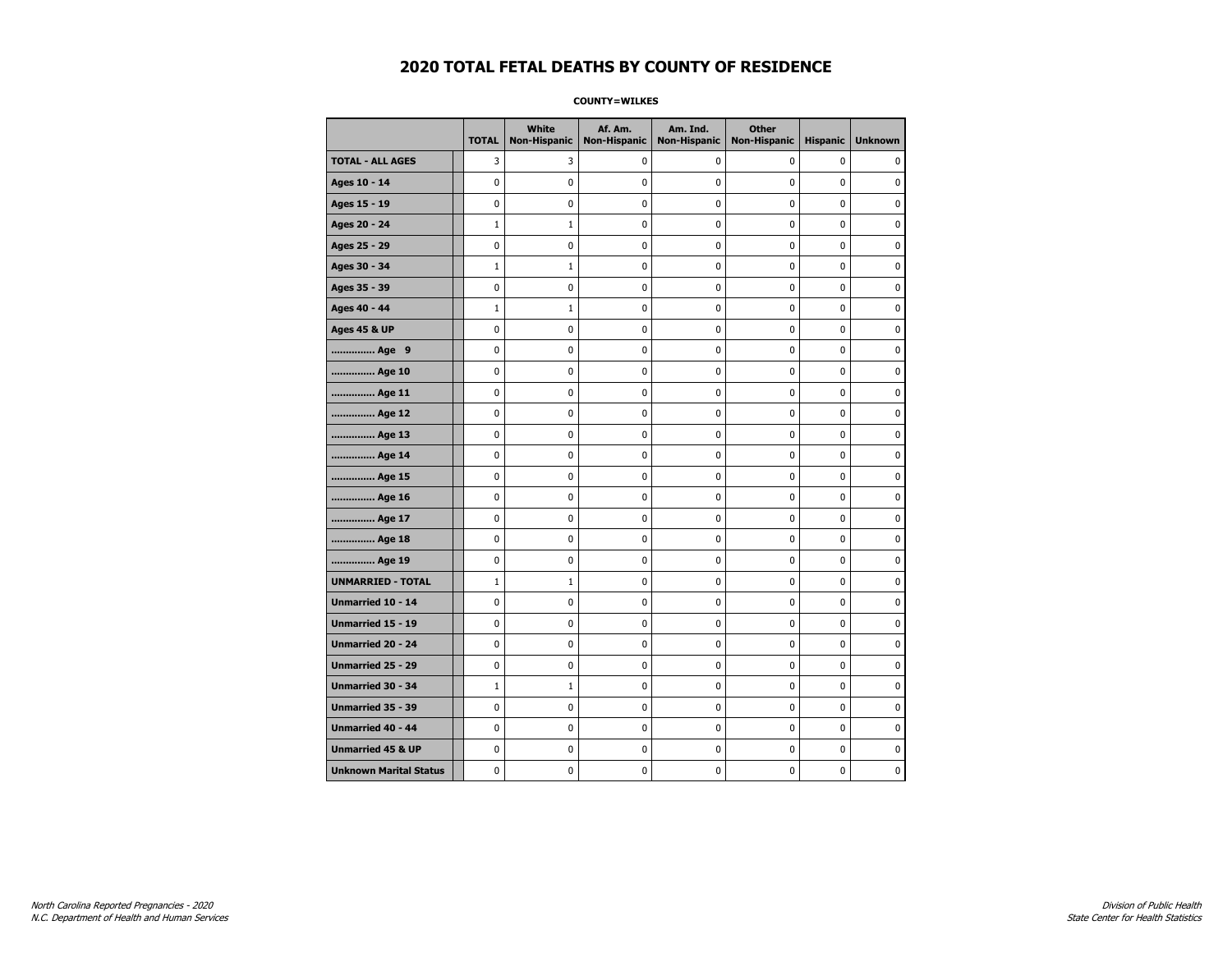# 2020 TOTAL FETAL DEATHS BY COUNTY OF RESIDENCE

**COUNTY=WILKES**

| | TOTAL | White Non-Hispanic | Af. Am. Non-Hispanic | Am. Ind. Non-Hispanic | Other Non-Hispanic | Hispanic | Unknown |
|---|---|---|---|---|---|---|---|
| **TOTAL - ALL AGES** | 3 | 3 | 0 | 0 | 0 | 0 | 0 |
| **Ages 10 - 14** | 0 | 0 | 0 | 0 | 0 | 0 | 0 |
| **Ages 15 - 19** | 0 | 0 | 0 | 0 | 0 | 0 | 0 |
| **Ages 20 - 24** | 1 | 1 | 0 | 0 | 0 | 0 | 0 |
| **Ages 25 - 29** | 0 | 0 | 0 | 0 | 0 | 0 | 0 |
| **Ages 30 - 34** | 1 | 1 | 0 | 0 | 0 | 0 | 0 |
| **Ages 35 - 39** | 0 | 0 | 0 | 0 | 0 | 0 | 0 |
| **Ages 40 - 44** | 1 | 1 | 0 | 0 | 0 | 0 | 0 |
| **Ages 45 & UP** | 0 | 0 | 0 | 0 | 0 | 0 | 0 |
| **.............. Age 9** | 0 | 0 | 0 | 0 | 0 | 0 | 0 |
| **.............. Age 10** | 0 | 0 | 0 | 0 | 0 | 0 | 0 |
| **.............. Age 11** | 0 | 0 | 0 | 0 | 0 | 0 | 0 |
| **.............. Age 12** | 0 | 0 | 0 | 0 | 0 | 0 | 0 |
| **.............. Age 13** | 0 | 0 | 0 | 0 | 0 | 0 | 0 |
| **.............. Age 14** | 0 | 0 | 0 | 0 | 0 | 0 | 0 |
| **.............. Age 15** | 0 | 0 | 0 | 0 | 0 | 0 | 0 |
| **.............. Age 16** | 0 | 0 | 0 | 0 | 0 | 0 | 0 |
| **.............. Age 17** | 0 | 0 | 0 | 0 | 0 | 0 | 0 |
| **.............. Age 18** | 0 | 0 | 0 | 0 | 0 | 0 | 0 |
| **.............. Age 19** | 0 | 0 | 0 | 0 | 0 | 0 | 0 |
| **UNMARRIED - TOTAL** | 1 | 1 | 0 | 0 | 0 | 0 | 0 |
| **Unmarried 10 - 14** | 0 | 0 | 0 | 0 | 0 | 0 | 0 |
| **Unmarried 15 - 19** | 0 | 0 | 0 | 0 | 0 | 0 | 0 |
| **Unmarried 20 - 24** | 0 | 0 | 0 | 0 | 0 | 0 | 0 |
| **Unmarried 25 - 29** | 0 | 0 | 0 | 0 | 0 | 0 | 0 |
| **Unmarried 30 - 34** | 1 | 1 | 0 | 0 | 0 | 0 | 0 |
| **Unmarried 35 - 39** | 0 | 0 | 0 | 0 | 0 | 0 | 0 |
| **Unmarried 40 - 44** | 0 | 0 | 0 | 0 | 0 | 0 | 0 |
| **Unmarried 45 & UP** | 0 | 0 | 0 | 0 | 0 | 0 | 0 |
| **Unknown Marital Status** | 0 | 0 | 0 | 0 | 0 | 0 | 0 |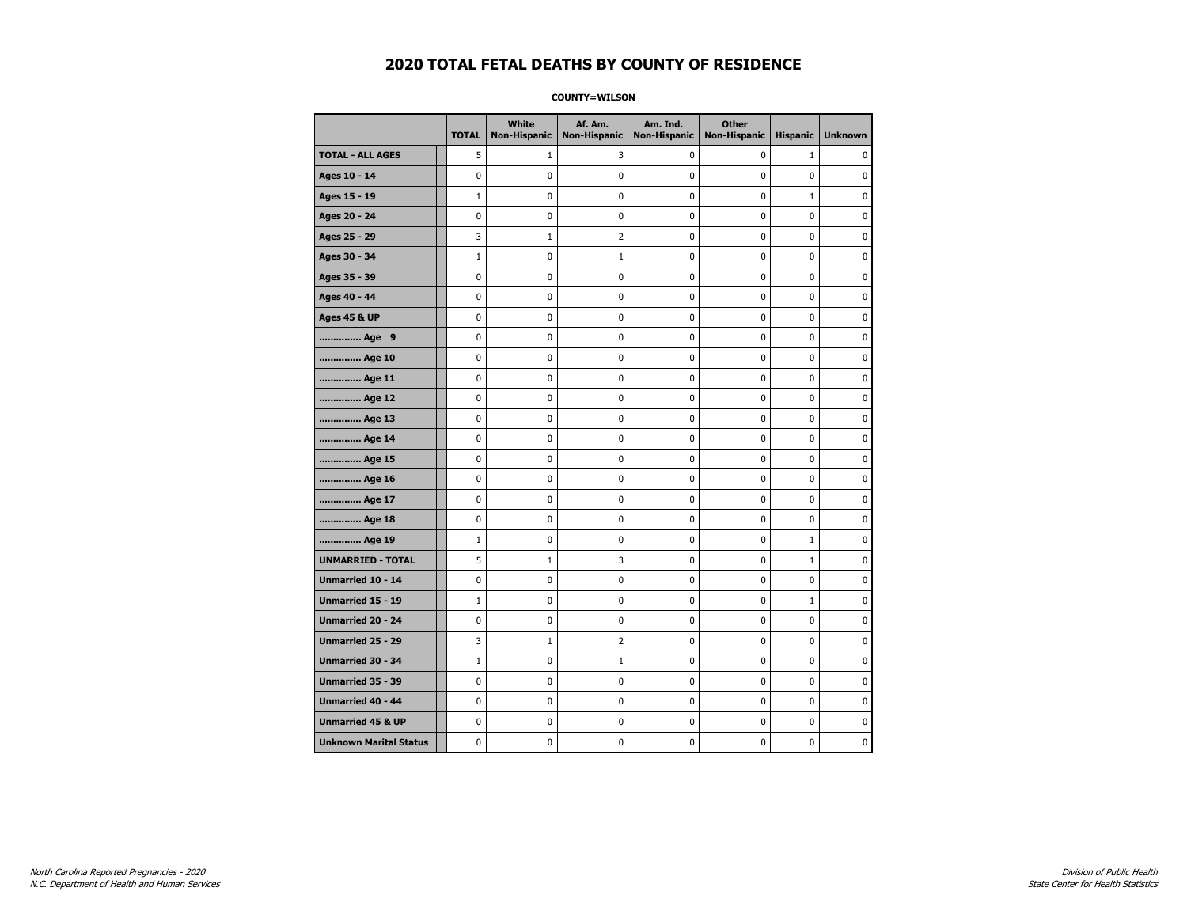# 2020 TOTAL FETAL DEATHS BY COUNTY OF RESIDENCE

**COUNTY=WILSON**

| | TOTAL | White Non-Hispanic | Af. Am. Non-Hispanic | Am. Ind. Non-Hispanic | Other Non-Hispanic | Hispanic | Unknown |
|---|---|---|---|---|---|---|---|
| **TOTAL - ALL AGES** | 5 | 1 | 3 | 0 | 0 | 1 | 0 |
| **Ages 10 - 14** | 0 | 0 | 0 | 0 | 0 | 0 | 0 |
| **Ages 15 - 19** | 1 | 0 | 0 | 0 | 0 | 1 | 0 |
| **Ages 20 - 24** | 0 | 0 | 0 | 0 | 0 | 0 | 0 |
| **Ages 25 - 29** | 3 | 1 | 2 | 0 | 0 | 0 | 0 |
| **Ages 30 - 34** | 1 | 0 | 1 | 0 | 0 | 0 | 0 |
| **Ages 35 - 39** | 0 | 0 | 0 | 0 | 0 | 0 | 0 |
| **Ages 40 - 44** | 0 | 0 | 0 | 0 | 0 | 0 | 0 |
| **Ages 45 & UP** | 0 | 0 | 0 | 0 | 0 | 0 | 0 |
| **.............. Age 9** | 0 | 0 | 0 | 0 | 0 | 0 | 0 |
| **.............. Age 10** | 0 | 0 | 0 | 0 | 0 | 0 | 0 |
| **.............. Age 11** | 0 | 0 | 0 | 0 | 0 | 0 | 0 |
| **.............. Age 12** | 0 | 0 | 0 | 0 | 0 | 0 | 0 |
| **.............. Age 13** | 0 | 0 | 0 | 0 | 0 | 0 | 0 |
| **.............. Age 14** | 0 | 0 | 0 | 0 | 0 | 0 | 0 |
| **.............. Age 15** | 0 | 0 | 0 | 0 | 0 | 0 | 0 |
| **.............. Age 16** | 0 | 0 | 0 | 0 | 0 | 0 | 0 |
| **.............. Age 17** | 0 | 0 | 0 | 0 | 0 | 0 | 0 |
| **.............. Age 18** | 0 | 0 | 0 | 0 | 0 | 0 | 0 |
| **.............. Age 19** | 1 | 0 | 0 | 0 | 0 | 1 | 0 |
| **UNMARRIED - TOTAL** | 5 | 1 | 3 | 0 | 0 | 1 | 0 |
| **Unmarried 10 - 14** | 0 | 0 | 0 | 0 | 0 | 0 | 0 |
| **Unmarried 15 - 19** | 1 | 0 | 0 | 0 | 0 | 1 | 0 |
| **Unmarried 20 - 24** | 0 | 0 | 0 | 0 | 0 | 0 | 0 |
| **Unmarried 25 - 29** | 3 | 1 | 2 | 0 | 0 | 0 | 0 |
| **Unmarried 30 - 34** | 1 | 0 | 1 | 0 | 0 | 0 | 0 |
| **Unmarried 35 - 39** | 0 | 0 | 0 | 0 | 0 | 0 | 0 |
| **Unmarried 40 - 44** | 0 | 0 | 0 | 0 | 0 | 0 | 0 |
| **Unmarried 45 & UP** | 0 | 0 | 0 | 0 | 0 | 0 | 0 |
| **Unknown Marital Status** | 0 | 0 | 0 | 0 | 0 | 0 | 0 |

*North Carolina Reported Pregnancies - 2020*
*N.C. Department of Health and Human Services*

*Division of Public Health*
*State Center for Health Statistics*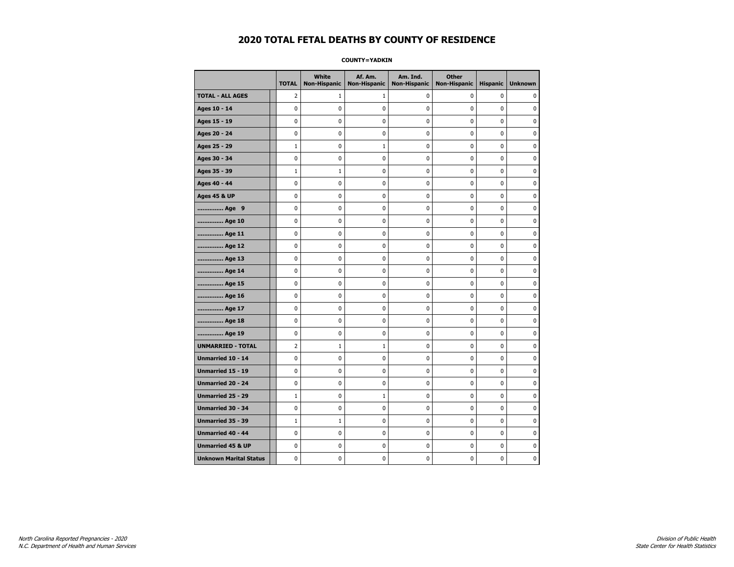# 2020 TOTAL FETAL DEATHS BY COUNTY OF RESIDENCE

**COUNTY=YADKIN**

| | TOTAL | White Non-Hispanic | Af. Am. Non-Hispanic | Am. Ind. Non-Hispanic | Other Non-Hispanic | Hispanic | Unknown |
|---|---|---|---|---|---|---|---|
| **TOTAL - ALL AGES** | 2 | 1 | 1 | 0 | 0 | 0 | 0 |
| **Ages 10 - 14** | 0 | 0 | 0 | 0 | 0 | 0 | 0 |
| **Ages 15 - 19** | 0 | 0 | 0 | 0 | 0 | 0 | 0 |
| **Ages 20 - 24** | 0 | 0 | 0 | 0 | 0 | 0 | 0 |
| **Ages 25 - 29** | 1 | 0 | 1 | 0 | 0 | 0 | 0 |
| **Ages 30 - 34** | 0 | 0 | 0 | 0 | 0 | 0 | 0 |
| **Ages 35 - 39** | 1 | 1 | 0 | 0 | 0 | 0 | 0 |
| **Ages 40 - 44** | 0 | 0 | 0 | 0 | 0 | 0 | 0 |
| **Ages 45 & UP** | 0 | 0 | 0 | 0 | 0 | 0 | 0 |
| **.............. Age 9** | 0 | 0 | 0 | 0 | 0 | 0 | 0 |
| **.............. Age 10** | 0 | 0 | 0 | 0 | 0 | 0 | 0 |
| **.............. Age 11** | 0 | 0 | 0 | 0 | 0 | 0 | 0 |
| **.............. Age 12** | 0 | 0 | 0 | 0 | 0 | 0 | 0 |
| **.............. Age 13** | 0 | 0 | 0 | 0 | 0 | 0 | 0 |
| **.............. Age 14** | 0 | 0 | 0 | 0 | 0 | 0 | 0 |
| **.............. Age 15** | 0 | 0 | 0 | 0 | 0 | 0 | 0 |
| **.............. Age 16** | 0 | 0 | 0 | 0 | 0 | 0 | 0 |
| **.............. Age 17** | 0 | 0 | 0 | 0 | 0 | 0 | 0 |
| **.............. Age 18** | 0 | 0 | 0 | 0 | 0 | 0 | 0 |
| **.............. Age 19** | 0 | 0 | 0 | 0 | 0 | 0 | 0 |
| **UNMARRIED - TOTAL** | 2 | 1 | 1 | 0 | 0 | 0 | 0 |
| **Unmarried 10 - 14** | 0 | 0 | 0 | 0 | 0 | 0 | 0 |
| **Unmarried 15 - 19** | 0 | 0 | 0 | 0 | 0 | 0 | 0 |
| **Unmarried 20 - 24** | 0 | 0 | 0 | 0 | 0 | 0 | 0 |
| **Unmarried 25 - 29** | 1 | 0 | 1 | 0 | 0 | 0 | 0 |
| **Unmarried 30 - 34** | 0 | 0 | 0 | 0 | 0 | 0 | 0 |
| **Unmarried 35 - 39** | 1 | 1 | 0 | 0 | 0 | 0 | 0 |
| **Unmarried 40 - 44** | 0 | 0 | 0 | 0 | 0 | 0 | 0 |
| **Unmarried 45 & UP** | 0 | 0 | 0 | 0 | 0 | 0 | 0 |
| **Unknown Marital Status** | 0 | 0 | 0 | 0 | 0 | 0 | 0 |

*North Carolina Reported Pregnancies - 2020*
*N.C. Department of Health and Human Services*

*Division of Public Health*
*State Center for Health Statistics*